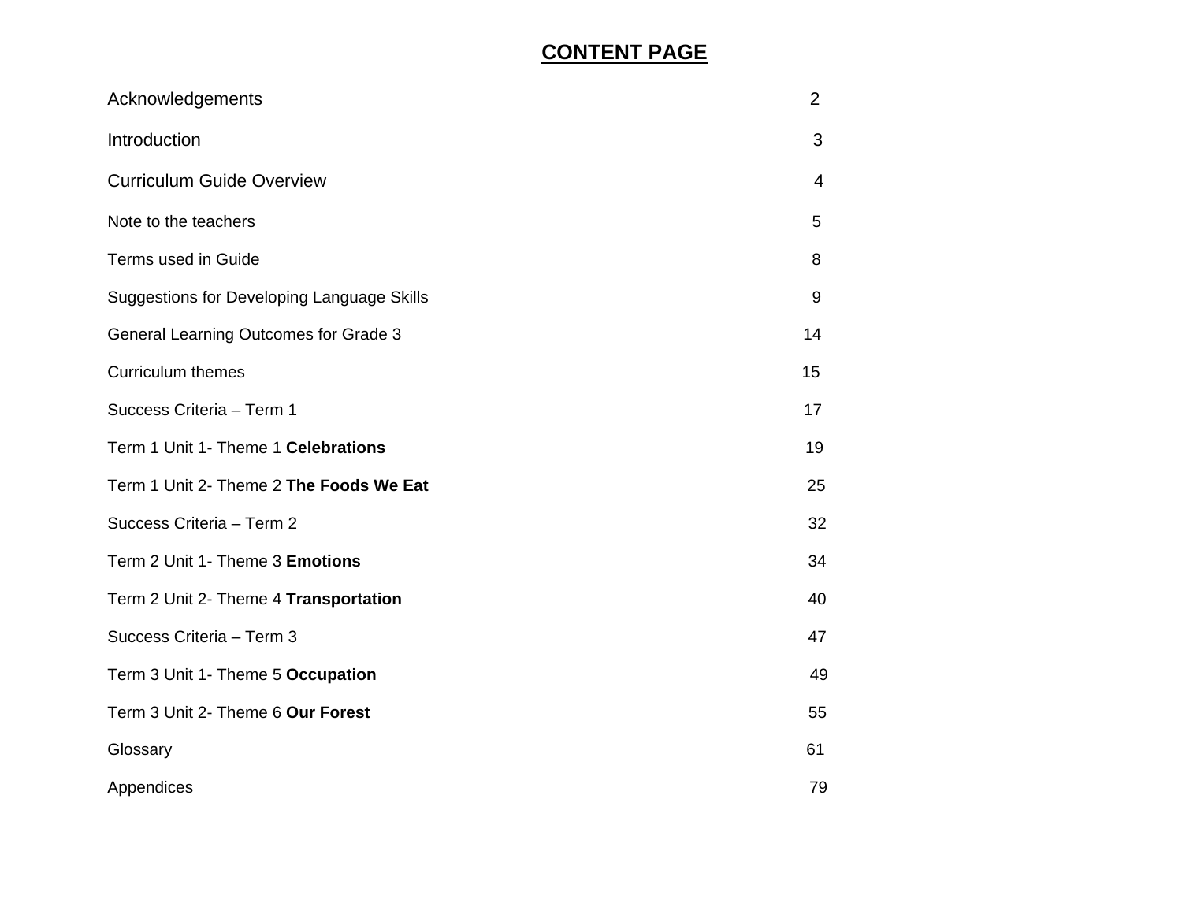# CONTENT PAGE

| | |
|---|---|
| Acknowledgements | 2 |
| Introduction | 3 |
| Curriculum Guide Overview | 4 |
| Note to the teachers | 5 |
| Terms used in Guide | 8 |
| Suggestions for Developing Language Skills | 9 |
| General Learning Outcomes for Grade 3 | 14 |
| Curriculum themes | 15 |
| Success Criteria – Term 1 | 17 |
| Term 1 Unit 1- Theme 1 **Celebrations** | 19 |
| Term 1 Unit 2- Theme 2 **The Foods We Eat** | 25 |
| Success Criteria – Term 2 | 32 |
| Term 2 Unit 1- Theme 3 **Emotions** | 34 |
| Term 2 Unit 2- Theme 4 **Transportation** | 40 |
| Success Criteria – Term 3 | 47 |
| Term 3 Unit 1- Theme 5 **Occupation** | 49 |
| Term 3 Unit 2- Theme 6 **Our Forest** | 55 |
| Glossary | 61 |
| Appendices | 79 |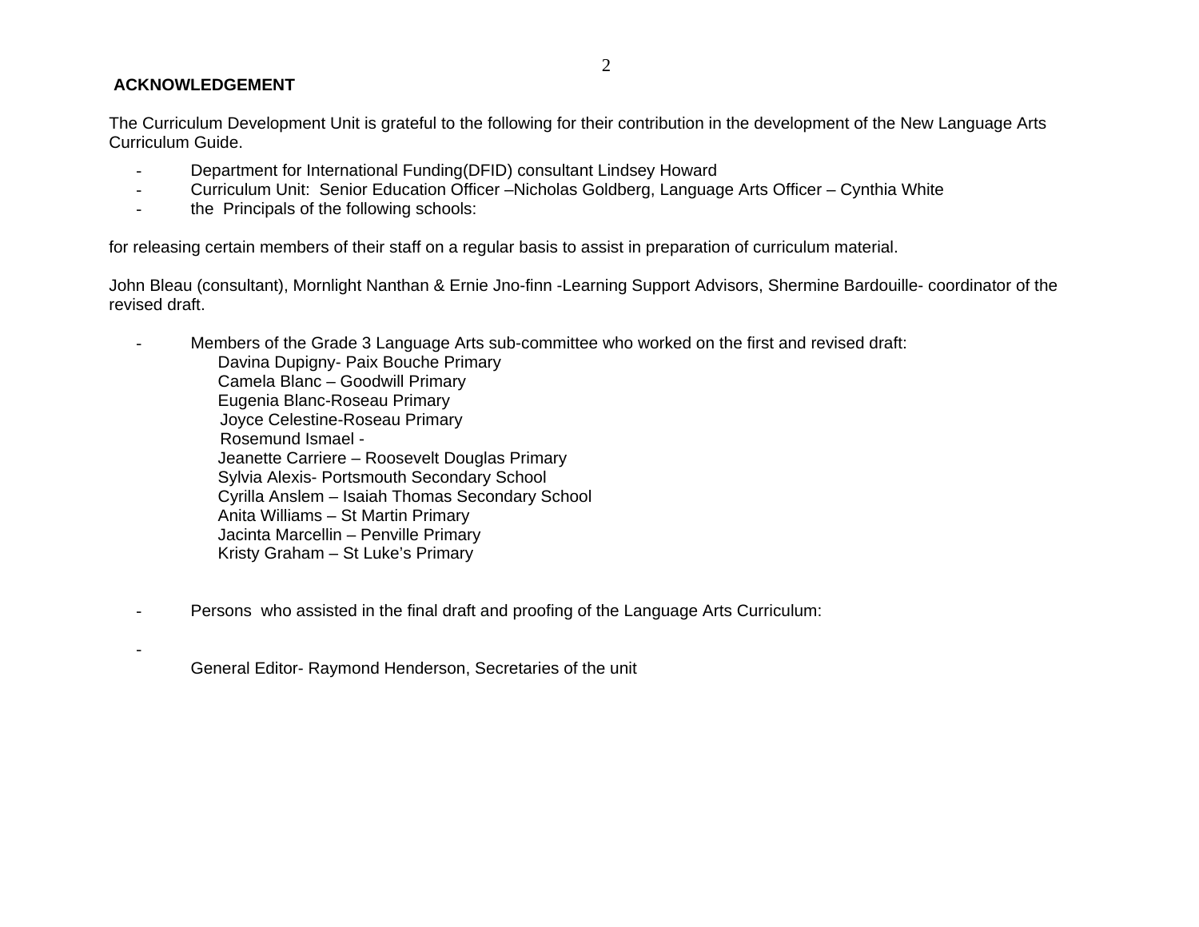## ACKNOWLEDGEMENT

The Curriculum Development Unit is grateful to the following for their contribution in the development of the New Language Arts Curriculum Guide.

- Department for International Funding(DFID) consultant Lindsey Howard
- Curriculum Unit: Senior Education Officer –Nicholas Goldberg, Language Arts Officer – Cynthia White
- the Principals of the following schools:

for releasing certain members of their staff on a regular basis to assist in preparation of curriculum material.

John Bleau (consultant), Mornlight Nanthan & Ernie Jno-finn -Learning Support Advisors, Shermine Bardouille- coordinator of the revised draft.

- Members of the Grade 3 Language Arts sub-committee who worked on the first and revised draft:
  - Davina Dupigny- Paix Bouche Primary
  - Camela Blanc – Goodwill Primary
  - Eugenia Blanc-Roseau Primary
  - Joyce Celestine-Roseau Primary
  - Rosemund Ismael -
  - Jeanette Carriere – Roosevelt Douglas Primary
  - Sylvia Alexis- Portsmouth Secondary School
  - Cyrilla Anslem – Isaiah Thomas Secondary School
  - Anita Williams – St Martin Primary
  - Jacinta Marcellin – Penville Primary
  - Kristy Graham – St Luke's Primary

- Persons who assisted in the final draft and proofing of the Language Arts Curriculum:

- General Editor- Raymond Henderson, Secretaries of the unit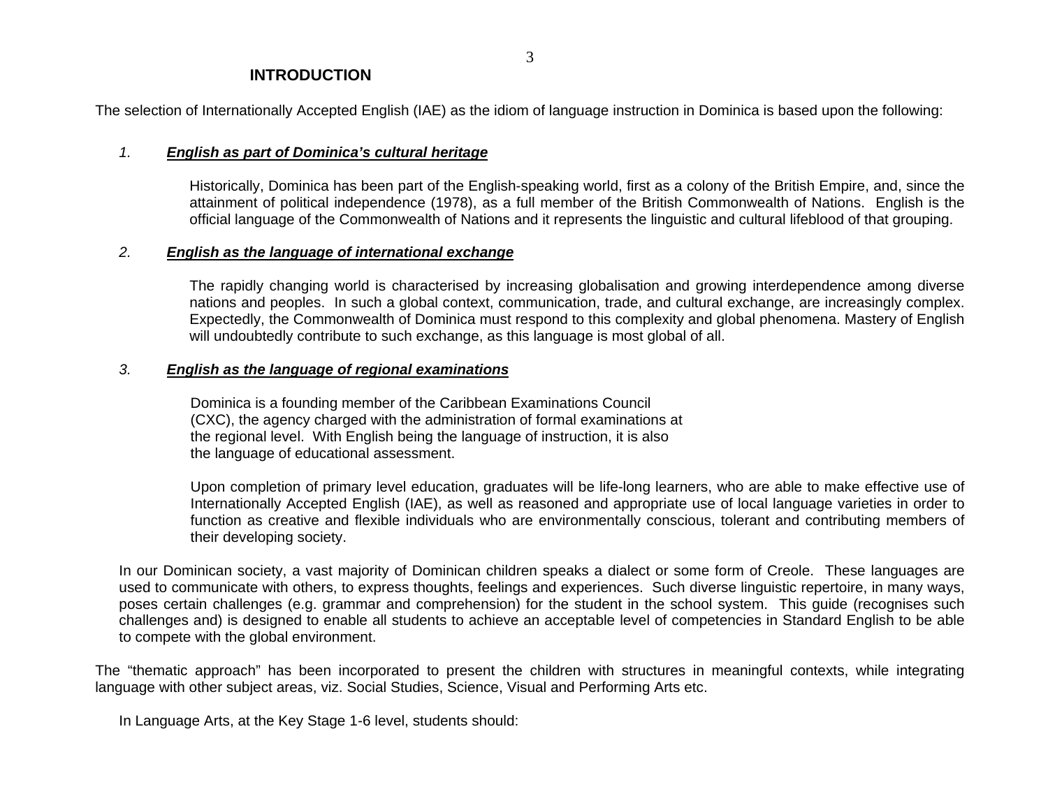## INTRODUCTION

The selection of Internationally Accepted English (IAE) as the idiom of language instruction in Dominica is based upon the following:

1. ***English as part of Dominica's cultural heritage***

   Historically, Dominica has been part of the English-speaking world, first as a colony of the British Empire, and, since the attainment of political independence (1978), as a full member of the British Commonwealth of Nations. English is the official language of the Commonwealth of Nations and it represents the linguistic and cultural lifeblood of that grouping.

2. ***English as the language of international exchange***

   The rapidly changing world is characterised by increasing globalisation and growing interdependence among diverse nations and peoples. In such a global context, communication, trade, and cultural exchange, are increasingly complex. Expectedly, the Commonwealth of Dominica must respond to this complexity and global phenomena. Mastery of English will undoubtedly contribute to such exchange, as this language is most global of all.

3. ***English as the language of regional examinations***

   Dominica is a founding member of the Caribbean Examinations Council (CXC), the agency charged with the administration of formal examinations at the regional level. With English being the language of instruction, it is also the language of educational assessment.

   Upon completion of primary level education, graduates will be life-long learners, who are able to make effective use of Internationally Accepted English (IAE), as well as reasoned and appropriate use of local language varieties in order to function as creative and flexible individuals who are environmentally conscious, tolerant and contributing members of their developing society.

In our Dominican society, a vast majority of Dominican children speaks a dialect or some form of Creole. These languages are used to communicate with others, to express thoughts, feelings and experiences. Such diverse linguistic repertoire, in many ways, poses certain challenges (e.g. grammar and comprehension) for the student in the school system. This guide (recognises such challenges and) is designed to enable all students to achieve an acceptable level of competencies in Standard English to be able to compete with the global environment.

The "thematic approach" has been incorporated to present the children with structures in meaningful contexts, while integrating language with other subject areas, viz. Social Studies, Science, Visual and Performing Arts etc.

In Language Arts, at the Key Stage 1-6 level, students should: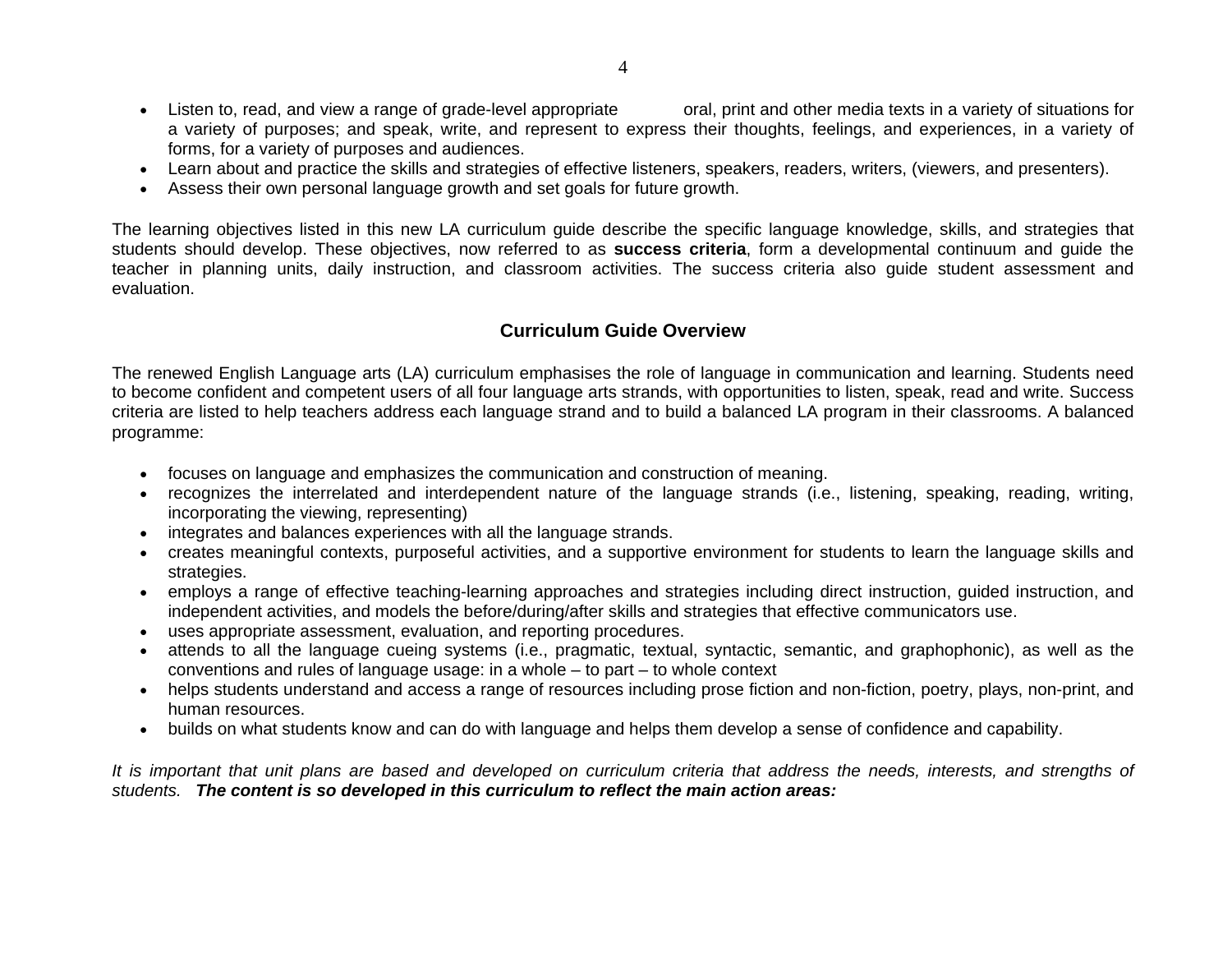- Listen to, read, and view a range of grade-level appropriate oral, print and other media texts in a variety of situations for a variety of purposes; and speak, write, and represent to express their thoughts, feelings, and experiences, in a variety of forms, for a variety of purposes and audiences.
- Learn about and practice the skills and strategies of effective listeners, speakers, readers, writers, (viewers, and presenters).
- Assess their own personal language growth and set goals for future growth.

The learning objectives listed in this new LA curriculum guide describe the specific language knowledge, skills, and strategies that students should develop. These objectives, now referred to as **success criteria**, form a developmental continuum and guide the teacher in planning units, daily instruction, and classroom activities. The success criteria also guide student assessment and evaluation.

## Curriculum Guide Overview

The renewed English Language arts (LA) curriculum emphasises the role of language in communication and learning. Students need to become confident and competent users of all four language arts strands, with opportunities to listen, speak, read and write. Success criteria are listed to help teachers address each language strand and to build a balanced LA program in their classrooms. A balanced programme:

- focuses on language and emphasizes the communication and construction of meaning.
- recognizes the interrelated and interdependent nature of the language strands (i.e., listening, speaking, reading, writing, incorporating the viewing, representing)
- integrates and balances experiences with all the language strands.
- creates meaningful contexts, purposeful activities, and a supportive environment for students to learn the language skills and strategies.
- employs a range of effective teaching-learning approaches and strategies including direct instruction, guided instruction, and independent activities, and models the before/during/after skills and strategies that effective communicators use.
- uses appropriate assessment, evaluation, and reporting procedures.
- attends to all the language cueing systems (i.e., pragmatic, textual, syntactic, semantic, and graphophonic), as well as the conventions and rules of language usage: in a whole – to part – to whole context
- helps students understand and access a range of resources including prose fiction and non-fiction, poetry, plays, non-print, and human resources.
- builds on what students know and can do with language and helps them develop a sense of confidence and capability.

*It is important that unit plans are based and developed on curriculum criteria that address the needs, interests, and strengths of students.* ***The content is so developed in this curriculum to reflect the main action areas:***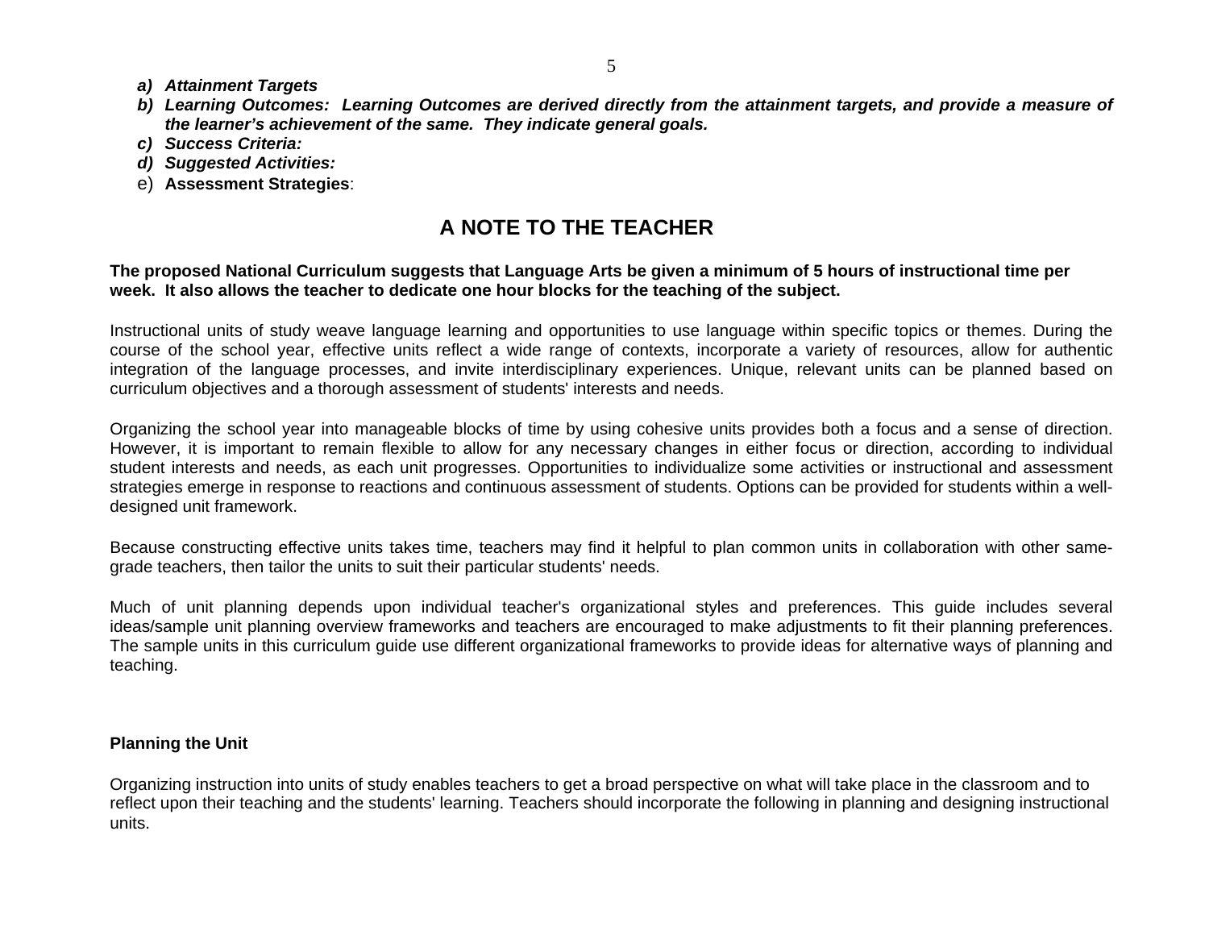a) ***Attainment Targets***
b) ***Learning Outcomes: Learning Outcomes are derived directly from the attainment targets, and provide a measure of the learner's achievement of the same. They indicate general goals.***
c) ***Success Criteria:***
d) ***Suggested Activities:***
e) **Assessment Strategies**:

## A NOTE TO THE TEACHER

**The proposed National Curriculum suggests that Language Arts be given a minimum of 5 hours of instructional time per week. It also allows the teacher to dedicate one hour blocks for the teaching of the subject.**

Instructional units of study weave language learning and opportunities to use language within specific topics or themes. During the course of the school year, effective units reflect a wide range of contexts, incorporate a variety of resources, allow for authentic integration of the language processes, and invite interdisciplinary experiences. Unique, relevant units can be planned based on curriculum objectives and a thorough assessment of students' interests and needs.

Organizing the school year into manageable blocks of time by using cohesive units provides both a focus and a sense of direction. However, it is important to remain flexible to allow for any necessary changes in either focus or direction, according to individual student interests and needs, as each unit progresses. Opportunities to individualize some activities or instructional and assessment strategies emerge in response to reactions and continuous assessment of students. Options can be provided for students within a well-designed unit framework.

Because constructing effective units takes time, teachers may find it helpful to plan common units in collaboration with other same-grade teachers, then tailor the units to suit their particular students' needs.

Much of unit planning depends upon individual teacher's organizational styles and preferences. This guide includes several ideas/sample unit planning overview frameworks and teachers are encouraged to make adjustments to fit their planning preferences. The sample units in this curriculum guide use different organizational frameworks to provide ideas for alternative ways of planning and teaching.

**Planning the Unit**

Organizing instruction into units of study enables teachers to get a broad perspective on what will take place in the classroom and to reflect upon their teaching and the students' learning. Teachers should incorporate the following in planning and designing instructional units.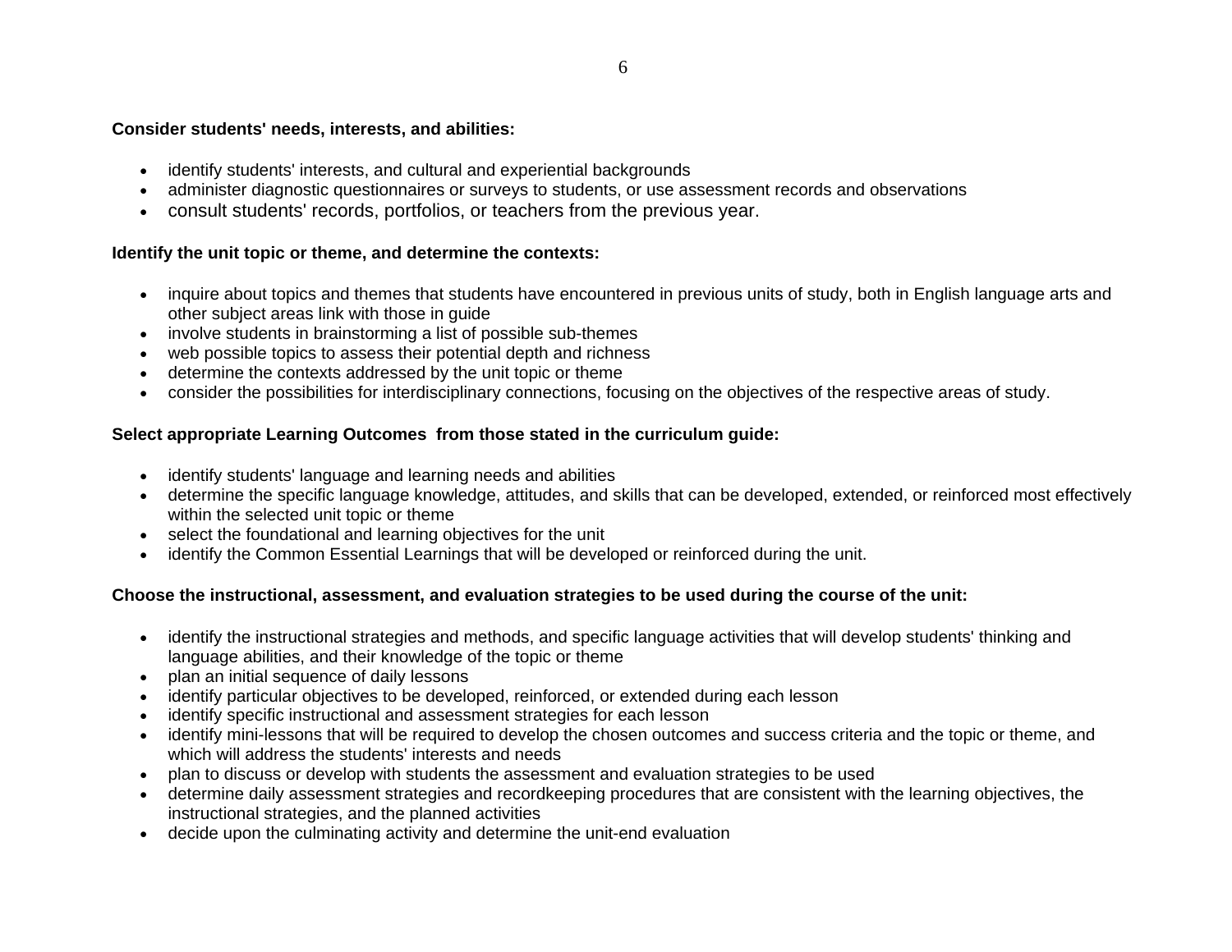**Consider students' needs, interests, and abilities:**

- identify students' interests, and cultural and experiential backgrounds
- administer diagnostic questionnaires or surveys to students, or use assessment records and observations
- consult students' records, portfolios, or teachers from the previous year.

**Identify the unit topic or theme, and determine the contexts:**

- inquire about topics and themes that students have encountered in previous units of study, both in English language arts and other subject areas link with those in guide
- involve students in brainstorming a list of possible sub-themes
- web possible topics to assess their potential depth and richness
- determine the contexts addressed by the unit topic or theme
- consider the possibilities for interdisciplinary connections, focusing on the objectives of the respective areas of study.

**Select appropriate Learning Outcomes from those stated in the curriculum guide:**

- identify students' language and learning needs and abilities
- determine the specific language knowledge, attitudes, and skills that can be developed, extended, or reinforced most effectively within the selected unit topic or theme
- select the foundational and learning objectives for the unit
- identify the Common Essential Learnings that will be developed or reinforced during the unit.

**Choose the instructional, assessment, and evaluation strategies to be used during the course of the unit:**

- identify the instructional strategies and methods, and specific language activities that will develop students' thinking and language abilities, and their knowledge of the topic or theme
- plan an initial sequence of daily lessons
- identify particular objectives to be developed, reinforced, or extended during each lesson
- identify specific instructional and assessment strategies for each lesson
- identify mini-lessons that will be required to develop the chosen outcomes and success criteria and the topic or theme, and which will address the students' interests and needs
- plan to discuss or develop with students the assessment and evaluation strategies to be used
- determine daily assessment strategies and recordkeeping procedures that are consistent with the learning objectives, the instructional strategies, and the planned activities
- decide upon the culminating activity and determine the unit-end evaluation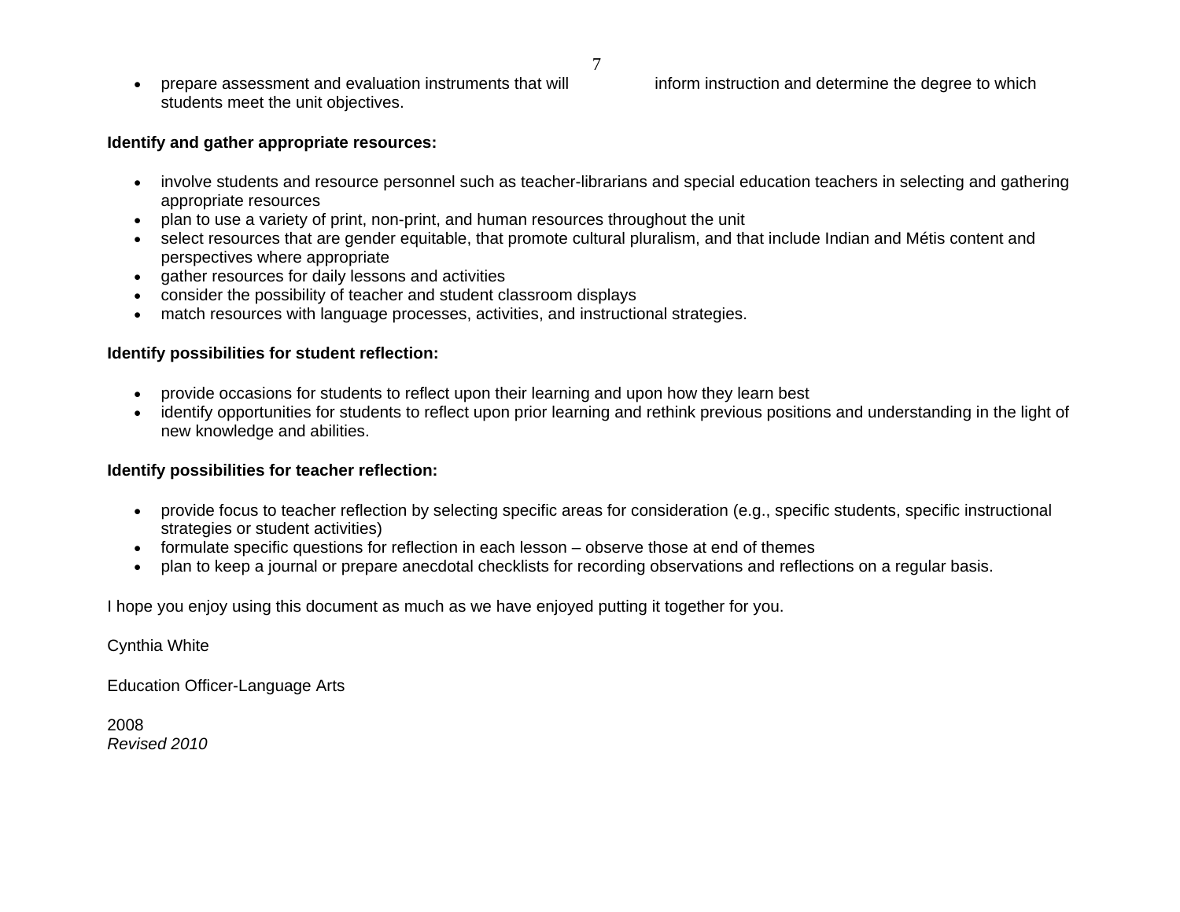- prepare assessment and evaluation instruments that will inform instruction and determine the degree to which students meet the unit objectives.

**Identify and gather appropriate resources:**

- involve students and resource personnel such as teacher-librarians and special education teachers in selecting and gathering appropriate resources
- plan to use a variety of print, non-print, and human resources throughout the unit
- select resources that are gender equitable, that promote cultural pluralism, and that include Indian and Métis content and perspectives where appropriate
- gather resources for daily lessons and activities
- consider the possibility of teacher and student classroom displays
- match resources with language processes, activities, and instructional strategies.

**Identify possibilities for student reflection:**

- provide occasions for students to reflect upon their learning and upon how they learn best
- identify opportunities for students to reflect upon prior learning and rethink previous positions and understanding in the light of new knowledge and abilities.

**Identify possibilities for teacher reflection:**

- provide focus to teacher reflection by selecting specific areas for consideration (e.g., specific students, specific instructional strategies or student activities)
- formulate specific questions for reflection in each lesson – observe those at end of themes
- plan to keep a journal or prepare anecdotal checklists for recording observations and reflections on a regular basis.

I hope you enjoy using this document as much as we have enjoyed putting it together for you.

Cynthia White

Education Officer-Language Arts

2008
*Revised 2010*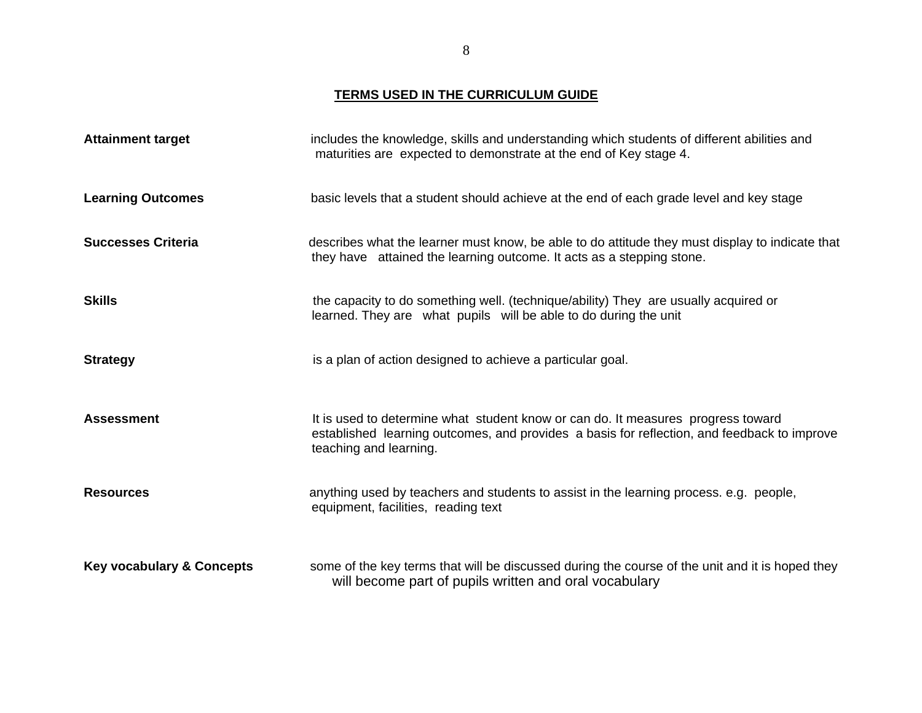## TERMS USED IN THE CURRICULUM GUIDE

| | |
|---|---|
| **Attainment target** | includes the knowledge, skills and understanding which students of different abilities and maturities are expected to demonstrate at the end of Key stage 4. |
| **Learning Outcomes** | basic levels that a student should achieve at the end of each grade level and key stage |
| **Successes Criteria** | describes what the learner must know, be able to do attitude they must display to indicate that they have attained the learning outcome. It acts as a stepping stone. |
| **Skills** | the capacity to do something well. (technique/ability) They are usually acquired or learned. They are what pupils will be able to do during the unit |
| **Strategy** | is a plan of action designed to achieve a particular goal. |
| **Assessment** | It is used to determine what student know or can do. It measures progress toward established learning outcomes, and provides a basis for reflection, and feedback to improve teaching and learning. |
| **Resources** | anything used by teachers and students to assist in the learning process. e.g. people, equipment, facilities, reading text |
| **Key vocabulary & Concepts** | some of the key terms that will be discussed during the course of the unit and it is hoped they will become part of pupils written and oral vocabulary |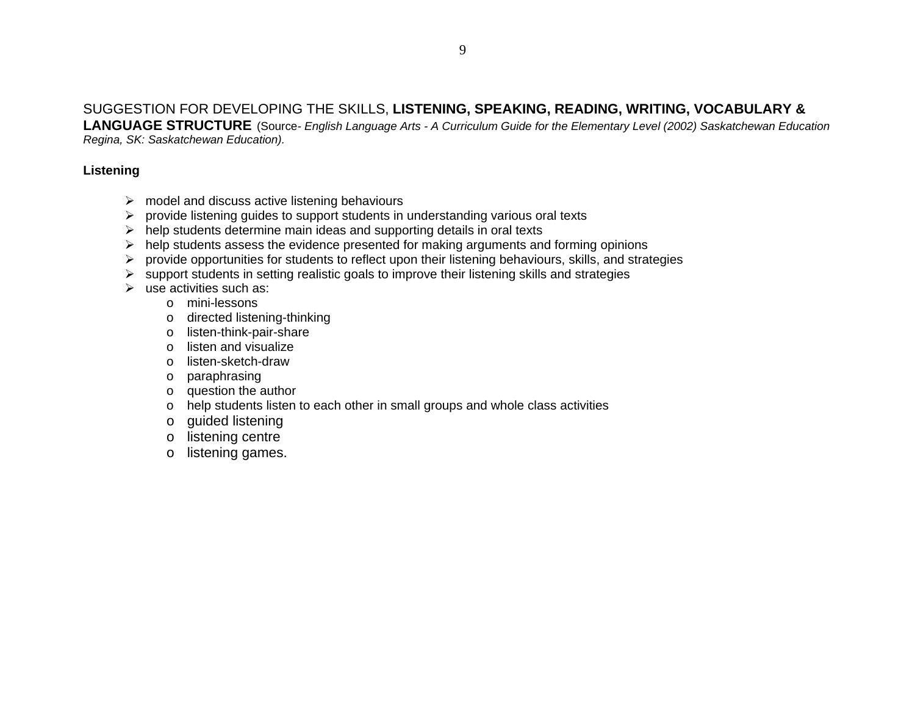SUGGESTION FOR DEVELOPING THE SKILLS, **LISTENING, SPEAKING, READING, WRITING, VOCABULARY & LANGUAGE STRUCTURE** (Source- *English Language Arts - A Curriculum Guide for the Elementary Level (2002) Saskatchewan Education Regina, SK: Saskatchewan Education).*

**Listening**

- model and discuss active listening behaviours
- provide listening guides to support students in understanding various oral texts
- help students determine main ideas and supporting details in oral texts
- help students assess the evidence presented for making arguments and forming opinions
- provide opportunities for students to reflect upon their listening behaviours, skills, and strategies
- support students in setting realistic goals to improve their listening skills and strategies
- use activities such as:
  - mini-lessons
  - directed listening-thinking
  - listen-think-pair-share
  - listen and visualize
  - listen-sketch-draw
  - paraphrasing
  - question the author
  - help students listen to each other in small groups and whole class activities
  - guided listening
  - listening centre
  - listening games.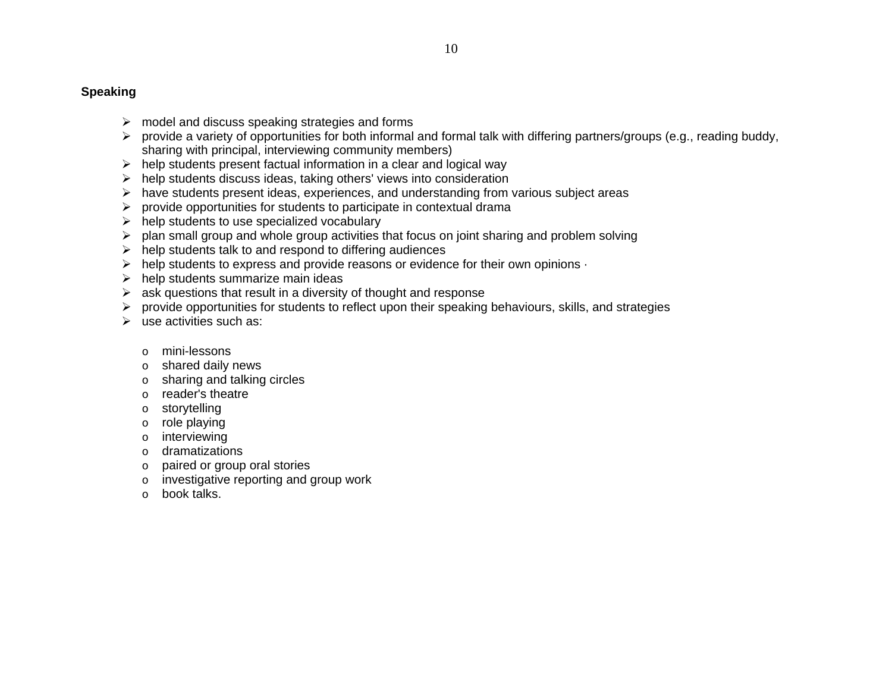**Speaking**

- model and discuss speaking strategies and forms
- provide a variety of opportunities for both informal and formal talk with differing partners/groups (e.g., reading buddy, sharing with principal, interviewing community members)
- help students present factual information in a clear and logical way
- help students discuss ideas, taking others' views into consideration
- have students present ideas, experiences, and understanding from various subject areas
- provide opportunities for students to participate in contextual drama
- help students to use specialized vocabulary
- plan small group and whole group activities that focus on joint sharing and problem solving
- help students talk to and respond to differing audiences
- help students to express and provide reasons or evidence for their own opinions ·
- help students summarize main ideas
- ask questions that result in a diversity of thought and response
- provide opportunities for students to reflect upon their speaking behaviours, skills, and strategies
- use activities such as:
  - mini-lessons
  - shared daily news
  - sharing and talking circles
  - reader's theatre
  - storytelling
  - role playing
  - interviewing
  - dramatizations
  - paired or group oral stories
  - investigative reporting and group work
  - book talks.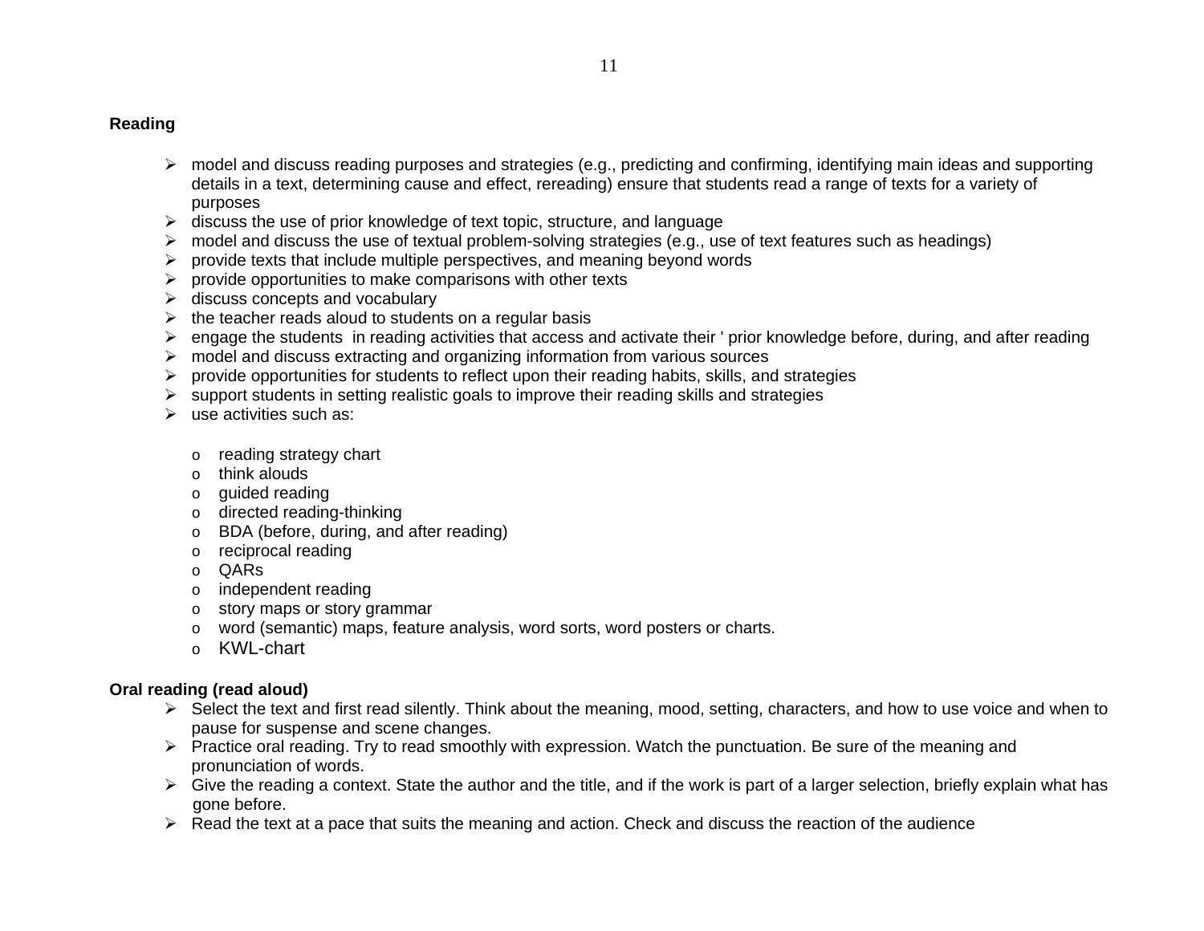**Reading**

- model and discuss reading purposes and strategies (e.g., predicting and confirming, identifying main ideas and supporting details in a text, determining cause and effect, rereading) ensure that students read a range of texts for a variety of purposes
- discuss the use of prior knowledge of text topic, structure, and language
- model and discuss the use of textual problem-solving strategies (e.g., use of text features such as headings)
- provide texts that include multiple perspectives, and meaning beyond words
- provide opportunities to make comparisons with other texts
- discuss concepts and vocabulary
- the teacher reads aloud to students on a regular basis
- engage the students in reading activities that access and activate their ' prior knowledge before, during, and after reading
- model and discuss extracting and organizing information from various sources
- provide opportunities for students to reflect upon their reading habits, skills, and strategies
- support students in setting realistic goals to improve their reading skills and strategies
- use activities such as:
  - reading strategy chart
  - think alouds
  - guided reading
  - directed reading-thinking
  - BDA (before, during, and after reading)
  - reciprocal reading
  - QARs
  - independent reading
  - story maps or story grammar
  - word (semantic) maps, feature analysis, word sorts, word posters or charts.
  - KWL-chart

**Oral reading (read aloud)**

- Select the text and first read silently. Think about the meaning, mood, setting, characters, and how to use voice and when to pause for suspense and scene changes.
- Practice oral reading. Try to read smoothly with expression. Watch the punctuation. Be sure of the meaning and pronunciation of words.
- Give the reading a context. State the author and the title, and if the work is part of a larger selection, briefly explain what has gone before.
- Read the text at a pace that suits the meaning and action. Check and discuss the reaction of the audience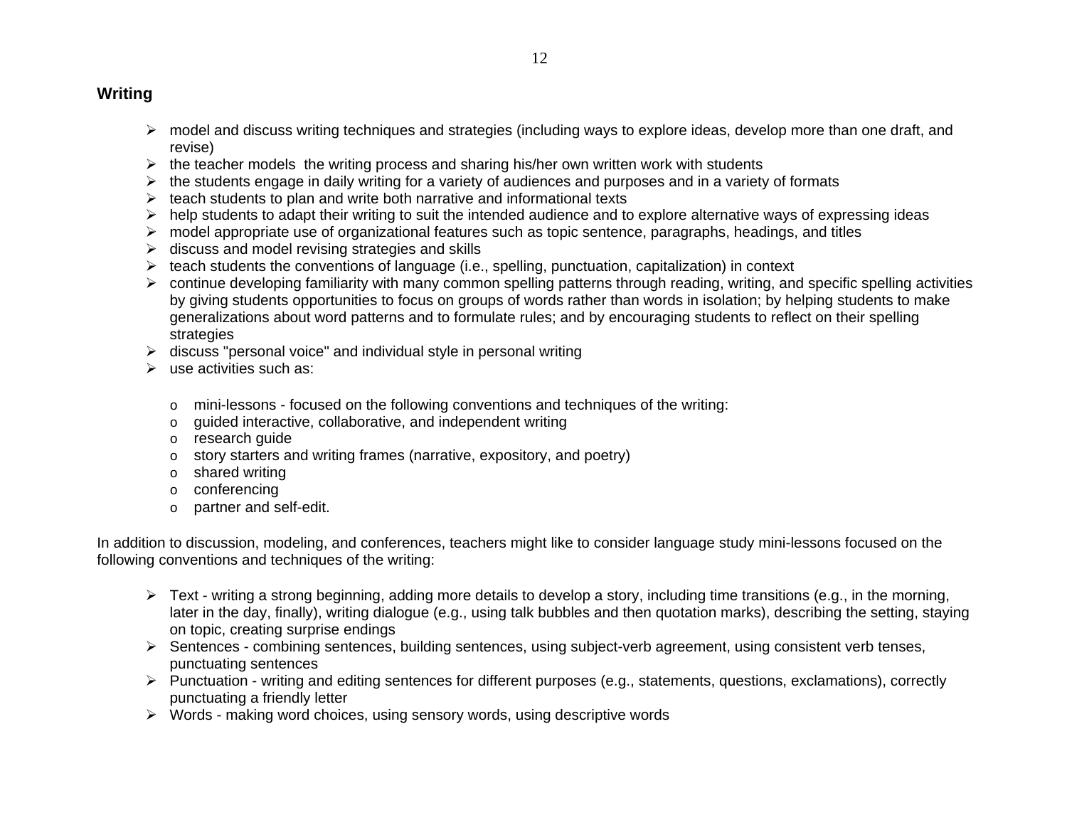## Writing

- model and discuss writing techniques and strategies (including ways to explore ideas, develop more than one draft, and revise)
- the teacher models  the writing process and sharing his/her own written work with students
- the students engage in daily writing for a variety of audiences and purposes and in a variety of formats
- teach students to plan and write both narrative and informational texts
- help students to adapt their writing to suit the intended audience and to explore alternative ways of expressing ideas
- model appropriate use of organizational features such as topic sentence, paragraphs, headings, and titles
- discuss and model revising strategies and skills
- teach students the conventions of language (i.e., spelling, punctuation, capitalization) in context
- continue developing familiarity with many common spelling patterns through reading, writing, and specific spelling activities by giving students opportunities to focus on groups of words rather than words in isolation; by helping students to make generalizations about word patterns and to formulate rules; and by encouraging students to reflect on their spelling strategies
- discuss "personal voice" and individual style in personal writing
- use activities such as:
    - mini-lessons - focused on the following conventions and techniques of the writing:
    - guided interactive, collaborative, and independent writing
    - research guide
    - story starters and writing frames (narrative, expository, and poetry)
    - shared writing
    - conferencing
    - partner and self-edit.

In addition to discussion, modeling, and conferences, teachers might like to consider language study mini-lessons focused on the following conventions and techniques of the writing:

- Text - writing a strong beginning, adding more details to develop a story, including time transitions (e.g., in the morning, later in the day, finally), writing dialogue (e.g., using talk bubbles and then quotation marks), describing the setting, staying on topic, creating surprise endings
- Sentences - combining sentences, building sentences, using subject-verb agreement, using consistent verb tenses, punctuating sentences
- Punctuation - writing and editing sentences for different purposes (e.g., statements, questions, exclamations), correctly punctuating a friendly letter
- Words - making word choices, using sensory words, using descriptive words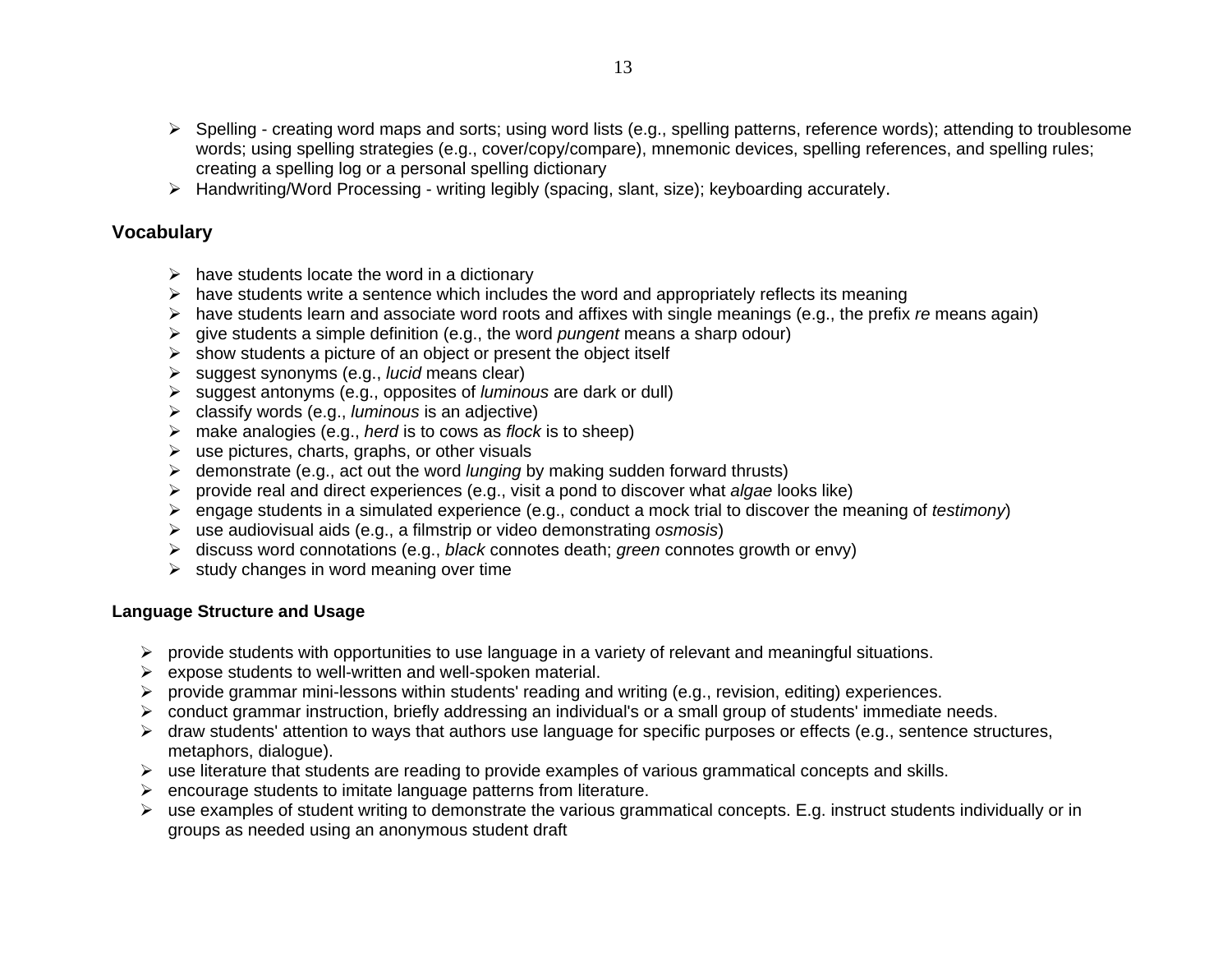- Spelling - creating word maps and sorts; using word lists (e.g., spelling patterns, reference words); attending to troublesome words; using spelling strategies (e.g., cover/copy/compare), mnemonic devices, spelling references, and spelling rules; creating a spelling log or a personal spelling dictionary
- Handwriting/Word Processing - writing legibly (spacing, slant, size); keyboarding accurately.

## Vocabulary

- have students locate the word in a dictionary
- have students write a sentence which includes the word and appropriately reflects its meaning
- have students learn and associate word roots and affixes with single meanings (e.g., the prefix *re* means again)
- give students a simple definition (e.g., the word *pungent* means a sharp odour)
- show students a picture of an object or present the object itself
- suggest synonyms (e.g., *lucid* means clear)
- suggest antonyms (e.g., opposites of *luminous* are dark or dull)
- classify words (e.g., *luminous* is an adjective)
- make analogies (e.g., *herd* is to cows as *flock* is to sheep)
- use pictures, charts, graphs, or other visuals
- demonstrate (e.g., act out the word *lunging* by making sudden forward thrusts)
- provide real and direct experiences (e.g., visit a pond to discover what *algae* looks like)
- engage students in a simulated experience (e.g., conduct a mock trial to discover the meaning of *testimony*)
- use audiovisual aids (e.g., a filmstrip or video demonstrating *osmosis*)
- discuss word connotations (e.g., *black* connotes death; *green* connotes growth or envy)
- study changes in word meaning over time

### Language Structure and Usage

- provide students with opportunities to use language in a variety of relevant and meaningful situations.
- expose students to well-written and well-spoken material.
- provide grammar mini-lessons within students' reading and writing (e.g., revision, editing) experiences.
- conduct grammar instruction, briefly addressing an individual's or a small group of students' immediate needs.
- draw students' attention to ways that authors use language for specific purposes or effects (e.g., sentence structures, metaphors, dialogue).
- use literature that students are reading to provide examples of various grammatical concepts and skills.
- encourage students to imitate language patterns from literature.
- use examples of student writing to demonstrate the various grammatical concepts. E.g. instruct students individually or in groups as needed using an anonymous student draft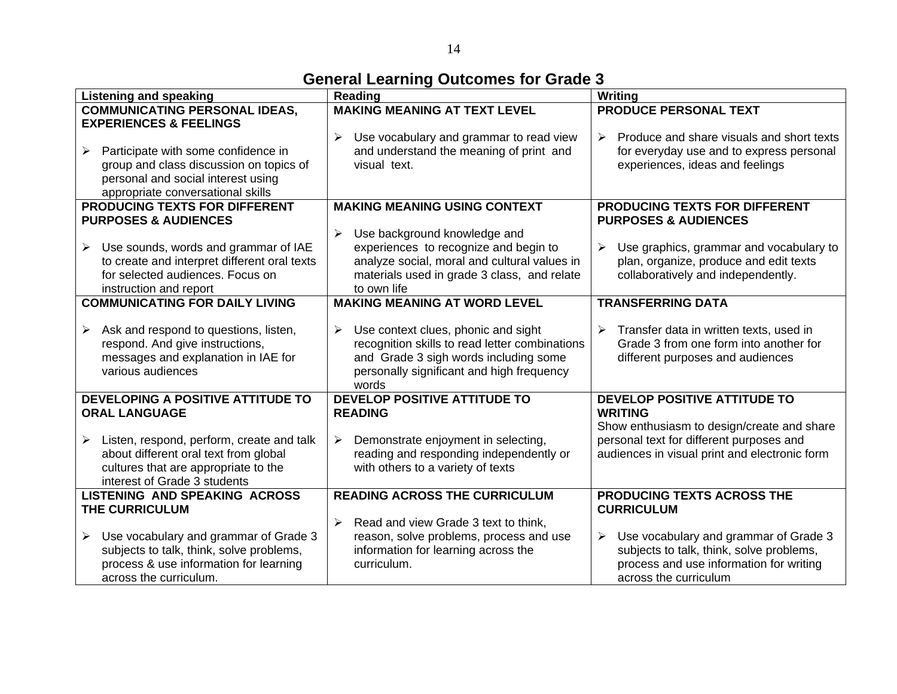## General Learning Outcomes for Grade 3

| Listening and speaking | Reading | Writing |
|---|---|---|
| **COMMUNICATING PERSONAL IDEAS, EXPERIENCES & FEELINGS**<br><br>➢ Participate with some confidence in group and class discussion on topics of personal and social interest using appropriate conversational skills | **MAKING MEANING AT TEXT LEVEL**<br><br>➢ Use vocabulary and grammar to read view and understand the meaning of print and visual text. | **PRODUCE PERSONAL TEXT**<br><br>➢ Produce and share visuals and short texts for everyday use and to express personal experiences, ideas and feelings |
| **PRODUCING TEXTS FOR DIFFERENT PURPOSES & AUDIENCES**<br><br>➢ Use sounds, words and grammar of IAE to create and interpret different oral texts for selected audiences. Focus on instruction and report | **MAKING MEANING USING CONTEXT**<br><br>➢ Use background knowledge and experiences to recognize and begin to analyze social, moral and cultural values in materials used in grade 3 class, and relate to own life | **PRODUCING TEXTS FOR DIFFERENT PURPOSES & AUDIENCES**<br><br>➢ Use graphics, grammar and vocabulary to plan, organize, produce and edit texts collaboratively and independently. |
| **COMMUNICATING FOR DAILY LIVING**<br><br>➢ Ask and respond to questions, listen, respond. And give instructions, messages and explanation in IAE for various audiences | **MAKING MEANING AT WORD LEVEL**<br><br>➢ Use context clues, phonic and sight recognition skills to read letter combinations and Grade 3 sigh words including some personally significant and high frequency words | **TRANSFERRING DATA**<br><br>➢ Transfer data in written texts, used in Grade 3 from one form into another for different purposes and audiences |
| **DEVELOPING A POSITIVE ATTITUDE TO ORAL LANGUAGE**<br><br>➢ Listen, respond, perform, create and talk about different oral text from global cultures that are appropriate to the interest of Grade 3 students | **DEVELOP POSITIVE ATTITUDE TO READING**<br><br>➢ Demonstrate enjoyment in selecting, reading and responding independently or with others to a variety of texts | **DEVELOP POSITIVE ATTITUDE TO WRITING**<br>Show enthusiasm to design/create and share personal text for different purposes and audiences in visual print and electronic form |
| **LISTENING AND SPEAKING ACROSS THE CURRICULUM**<br><br>➢ Use vocabulary and grammar of Grade 3 subjects to talk, think, solve problems, process & use information for learning across the curriculum. | **READING ACROSS THE CURRICULUM**<br><br>➢ Read and view Grade 3 text to think, reason, solve problems, process and use information for learning across the curriculum. | **PRODUCING TEXTS ACROSS THE CURRICULUM**<br><br>➢ Use vocabulary and grammar of Grade 3 subjects to talk, think, solve problems, process and use information for writing across the curriculum |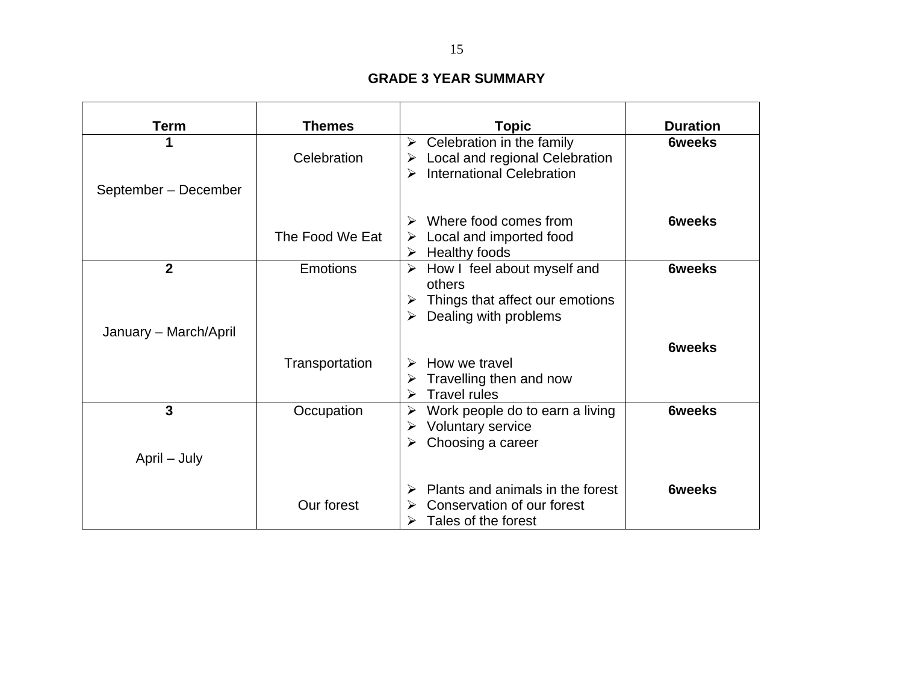## GRADE 3 YEAR SUMMARY

| Term | Themes | Topic | Duration |
|---|---|---|---|
| 1<br><br>September – December | Celebration | ➢ Celebration in the family<br>➢ Local and regional Celebration<br>➢ International Celebration | **6weeks** |
| | The Food We Eat | ➢ Where food comes from<br>➢ Local and imported food<br>➢ Healthy foods | **6weeks** |
| 2<br><br>January – March/April | Emotions | ➢ How I feel about myself and others<br>➢ Things that affect our emotions<br>➢ Dealing with problems | **6weeks** |
| | Transportation | ➢ How we travel<br>➢ Travelling then and now<br>➢ Travel rules | **6weeks** |
| 3<br><br>April – July | Occupation | ➢ Work people do to earn a living<br>➢ Voluntary service<br>➢ Choosing a career | **6weeks** |
| | Our forest | ➢ Plants and animals in the forest<br>➢ Conservation of our forest<br>➢ Tales of the forest | **6weeks** |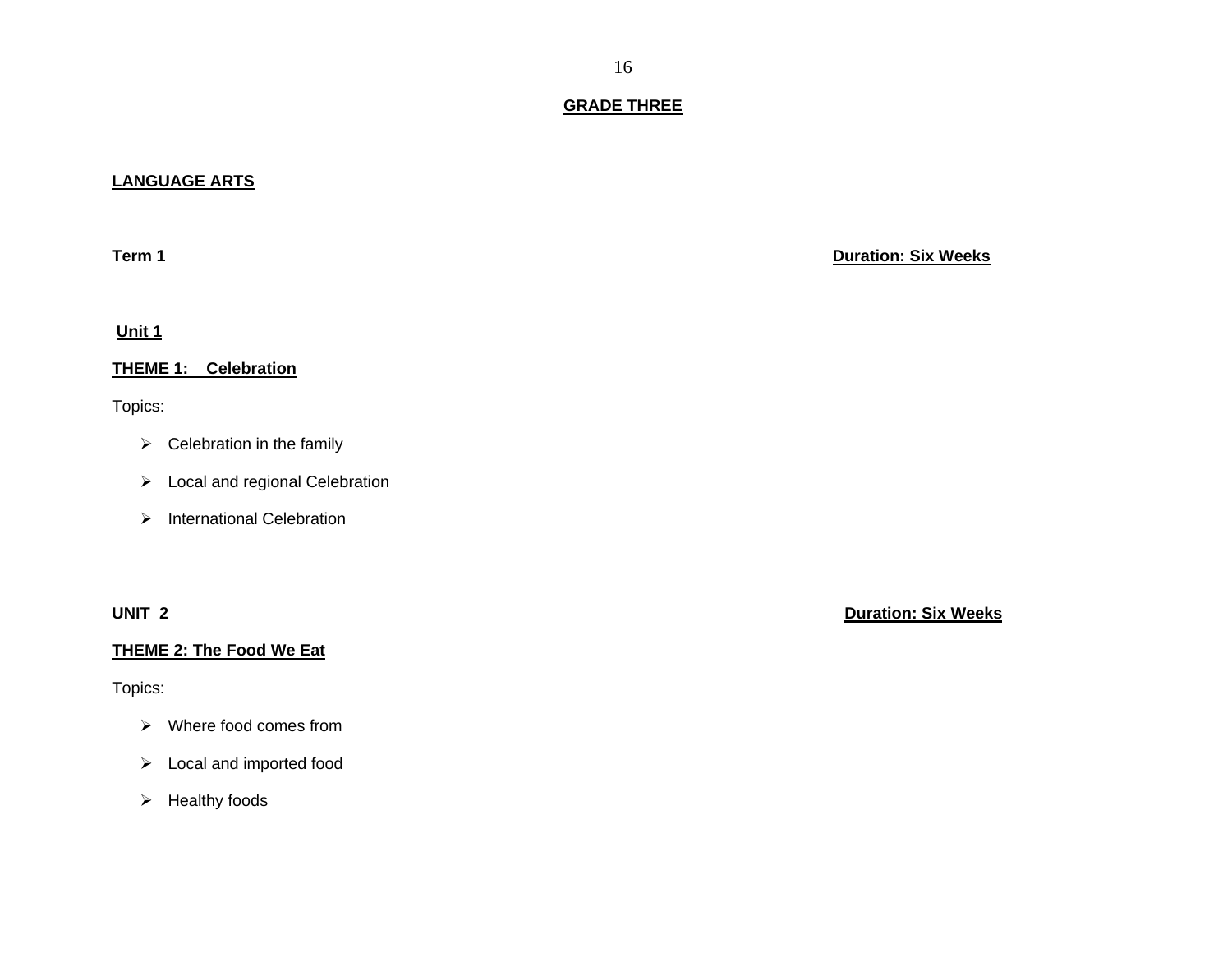## GRADE THREE

### LANGUAGE ARTS

**Term 1** **Duration: Six Weeks**

**Unit 1**

**THEME 1: Celebration**

Topics:

- Celebration in the family
- Local and regional Celebration
- International Celebration

**UNIT 2** **Duration: Six Weeks**

**THEME 2: The Food We Eat**

Topics:

- Where food comes from
- Local and imported food
- Healthy foods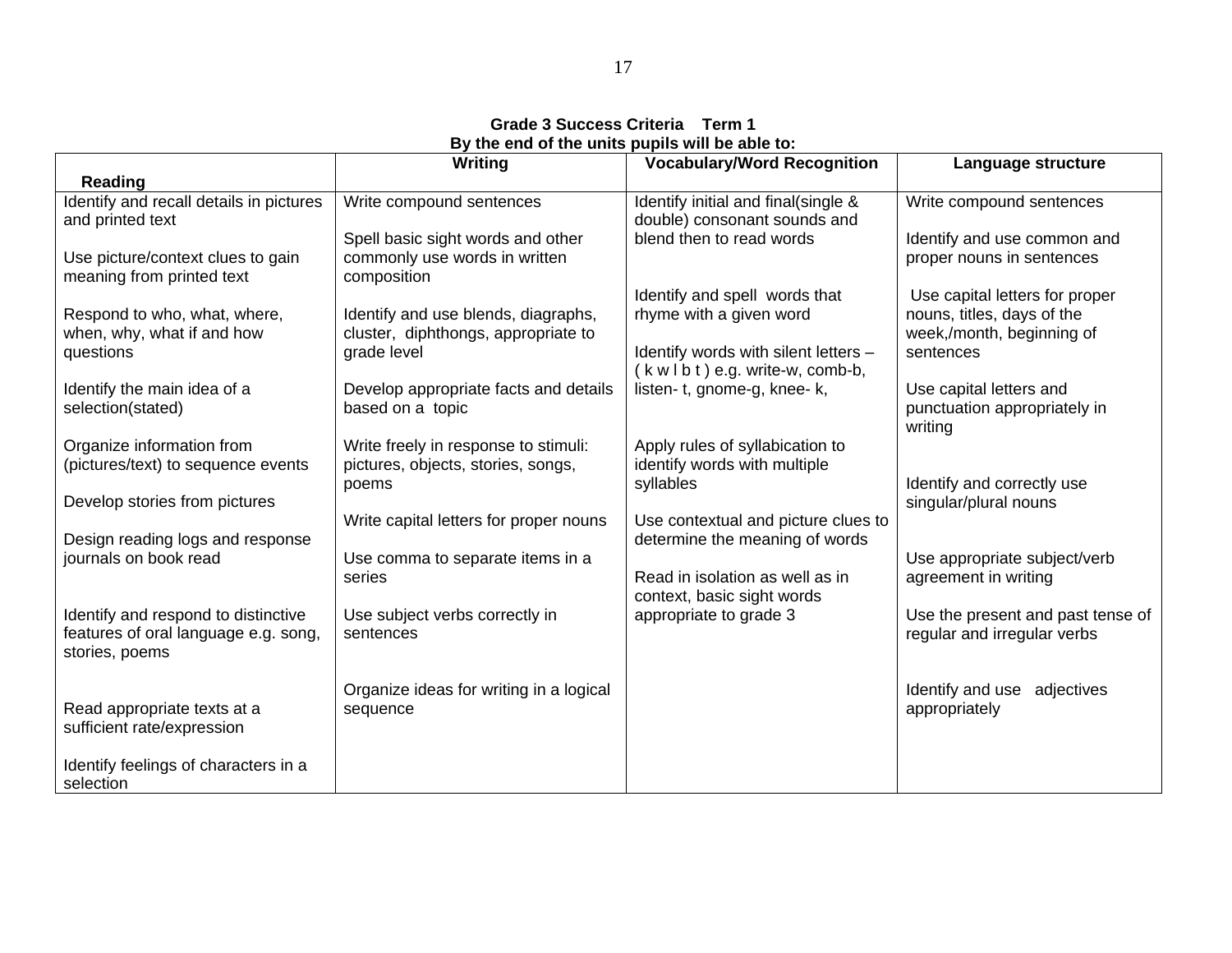**Grade 3 Success Criteria Term 1**
**By the end of the units pupils will be able to:**

| Reading | Writing | Vocabulary/Word Recognition | Language structure |
|---|---|---|---|
| Identify and recall details in pictures and printed text<br><br>Use picture/context clues to gain meaning from printed text<br><br>Respond to who, what, where, when, why, what if and how questions<br><br>Identify the main idea of a selection(stated)<br><br>Organize information from (pictures/text) to sequence events<br><br>Develop stories from pictures<br><br>Design reading logs and response journals on book read<br><br>Identify and respond to distinctive features of oral language e.g. song, stories, poems<br><br>Read appropriate texts at a sufficient rate/expression<br><br>Identify feelings of characters in a selection | Write compound sentences<br><br>Spell basic sight words and other commonly use words in written composition<br><br>Identify and use blends, diagraphs, cluster, diphthongs, appropriate to grade level<br><br>Develop appropriate facts and details based on a topic<br><br>Write freely in response to stimuli: pictures, objects, stories, songs, poems<br><br>Write capital letters for proper nouns<br><br>Use comma to separate items in a series<br><br>Use subject verbs correctly in sentences<br><br>Organize ideas for writing in a logical sequence | Identify initial and final(single & double) consonant sounds and blend then to read words<br><br>Identify and spell words that rhyme with a given word<br><br>Identify words with silent letters – ( k w l b t ) e.g. write-w, comb-b, listen- t, gnome-g, knee- k,<br><br>Apply rules of syllabication to identify words with multiple syllables<br><br>Use contextual and picture clues to determine the meaning of words<br><br>Read in isolation as well as in context, basic sight words appropriate to grade 3 | Write compound sentences<br><br>Identify and use common and proper nouns in sentences<br><br>Use capital letters for proper nouns, titles, days of the week,/month, beginning of sentences<br><br>Use capital letters and punctuation appropriately in writing<br><br>Identify and correctly use singular/plural nouns<br><br>Use appropriate subject/verb agreement in writing<br><br>Use the present and past tense of regular and irregular verbs<br><br>Identify and use adjectives appropriately |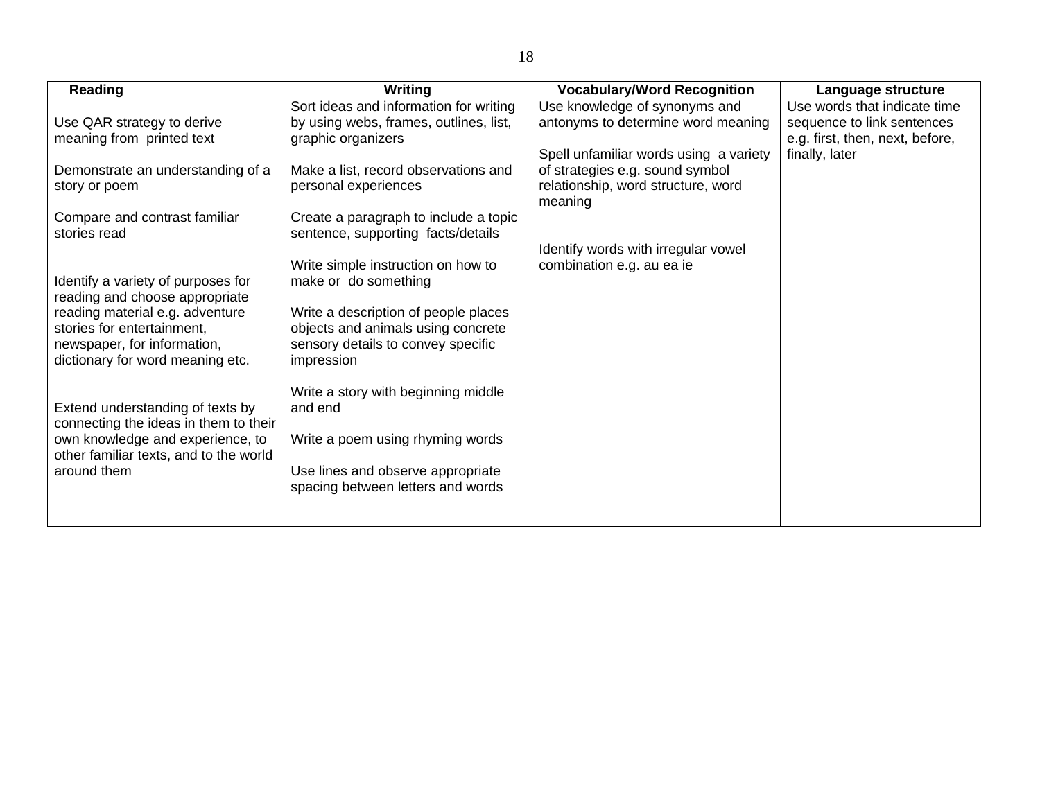| Reading | Writing | Vocabulary/Word Recognition | Language structure |
|---|---|---|---|
| Use QAR strategy to derive meaning from printed text<br><br>Demonstrate an understanding of a story or poem<br><br>Compare and contrast familiar stories read<br><br>Identify a variety of purposes for reading and choose appropriate reading material e.g. adventure stories for entertainment, newspaper, for information, dictionary for word meaning etc.<br><br>Extend understanding of texts by connecting the ideas in them to their own knowledge and experience, to other familiar texts, and to the world around them | Sort ideas and information for writing by using webs, frames, outlines, list, graphic organizers<br><br>Make a list, record observations and personal experiences<br><br>Create a paragraph to include a topic sentence, supporting facts/details<br><br>Write simple instruction on how to make or do something<br><br>Write a description of people places objects and animals using concrete sensory details to convey specific impression<br><br>Write a story with beginning middle and end<br><br>Write a poem using rhyming words<br><br>Use lines and observe appropriate spacing between letters and words | Use knowledge of synonyms and antonyms to determine word meaning<br><br>Spell unfamiliar words using a variety of strategies e.g. sound symbol relationship, word structure, word meaning<br><br>Identify words with irregular vowel combination e.g. au ea ie | Use words that indicate time sequence to link sentences e.g. first, then, next, before, finally, later |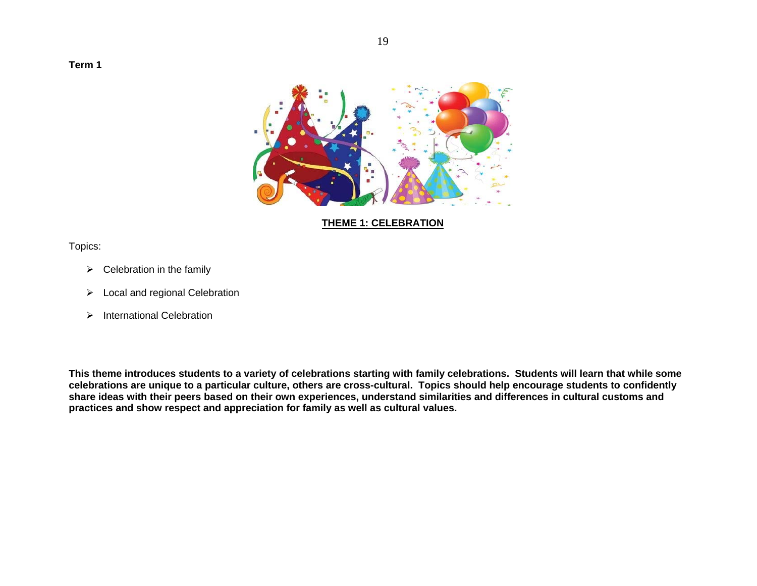**Term 1**

## THEME 1: CELEBRATION

Topics:

- Celebration in the family
- Local and regional Celebration
- International Celebration

**This theme introduces students to a variety of celebrations starting with family celebrations. Students will learn that while some celebrations are unique to a particular culture, others are cross-cultural. Topics should help encourage students to confidently share ideas with their peers based on their own experiences, understand similarities and differences in cultural customs and practices and show respect and appreciation for family as well as cultural values.**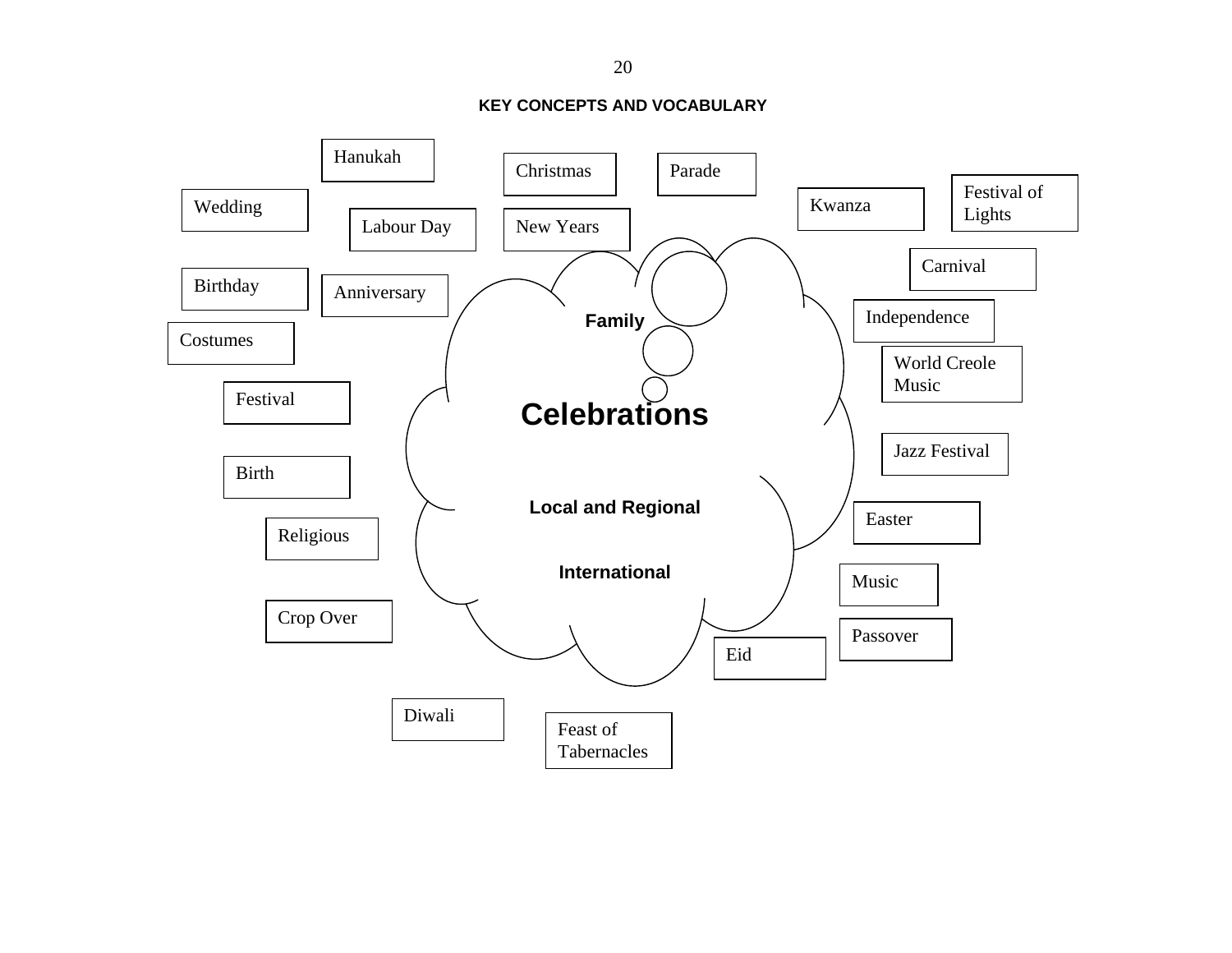**KEY CONCEPTS AND VOCABULARY**

**Celebrations**

- **Family**
- **Local and Regional**
- **International**

Hanukah

Christmas

Parade

Wedding

Labour Day

New Years

Kwanza

Festival of Lights

Carnival

Birthday

Anniversary

Independence

Costumes

World Creole Music

Festival

Jazz Festival

Birth

Easter

Religious

Music

Crop Over

Passover

Eid

Diwali

Feast of Tabernacles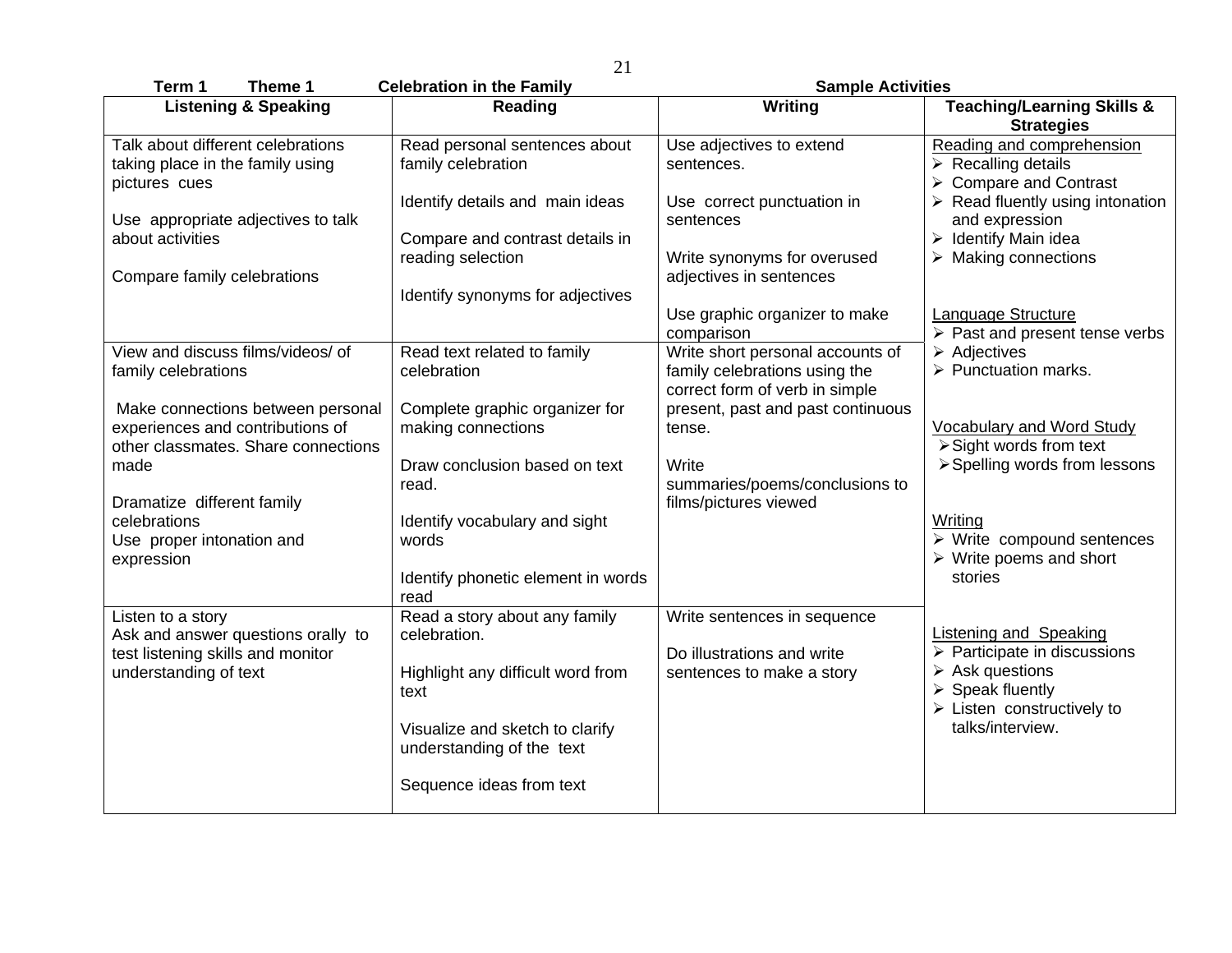**Term 1 Theme 1 Celebration in the Family Sample Activities**

| Listening & Speaking | Reading | Writing | Teaching/Learning Skills & Strategies |
|---|---|---|---|
| Talk about different celebrations taking place in the family using pictures cues<br><br>Use appropriate adjectives to talk about activities<br><br>Compare family celebrations | Read personal sentences about family celebration<br><br>Identify details and main ideas<br><br>Compare and contrast details in reading selection<br><br>Identify synonyms for adjectives | Use adjectives to extend sentences.<br><br>Use correct punctuation in sentences<br><br>Write synonyms for overused adjectives in sentences<br><br>Use graphic organizer to make comparison | <u>Reading and comprehension</u><br>➢ Recalling details<br>➢ Compare and Contrast<br>➢ Read fluently using intonation and expression<br>➢ Identify Main idea<br>➢ Making connections<br><br><u>Language Structure</u><br>➢ Past and present tense verbs<br>➢ Adjectives<br>➢ Punctuation marks.<br><br><u>Vocabulary and Word Study</u><br>➢ Sight words from text<br>➢ Spelling words from lessons<br><br><u>Writing</u><br>➢ Write compound sentences<br>➢ Write poems and short stories<br><br><u>Listening and Speaking</u><br>➢ Participate in discussions<br>➢ Ask questions<br>➢ Speak fluently<br>➢ Listen constructively to talks/interview. |
| View and discuss films/videos/ of family celebrations<br><br>Make connections between personal experiences and contributions of other classmates. Share connections made<br><br>Dramatize different family celebrations<br>Use proper intonation and expression | Read text related to family celebration<br><br>Complete graphic organizer for making connections<br><br>Draw conclusion based on text read.<br><br>Identify vocabulary and sight words<br><br>Identify phonetic element in words read | Write short personal accounts of family celebrations using the correct form of verb in simple present, past and past continuous tense.<br><br>Write summaries/poems/conclusions to films/pictures viewed | |
| Listen to a story<br>Ask and answer questions orally to test listening skills and monitor understanding of text | Read a story about any family celebration.<br><br>Highlight any difficult word from text<br><br>Visualize and sketch to clarify understanding of the text<br><br>Sequence ideas from text | Write sentences in sequence<br><br>Do illustrations and write sentences to make a story | |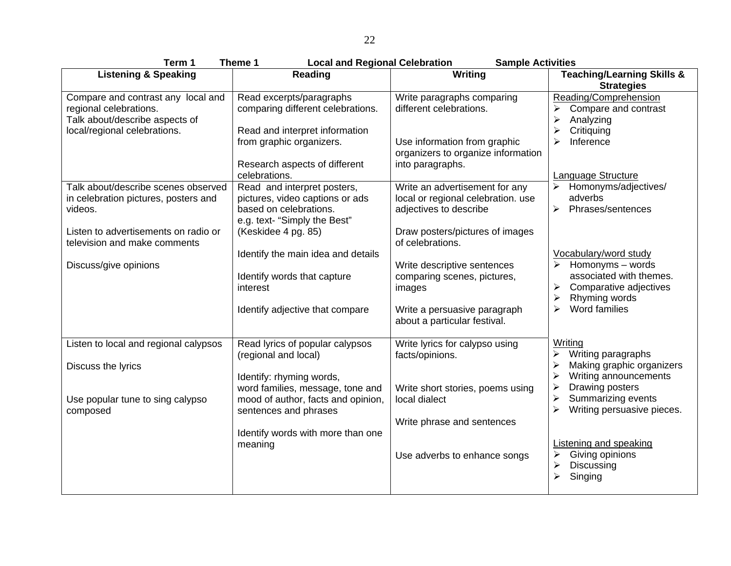**Term 1 Theme 1 Local and Regional Celebration Sample Activities**

| Listening & Speaking | Reading | Writing | Teaching/Learning Skills & Strategies |
|---|---|---|---|
| Compare and contrast any local and regional celebrations.<br>Talk about/describe aspects of local/regional celebrations. | Read excerpts/paragraphs comparing different celebrations.<br><br>Read and interpret information from graphic organizers.<br><br>Research aspects of different celebrations. | Write paragraphs comparing different celebrations.<br><br>Use information from graphic organizers to organize information into paragraphs. | <u>Reading/Comprehension</u><br>➢ Compare and contrast<br>➢ Analyzing<br>➢ Critiquing<br>➢ Inference<br><br><u>Language Structure</u><br>➢ Homonyms/adjectives/ adverbs<br>➢ Phrases/sentences<br><br><u>Vocabulary/word study</u><br>➢ Homonyms – words associated with themes.<br>➢ Comparative adjectives<br>➢ Rhyming words<br>➢ Word families<br><br><u>Writing</u><br>➢ Writing paragraphs<br>➢ Making graphic organizers<br>➢ Writing announcements<br>➢ Drawing posters<br>➢ Summarizing events<br>➢ Writing persuasive pieces.<br><br><u>Listening and speaking</u><br>➢ Giving opinions<br>➢ Discussing<br>➢ Singing |
| Talk about/describe scenes observed in celebration pictures, posters and videos.<br><br>Listen to advertisements on radio or television and make comments<br><br>Discuss/give opinions | Read and interpret posters, pictures, video captions or ads based on celebrations.<br>e.g. text- "Simply the Best" (Keskidee 4 pg. 85)<br><br>Identify the main idea and details<br><br>Identify words that capture interest<br><br>Identify adjective that compare | Write an advertisement for any local or regional celebration. use adjectives to describe<br><br>Draw posters/pictures of images of celebrations.<br><br>Write descriptive sentences comparing scenes, pictures, images<br><br>Write a persuasive paragraph about a particular festival. | |
| Listen to local and regional calypsos<br><br>Discuss the lyrics<br><br>Use popular tune to sing calypso composed | Read lyrics of popular calypsos (regional and local)<br><br>Identify: rhyming words, word families, message, tone and mood of author, facts and opinion, sentences and phrases<br><br>Identify words with more than one meaning | Write lyrics for calypso using facts/opinions.<br><br>Write short stories, poems using local dialect<br><br>Write phrase and sentences<br><br>Use adverbs to enhance songs | |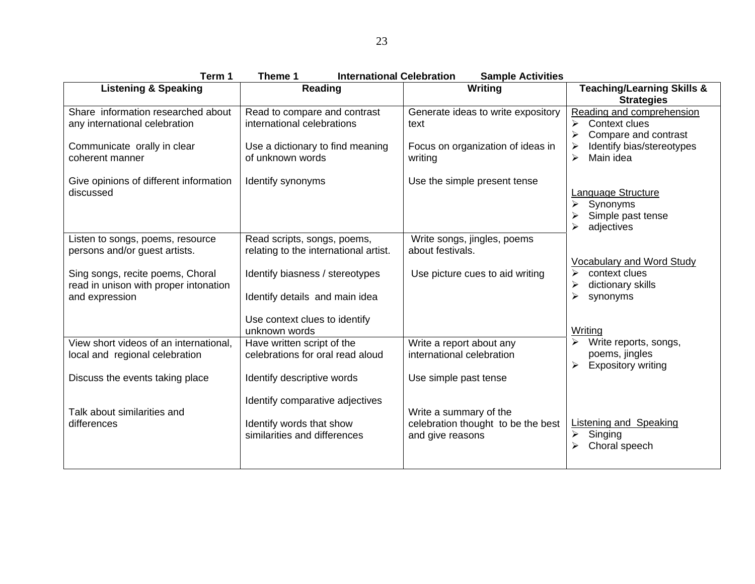**Term 1 Theme 1 International Celebration Sample Activities**

| Listening & Speaking | Reading | Writing | Teaching/Learning Skills & Strategies |
|---|---|---|---|
| Share information researched about any international celebration<br><br>Communicate orally in clear coherent manner<br><br>Give opinions of different information discussed | Read to compare and contrast international celebrations<br><br>Use a dictionary to find meaning of unknown words<br><br>Identify synonyms | Generate ideas to write expository text<br><br>Focus on organization of ideas in writing<br><br>Use the simple present tense | <u>Reading and comprehension</u><br>➢ Context clues<br>➢ Compare and contrast<br>➢ Identify bias/stereotypes<br>➢ Main idea<br><br><u>Language Structure</u><br>➢ Synonyms<br>➢ Simple past tense<br>➢ adjectives<br><br><u>Vocabulary and Word Study</u><br>➢ context clues<br>➢ dictionary skills<br>➢ synonyms<br><br><u>Writing</u><br>➢ Write reports, songs, poems, jingles<br>➢ Expository writing<br><br><u>Listening and Speaking</u><br>➢ Singing<br>➢ Choral speech |
| Listen to songs, poems, resource persons and/or guest artists.<br><br>Sing songs, recite poems, Choral read in unison with proper intonation and expression | Read scripts, songs, poems, relating to the international artist.<br><br>Identify biasness / stereotypes<br><br>Identify details and main idea<br><br>Use context clues to identify unknown words | Write songs, jingles, poems about festivals.<br><br>Use picture cues to aid writing | |
| View short videos of an international, local and regional celebration<br><br>Discuss the events taking place<br><br>Talk about similarities and differences | Have written script of the celebrations for oral read aloud<br><br>Identify descriptive words<br><br>Identify comparative adjectives<br><br>Identify words that show similarities and differences | Write a report about any international celebration<br><br>Use simple past tense<br><br>Write a summary of the celebration thought to be the best and give reasons | |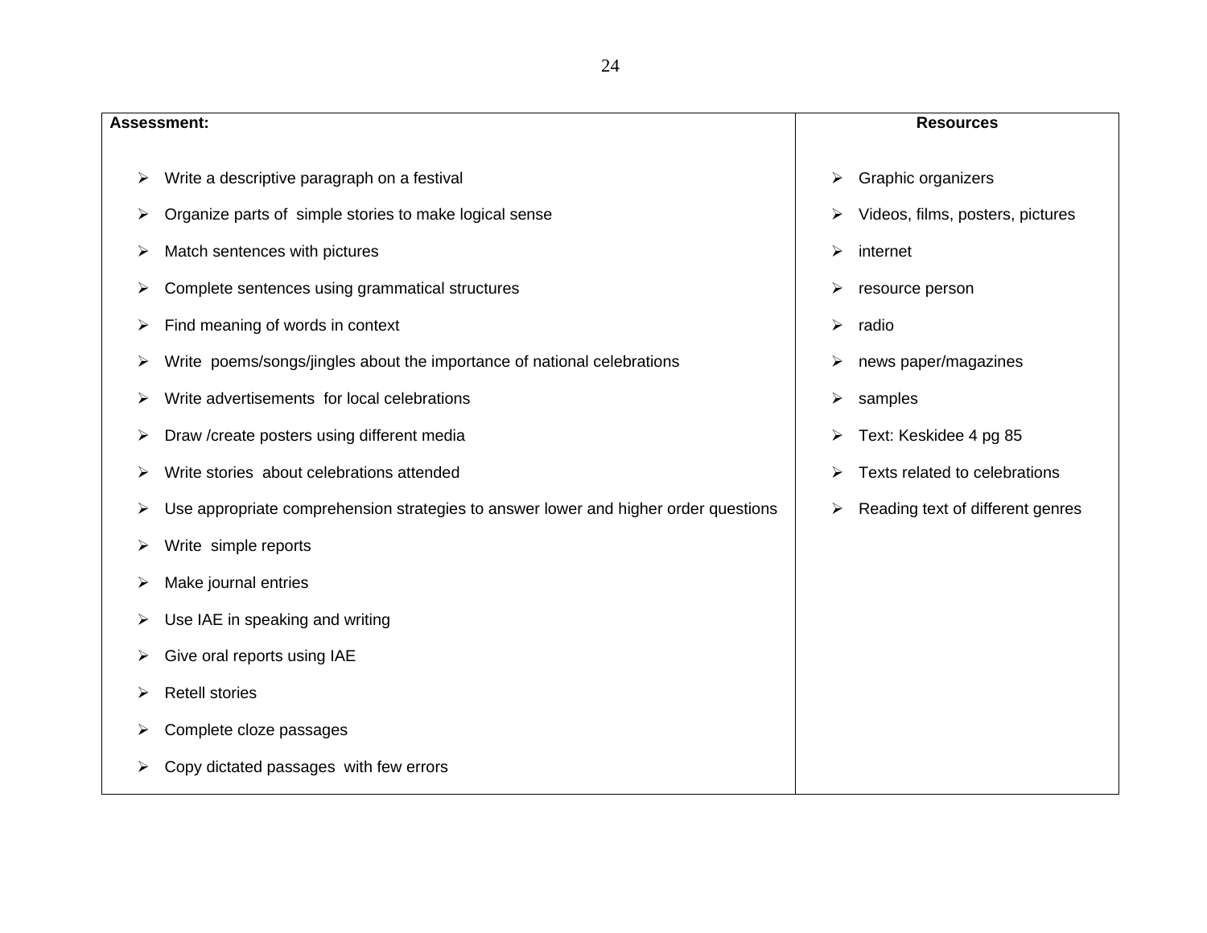| **Assessment:** | **Resources** |
| --- | --- |
| - Write a descriptive paragraph on a festival<br>- Organize parts of simple stories to make logical sense<br>- Match sentences with pictures<br>- Complete sentences using grammatical structures<br>- Find meaning of words in context<br>- Write poems/songs/jingles about the importance of national celebrations<br>- Write advertisements for local celebrations<br>- Draw /create posters using different media<br>- Write stories about celebrations attended<br>- Use appropriate comprehension strategies to answer lower and higher order questions<br>- Write simple reports<br>- Make journal entries<br>- Use IAE in speaking and writing<br>- Give oral reports using IAE<br>- Retell stories<br>- Complete cloze passages<br>- Copy dictated passages with few errors | - Graphic organizers<br>- Videos, films, posters, pictures<br>- internet<br>- resource person<br>- radio<br>- news paper/magazines<br>- samples<br>- Text: Keskidee 4 pg 85<br>- Texts related to celebrations<br>- Reading text of different genres |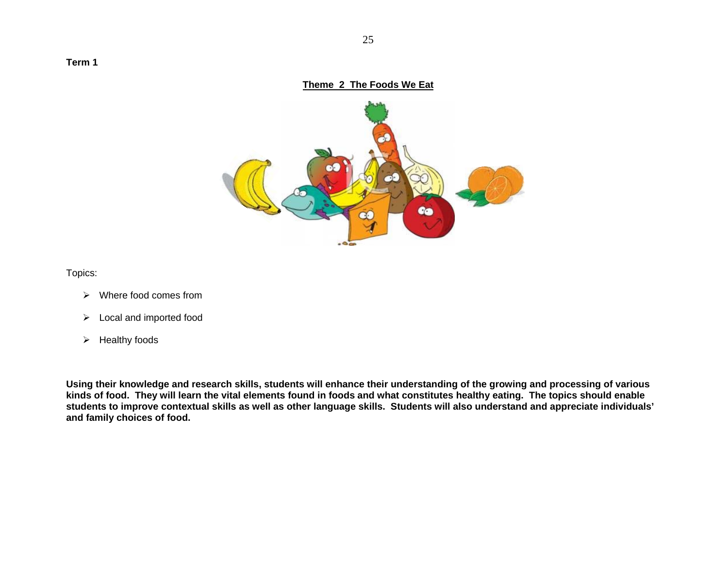**Term 1**

## Theme 2 The Foods We Eat

Topics:

- Where food comes from
- Local and imported food
- Healthy foods

**Using their knowledge and research skills, students will enhance their understanding of the growing and processing of various kinds of food. They will learn the vital elements found in foods and what constitutes healthy eating. The topics should enable students to improve contextual skills as well as other language skills. Students will also understand and appreciate individuals' and family choices of food.**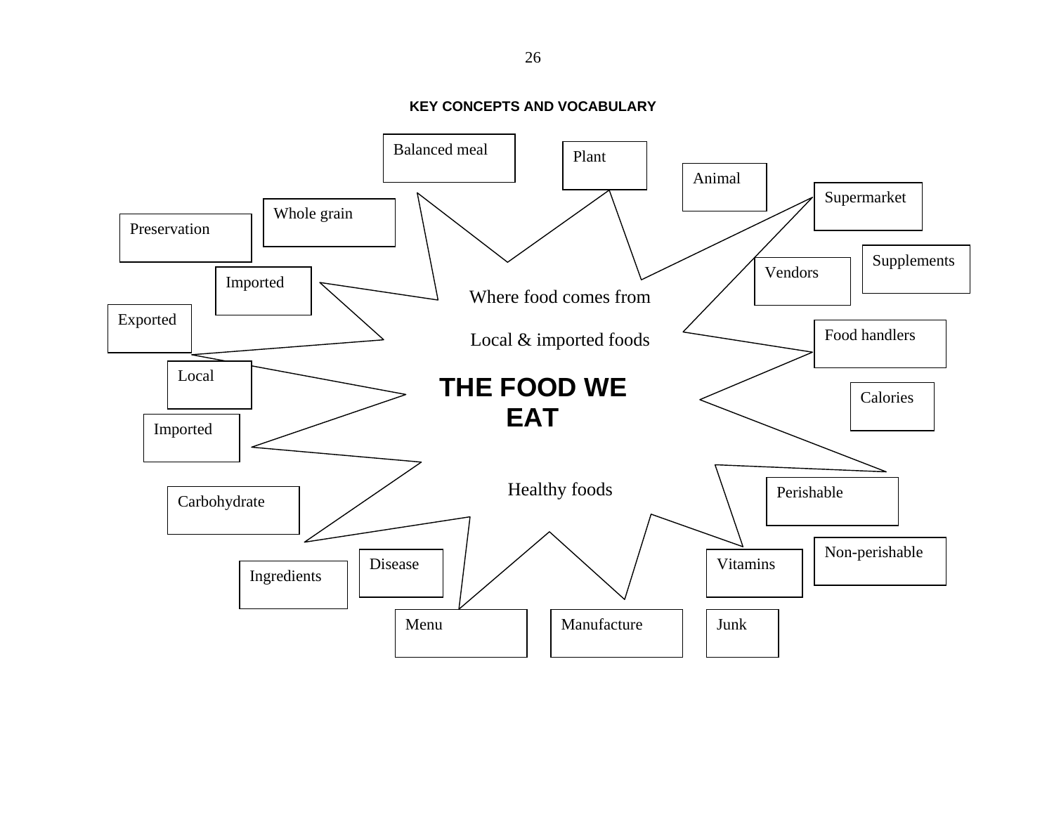## KEY CONCEPTS AND VOCABULARY

# THE FOOD WE EAT

- Where food comes from
- Local & imported foods
- Healthy foods

Balanced meal

Plant

Animal

Supermarket

Supplements

Vendors

Whole grain

Preservation

Imported

Exported

Food handlers

Calories

Local

Imported

Perishable

Carbohydrate

Non-perishable

Disease

Vitamins

Ingredients

Menu

Manufacture

Junk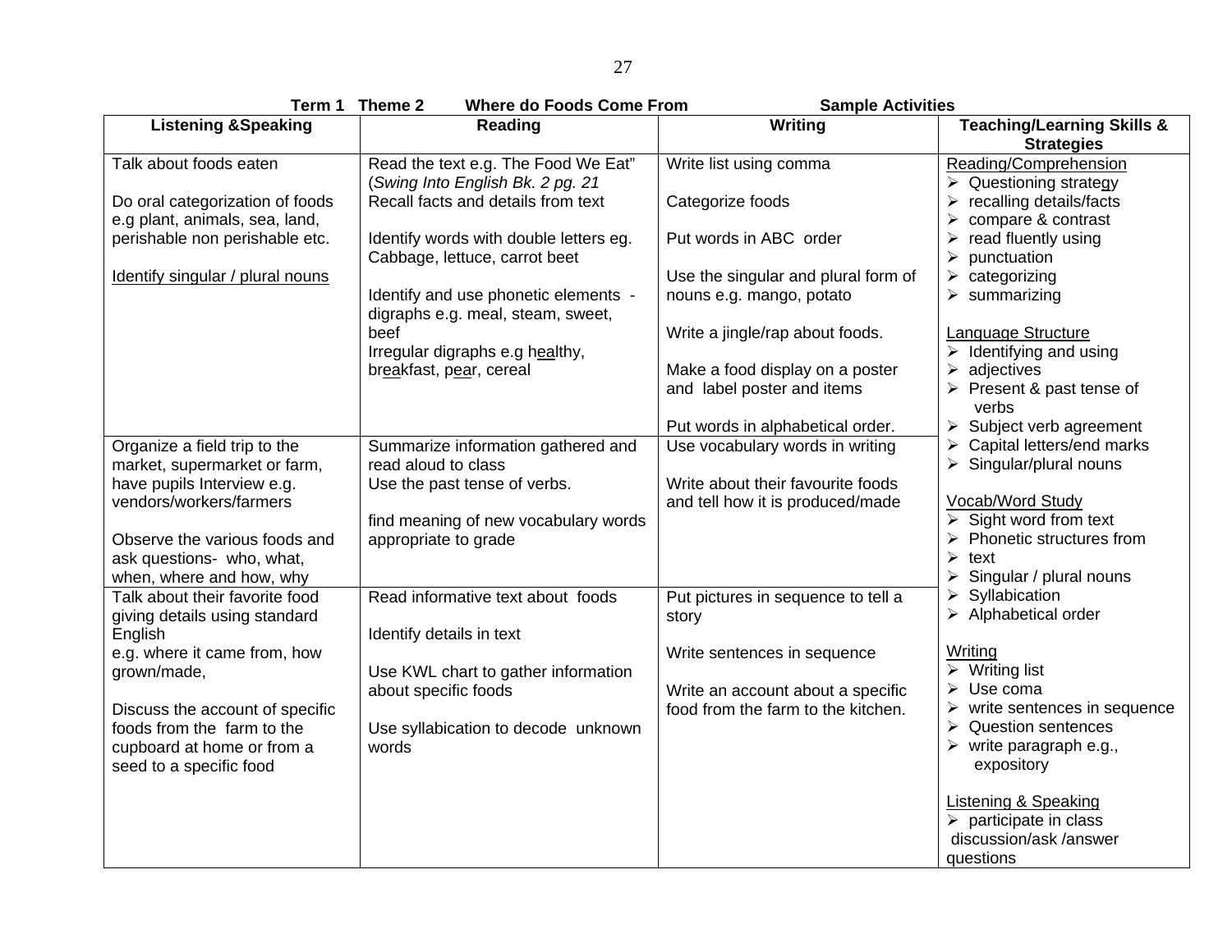**Term 1 Theme 2 Where do Foods Come From Sample Activities**

| Listening &Speaking | Reading | Writing | Teaching/Learning Skills & Strategies |
|---|---|---|---|
| Talk about foods eaten<br><br>Do oral categorization of foods e.g plant, animals, sea, land, perishable non perishable etc.<br><br><u>Identify singular / plural nouns</u> | Read the text e.g. The Food We Eat" (*Swing Into English Bk. 2 pg. 21*<br>Recall facts and details from text<br><br>Identify words with double letters eg. Cabbage, lettuce, carrot beet<br><br>Identify and use phonetic elements - digraphs e.g. meal, steam, sweet, beef<br>Irregular digraphs e.g h<u>ea</u>lthy, br<u>ea</u>kfast, p<u>ea</u>r, cereal | Write list using comma<br><br>Categorize foods<br><br>Put words in ABC order<br><br>Use the singular and plural form of nouns e.g. mango, potato<br><br>Write a jingle/rap about foods.<br><br>Make a food display on a poster and label poster and items<br><br>Put words in alphabetical order. | <u>Reading/Comprehension</u><br>➢ Questioning strategy<br>➢ recalling details/facts<br>➢ compare & contrast<br>➢ read fluently using<br>➢ punctuation<br>➢ categorizing<br>➢ summarizing<br><br><u>Language Structure</u><br>➢ Identifying and using<br>➢ adjectives<br>➢ Present & past tense of verbs<br>➢ Subject verb agreement<br>➢ Capital letters/end marks<br>➢ Singular/plural nouns<br><br><u>Vocab/Word Study</u><br>➢ Sight word from text<br>➢ Phonetic structures from<br>➢ text<br>➢ Singular / plural nouns<br>➢ Syllabication<br>➢ Alphabetical order<br><br><u>Writing</u><br>➢ Writing list<br>➢ Use coma<br>➢ write sentences in sequence<br>➢ Question sentences<br>➢ write paragraph e.g., expository<br><br><u>Listening & Speaking</u><br>➢ participate in class discussion/ask /answer questions |
| Organize a field trip to the market, supermarket or farm, have pupils Interview e.g. vendors/workers/farmers<br><br>Observe the various foods and ask questions- who, what, when, where and how, why | Summarize information gathered and read aloud to class<br>Use the past tense of verbs.<br><br>find meaning of new vocabulary words appropriate to grade | Use vocabulary words in writing<br><br>Write about their favourite foods and tell how it is produced/made | |
| Talk about their favorite food giving details using standard English<br>e.g. where it came from, how grown/made,<br><br>Discuss the account of specific foods from the farm to the cupboard at home or from a seed to a specific food | Read informative text about foods<br><br>Identify details in text<br><br>Use KWL chart to gather information about specific foods<br><br>Use syllabication to decode unknown words | Put pictures in sequence to tell a story<br><br>Write sentences in sequence<br><br>Write an account about a specific food from the farm to the kitchen. | |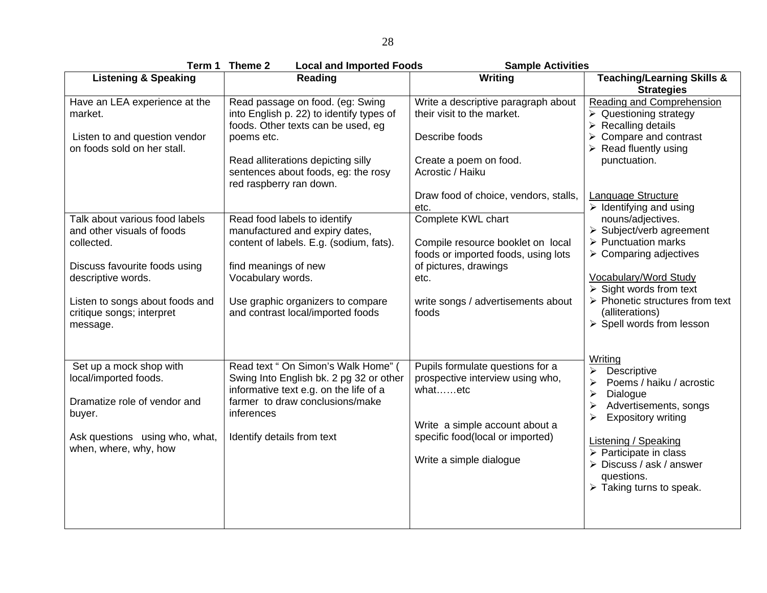**Term 1 Theme 2 Local and Imported Foods Sample Activities**

| Listening & Speaking | Reading | Writing | Teaching/Learning Skills & Strategies |
|---|---|---|---|
| Have an LEA experience at the market.<br><br>Listen to and question vendor on foods sold on her stall. | Read passage on food. (eg: Swing into English p. 22) to identify types of foods. Other texts can be used, eg poems etc.<br><br>Read alliterations depicting silly sentences about foods, eg: the rosy red raspberry ran down. | Write a descriptive paragraph about their visit to the market.<br><br>Describe foods<br><br>Create a poem on food. Acrostic / Haiku<br><br>Draw food of choice, vendors, stalls, etc. | <u>Reading and Comprehension</u><br>➢ Questioning strategy<br>➢ Recalling details<br>➢ Compare and contrast<br>➢ Read fluently using punctuation.<br><br><u>Language Structure</u><br>➢ Identifying and using nouns/adjectives.<br>➢ Subject/verb agreement<br>➢ Punctuation marks<br>➢ Comparing adjectives<br><br><u>Vocabulary/Word Study</u><br>➢ Sight words from text<br>➢ Phonetic structures from text (alliterations)<br>➢ Spell words from lesson<br><br><u>Writing</u><br>➢ Descriptive<br>➢ Poems / haiku / acrostic<br>➢ Dialogue<br>➢ Advertisements, songs<br>➢ Expository writing<br><br><u>Listening / Speaking</u><br>➢ Participate in class<br>➢ Discuss / ask / answer questions.<br>➢ Taking turns to speak. |
| Talk about various food labels and other visuals of foods collected.<br><br>Discuss favourite foods using descriptive words.<br><br>Listen to songs about foods and critique songs; interpret message. | Read food labels to identify manufactured and expiry dates, content of labels. E.g. (sodium, fats).<br><br>find meanings of new Vocabulary words.<br><br>Use graphic organizers to compare and contrast local/imported foods | Complete KWL chart<br><br>Compile resource booklet on local foods or imported foods, using lots of pictures, drawings etc.<br><br>write songs / advertisements about foods | |
| Set up a mock shop with local/imported foods.<br><br>Dramatize role of vendor and buyer.<br><br>Ask questions using who, what, when, where, why, how | Read text " On Simon's Walk Home" ( Swing Into English bk. 2 pg 32 or other informative text e.g. on the life of a farmer to draw conclusions/make inferences<br><br>Identify details from text | Pupils formulate questions for a prospective interview using who, what……etc<br><br>Write a simple account about a specific food(local or imported)<br><br>Write a simple dialogue | |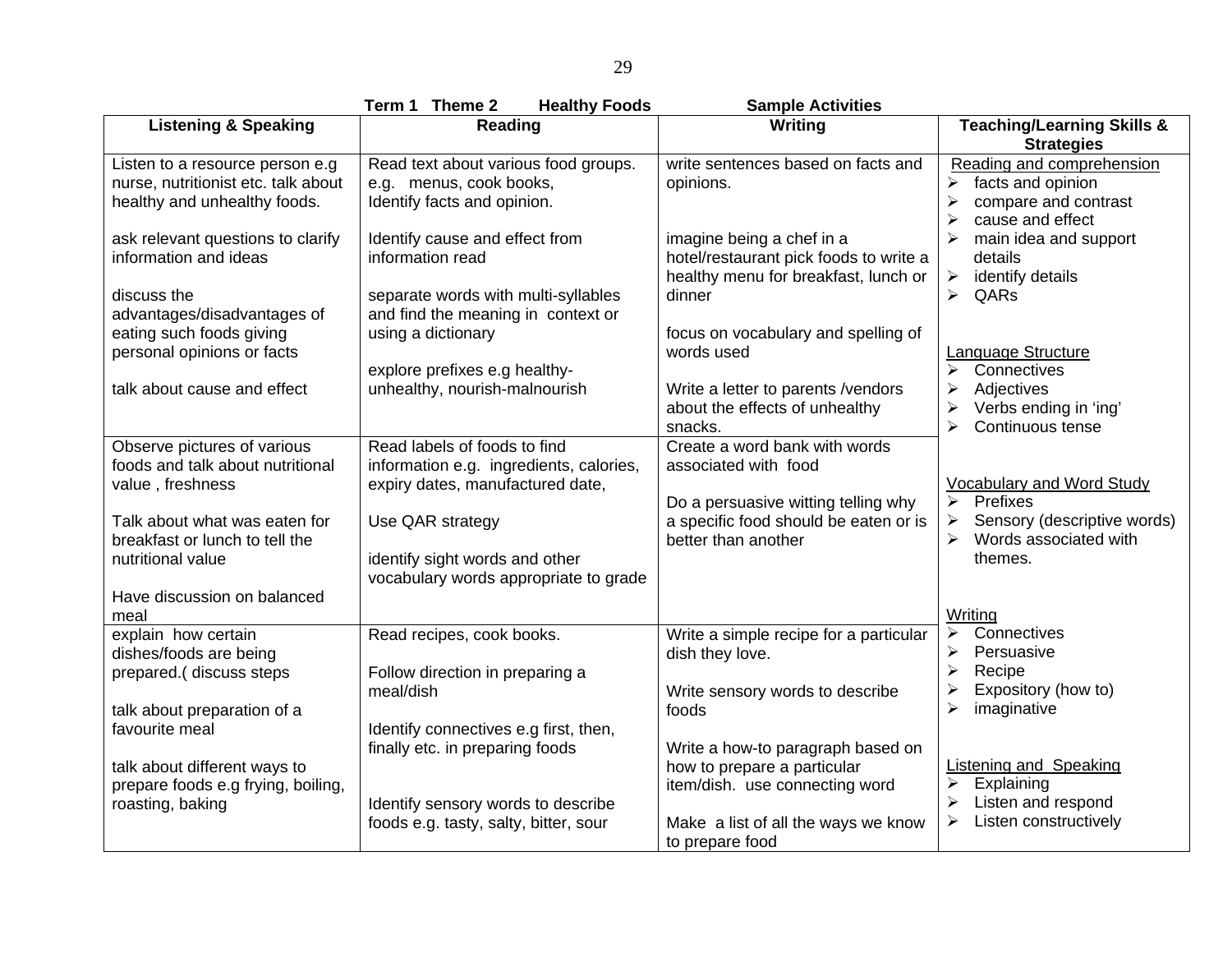**Term 1 Theme 2 Healthy Foods Sample Activities**

| Listening & Speaking | Reading | Writing | Teaching/Learning Skills & Strategies |
|---|---|---|---|
| Listen to a resource person e.g nurse, nutritionist etc. talk about healthy and unhealthy foods.<br><br>ask relevant questions to clarify information and ideas<br><br>discuss the advantages/disadvantages of eating such foods giving personal opinions or facts<br><br>talk about cause and effect | Read text about various food groups. e.g. menus, cook books, Identify facts and opinion.<br><br>Identify cause and effect from information read<br><br>separate words with multi-syllables and find the meaning in context or using a dictionary<br><br>explore prefixes e.g healthy-unhealthy, nourish-malnourish | write sentences based on facts and opinions.<br><br>imagine being a chef in a hotel/restaurant pick foods to write a healthy menu for breakfast, lunch or dinner<br><br>focus on vocabulary and spelling of words used<br><br>Write a letter to parents /vendors about the effects of unhealthy snacks. | <u>Reading and comprehension</u><br>➢ facts and opinion<br>➢ compare and contrast<br>➢ cause and effect<br>➢ main idea and support details<br>➢ identify details<br>➢ QARs<br><br><u>Language Structure</u><br>➢ Connectives<br>➢ Adjectives<br>➢ Verbs ending in 'ing'<br>➢ Continuous tense |
| Observe pictures of various foods and talk about nutritional value , freshness<br><br>Talk about what was eaten for breakfast or lunch to tell the nutritional value<br><br>Have discussion on balanced meal | Read labels of foods to find information e.g. ingredients, calories, expiry dates, manufactured date,<br><br>Use QAR strategy<br><br>identify sight words and other vocabulary words appropriate to grade | Create a word bank with words associated with food<br><br>Do a persuasive witting telling why a specific food should be eaten or is better than another | <u>Vocabulary and Word Study</u><br>➢ Prefixes<br>➢ Sensory (descriptive words)<br>➢ Words associated with themes.<br><br><u>Writing</u> |
| explain how certain dishes/foods are being prepared.( discuss steps<br><br>talk about preparation of a favourite meal<br><br>talk about different ways to prepare foods e.g frying, boiling, roasting, baking | Read recipes, cook books.<br><br>Follow direction in preparing a meal/dish<br><br>Identify connectives e.g first, then, finally etc. in preparing foods<br><br>Identify sensory words to describe foods e.g. tasty, salty, bitter, sour | Write a simple recipe for a particular dish they love.<br><br>Write sensory words to describe foods<br><br>Write a how-to paragraph based on how to prepare a particular item/dish. use connecting word<br><br>Make a list of all the ways we know to prepare food | ➢ Connectives<br>➢ Persuasive<br>➢ Recipe<br>➢ Expository (how to)<br>➢ imaginative<br><br><u>Listening and Speaking</u><br>➢ Explaining<br>➢ Listen and respond<br>➢ Listen constructively |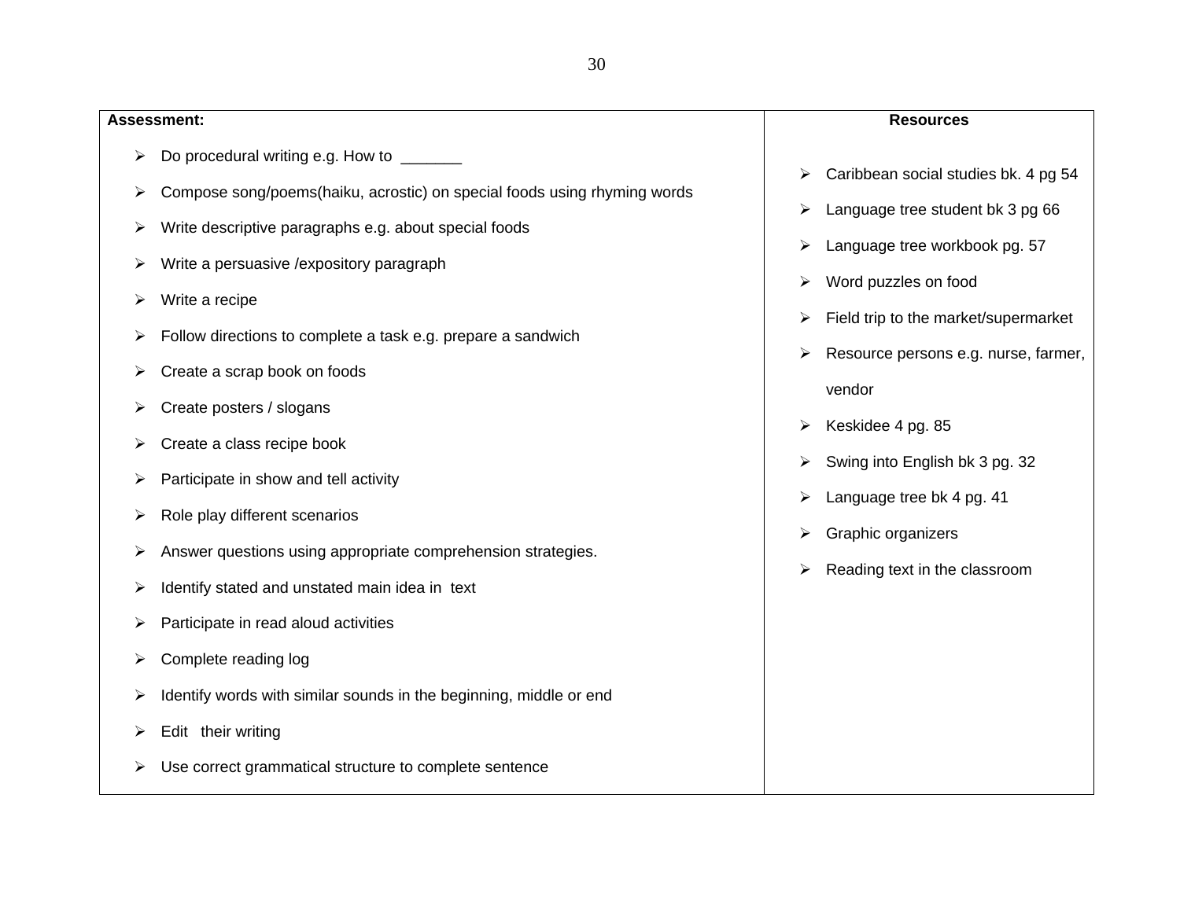| **Assessment:** | **Resources** |
|---|---|
| <ul><li>Do procedural writing e.g. How to _______</li><li>Compose song/poems(haiku, acrostic) on special foods using rhyming words</li><li>Write descriptive paragraphs e.g. about special foods</li><li>Write a persuasive /expository paragraph</li><li>Write a recipe</li><li>Follow directions to complete a task e.g. prepare a sandwich</li><li>Create a scrap book on foods</li><li>Create posters / slogans</li><li>Create a class recipe book</li><li>Participate in show and tell activity</li><li>Role play different scenarios</li><li>Answer questions using appropriate comprehension strategies.</li><li>Identify stated and unstated main idea in text</li><li>Participate in read aloud activities</li><li>Complete reading log</li><li>Identify words with similar sounds in the beginning, middle or end</li><li>Edit their writing</li><li>Use correct grammatical structure to complete sentence</li></ul> | <ul><li>Caribbean social studies bk. 4 pg 54</li><li>Language tree student bk 3 pg 66</li><li>Language tree workbook pg. 57</li><li>Word puzzles on food</li><li>Field trip to the market/supermarket</li><li>Resource persons e.g. nurse, farmer, vendor</li><li>Keskidee 4 pg. 85</li><li>Swing into English bk 3 pg. 32</li><li>Language tree bk 4 pg. 41</li><li>Graphic organizers</li><li>Reading text in the classroom</li></ul> |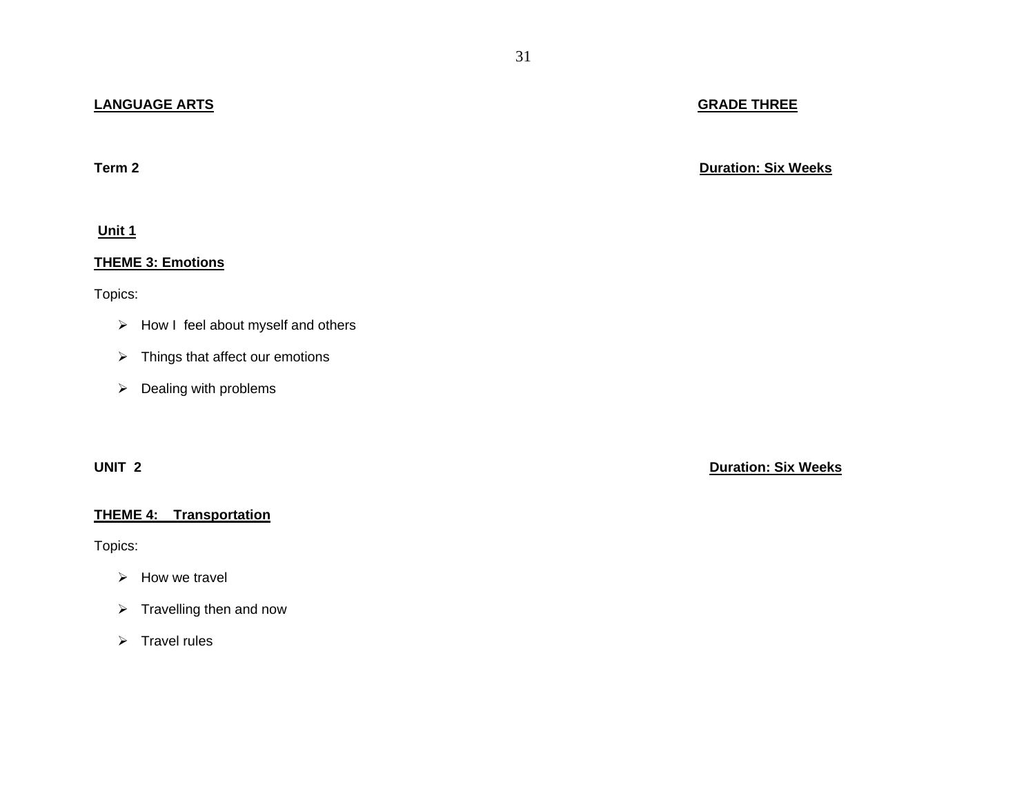**LANGUAGE ARTS** **GRADE THREE**

**Term 2** **Duration: Six Weeks**

**Unit 1**

**THEME 3: Emotions**

Topics:

- How I feel about myself and others
- Things that affect our emotions
- Dealing with problems

**UNIT 2** **Duration: Six Weeks**

**THEME 4: Transportation**

Topics:

- How we travel
- Travelling then and now
- Travel rules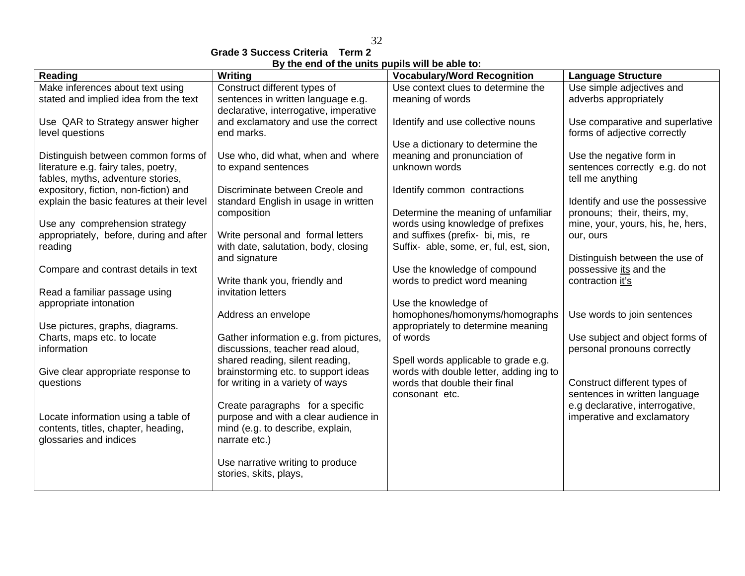**Grade 3 Success Criteria Term 2**

**By the end of the units pupils will be able to:**

| Reading | Writing | Vocabulary/Word Recognition | Language Structure |
|---|---|---|---|
| Make inferences about text using stated and implied idea from the text<br><br>Use QAR to Strategy answer higher level questions<br><br>Distinguish between common forms of literature e.g. fairy tales, poetry, fables, myths, adventure stories, expository, fiction, non-fiction) and explain the basic features at their level<br><br>Use any comprehension strategy appropriately, before, during and after reading<br><br>Compare and contrast details in text<br><br>Read a familiar passage using appropriate intonation<br><br>Use pictures, graphs, diagrams. Charts, maps etc. to locate information<br><br>Give clear appropriate response to questions<br><br>Locate information using a table of contents, titles, chapter, heading, glossaries and indices | Construct different types of sentences in written language e.g. declarative, interrogative, imperative and exclamatory and use the correct end marks.<br><br>Use who, did what, when and where to expand sentences<br><br>Discriminate between Creole and standard English in usage in written composition<br><br>Write personal and formal letters with date, salutation, body, closing and signature<br><br>Write thank you, friendly and invitation letters<br><br>Address an envelope<br><br>Gather information e.g. from pictures, discussions, teacher read aloud, shared reading, silent reading, brainstorming etc. to support ideas for writing in a variety of ways<br><br>Create paragraphs for a specific purpose and with a clear audience in mind (e.g. to describe, explain, narrate etc.)<br><br>Use narrative writing to produce stories, skits, plays, | Use context clues to determine the meaning of words<br><br>Identify and use collective nouns<br><br>Use a dictionary to determine the meaning and pronunciation of unknown words<br><br>Identify common contractions<br><br>Determine the meaning of unfamiliar words using knowledge of prefixes and suffixes (prefix- bi, mis, re Suffix- able, some, er, ful, est, sion,<br><br>Use the knowledge of compound words to predict word meaning<br><br>Use the knowledge of homophones/homonyms/homographs appropriately to determine meaning of words<br><br>Spell words applicable to grade e.g. words with double letter, adding ing to words that double their final consonant etc. | Use simple adjectives and adverbs appropriately<br><br>Use comparative and superlative forms of adjective correctly<br><br>Use the negative form in sentences correctly e.g. do not tell me anything<br><br>Identify and use the possessive pronouns; their, theirs, my, mine, your, yours, his, he, hers, our, ours<br><br>Distinguish between the use of possessive <u>its</u> and the contraction <u>it's</u><br><br>Use words to join sentences<br><br>Use subject and object forms of personal pronouns correctly<br><br>Construct different types of sentences in written language e.g declarative, interrogative, imperative and exclamatory |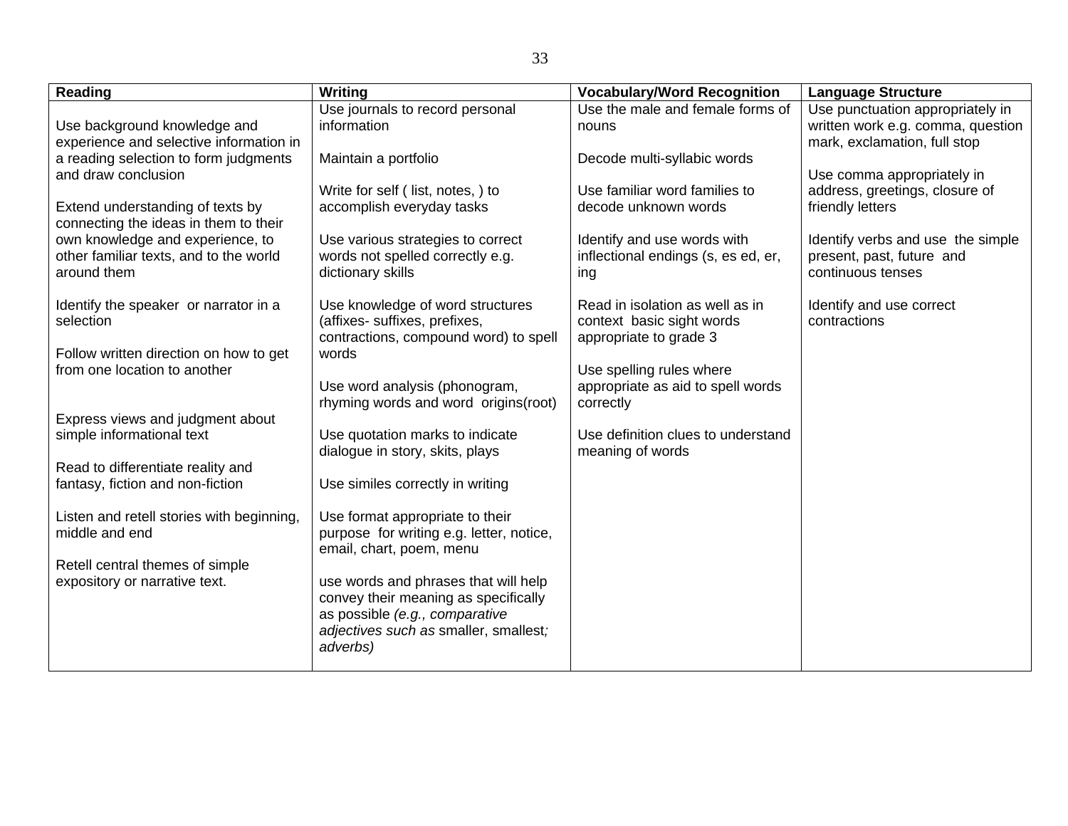| Reading | Writing | Vocabulary/Word Recognition | Language Structure |
|---|---|---|---|
| Use background knowledge and experience and selective information in a reading selection to form judgments and draw conclusion<br><br>Extend understanding of texts by connecting the ideas in them to their own knowledge and experience, to other familiar texts, and to the world around them<br><br>Identify the speaker or narrator in a selection<br><br>Follow written direction on how to get from one location to another<br><br>Express views and judgment about simple informational text<br><br>Read to differentiate reality and fantasy, fiction and non-fiction<br><br>Listen and retell stories with beginning, middle and end<br><br>Retell central themes of simple expository or narrative text. | Use journals to record personal information<br><br>Maintain a portfolio<br><br>Write for self ( list, notes, ) to accomplish everyday tasks<br><br>Use various strategies to correct words not spelled correctly e.g. dictionary skills<br><br>Use knowledge of word structures (affixes- suffixes, prefixes, contractions, compound word) to spell words<br><br>Use word analysis (phonogram, rhyming words and word origins(root)<br><br>Use quotation marks to indicate dialogue in story, skits, plays<br><br>Use similes correctly in writing<br><br>Use format appropriate to their purpose for writing e.g. letter, notice, email, chart, poem, menu<br><br>use words and phrases that will help convey their meaning as specifically as possible *(e.g., comparative adjectives such as* smaller, smallest*; adverbs)* | Use the male and female forms of nouns<br><br>Decode multi-syllabic words<br><br>Use familiar word families to decode unknown words<br><br>Identify and use words with inflectional endings (s, es ed, er, ing<br><br>Read in isolation as well as in context basic sight words appropriate to grade 3<br><br>Use spelling rules where appropriate as aid to spell words correctly<br><br>Use definition clues to understand meaning of words | Use punctuation appropriately in written work e.g. comma, question mark, exclamation, full stop<br><br>Use comma appropriately in address, greetings, closure of friendly letters<br><br>Identify verbs and use the simple present, past, future and continuous tenses<br><br>Identify and use correct contractions |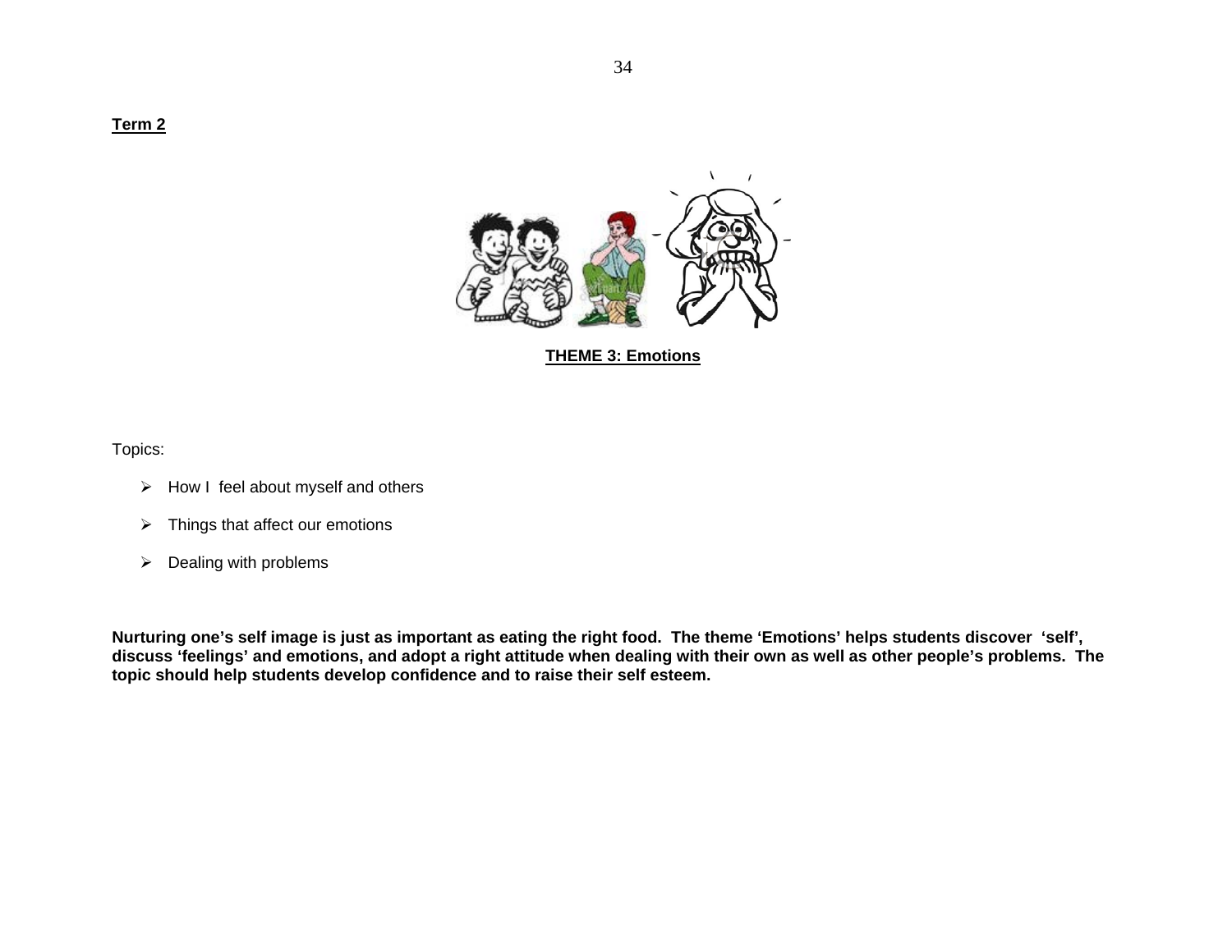**Term 2**

**THEME 3: Emotions**

Topics:

- How I feel about myself and others
- Things that affect our emotions
- Dealing with problems

**Nurturing one's self image is just as important as eating the right food. The theme 'Emotions' helps students discover 'self', discuss 'feelings' and emotions, and adopt a right attitude when dealing with their own as well as other people's problems. The topic should help students develop confidence and to raise their self esteem.**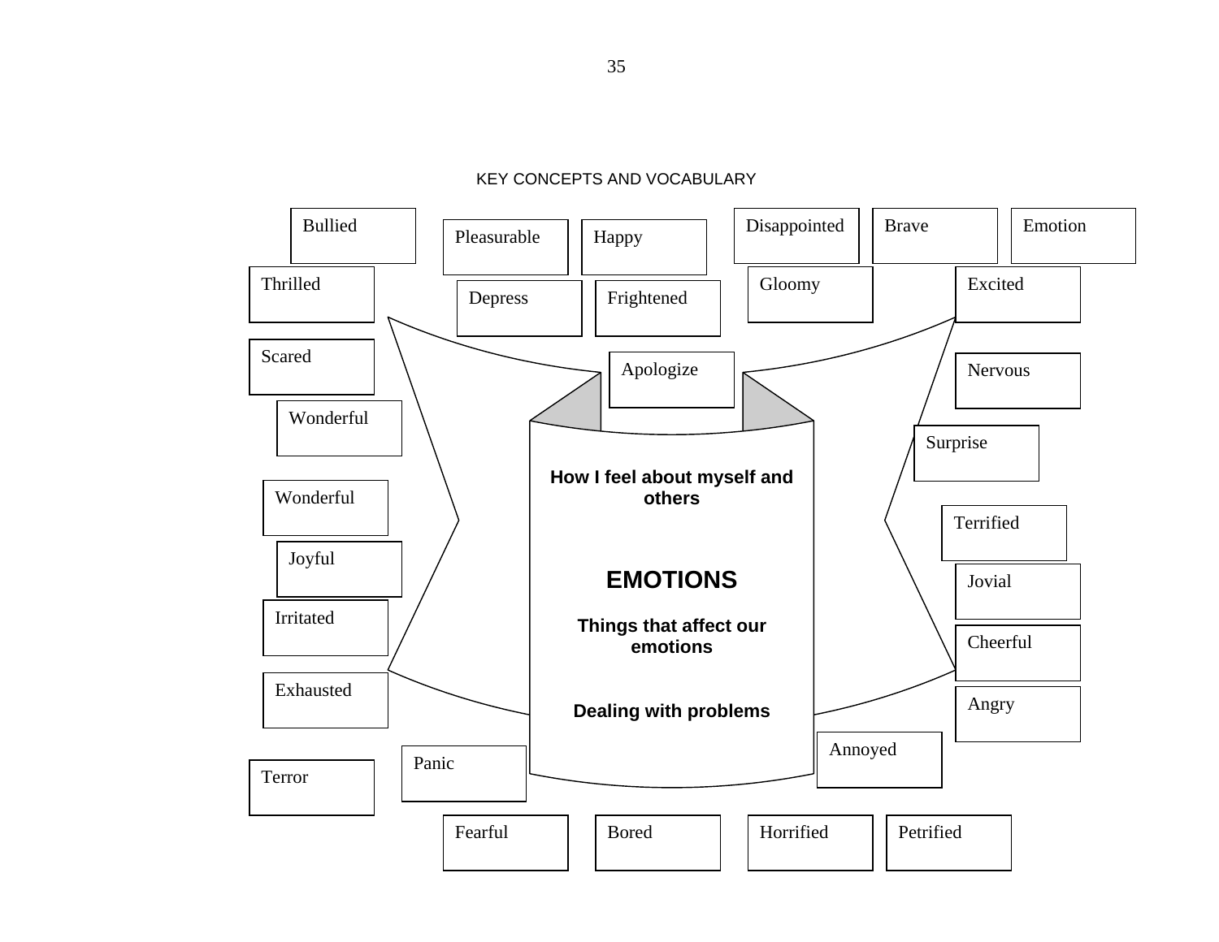KEY CONCEPTS AND VOCABULARY

**How I feel about myself and others**

## EMOTIONS

**Things that affect our emotions**

**Dealing with problems**

- Bullied
- Pleasurable
- Happy
- Disappointed
- Brave
- Emotion
- Thrilled
- Depress
- Frightened
- Gloomy
- Excited
- Scared
- Apologize
- Nervous
- Wonderful
- Surprise
- Wonderful
- Terrified
- Joyful
- Jovial
- Irritated
- Cheerful
- Exhausted
- Angry
- Annoyed
- Panic
- Terror
- Fearful
- Bored
- Horrified
- Petrified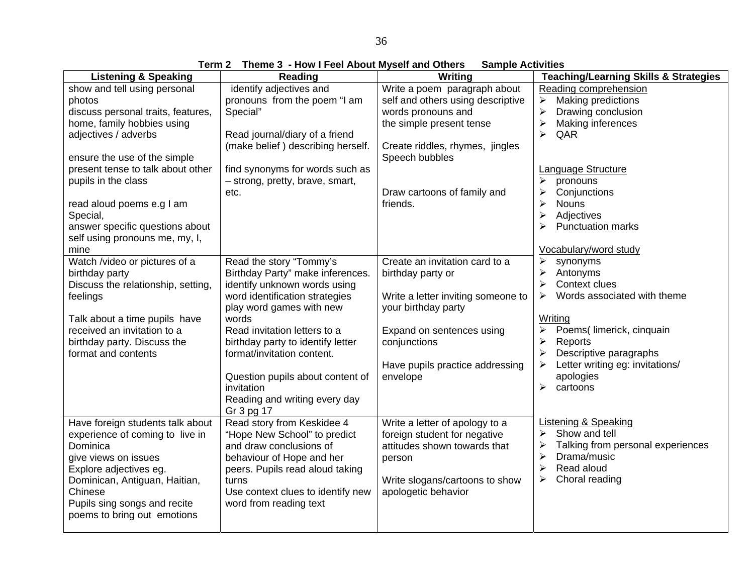**Term 2 Theme 3 - How I Feel About Myself and Others Sample Activities**

| Listening & Speaking | Reading | Writing | Teaching/Learning Skills & Strategies |
|---|---|---|---|
| show and tell using personal photos<br>discuss personal traits, features, home, family hobbies using adjectives / adverbs<br><br>ensure the use of the simple present tense to talk about other pupils in the class<br><br>read aloud poems e.g I am Special,<br>answer specific questions about self using pronouns me, my, I, mine | identify adjectives and pronouns from the poem "I am Special"<br><br>Read journal/diary of a friend (make belief ) describing herself.<br><br>find synonyms for words such as – strong, pretty, brave, smart, etc. | Write a poem paragraph about self and others using descriptive words pronouns and the simple present tense<br><br>Create riddles, rhymes, jingles Speech bubbles<br><br>Draw cartoons of family and friends. | Reading comprehension<br>➢ Making predictions<br>➢ Drawing conclusion<br>➢ Making inferences<br>➢ QAR<br><br>Language Structure<br>➢ pronouns<br>➢ Conjunctions<br>➢ Nouns<br>➢ Adjectives<br>➢ Punctuation marks<br><br>Vocabulary/word study |
| Watch /video or pictures of a birthday party<br>Discuss the relationship, setting, feelings<br><br>Talk about a time pupils have received an invitation to a birthday party. Discuss the format and contents | Read the story "Tommy's Birthday Party" make inferences.<br>identify unknown words using word identification strategies<br>play word games with new words<br>Read invitation letters to a birthday party to identify letter format/invitation content.<br><br>Question pupils about content of invitation<br>Reading and writing every day Gr 3 pg 17 | Create an invitation card to a birthday party or<br><br>Write a letter inviting someone to your birthday party<br><br>Expand on sentences using conjunctions<br><br>Have pupils practice addressing envelope | ➢ synonyms<br>➢ Antonyms<br>➢ Context clues<br>➢ Words associated with theme<br><br>Writing<br>➢ Poems( limerick, cinquain<br>➢ Reports<br>➢ Descriptive paragraphs<br>➢ Letter writing eg: invitations/ apologies<br>➢ cartoons |
| Have foreign students talk about experience of coming to live in Dominica<br>give views on issues<br>Explore adjectives eg. Dominican, Antiguan, Haitian, Chinese<br>Pupils sing songs and recite poems to bring out emotions | Read story from Keskidee 4 "Hope New School" to predict and draw conclusions of behaviour of Hope and her peers. Pupils read aloud taking turns<br>Use context clues to identify new word from reading text | Write a letter of apology to a foreign student for negative attitudes shown towards that person<br><br>Write slogans/cartoons to show apologetic behavior | Listening & Speaking<br>➢ Show and tell<br>➢ Talking from personal experiences<br>➢ Drama/music<br>➢ Read aloud<br>➢ Choral reading |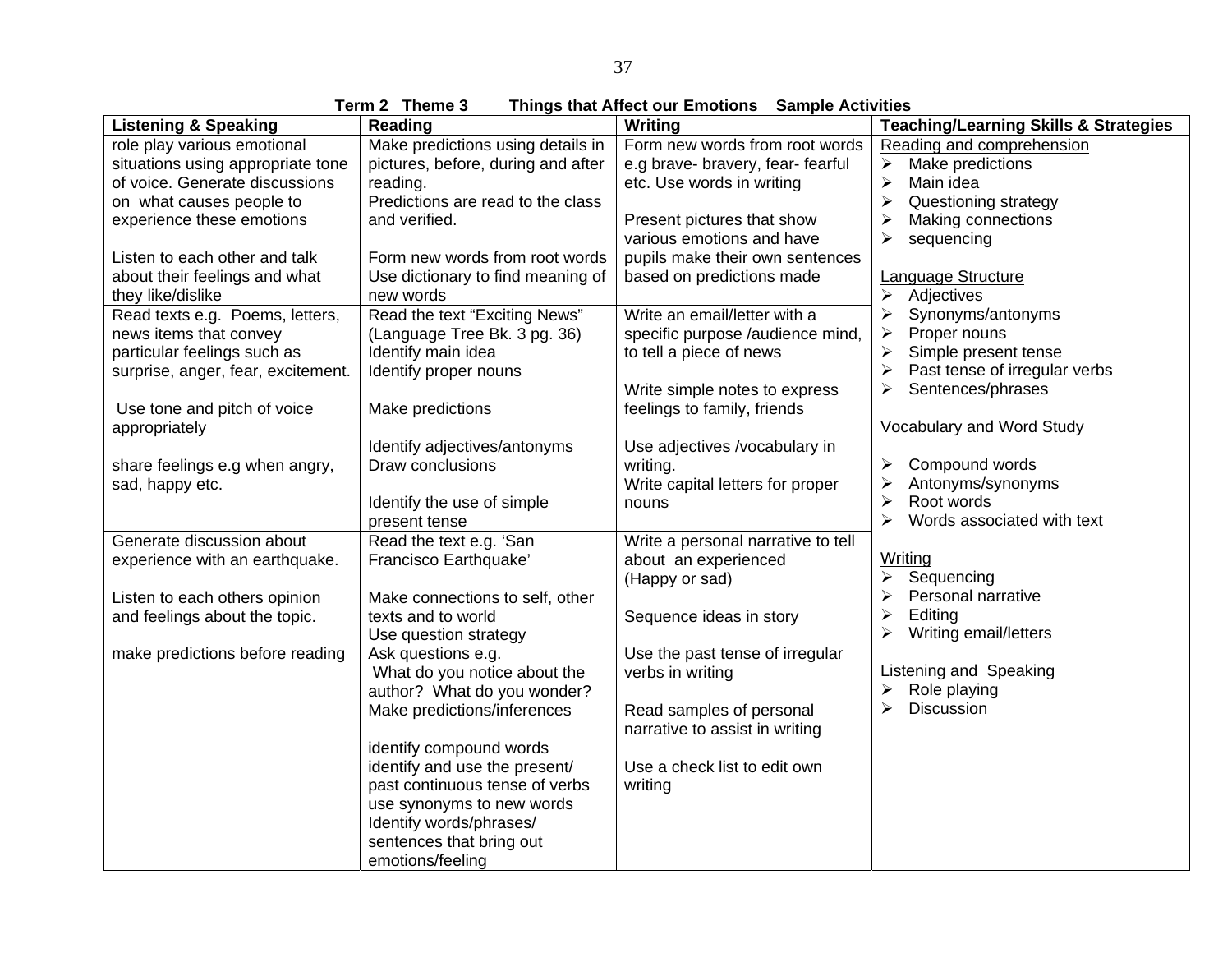**Term 2 Theme 3 Things that Affect our Emotions Sample Activities**

| Listening & Speaking | Reading | Writing | Teaching/Learning Skills & Strategies |
|---|---|---|---|
| role play various emotional situations using appropriate tone of voice. Generate discussions on what causes people to experience these emotions<br><br>Listen to each other and talk about their feelings and what they like/dislike | Make predictions using details in pictures, before, during and after reading.<br>Predictions are read to the class and verified.<br><br>Form new words from root words<br>Use dictionary to find meaning of new words | Form new words from root words e.g brave- bravery, fear- fearful etc. Use words in writing<br><br>Present pictures that show various emotions and have pupils make their own sentences based on predictions made | Reading and comprehension<br>➢ Make predictions<br>➢ Main idea<br>➢ Questioning strategy<br>➢ Making connections<br>➢ sequencing<br><br>Language Structure<br>➢ Adjectives<br>➢ Synonyms/antonyms<br>➢ Proper nouns<br>➢ Simple present tense<br>➢ Past tense of irregular verbs<br>➢ Sentences/phrases<br><br>Vocabulary and Word Study<br><br>➢ Compound words<br>➢ Antonyms/synonyms<br>➢ Root words<br>➢ Words associated with text<br><br>Writing<br>➢ Sequencing<br>➢ Personal narrative<br>➢ Editing<br>➢ Writing email/letters<br><br>Listening and Speaking<br>➢ Role playing<br>➢ Discussion |
| Read texts e.g. Poems, letters, news items that convey particular feelings such as surprise, anger, fear, excitement.<br><br>Use tone and pitch of voice appropriately<br><br>share feelings e.g when angry, sad, happy etc. | Read the text "Exciting News" (Language Tree Bk. 3 pg. 36)<br>Identify main idea<br>Identify proper nouns<br><br>Make predictions<br><br>Identify adjectives/antonyms<br>Draw conclusions<br><br>Identify the use of simple present tense | Write an email/letter with a specific purpose /audience mind, to tell a piece of news<br><br>Write simple notes to express feelings to family, friends<br><br>Use adjectives /vocabulary in writing.<br>Write capital letters for proper nouns | |
| Generate discussion about experience with an earthquake.<br><br>Listen to each others opinion and feelings about the topic.<br><br>make predictions before reading | Read the text e.g. 'San Francisco Earthquake'<br><br>Make connections to self, other texts and to world<br>Use question strategy<br>Ask questions e.g.<br>What do you notice about the author? What do you wonder?<br>Make predictions/inferences<br><br>identify compound words<br>identify and use the present/ past continuous tense of verbs<br>use synonyms to new words<br>Identify words/phrases/ sentences that bring out emotions/feeling | Write a personal narrative to tell about an experienced (Happy or sad)<br><br>Sequence ideas in story<br><br>Use the past tense of irregular verbs in writing<br><br>Read samples of personal narrative to assist in writing<br><br>Use a check list to edit own writing | |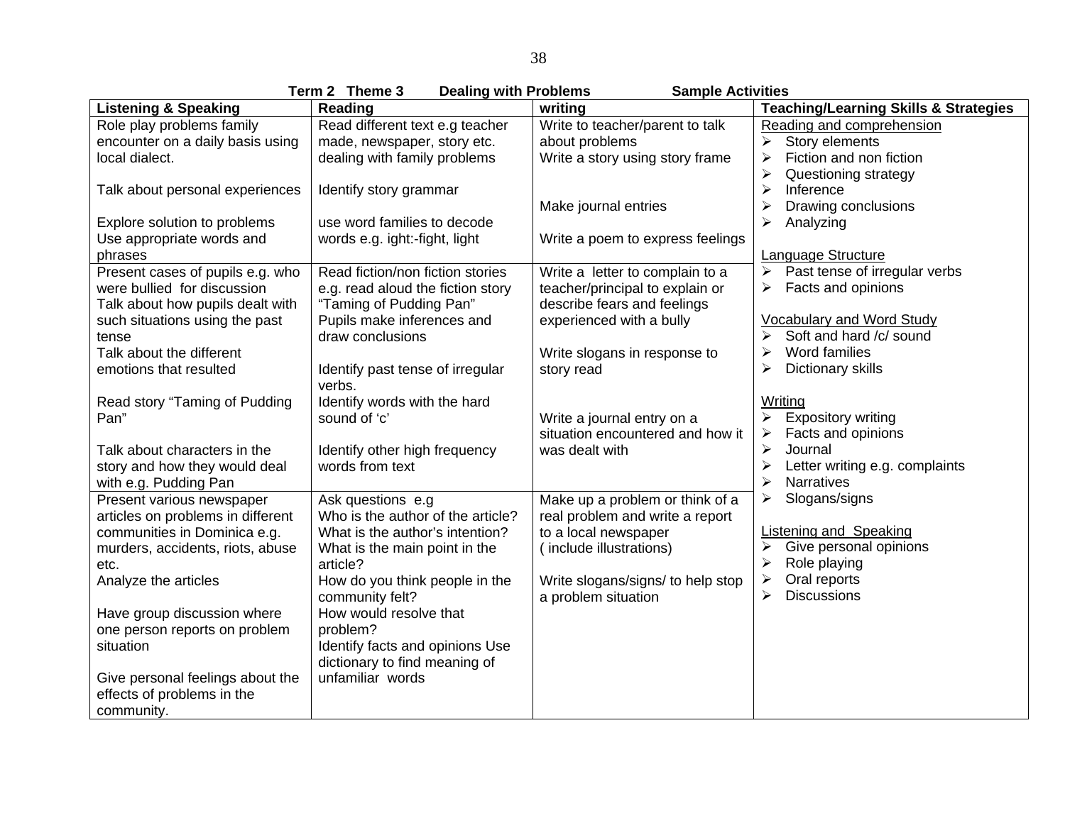**Term 2 Theme 3 Dealing with Problems Sample Activities**

| Listening & Speaking | Reading | writing | Teaching/Learning Skills & Strategies |
|---|---|---|---|
| Role play problems family encounter on a daily basis using local dialect.<br><br>Talk about personal experiences<br><br>Explore solution to problems<br>Use appropriate words and phrases | Read different text e.g teacher made, newspaper, story etc. dealing with family problems<br><br>Identify story grammar<br><br>use word families to decode words e.g. ight:-fight, light | Write to teacher/parent to talk about problems<br>Write a story using story frame<br><br>Make journal entries<br><br>Write a poem to express feelings | <u>Reading and comprehension</u><br>➢ Story elements<br>➢ Fiction and non fiction<br>➢ Questioning strategy<br>➢ Inference<br>➢ Drawing conclusions<br>➢ Analyzing<br><br><u>Language Structure</u><br>➢ Past tense of irregular verbs<br>➢ Facts and opinions<br><br><u>Vocabulary and Word Study</u><br>➢ Soft and hard /c/ sound<br>➢ Word families<br>➢ Dictionary skills<br><br><u>Writing</u><br>➢ Expository writing<br>➢ Facts and opinions<br>➢ Journal<br>➢ Letter writing e.g. complaints<br>➢ Narratives<br>➢ Slogans/signs<br><br><u>Listening and Speaking</u><br>➢ Give personal opinions<br>➢ Role playing<br>➢ Oral reports<br>➢ Discussions |
| Present cases of pupils e.g. who were bullied for discussion<br>Talk about how pupils dealt with such situations using the past tense<br>Talk about the different emotions that resulted<br><br>Read story "Taming of Pudding Pan"<br><br>Talk about characters in the story and how they would deal with e.g. Pudding Pan | Read fiction/non fiction stories e.g. read aloud the fiction story "Taming of Pudding Pan"<br>Pupils make inferences and draw conclusions<br><br>Identify past tense of irregular verbs.<br>Identify words with the hard sound of 'c'<br><br>Identify other high frequency words from text | Write a letter to complain to a teacher/principal to explain or describe fears and feelings experienced with a bully<br><br>Write slogans in response to story read<br><br>Write a journal entry on a situation encountered and how it was dealt with | |
| Present various newspaper articles on problems in different communities in Dominica e.g. murders, accidents, riots, abuse etc.<br>Analyze the articles<br><br>Have group discussion where one person reports on problem situation<br><br>Give personal feelings about the effects of problems in the community. | Ask questions e.g<br>Who is the author of the article?<br>What is the author's intention?<br>What is the main point in the article?<br>How do you think people in the community felt?<br>How would resolve that problem?<br>Identify facts and opinions Use dictionary to find meaning of unfamiliar words | Make up a problem or think of a real problem and write a report to a local newspaper ( include illustrations)<br><br>Write slogans/signs/ to help stop a problem situation | |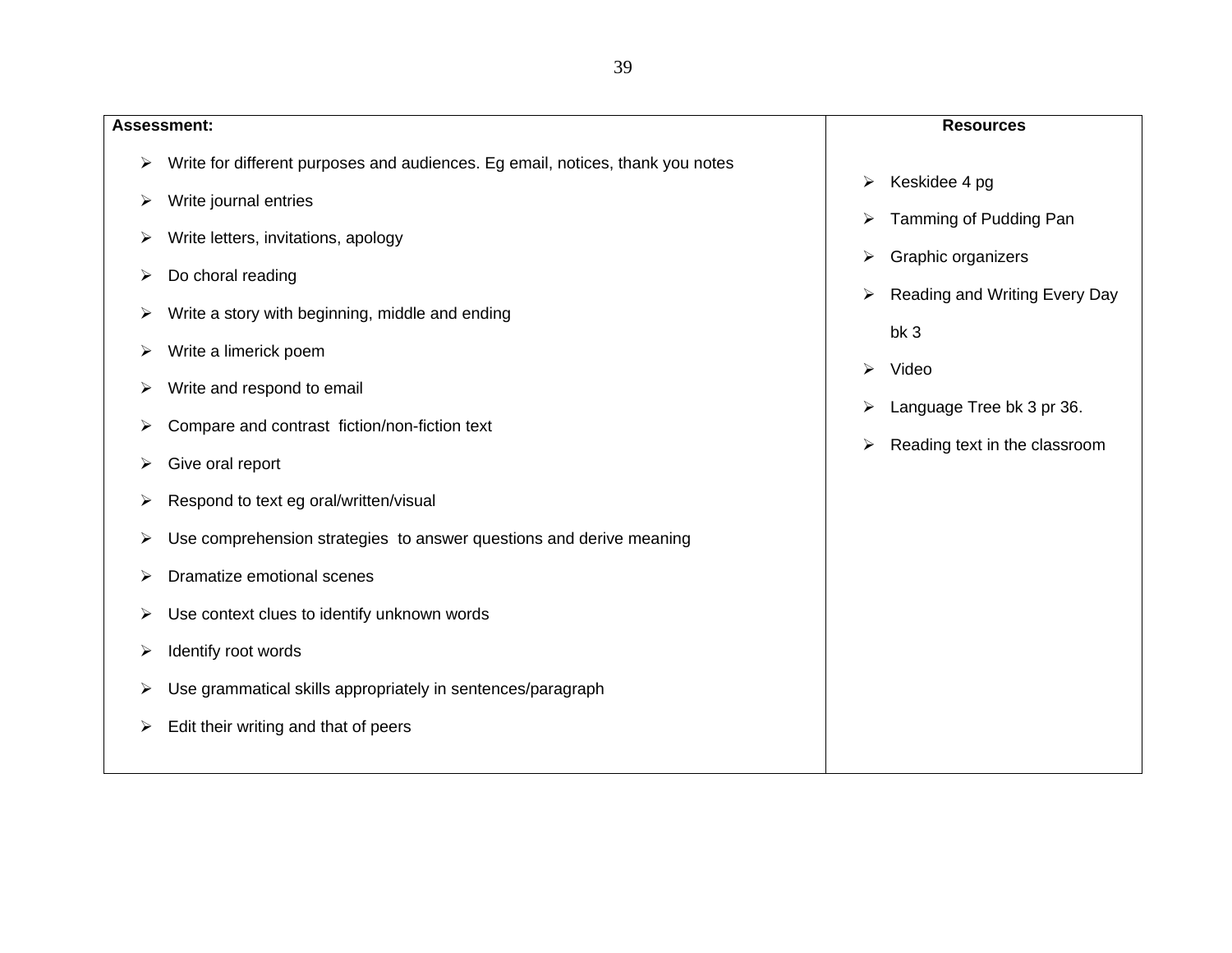| **Assessment:** | **Resources** |
| --- | --- |
| <ul><li>Write for different purposes and audiences. Eg email, notices, thank you notes</li><li>Write journal entries</li><li>Write letters, invitations, apology</li><li>Do choral reading</li><li>Write a story with beginning, middle and ending</li><li>Write a limerick poem</li><li>Write and respond to email</li><li>Compare and contrast fiction/non-fiction text</li><li>Give oral report</li><li>Respond to text eg oral/written/visual</li><li>Use comprehension strategies to answer questions and derive meaning</li><li>Dramatize emotional scenes</li><li>Use context clues to identify unknown words</li><li>Identify root words</li><li>Use grammatical skills appropriately in sentences/paragraph</li><li>Edit their writing and that of peers</li></ul> | <ul><li>Keskidee 4 pg</li><li>Tamming of Pudding Pan</li><li>Graphic organizers</li><li>Reading and Writing Every Day bk 3</li><li>Video</li><li>Language Tree bk 3 pr 36.</li><li>Reading text in the classroom</li></ul> |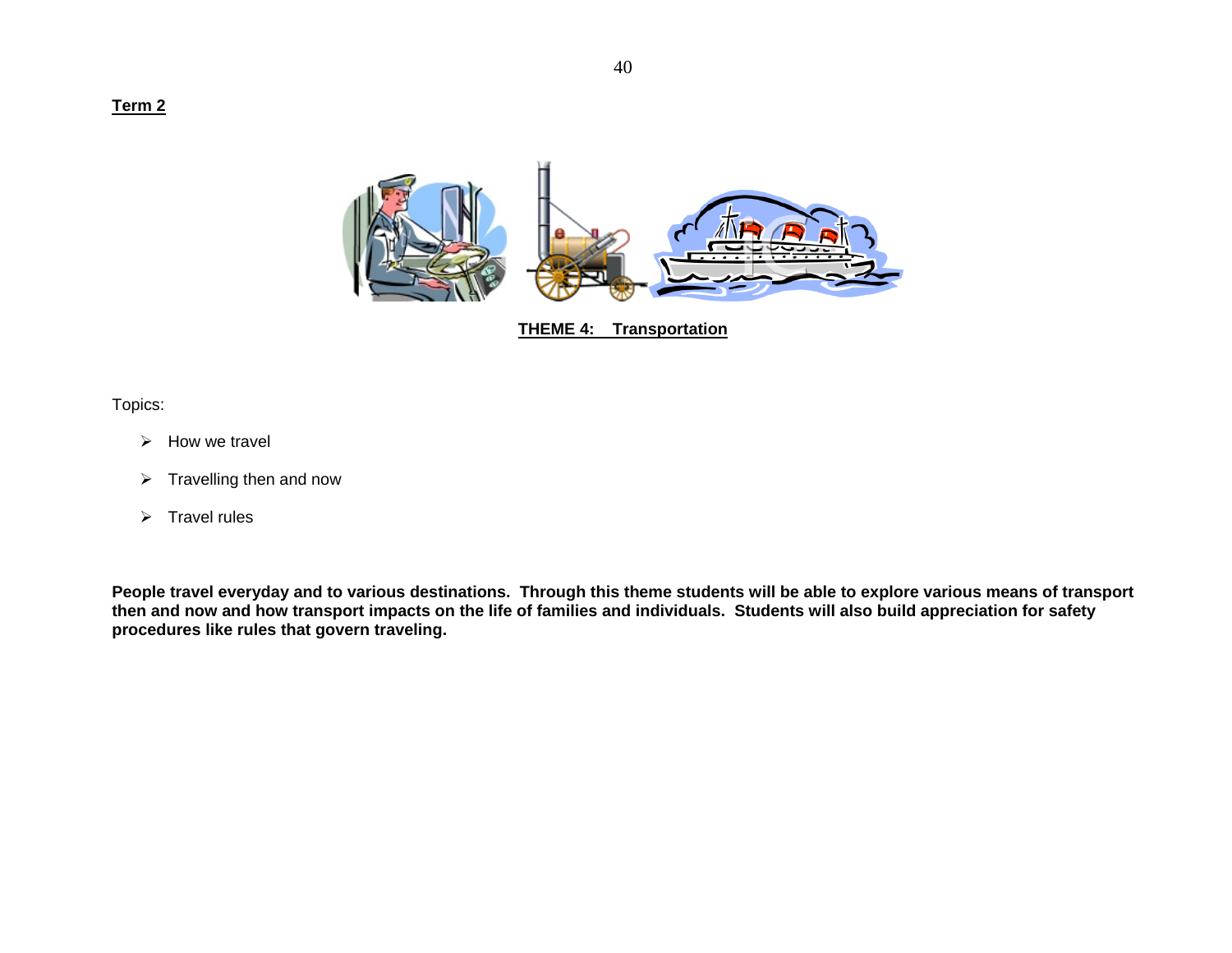**Term 2**

**THEME 4: Transportation**

Topics:

- How we travel
- Travelling then and now
- Travel rules

**People travel everyday and to various destinations. Through this theme students will be able to explore various means of transport then and now and how transport impacts on the life of families and individuals. Students will also build appreciation for safety procedures like rules that govern traveling.**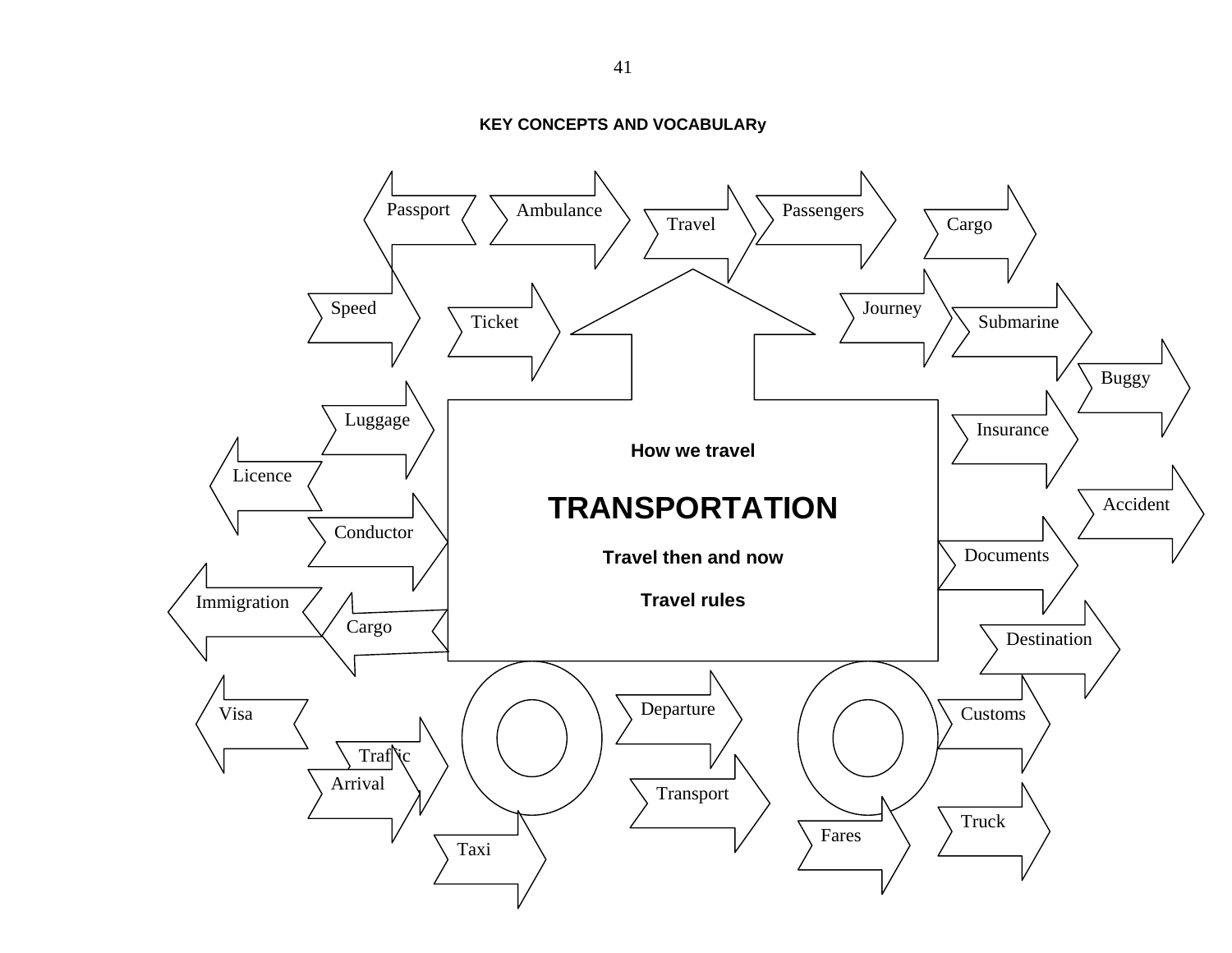## KEY CONCEPTS AND VOCABULARy

**How we travel**

# TRANSPORTATION

**Travel then and now**

**Travel rules**

- Passport
- Ambulance
- Travel
- Passengers
- Cargo
- Speed
- Ticket
- Journey
- Submarine
- Buggy
- Luggage
- Insurance
- Licence
- Accident
- Conductor
- Documents
- Immigration
- Cargo
- Destination
- Departure
- Visa
- Customs
- Traffic
- Arrival
- Transport
- Truck
- Fares
- Taxi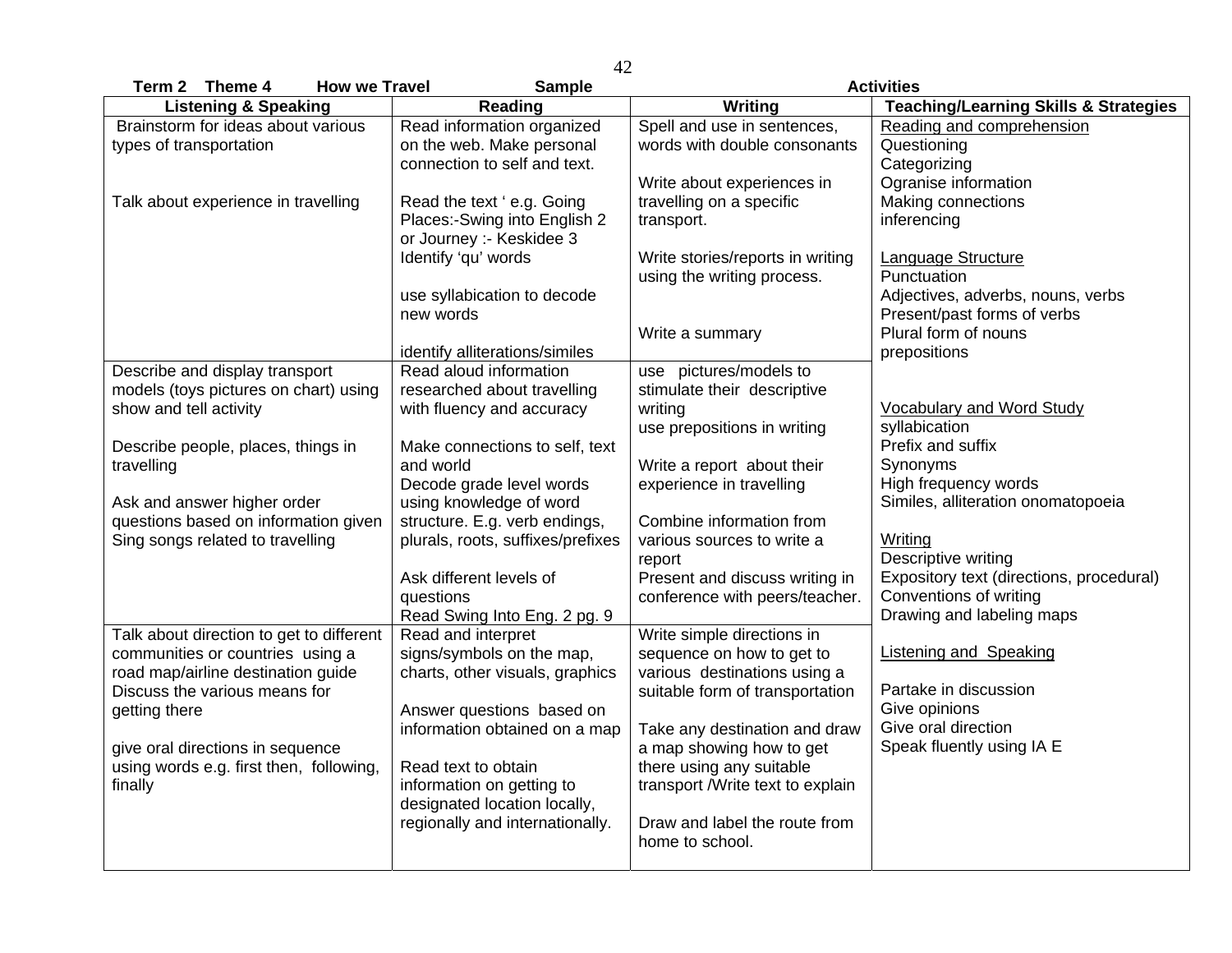**Term 2 Theme 4 How we Travel Sample Activities**

| Listening & Speaking | Reading | Writing | Teaching/Learning Skills & Strategies |
|---|---|---|---|
| Brainstorm for ideas about various types of transportation<br><br>Talk about experience in travelling | Read information organized on the web. Make personal connection to self and text.<br><br>Read the text ' e.g. Going Places:-Swing into English 2 or Journey :- Keskidee 3 Identify 'qu' words<br><br>use syllabication to decode new words<br><br>identify alliterations/similes | Spell and use in sentences, words with double consonants<br><br>Write about experiences in travelling on a specific transport.<br><br>Write stories/reports in writing using the writing process.<br><br>Write a summary | Reading and comprehension<br>Questioning<br>Categorizing<br>Ogranise information<br>Making connections<br>inferencing<br><br>Language Structure<br>Punctuation<br>Adjectives, adverbs, nouns, verbs<br>Present/past forms of verbs<br>Plural form of nouns<br>prepositions<br><br>Vocabulary and Word Study<br>syllabication<br>Prefix and suffix<br>Synonyms<br>High frequency words<br>Similes, alliteration onomatopoeia<br><br>Writing<br>Descriptive writing<br>Expository text (directions, procedural)<br>Conventions of writing<br>Drawing and labeling maps<br><br>Listening and Speaking<br><br>Partake in discussion<br>Give opinions<br>Give oral direction<br>Speak fluently using IA E |
| Describe and display transport models (toys pictures on chart) using show and tell activity<br><br>Describe people, places, things in travelling<br><br>Ask and answer higher order questions based on information given<br>Sing songs related to travelling | Read aloud information researched about travelling with fluency and accuracy<br><br>Make connections to self, text and world<br>Decode grade level words using knowledge of word structure. E.g. verb endings, plurals, roots, suffixes/prefixes<br><br>Ask different levels of questions<br>Read Swing Into Eng. 2 pg. 9 | use pictures/models to stimulate their descriptive writing<br>use prepositions in writing<br><br>Write a report about their experience in travelling<br><br>Combine information from various sources to write a report<br>Present and discuss writing in conference with peers/teacher. | |
| Talk about direction to get to different communities or countries using a road map/airline destination guide<br>Discuss the various means for getting there<br><br>give oral directions in sequence using words e.g. first then, following, finally | Read and interpret signs/symbols on the map, charts, other visuals, graphics<br><br>Answer questions based on information obtained on a map<br><br>Read text to obtain information on getting to designated location locally, regionally and internationally. | Write simple directions in sequence on how to get to various destinations using a suitable form of transportation<br><br>Take any destination and draw a map showing how to get there using any suitable transport /Write text to explain<br><br>Draw and label the route from home to school. | |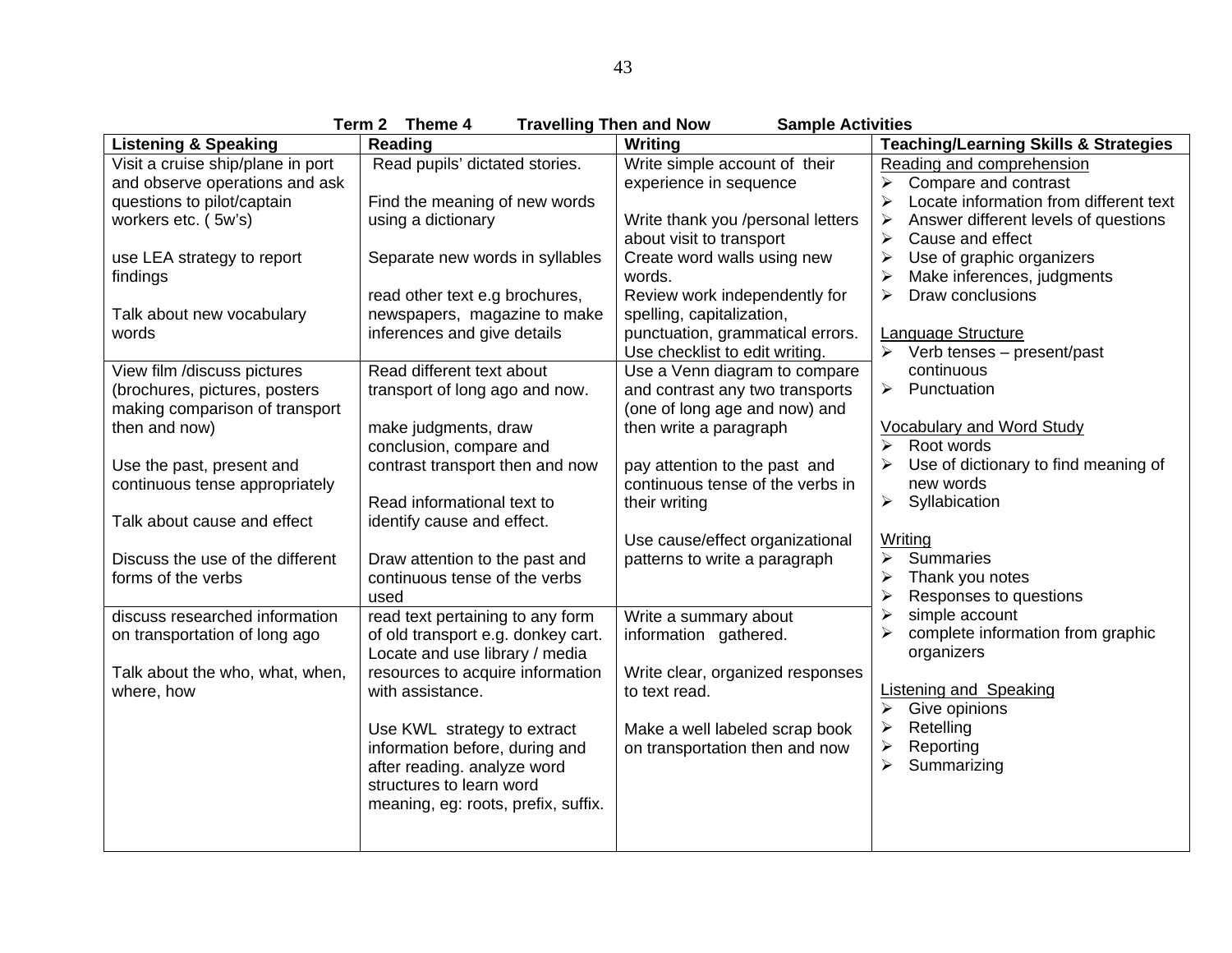**Term 2 Theme 4 Travelling Then and Now Sample Activities**

| Listening & Speaking | Reading | Writing | Teaching/Learning Skills & Strategies |
|---|---|---|---|
| Visit a cruise ship/plane in port and observe operations and ask questions to pilot/captain workers etc. ( 5w's)<br><br>use LEA strategy to report findings<br><br>Talk about new vocabulary words | Read pupils' dictated stories.<br><br>Find the meaning of new words using a dictionary<br><br>Separate new words in syllables<br><br>read other text e.g brochures, newspapers, magazine to make inferences and give details | Write simple account of their experience in sequence<br><br>Write thank you /personal letters about visit to transport<br>Create word walls using new words.<br>Review work independently for spelling, capitalization, punctuation, grammatical errors.<br>Use checklist to edit writing. | Reading and comprehension<br>➢ Compare and contrast<br>➢ Locate information from different text<br>➢ Answer different levels of questions<br>➢ Cause and effect<br>➢ Use of graphic organizers<br>➢ Make inferences, judgments<br>➢ Draw conclusions<br><br>Language Structure<br>➢ Verb tenses – present/past continuous<br>➢ Punctuation<br><br>Vocabulary and Word Study<br>➢ Root words<br>➢ Use of dictionary to find meaning of new words<br>➢ Syllabication<br><br>Writing<br>➢ Summaries<br>➢ Thank you notes<br>➢ Responses to questions<br>➢ simple account<br>➢ complete information from graphic organizers<br><br>Listening and Speaking<br>➢ Give opinions<br>➢ Retelling<br>➢ Reporting<br>➢ Summarizing |
| View film /discuss pictures (brochures, pictures, posters making comparison of transport then and now)<br><br>Use the past, present and continuous tense appropriately<br><br>Talk about cause and effect<br><br>Discuss the use of the different forms of the verbs | Read different text about transport of long ago and now.<br><br>make judgments, draw conclusion, compare and contrast transport then and now<br><br>Read informational text to identify cause and effect.<br><br>Draw attention to the past and continuous tense of the verbs used | Use a Venn diagram to compare and contrast any two transports (one of long age and now) and then write a paragraph<br><br>pay attention to the past and continuous tense of the verbs in their writing<br><br>Use cause/effect organizational patterns to write a paragraph | |
| discuss researched information on transportation of long ago<br><br>Talk about the who, what, when, where, how | read text pertaining to any form of old transport e.g. donkey cart. Locate and use library / media resources to acquire information with assistance.<br><br>Use KWL strategy to extract information before, during and after reading. analyze word structures to learn word meaning, eg: roots, prefix, suffix. | Write a summary about information gathered.<br><br>Write clear, organized responses to text read.<br><br>Make a well labeled scrap book on transportation then and now | |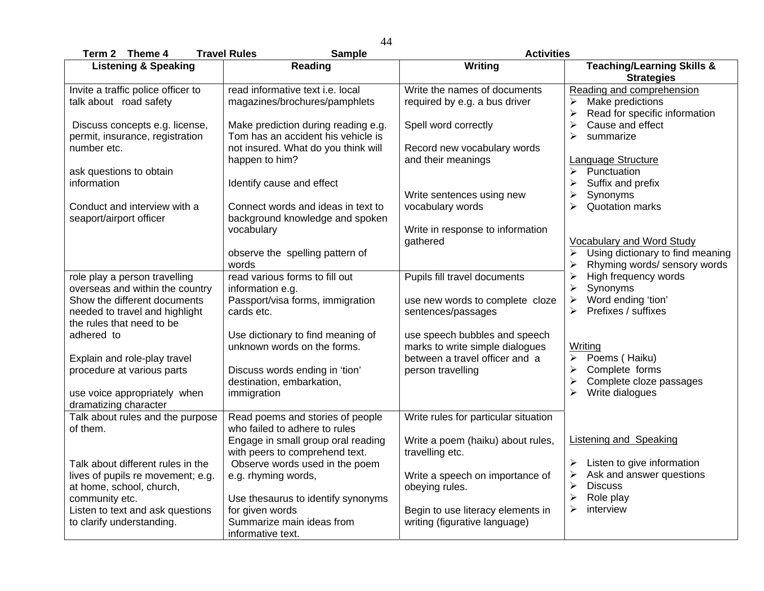**Term 2 Theme 4 Travel Rules Sample Activities**

| Listening & Speaking | Reading | Writing | Teaching/Learning Skills & Strategies |
|---|---|---|---|
| Invite a traffic police officer to talk about road safety<br><br>Discuss concepts e.g. license, permit, insurance, registration number etc.<br><br>ask questions to obtain information<br><br>Conduct and interview with a seaport/airport officer | read informative text i.e. local magazines/brochures/pamphlets<br><br>Make prediction during reading e.g. Tom has an accident his vehicle is not insured. What do you think will happen to him?<br><br>Identify cause and effect<br><br>Connect words and ideas in text to background knowledge and spoken vocabulary<br><br>observe the spelling pattern of words | Write the names of documents required by e.g. a bus driver<br><br>Spell word correctly<br><br>Record new vocabulary words and their meanings<br><br>Write sentences using new vocabulary words<br><br>Write in response to information gathered | <u>Reading and comprehension</u><br>➢ Make predictions<br>➢ Read for specific information<br>➢ Cause and effect<br>➢ summarize<br><br><u>Language Structure</u><br>➢ Punctuation<br>➢ Suffix and prefix<br>➢ Synonyms<br>➢ Quotation marks<br><br><u>Vocabulary and Word Study</u><br>➢ Using dictionary to find meaning<br>➢ Rhyming words/ sensory words<br>➢ High frequency words<br>➢ Synonyms<br>➢ Word ending 'tion'<br>➢ Prefixes / suffixes<br><br><u>Writing</u><br>➢ Poems ( Haiku)<br>➢ Complete forms<br>➢ Complete cloze passages<br>➢ Write dialogues<br><br><u>Listening and Speaking</u><br>➢ Listen to give information<br>➢ Ask and answer questions<br>➢ Discuss<br>➢ Role play<br>➢ interview |
| role play a person travelling overseas and within the country<br>Show the different documents needed to travel and highlight the rules that need to be adhered to<br><br>Explain and role-play travel procedure at various parts<br><br>use voice appropriately when dramatizing character | read various forms to fill out information e.g.<br>Passport/visa forms, immigration cards etc.<br><br>Use dictionary to find meaning of unknown words on the forms.<br><br>Discuss words ending in 'tion' destination, embarkation, immigration | Pupils fill travel documents<br><br>use new words to complete cloze sentences/passages<br><br>use speech bubbles and speech marks to write simple dialogues between a travel officer and a person travelling | |
| Talk about rules and the purpose of them.<br><br>Talk about different rules in the lives of pupils re movement; e.g. at home, school, church, community etc.<br>Listen to text and ask questions to clarify understanding. | Read poems and stories of people who failed to adhere to rules<br>Engage in small group oral reading with peers to comprehend text.<br>Observe words used in the poem e.g. rhyming words,<br><br>Use thesaurus to identify synonyms for given words<br>Summarize main ideas from informative text. | Write rules for particular situation<br><br>Write a poem (haiku) about rules, travelling etc.<br><br>Write a speech on importance of obeying rules.<br><br>Begin to use literacy elements in writing (figurative language) | |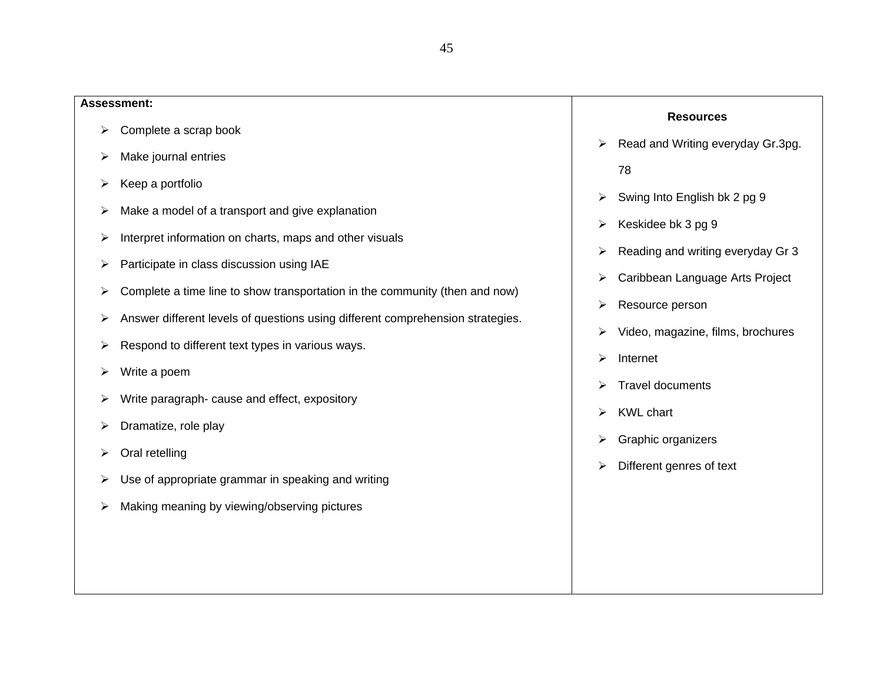| **Assessment:** | **Resources** |
|---|---|
| <ul><li>Complete a scrap book</li><li>Make journal entries</li><li>Keep a portfolio</li><li>Make a model of a transport and give explanation</li><li>Interpret information on charts, maps and other visuals</li><li>Participate in class discussion using IAE</li><li>Complete a time line to show transportation in the community (then and now)</li><li>Answer different levels of questions using different comprehension strategies.</li><li>Respond to different text types in various ways.</li><li>Write a poem</li><li>Write paragraph- cause and effect, expository</li><li>Dramatize, role play</li><li>Oral retelling</li><li>Use of appropriate grammar in speaking and writing</li><li>Making meaning by viewing/observing pictures</li></ul> | <ul><li>Read and Writing everyday Gr.3pg. 78</li><li>Swing Into English bk 2 pg 9</li><li>Keskidee bk 3 pg 9</li><li>Reading and writing everyday Gr 3</li><li>Caribbean Language Arts Project</li><li>Resource person</li><li>Video, magazine, films, brochures</li><li>Internet</li><li>Travel documents</li><li>KWL chart</li><li>Graphic organizers</li><li>Different genres of text</li></ul> |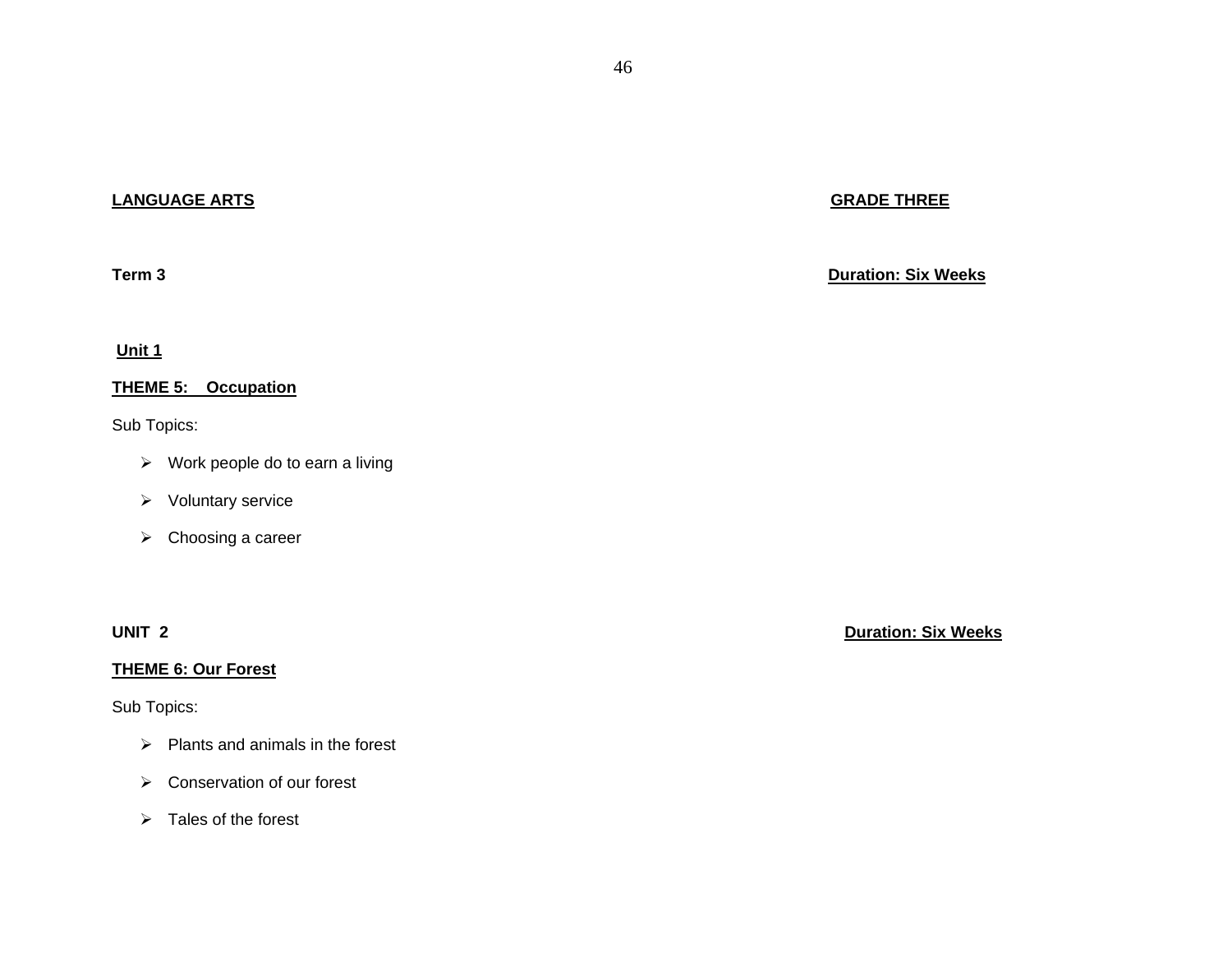**LANGUAGE ARTS** **GRADE THREE**

**Term 3** **Duration: Six Weeks**

**Unit 1**

**THEME 5: Occupation**

Sub Topics:

- Work people do to earn a living
- Voluntary service
- Choosing a career

**UNIT 2** **Duration: Six Weeks**

**THEME 6: Our Forest**

Sub Topics:

- Plants and animals in the forest
- Conservation of our forest
- Tales of the forest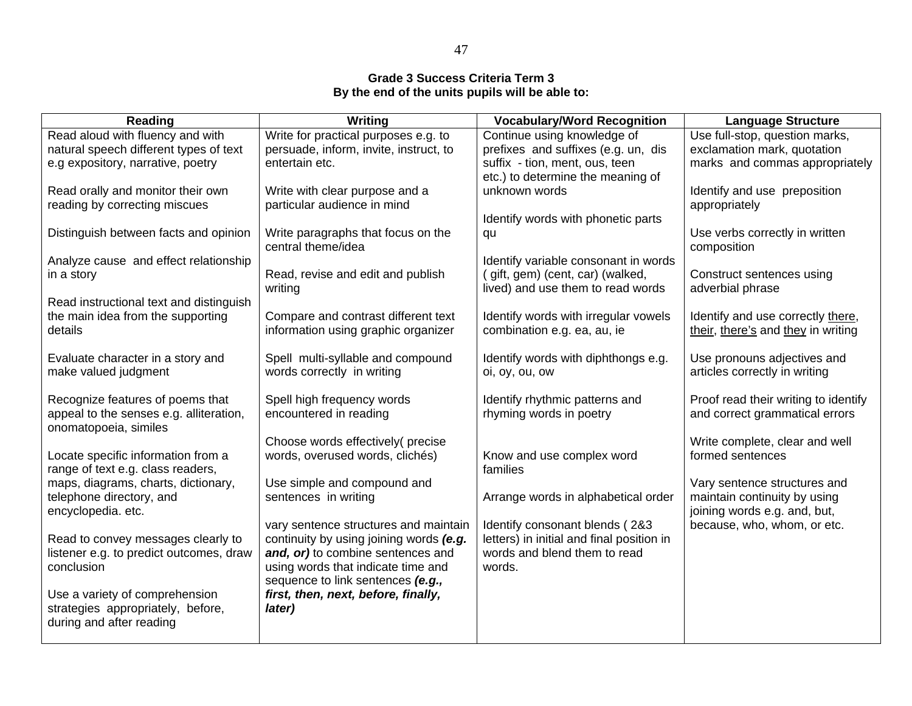**Grade 3 Success Criteria Term 3**
**By the end of the units pupils will be able to:**

| Reading | Writing | Vocabulary/Word Recognition | Language Structure |
|---|---|---|---|
| Read aloud with fluency and with natural speech different types of text e.g expository, narrative, poetry | Write for practical purposes e.g. to persuade, inform, invite, instruct, to entertain etc. | Continue using knowledge of prefixes and suffixes (e.g. un, dis suffix - tion, ment, ous, teen etc.) to determine the meaning of unknown words | Use full-stop, question marks, exclamation mark, quotation marks and commas appropriately |
| Read orally and monitor their own reading by correcting miscues | Write with clear purpose and a particular audience in mind | Identify words with phonetic parts qu | Identify and use preposition appropriately |
| Distinguish between facts and opinion | Write paragraphs that focus on the central theme/idea | Identify variable consonant in words ( gift, gem) (cent, car) (walked, lived) and use them to read words | Use verbs correctly in written composition |
| Analyze cause and effect relationship in a story | Read, revise and edit and publish writing | Identify words with irregular vowels combination e.g. ea, au, ie | Construct sentences using adverbial phrase |
| Read instructional text and distinguish the main idea from the supporting details | Compare and contrast different text information using graphic organizer | Identify words with diphthongs e.g. oi, oy, ou, ow | Identify and use correctly <u>there</u>, <u>their</u>, <u>there's</u> and <u>they</u> in writing |
| Evaluate character in a story and make valued judgment | Spell multi-syllable and compound words correctly in writing | Identify rhythmic patterns and rhyming words in poetry | Use pronouns adjectives and articles correctly in writing |
| Recognize features of poems that appeal to the senses e.g. alliteration, onomatopoeia, similes | Spell high frequency words encountered in reading | Know and use complex word families | Proof read their writing to identify and correct grammatical errors |
| Locate specific information from a range of text e.g. class readers, maps, diagrams, charts, dictionary, telephone directory, and encyclopedia. etc. | Choose words effectively( precise words, overused words, clichés) | Arrange words in alphabetical order | Write complete, clear and well formed sentences |
| Read to convey messages clearly to listener e.g. to predict outcomes, draw conclusion | Use simple and compound and sentences in writing | Identify consonant blends ( 2&3 letters) in initial and final position in words and blend them to read words. | Vary sentence structures and maintain continuity by using joining words e.g. and, but, because, who, whom, or etc. |
| Use a variety of comprehension strategies appropriately, before, during and after reading | vary sentence structures and maintain continuity by using joining words ***(e.g. and, or)*** to combine sentences and using words that indicate time and sequence to link sentences ***(e.g., first, then, next, before, finally, later)*** | | |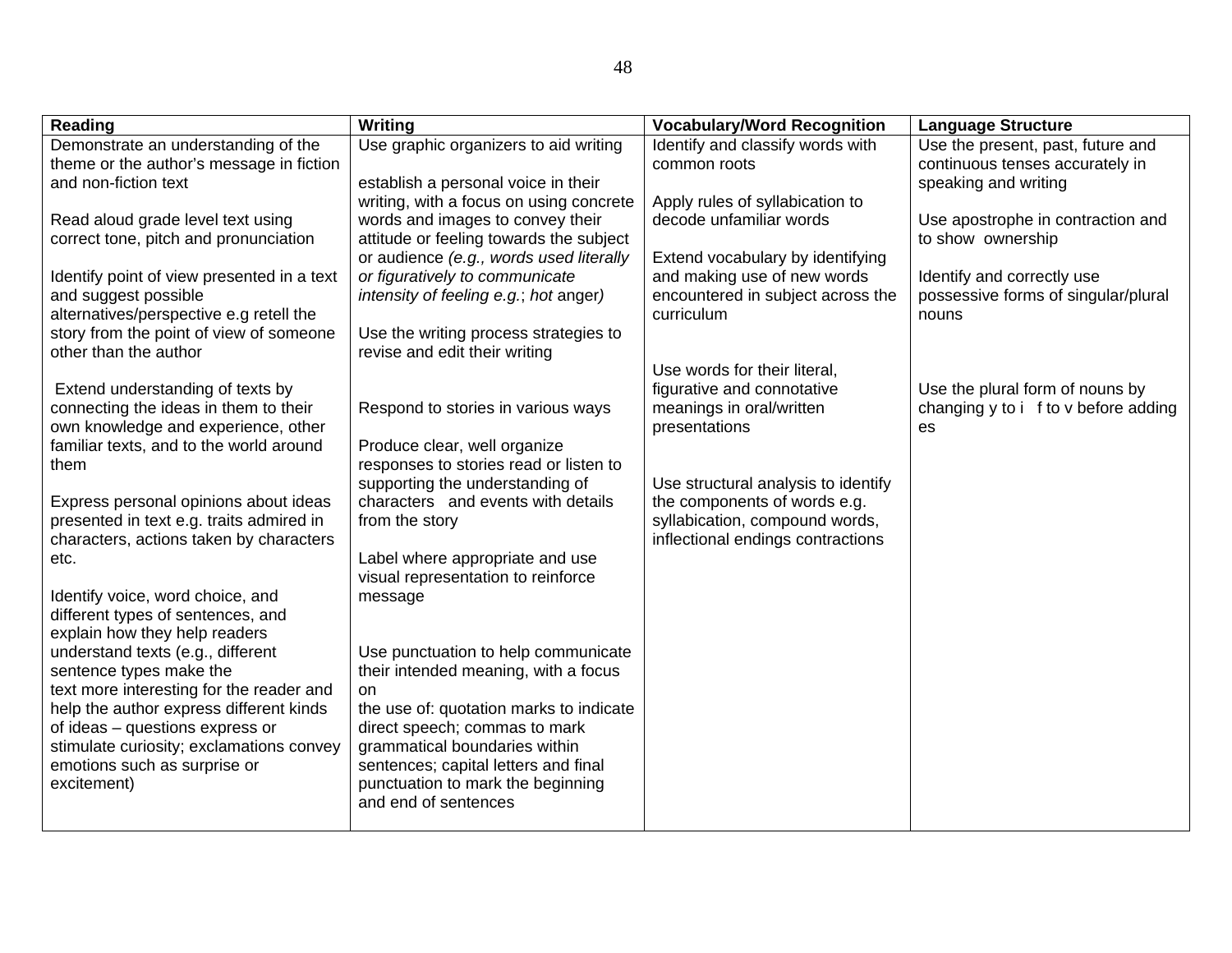| Reading | Writing | Vocabulary/Word Recognition | Language Structure |
|---|---|---|---|
| Demonstrate an understanding of the theme or the author's message in fiction and non-fiction text<br><br>Read aloud grade level text using correct tone, pitch and pronunciation<br><br>Identify point of view presented in a text and suggest possible alternatives/perspective e.g retell the story from the point of view of someone other than the author<br><br>Extend understanding of texts by connecting the ideas in them to their own knowledge and experience, other familiar texts, and to the world around them<br><br>Express personal opinions about ideas presented in text e.g. traits admired in characters, actions taken by characters etc.<br><br>Identify voice, word choice, and different types of sentences, and explain how they help readers understand texts (e.g., different sentence types make the text more interesting for the reader and help the author express different kinds of ideas – questions express or stimulate curiosity; exclamations convey emotions such as surprise or excitement) | Use graphic organizers to aid writing<br><br>establish a personal voice in their writing, with a focus on using concrete words and images to convey their attitude or feeling towards the subject or audience *(e.g., words used literally or figuratively to communicate intensity of feeling e.g.*; *hot* anger*)*<br><br>Use the writing process strategies to revise and edit their writing<br><br>Respond to stories in various ways<br><br>Produce clear, well organize responses to stories read or listen to supporting the understanding of characters and events with details from the story<br><br>Label where appropriate and use visual representation to reinforce message<br><br>Use punctuation to help communicate their intended meaning, with a focus on the use of: quotation marks to indicate direct speech; commas to mark grammatical boundaries within sentences; capital letters and final punctuation to mark the beginning and end of sentences | Identify and classify words with common roots<br><br>Apply rules of syllabication to decode unfamiliar words<br><br>Extend vocabulary by identifying and making use of new words encountered in subject across the curriculum<br><br>Use words for their literal, figurative and connotative meanings in oral/written presentations<br><br>Use structural analysis to identify the components of words e.g. syllabication, compound words, inflectional endings contractions | Use the present, past, future and continuous tenses accurately in speaking and writing<br><br>Use apostrophe in contraction and to show ownership<br><br>Identify and correctly use possessive forms of singular/plural nouns<br><br>Use the plural form of nouns by changing y to i f to v before adding es |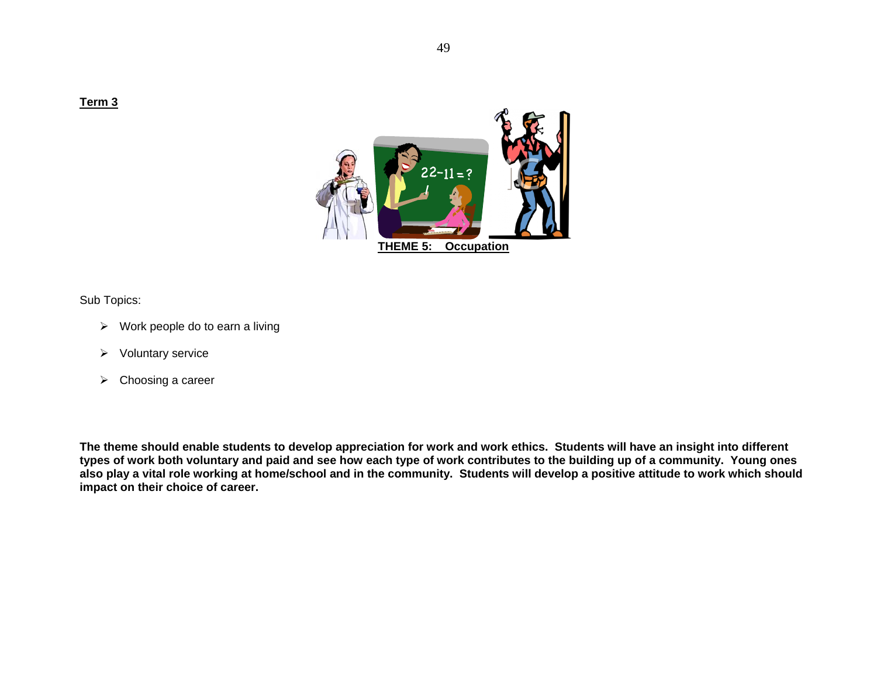**Term 3**

## THEME 5: Occupation

Sub Topics:

- Work people do to earn a living
- Voluntary service
- Choosing a career

**The theme should enable students to develop appreciation for work and work ethics. Students will have an insight into different types of work both voluntary and paid and see how each type of work contributes to the building up of a community. Young ones also play a vital role working at home/school and in the community. Students will develop a positive attitude to work which should impact on their choice of career.**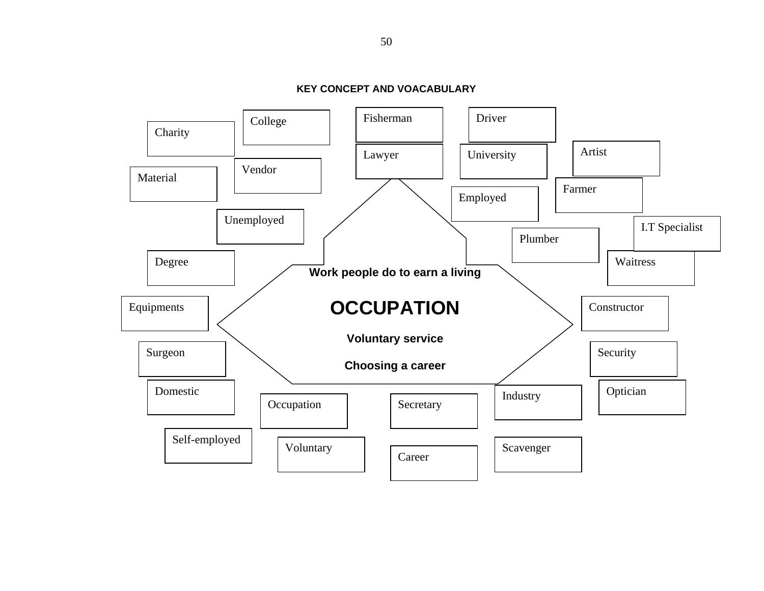**KEY CONCEPT AND VOACABULARY**

**Work people do to earn a living**

## OCCUPATION

**Voluntary service**

**Choosing a career**

- Charity
- College
- Fisherman
- Driver
- Lawyer
- University
- Artist
- Material
- Vendor
- Farmer
- Employed
- Unemployed
- I.T Specialist
- Plumber
- Degree
- Waitress
- Equipments
- Constructor
- Surgeon
- Security
- Domestic
- Optician
- Industry
- Occupation
- Secretary
- Self-employed
- Voluntary
- Scavenger
- Career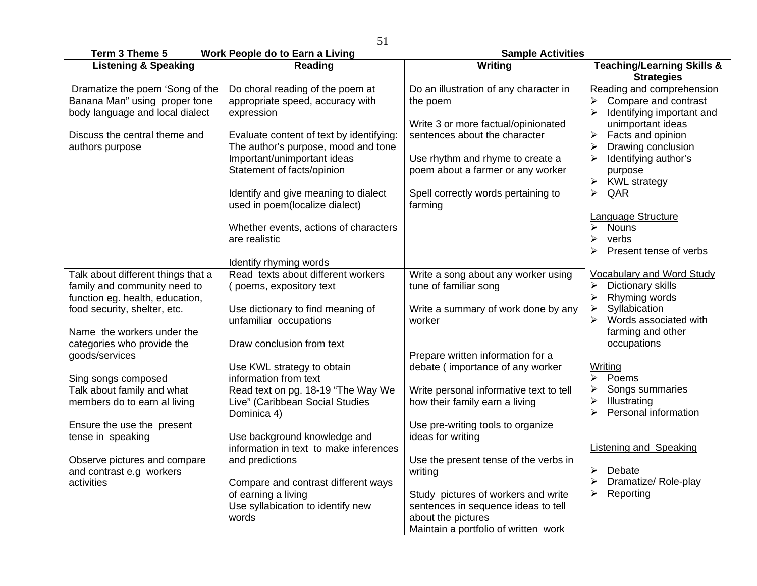**Term 3 Theme 5 Work People do to Earn a Living Sample Activities**

| Listening & Speaking | Reading | Writing | Teaching/Learning Skills & Strategies |
|---|---|---|---|
| Dramatize the poem 'Song of the Banana Man" using proper tone body language and local dialect<br><br>Discuss the central theme and authors purpose | Do choral reading of the poem at appropriate speed, accuracy with expression<br><br>Evaluate content of text by identifying: The author's purpose, mood and tone Important/unimportant ideas Statement of facts/opinion<br><br>Identify and give meaning to dialect used in poem(localize dialect)<br><br>Whether events, actions of characters are realistic<br><br>Identify rhyming words | Do an illustration of any character in the poem<br><br>Write 3 or more factual/opinionated sentences about the character<br><br>Use rhythm and rhyme to create a poem about a farmer or any worker<br><br>Spell correctly words pertaining to farming | <u>Reading and comprehension</u><br>➢ Compare and contrast<br>➢ Identifying important and unimportant ideas<br>➢ Facts and opinion<br>➢ Drawing conclusion<br>➢ Identifying author's purpose<br>➢ KWL strategy<br>➢ QAR<br><br><u>Language Structure</u><br>➢ Nouns<br>➢ verbs<br>➢ Present tense of verbs<br><br><u>Vocabulary and Word Study</u><br>➢ Dictionary skills<br>➢ Rhyming words<br>➢ Syllabication<br>➢ Words associated with farming and other occupations<br><br><u>Writing</u><br>➢ Poems<br>➢ Songs summaries<br>➢ Illustrating<br>➢ Personal information<br><br><u>Listening and Speaking</u><br>➢ Debate<br>➢ Dramatize/ Role-play<br>➢ Reporting |
| Talk about different things that a family and community need to function eg. health, education, food security, shelter, etc.<br><br>Name the workers under the categories who provide the goods/services<br><br>Sing songs composed | Read texts about different workers ( poems, expository text<br><br>Use dictionary to find meaning of unfamiliar occupations<br><br>Draw conclusion from text<br><br>Use KWL strategy to obtain information from text | Write a song about any worker using tune of familiar song<br><br>Write a summary of work done by any worker<br><br>Prepare written information for a debate ( importance of any worker | |
| Talk about family and what members do to earn al living<br><br>Ensure the use the present tense in speaking<br><br>Observe pictures and compare and contrast e.g workers activities | Read text on pg. 18-19 "The Way We Live" (Caribbean Social Studies Dominica 4)<br><br>Use background knowledge and information in text to make inferences and predictions<br><br>Compare and contrast different ways of earning a living<br>Use syllabication to identify new words | Write personal informative text to tell how their family earn a living<br><br>Use pre-writing tools to organize ideas for writing<br><br>Use the present tense of the verbs in writing<br><br>Study pictures of workers and write sentences in sequence ideas to tell about the pictures<br>Maintain a portfolio of written work | |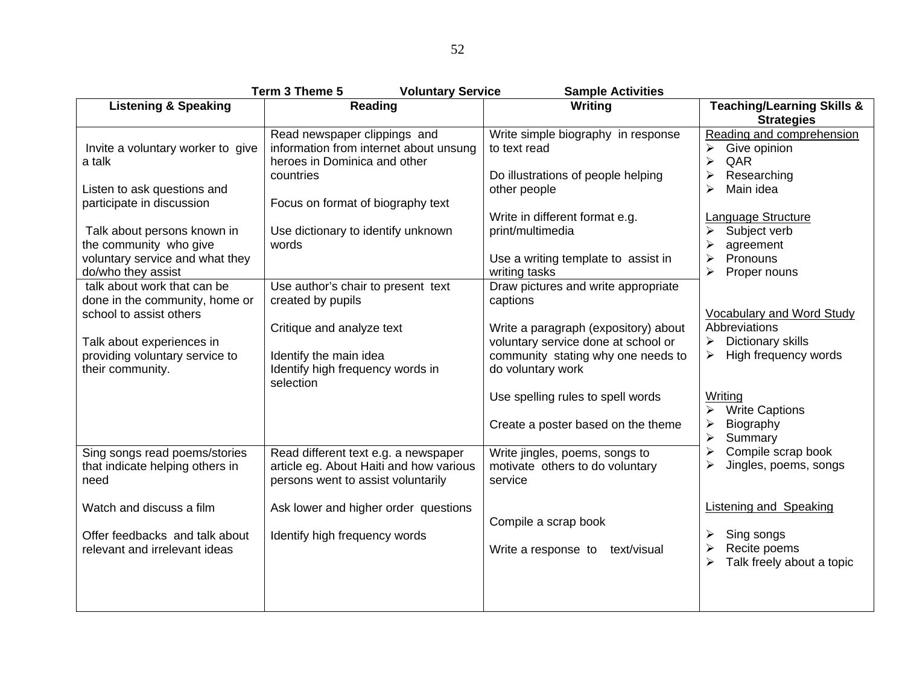**Term 3 Theme 5 Voluntary Service Sample Activities**

| Listening & Speaking | Reading | Writing | Teaching/Learning Skills & Strategies |
|---|---|---|---|
| Invite a voluntary worker to give a talk<br><br>Listen to ask questions and participate in discussion<br><br>Talk about persons known in the community who give voluntary service and what they do/who they assist | Read newspaper clippings and information from internet about unsung heroes in Dominica and other countries<br><br>Focus on format of biography text<br><br>Use dictionary to identify unknown words | Write simple biography in response to text read<br><br>Do illustrations of people helping other people<br><br>Write in different format e.g. print/multimedia<br><br>Use a writing template to assist in writing tasks | Reading and comprehension<br>➢ Give opinion<br>➢ QAR<br>➢ Researching<br>➢ Main idea<br><br>Language Structure<br>➢ Subject verb<br>➢ agreement<br>➢ Pronouns<br>➢ Proper nouns<br><br>Vocabulary and Word Study<br>Abbreviations<br>➢ Dictionary skills<br>➢ High frequency words<br><br>Writing<br>➢ Write Captions<br>➢ Biography<br>➢ Summary<br>➢ Compile scrap book<br>➢ Jingles, poems, songs<br><br>Listening and Speaking<br>➢ Sing songs<br>➢ Recite poems<br>➢ Talk freely about a topic |
| talk about work that can be done in the community, home or school to assist others<br><br>Talk about experiences in providing voluntary service to their community. | Use author's chair to present text created by pupils<br><br>Critique and analyze text<br><br>Identify the main idea<br>Identify high frequency words in selection | Draw pictures and write appropriate captions<br><br>Write a paragraph (expository) about voluntary service done at school or community stating why one needs to do voluntary work<br><br>Use spelling rules to spell words<br><br>Create a poster based on the theme | |
| Sing songs read poems/stories that indicate helping others in need<br><br>Watch and discuss a film<br><br>Offer feedbacks and talk about relevant and irrelevant ideas | Read different text e.g. a newspaper article eg. About Haiti and how various persons went to assist voluntarily<br><br>Ask lower and higher order questions<br><br>Identify high frequency words | Write jingles, poems, songs to motivate others to do voluntary service<br><br>Compile a scrap book<br><br>Write a response to text/visual | |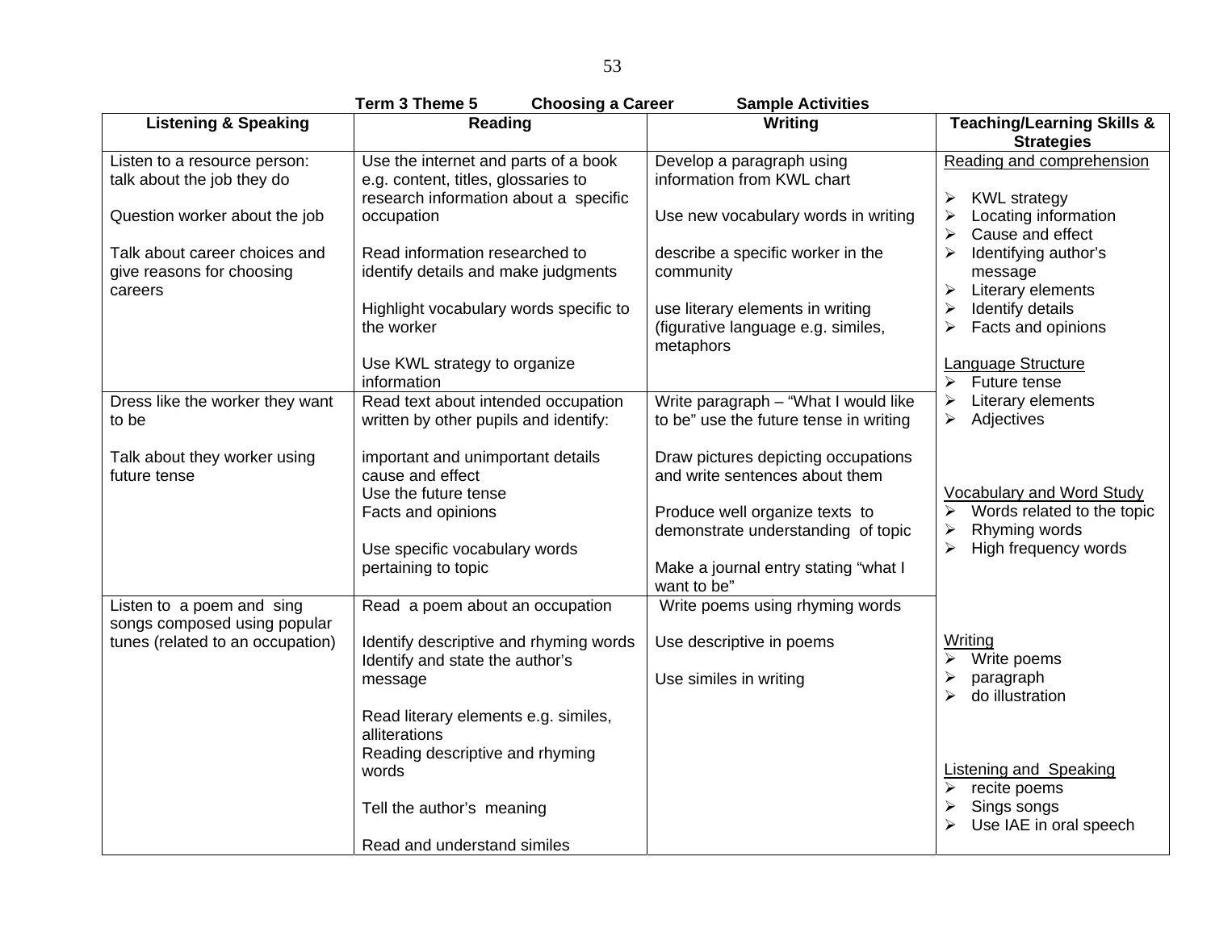**Term 3 Theme 5 Choosing a Career Sample Activities**

| Listening & Speaking | Reading | Writing | Teaching/Learning Skills & Strategies |
|---|---|---|---|
| Listen to a resource person: talk about the job they do<br><br>Question worker about the job<br><br>Talk about career choices and give reasons for choosing careers | Use the internet and parts of a book e.g. content, titles, glossaries to research information about a specific occupation<br><br>Read information researched to identify details and make judgments<br><br>Highlight vocabulary words specific to the worker<br><br>Use KWL strategy to organize information | Develop a paragraph using information from KWL chart<br><br>Use new vocabulary words in writing<br><br>describe a specific worker in the community<br><br>use literary elements in writing (figurative language e.g. similes, metaphors | <u>Reading and comprehension</u><br>➢ KWL strategy<br>➢ Locating information<br>➢ Cause and effect<br>➢ Identifying author's message<br>➢ Literary elements<br>➢ Identify details<br>➢ Facts and opinions<br><br><u>Language Structure</u><br>➢ Future tense<br>➢ Literary elements<br>➢ Adjectives<br><br><u>Vocabulary and Word Study</u><br>➢ Words related to the topic<br>➢ Rhyming words<br>➢ High frequency words<br><br><u>Writing</u><br>➢ Write poems<br>➢ paragraph<br>➢ do illustration<br><br><u>Listening and Speaking</u><br>➢ recite poems<br>➢ Sings songs<br>➢ Use IAE in oral speech |
| Dress like the worker they want to be<br><br>Talk about they worker using future tense | Read text about intended occupation written by other pupils and identify:<br><br>important and unimportant details<br>cause and effect<br>Use the future tense<br>Facts and opinions<br><br>Use specific vocabulary words pertaining to topic | Write paragraph – "What I would like to be" use the future tense in writing<br><br>Draw pictures depicting occupations and write sentences about them<br><br>Produce well organize texts to demonstrate understanding of topic<br><br>Make a journal entry stating "what I want to be" | |
| Listen to a poem and sing songs composed using popular tunes (related to an occupation) | Read a poem about an occupation<br><br>Identify descriptive and rhyming words<br>Identify and state the author's message<br><br>Read literary elements e.g. similes, alliterations<br>Reading descriptive and rhyming words<br><br>Tell the author's meaning<br><br>Read and understand similes | Write poems using rhyming words<br><br>Use descriptive in poems<br><br>Use similes in writing | |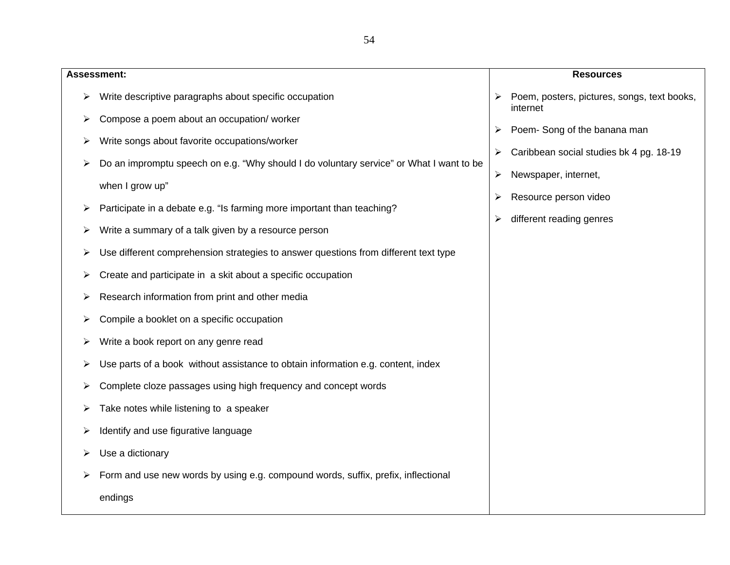| **Assessment:** | **Resources** |
|---|---|
| <ul><li>Write descriptive paragraphs about specific occupation</li><li>Compose a poem about an occupation/ worker</li><li>Write songs about favorite occupations/worker</li><li>Do an impromptu speech on e.g. “Why should I do voluntary service” or What I want to be when I grow up”</li><li>Participate in a debate e.g. “Is farming more important than teaching?</li><li>Write a summary of a talk given by a resource person</li><li>Use different comprehension strategies to answer questions from different text type</li><li>Create and participate in a skit about a specific occupation</li><li>Research information from print and other media</li><li>Compile a booklet on a specific occupation</li><li>Write a book report on any genre read</li><li>Use parts of a book without assistance to obtain information e.g. content, index</li><li>Complete cloze passages using high frequency and concept words</li><li>Take notes while listening to a speaker</li><li>Identify and use figurative language</li><li>Use a dictionary</li><li>Form and use new words by using e.g. compound words, suffix, prefix, inflectional endings</li></ul> | <ul><li>Poem, posters, pictures, songs, text books, internet</li><li>Poem- Song of the banana man</li><li>Caribbean social studies bk 4 pg. 18-19</li><li>Newspaper, internet,</li><li>Resource person video</li><li>different reading genres</li></ul> |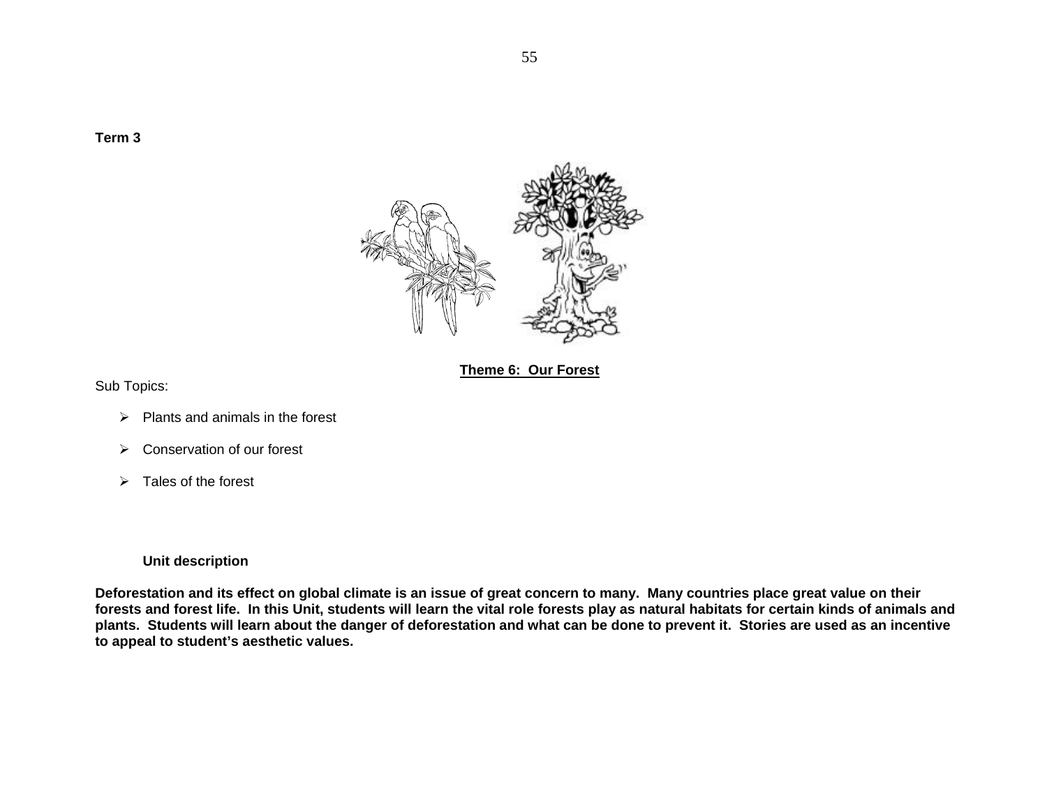**Term 3**

## Theme 6: Our Forest

Sub Topics:

- Plants and animals in the forest
- Conservation of our forest
- Tales of the forest

**Unit description**

**Deforestation and its effect on global climate is an issue of great concern to many. Many countries place great value on their forests and forest life. In this Unit, students will learn the vital role forests play as natural habitats for certain kinds of animals and plants. Students will learn about the danger of deforestation and what can be done to prevent it. Stories are used as an incentive to appeal to student's aesthetic values.**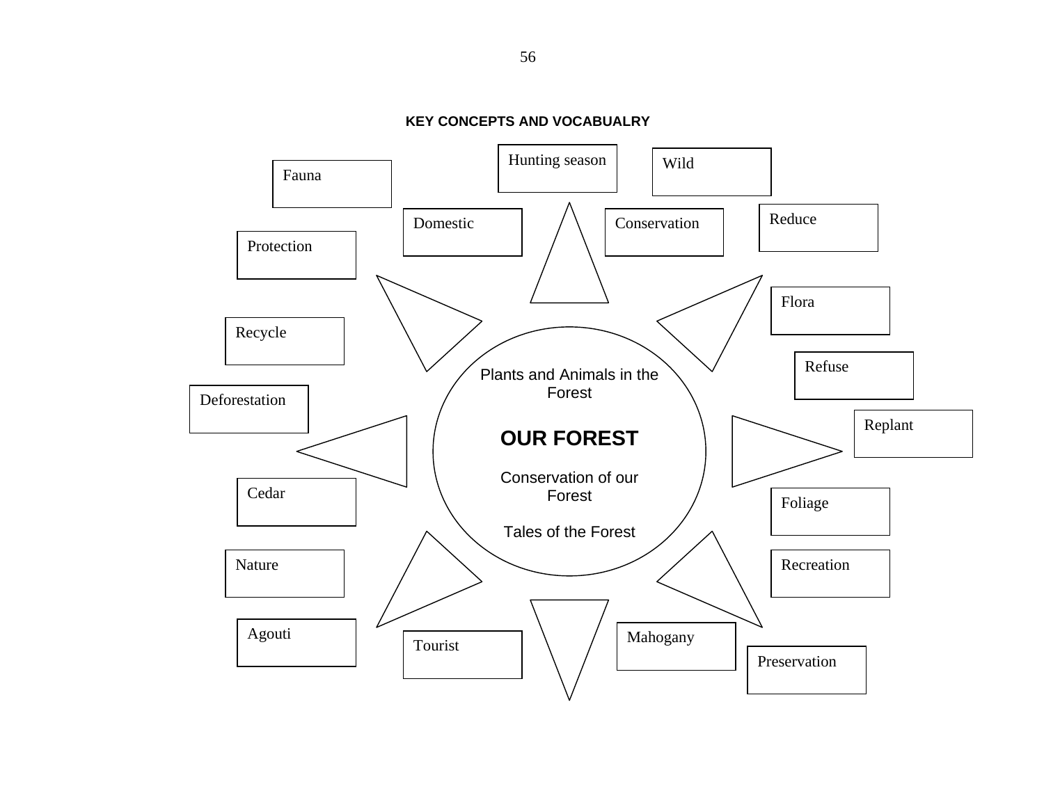**KEY CONCEPTS AND VOCABUALRY**

**Plants and Animals in the Forest**

## OUR FOREST

**Conservation of our Forest**

**Tales of the Forest**

- Hunting season
- Wild
- Fauna
- Domestic
- Conservation
- Reduce
- Protection
- Flora
- Recycle
- Refuse
- Deforestation
- Replant
- Cedar
- Foliage
- Nature
- Recreation
- Agouti
- Tourist
- Mahogany
- Preservation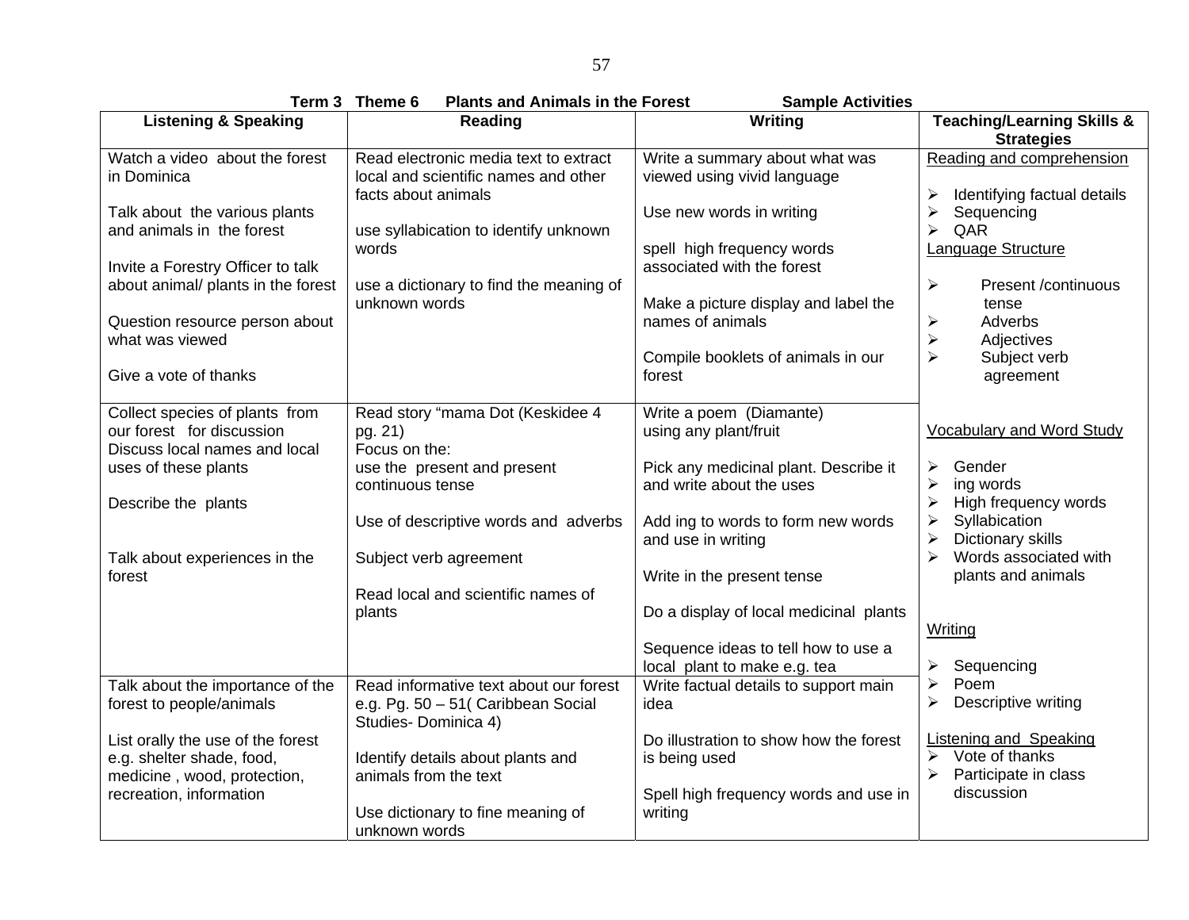**Term 3 Theme 6 Plants and Animals in the Forest Sample Activities**

| Listening & Speaking | Reading | Writing | Teaching/Learning Skills & Strategies |
|---|---|---|---|
| Watch a video about the forest in Dominica<br><br>Talk about the various plants and animals in the forest<br><br>Invite a Forestry Officer to talk about animal/ plants in the forest<br><br>Question resource person about what was viewed<br><br>Give a vote of thanks | Read electronic media text to extract local and scientific names and other facts about animals<br><br>use syllabication to identify unknown words<br><br>use a dictionary to find the meaning of unknown words | Write a summary about what was viewed using vivid language<br><br>Use new words in writing<br><br>spell high frequency words associated with the forest<br><br>Make a picture display and label the names of animals<br><br>Compile booklets of animals in our forest | Reading and comprehension<br><br>➢ Identifying factual details<br>➢ Sequencing<br>➢ QAR<br><br>Language Structure<br><br>➢ Present /continuous tense<br>➢ Adverbs<br>➢ Adjectives<br>➢ Subject verb agreement<br><br>Vocabulary and Word Study<br><br>➢ Gender<br>➢ ing words<br>➢ High frequency words<br>➢ Syllabication<br>➢ Dictionary skills<br>➢ Words associated with plants and animals<br><br>Writing<br><br>➢ Sequencing<br>➢ Poem<br>➢ Descriptive writing<br><br>Listening and Speaking<br>➢ Vote of thanks<br>➢ Participate in class discussion |
| Collect species of plants from our forest for discussion<br>Discuss local names and local uses of these plants<br><br>Describe the plants<br><br>Talk about experiences in the forest | Read story "mama Dot (Keskidee 4 pg. 21)<br>Focus on the:<br>use the present and present continuous tense<br><br>Use of descriptive words and adverbs<br><br>Subject verb agreement<br><br>Read local and scientific names of plants | Write a poem (Diamante) using any plant/fruit<br><br>Pick any medicinal plant. Describe it and write about the uses<br><br>Add ing to words to form new words and use in writing<br><br>Write in the present tense<br><br>Do a display of local medicinal plants<br><br>Sequence ideas to tell how to use a local plant to make e.g. tea | |
| Talk about the importance of the forest to people/animals<br><br>List orally the use of the forest e.g. shelter shade, food, medicine , wood, protection, recreation, information | Read informative text about our forest e.g. Pg. 50 – 51( Caribbean Social Studies- Dominica 4)<br><br>Identify details about plants and animals from the text<br><br>Use dictionary to fine meaning of unknown words | Write factual details to support main idea<br><br>Do illustration to show how the forest is being used<br><br>Spell high frequency words and use in writing | |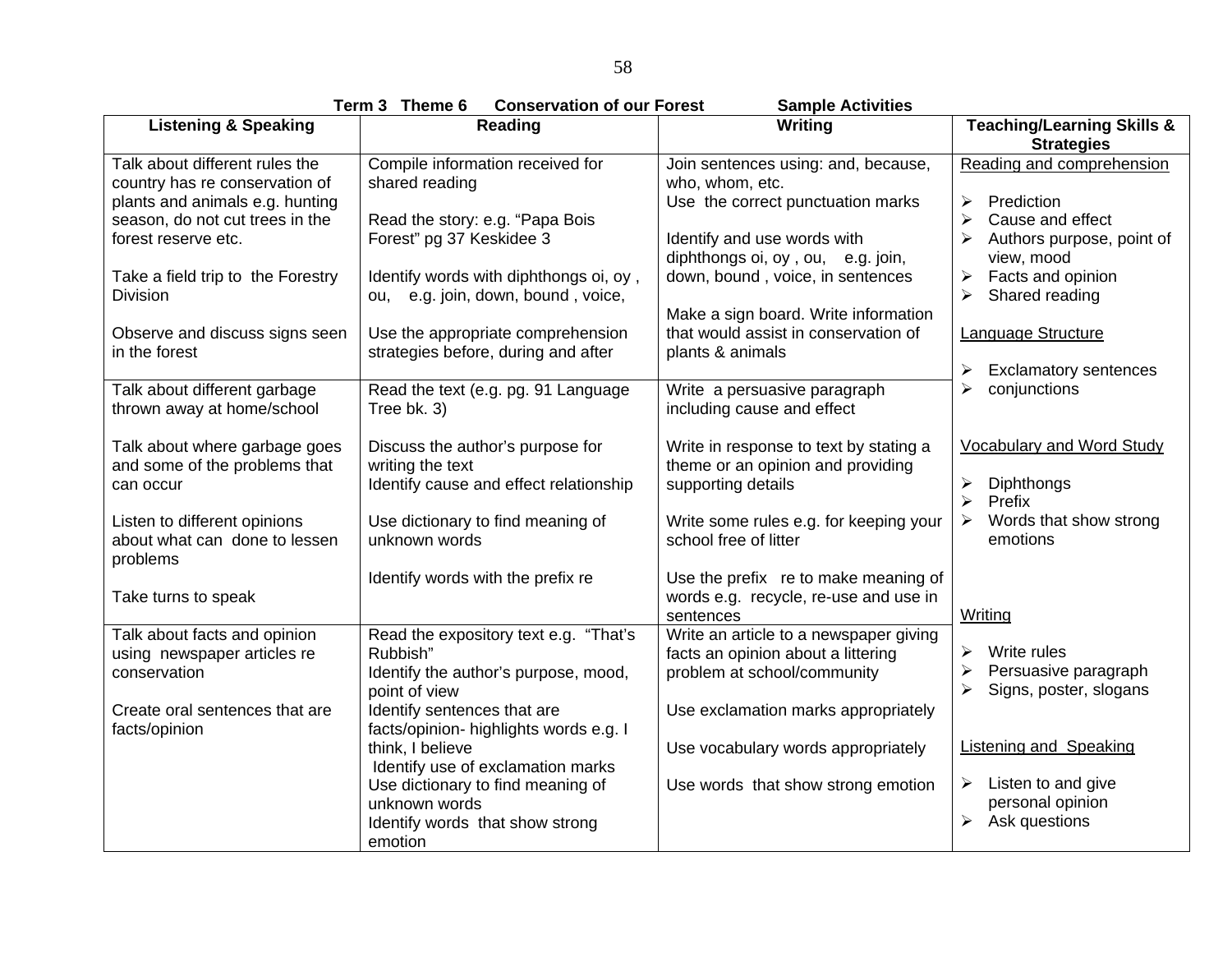**Term 3 Theme 6 Conservation of our Forest Sample Activities**

| Listening & Speaking | Reading | Writing | Teaching/Learning Skills & Strategies |
|---|---|---|---|
| Talk about different rules the country has re conservation of plants and animals e.g. hunting season, do not cut trees in the forest reserve etc.<br><br>Take a field trip to the Forestry Division<br><br>Observe and discuss signs seen in the forest | Compile information received for shared reading<br><br>Read the story: e.g. "Papa Bois Forest" pg 37 Keskidee 3<br><br>Identify words with diphthongs oi, oy , ou, e.g. join, down, bound , voice,<br><br>Use the appropriate comprehension strategies before, during and after | Join sentences using: and, because, who, whom, etc.<br>Use the correct punctuation marks<br><br>Identify and use words with diphthongs oi, oy , ou, e.g. join, down, bound , voice, in sentences<br><br>Make a sign board. Write information that would assist in conservation of plants & animals | <u>Reading and comprehension</u><br><br>➢ Prediction<br>➢ Cause and effect<br>➢ Authors purpose, point of view, mood<br>➢ Facts and opinion<br>➢ Shared reading<br><br><u>Language Structure</u><br><br>➢ Exclamatory sentences<br>➢ conjunctions |
| Talk about different garbage thrown away at home/school<br><br>Talk about where garbage goes and some of the problems that can occur<br><br>Listen to different opinions about what can done to lessen problems<br><br>Take turns to speak | Read the text (e.g. pg. 91 Language Tree bk. 3)<br><br>Discuss the author's purpose for writing the text<br>Identify cause and effect relationship<br><br>Use dictionary to find meaning of unknown words<br><br>Identify words with the prefix re | Write a persuasive paragraph including cause and effect<br><br>Write in response to text by stating a theme or an opinion and providing supporting details<br><br>Write some rules e.g. for keeping your school free of litter<br><br>Use the prefix re to make meaning of words e.g. recycle, re-use and use in sentences | <u>Vocabulary and Word Study</u><br><br>➢ Diphthongs<br>➢ Prefix<br>➢ Words that show strong emotions<br><br><u>Writing</u> |
| Talk about facts and opinion using newspaper articles re conservation<br><br>Create oral sentences that are facts/opinion | Read the expository text e.g. "That's Rubbish"<br>Identify the author's purpose, mood, point of view<br>Identify sentences that are facts/opinion- highlights words e.g. I think, I believe<br>Identify use of exclamation marks<br>Use dictionary to find meaning of unknown words<br>Identify words that show strong emotion | Write an article to a newspaper giving facts an opinion about a littering problem at school/community<br><br>Use exclamation marks appropriately<br><br>Use vocabulary words appropriately<br><br>Use words that show strong emotion | ➢ Write rules<br>➢ Persuasive paragraph<br>➢ Signs, poster, slogans<br><br><u>Listening and Speaking</u><br><br>➢ Listen to and give personal opinion<br>➢ Ask questions |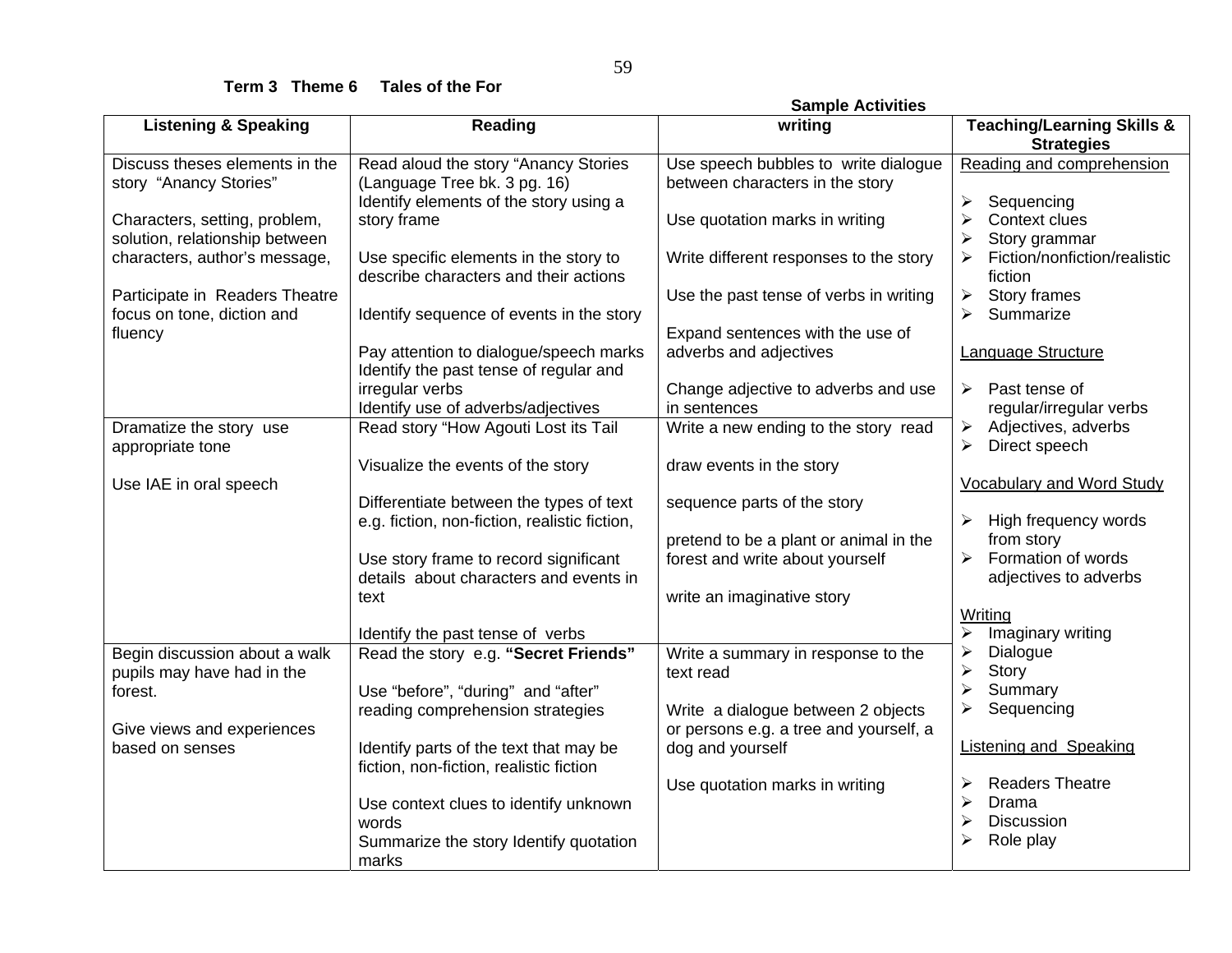**Term 3 Theme 6 Tales of the For**

**Sample Activities**

| Listening & Speaking | Reading | writing | Teaching/Learning Skills & Strategies |
|---|---|---|---|
| Discuss theses elements in the story "Anancy Stories"<br><br>Characters, setting, problem, solution, relationship between characters, author's message,<br><br>Participate in Readers Theatre focus on tone, diction and fluency | Read aloud the story "Anancy Stories (Language Tree bk. 3 pg. 16)<br>Identify elements of the story using a story frame<br><br>Use specific elements in the story to describe characters and their actions<br><br>Identify sequence of events in the story<br><br>Pay attention to dialogue/speech marks<br>Identify the past tense of regular and irregular verbs<br>Identify use of adverbs/adjectives | Use speech bubbles to write dialogue between characters in the story<br><br>Use quotation marks in writing<br><br>Write different responses to the story<br><br>Use the past tense of verbs in writing<br><br>Expand sentences with the use of adverbs and adjectives<br><br>Change adjective to adverbs and use in sentences | <u>Reading and comprehension</u><br><br>➢ Sequencing<br>➢ Context clues<br>➢ Story grammar<br>➢ Fiction/nonfiction/realistic fiction<br>➢ Story frames<br>➢ Summarize<br><br><u>Language Structure</u><br><br>➢ Past tense of regular/irregular verbs<br>➢ Adjectives, adverbs<br>➢ Direct speech<br><br><u>Vocabulary and Word Study</u><br><br>➢ High frequency words from story<br>➢ Formation of words adjectives to adverbs<br><br><u>Writing</u><br>➢ Imaginary writing<br>➢ Dialogue<br>➢ Story<br>➢ Summary<br>➢ Sequencing<br><br><u>Listening and Speaking</u><br><br>➢ Readers Theatre<br>➢ Drama<br>➢ Discussion<br>➢ Role play |
| Dramatize the story use appropriate tone<br><br>Use IAE in oral speech | Read story "How Agouti Lost its Tail<br><br>Visualize the events of the story<br><br>Differentiate between the types of text e.g. fiction, non-fiction, realistic fiction,<br><br>Use story frame to record significant details about characters and events in text<br><br>Identify the past tense of verbs | Write a new ending to the story read<br><br>draw events in the story<br><br>sequence parts of the story<br><br>pretend to be a plant or animal in the forest and write about yourself<br><br>write an imaginative story | |
| Begin discussion about a walk pupils may have had in the forest.<br><br>Give views and experiences based on senses | Read the story e.g. **"Secret Friends"**<br><br>Use "before", "during" and "after" reading comprehension strategies<br><br>Identify parts of the text that may be fiction, non-fiction, realistic fiction<br><br>Use context clues to identify unknown words<br>Summarize the story Identify quotation marks | Write a summary in response to the text read<br><br>Write a dialogue between 2 objects or persons e.g. a tree and yourself, a dog and yourself<br><br>Use quotation marks in writing | |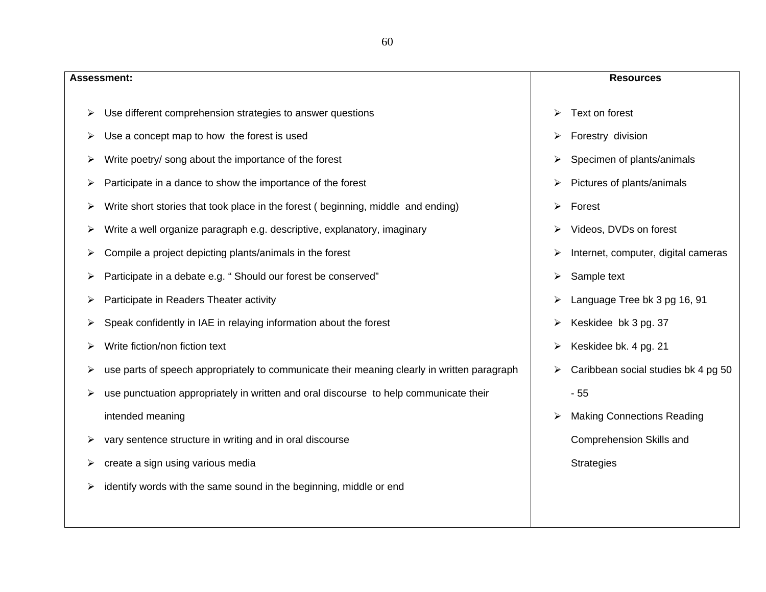| **Assessment:** | **Resources** |
|---|---|
| <ul><li>Use different comprehension strategies to answer questions</li><li>Use a concept map to how the forest is used</li><li>Write poetry/ song about the importance of the forest</li><li>Participate in a dance to show the importance of the forest</li><li>Write short stories that took place in the forest ( beginning, middle and ending)</li><li>Write a well organize paragraph e.g. descriptive, explanatory, imaginary</li><li>Compile a project depicting plants/animals in the forest</li><li>Participate in a debate e.g. " Should our forest be conserved"</li><li>Participate in Readers Theater activity</li><li>Speak confidently in IAE in relaying information about the forest</li><li>Write fiction/non fiction text</li><li>use parts of speech appropriately to communicate their meaning clearly in written paragraph</li><li>use punctuation appropriately in written and oral discourse to help communicate their intended meaning</li><li>vary sentence structure in writing and in oral discourse</li><li>create a sign using various media</li><li>identify words with the same sound in the beginning, middle or end</li></ul> | <ul><li>Text on forest</li><li>Forestry division</li><li>Specimen of plants/animals</li><li>Pictures of plants/animals</li><li>Forest</li><li>Videos, DVDs on forest</li><li>Internet, computer, digital cameras</li><li>Sample text</li><li>Language Tree bk 3 pg 16, 91</li><li>Keskidee bk 3 pg. 37</li><li>Keskidee bk. 4 pg. 21</li><li>Caribbean social studies bk 4 pg 50 - 55</li><li>Making Connections Reading Comprehension Skills and Strategies</li></ul> |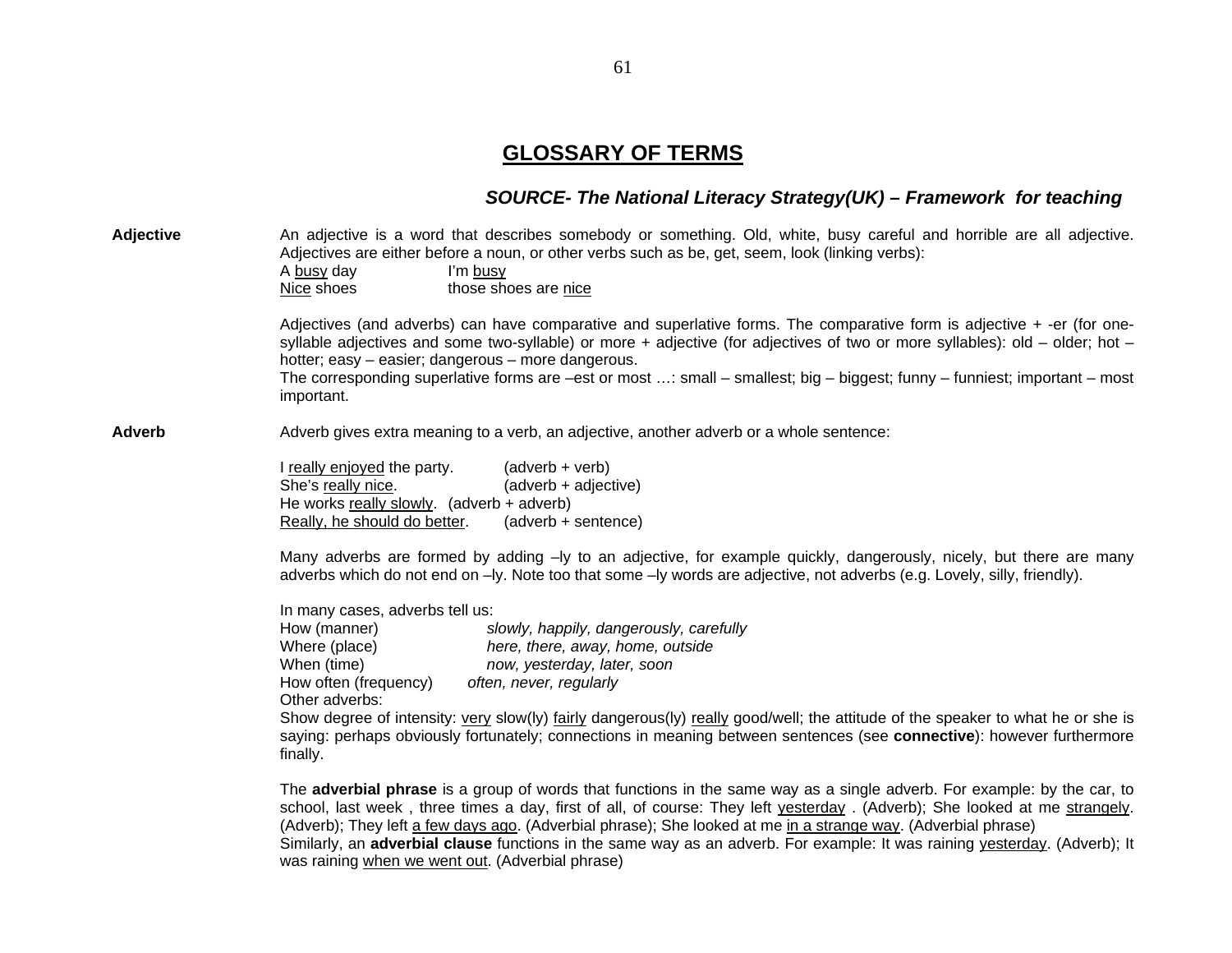# GLOSSARY OF TERMS

***SOURCE- The National Literacy Strategy(UK) – Framework for teaching***

**Adjective**

An adjective is a word that describes somebody or something. Old, white, busy careful and horrible are all adjective. Adjectives are either before a noun, or other verbs such as be, get, seem, look (linking verbs):

A <u>busy</u> day — I'm <u>busy</u>
<u>Nice</u> shoes — those shoes are <u>nice</u>

Adjectives (and adverbs) can have comparative and superlative forms. The comparative form is adjective + -er (for one-syllable adjectives and some two-syllable) or more + adjective (for adjectives of two or more syllables): old – older; hot – hotter; easy – easier; dangerous – more dangerous.
The corresponding superlative forms are –est or most …: small – smallest; big – biggest; funny – funniest; important – most important.

**Adverb**

Adverb gives extra meaning to a verb, an adjective, another adverb or a whole sentence:

I <u>really enjoyed</u> the party. (adverb + verb)
She's <u>really nice</u>. (adverb + adjective)
He works <u>really slowly</u>. (adverb + adverb)
<u>Really, he should do better</u>. (adverb + sentence)

Many adverbs are formed by adding –ly to an adjective, for example quickly, dangerously, nicely, but there are many adverbs which do not end on –ly. Note too that some –ly words are adjective, not adverbs (e.g. Lovely, silly, friendly).

In many cases, adverbs tell us:
How (manner) — *slowly, happily, dangerously, carefully*
Where (place) — *here, there, away, home, outside*
When (time) — *now, yesterday, later, soon*
How often (frequency) — *often, never, regularly*
Other adverbs:
Show degree of intensity: <u>very</u> slow(ly) <u>fairly</u> dangerous(ly) <u>really</u> good/well; the attitude of the speaker to what he or she is saying: perhaps obviously fortunately; connections in meaning between sentences (see **connective**): however furthermore finally.

The **adverbial phrase** is a group of words that functions in the same way as a single adverb. For example: by the car, to school, last week , three times a day, first of all, of course: They left <u>yesterday</u> . (Adverb); She looked at me <u>strangely</u>. (Adverb); They left <u>a few days ago</u>. (Adverbial phrase); She looked at me <u>in a strange way</u>. (Adverbial phrase)
Similarly, an **adverbial clause** functions in the same way as an adverb. For example: It was raining <u>yesterday</u>. (Adverb); It was raining <u>when we went out</u>. (Adverbial phrase)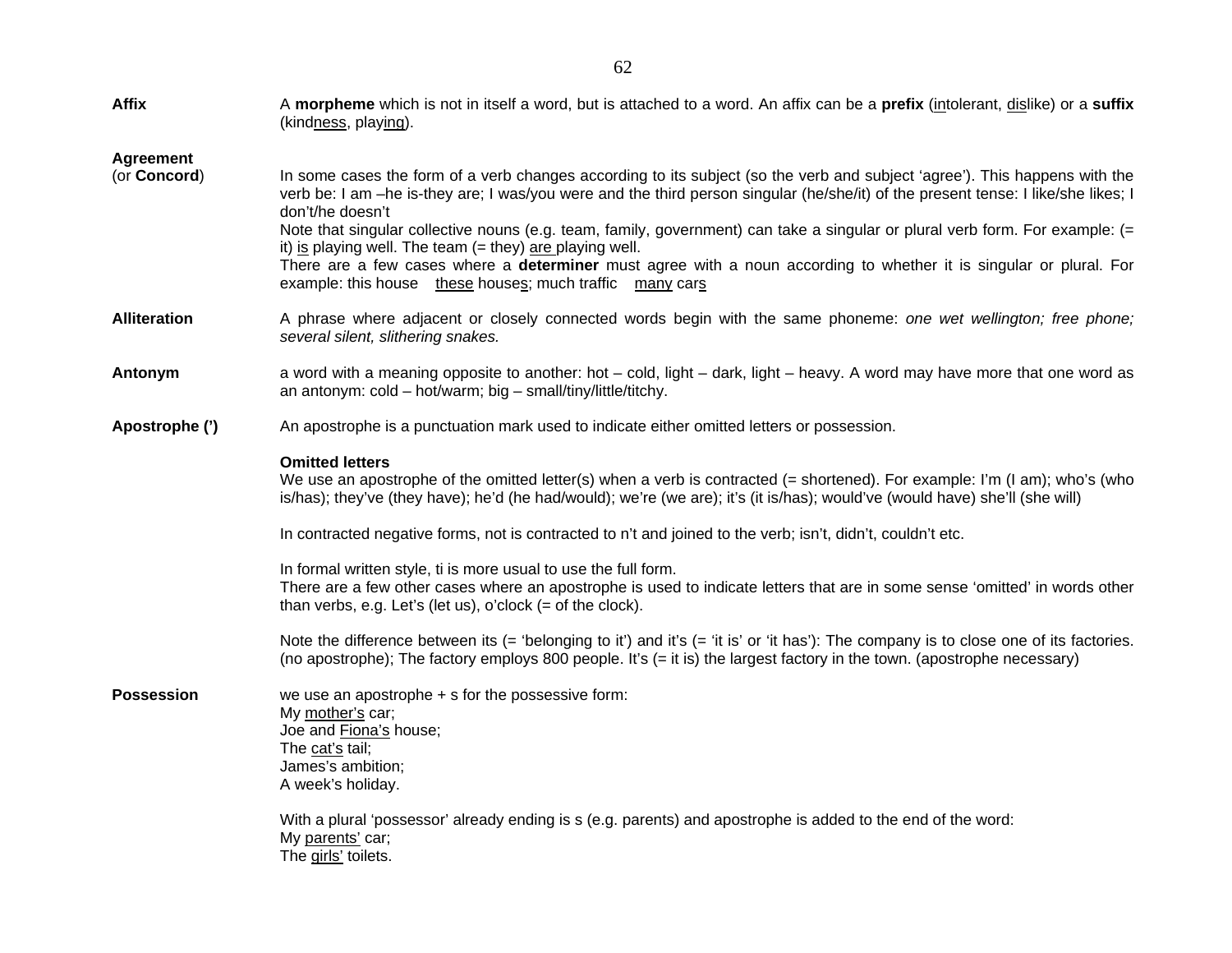**Affix** — A **morpheme** which is not in itself a word, but is attached to a word. An affix can be a **prefix** (<u>in</u>tolerant, <u>dis</u>like) or a **suffix** (kind<u>ness</u>, play<u>ing</u>).

**Agreement** (or **Concord**) — In some cases the form of a verb changes according to its subject (so the verb and subject 'agree'). This happens with the verb be: I am –he is-they are; I was/you were and the third person singular (he/she/it) of the present tense: I like/she likes; I don't/he doesn't

Note that singular collective nouns (e.g. team, family, government) can take a singular or plural verb form. For example: (= it) <u>is</u> playing well. The team (= they) <u>are</u> playing well.

There are a few cases where a **determiner** must agree with a noun according to whether it is singular or plural. For example: this house <u>these</u> house<u>s</u>; much traffic <u>many</u> car<u>s</u>

**Alliteration** — A phrase where adjacent or closely connected words begin with the same phoneme: *one wet wellington; free phone; several silent, slithering snakes.*

**Antonym** — a word with a meaning opposite to another: hot – cold, light – dark, light – heavy. A word may have more that one word as an antonym: cold – hot/warm; big – small/tiny/little/titchy.

**Apostrophe (')** — An apostrophe is a punctuation mark used to indicate either omitted letters or possession.

**Omitted letters**

We use an apostrophe of the omitted letter(s) when a verb is contracted (= shortened). For example: I'm (I am); who's (who is/has); they've (they have); he'd (he had/would); we're (we are); it's (it is/has); would've (would have) she'll (she will)

In contracted negative forms, not is contracted to n't and joined to the verb; isn't, didn't, couldn't etc.

In formal written style, ti is more usual to use the full form.

There are a few other cases where an apostrophe is used to indicate letters that are in some sense 'omitted' in words other than verbs, e.g. Let's (let us), o'clock (= of the clock).

Note the difference between its (= 'belonging to it') and it's (= 'it is' or 'it has'): The company is to close one of its factories. (no apostrophe); The factory employs 800 people. It's (= it is) the largest factory in the town. (apostrophe necessary)

**Possession** — we use an apostrophe + s for the possessive form:

My <u>mother's</u> car;
Joe and <u>Fiona's</u> house;
The <u>cat's</u> tail;
James's ambition;
A week's holiday.

With a plural 'possessor' already ending is s (e.g. parents) and apostrophe is added to the end of the word:

My <u>parents'</u> car;
The <u>girls'</u> toilets.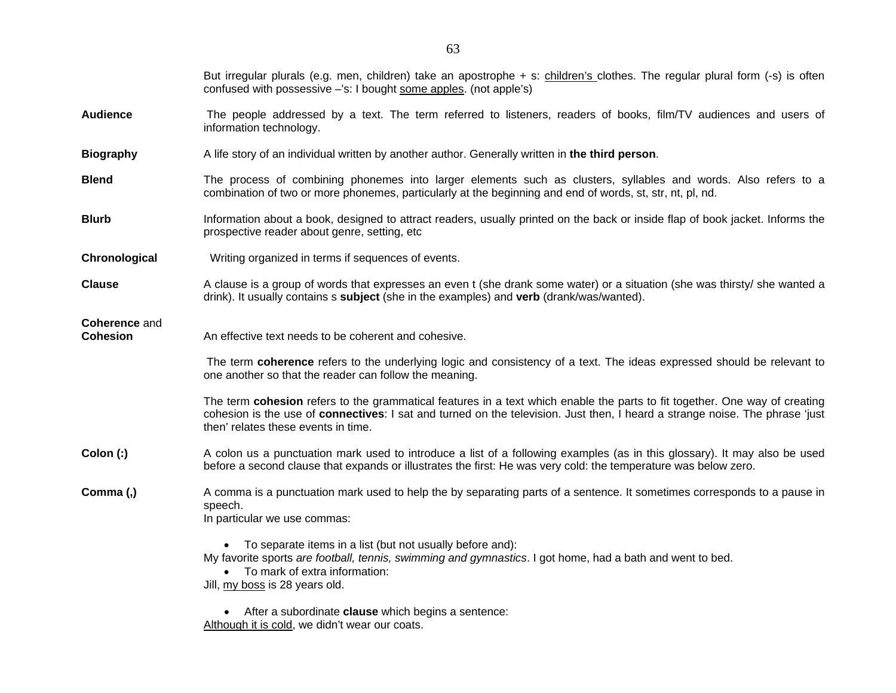But irregular plurals (e.g. men, children) take an apostrophe + s: <u>children's</u> clothes. The regular plural form (-s) is often confused with possessive –'s: I bought <u>some apples</u>. (not apple's)

**Audience** — The people addressed by a text. The term referred to listeners, readers of books, film/TV audiences and users of information technology.

**Biography** — A life story of an individual written by another author. Generally written in **the third person**.

**Blend** — The process of combining phonemes into larger elements such as clusters, syllables and words. Also refers to a combination of two or more phonemes, particularly at the beginning and end of words, st, str, nt, pl, nd.

**Blurb** — Information about a book, designed to attract readers, usually printed on the back or inside flap of book jacket. Informs the prospective reader about genre, setting, etc

**Chronological** — Writing organized in terms if sequences of events.

**Clause** — A clause is a group of words that expresses an even t (she drank some water) or a situation (she was thirsty/ she wanted a drink). It usually contains s **subject** (she in the examples) and **verb** (drank/was/wanted).

**Coherence** and **Cohesion** — An effective text needs to be coherent and cohesive.

The term **coherence** refers to the underlying logic and consistency of a text. The ideas expressed should be relevant to one another so that the reader can follow the meaning.

The term **cohesion** refers to the grammatical features in a text which enable the parts to fit together. One way of creating cohesion is the use of **connectives**: I sat and turned on the television. Just then, I heard a strange noise. The phrase 'just then' relates these events in time.

**Colon (:)** — A colon us a punctuation mark used to introduce a list of a following examples (as in this glossary). It may also be used before a second clause that expands or illustrates the first: He was very cold: the temperature was below zero.

**Comma (,)** — A comma is a punctuation mark used to help the by separating parts of a sentence. It sometimes corresponds to a pause in speech.
In particular we use commas:

- To separate items in a list (but not usually before and):

My favorite sports *are football, tennis, swimming and gymnastics*. I got home, had a bath and went to bed.

- To mark of extra information:

Jill, <u>my boss</u> is 28 years old.

- After a subordinate **clause** which begins a sentence:

<u>Although it is cold</u>, we didn't wear our coats.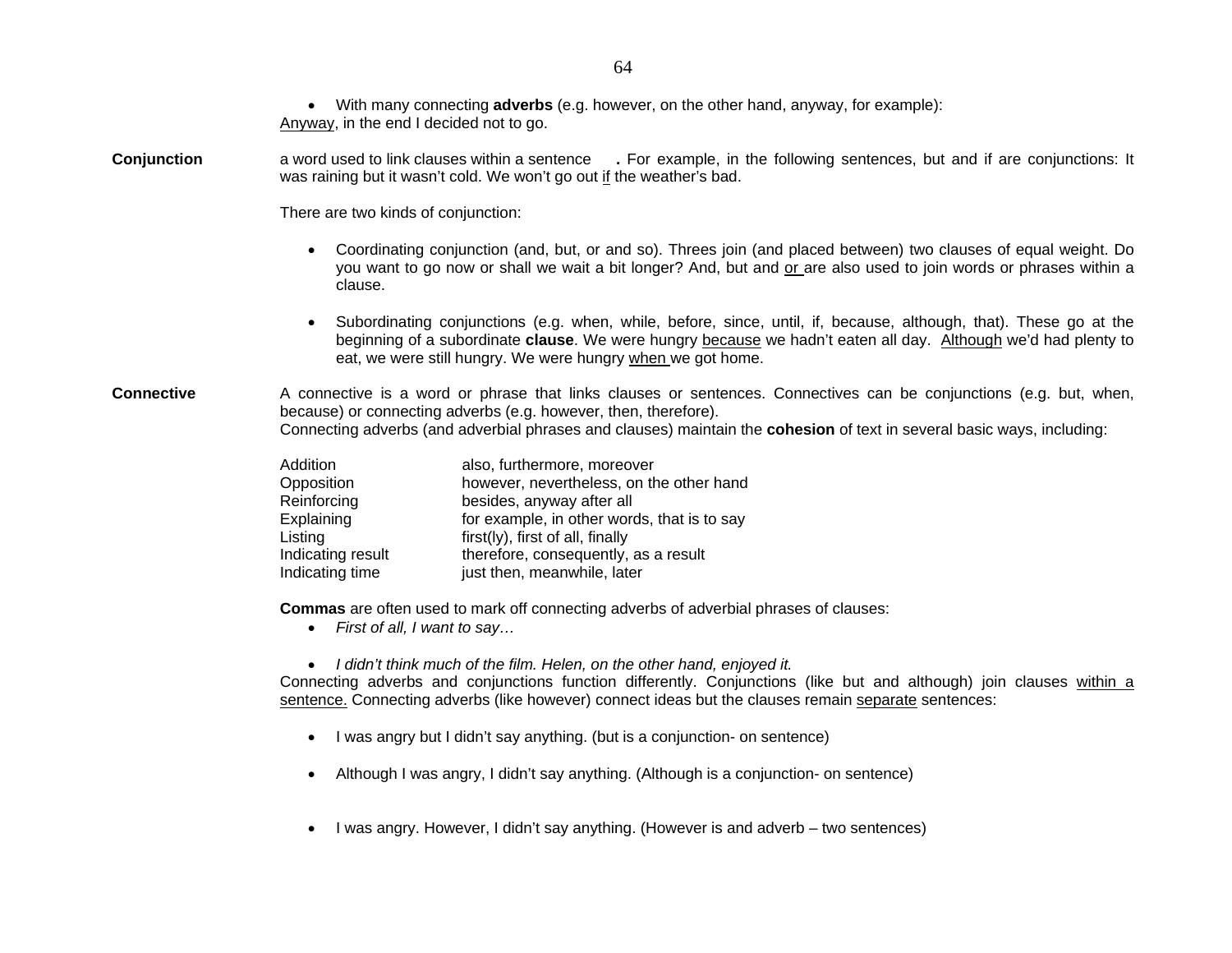- With many connecting **adverbs** (e.g. however, on the other hand, anyway, for example):

<u>Anyway</u>, in the end I decided not to go.

**Conjunction**

a word used to link clauses within a sentence **.** For example, in the following sentences, but and if are conjunctions: It was raining but it wasn't cold. We won't go out <u>if</u> the weather's bad.

There are two kinds of conjunction:

- Coordinating conjunction (and, but, or and so). Threes join (and placed between) two clauses of equal weight. Do you want to go now or shall we wait a bit longer? And, but and <u>or</u> are also used to join words or phrases within a clause.

- Subordinating conjunctions (e.g. when, while, before, since, until, if, because, although, that). These go at the beginning of a subordinate **clause**. We were hungry <u>because</u> we hadn't eaten all day. <u>Although</u> we'd had plenty to eat, we were still hungry. We were hungry <u>when</u> we got home.

**Connective**

A connective is a word or phrase that links clauses or sentences. Connectives can be conjunctions (e.g. but, when, because) or connecting adverbs (e.g. however, then, therefore).
Connecting adverbs (and adverbial phrases and clauses) maintain the **cohesion** of text in several basic ways, including:

| | |
|---|---|
| Addition | also, furthermore, moreover |
| Opposition | however, nevertheless, on the other hand |
| Reinforcing | besides, anyway after all |
| Explaining | for example, in other words, that is to say |
| Listing | first(ly), first of all, finally |
| Indicating result | therefore, consequently, as a result |
| Indicating time | just then, meanwhile, later |

**Commas** are often used to mark off connecting adverbs of adverbial phrases of clauses:

- *First of all, I want to say…*

- *I didn't think much of the film. Helen, on the other hand, enjoyed it.*

Connecting adverbs and conjunctions function differently. Conjunctions (like but and although) join clauses <u>within a sentence.</u> Connecting adverbs (like however) connect ideas but the clauses remain <u>separate</u> sentences:

- I was angry but I didn't say anything. (but is a conjunction- on sentence)

- Although I was angry, I didn't say anything. (Although is a conjunction- on sentence)

- I was angry. However, I didn't say anything. (However is and adverb – two sentences)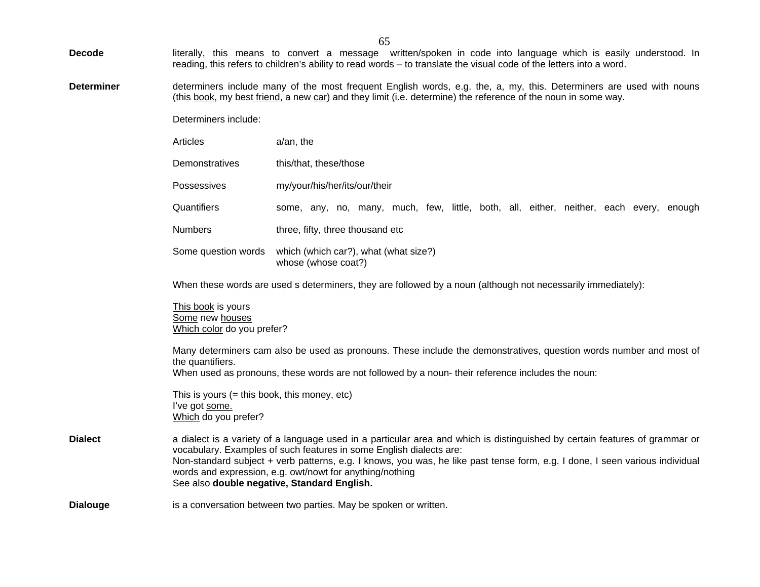**Decode** literally, this means to convert a message written/spoken in code into language which is easily understood. In reading, this refers to children's ability to read words – to translate the visual code of the letters into a word.

**Determiner** determiners include many of the most frequent English words, e.g. the, a, my, this. Determiners are used with nouns (this <u>book</u>, my best <u>friend</u>, a new <u>car</u>) and they limit (i.e. determine) the reference of the noun in some way.

Determiners include:

| | |
|---|---|
| Articles | a/an, the |
| Demonstratives | this/that, these/those |
| Possessives | my/your/his/her/its/our/their |
| Quantifiers | some, any, no, many, much, few, little, both, all, either, neither, each every, enough |
| Numbers | three, fifty, three thousand etc |
| Some question words | which (which car?), what (what size?) whose (whose coat?) |

When these words are used s determiners, they are followed by a noun (although not necessarily immediately):

<u>This book</u> is yours
<u>Some</u> new <u>houses</u>
<u>Which color</u> do you prefer?

Many determiners cam also be used as pronouns. These include the demonstratives, question words number and most of the quantifiers.
When used as pronouns, these words are not followed by a noun- their reference includes the noun:

This is yours (= this book, this money, etc)
I've got <u>some.</u>
<u>Which</u> do you prefer?

**Dialect** a dialect is a variety of a language used in a particular area and which is distinguished by certain features of grammar or vocabulary. Examples of such features in some English dialects are:
Non-standard subject + verb patterns, e.g. I knows, you was, he like past tense form, e.g. I done, I seen various individual words and expression, e.g. owt/nowt for anything/nothing
See also **double negative, Standard English.**

**Dialouge** is a conversation between two parties. May be spoken or written.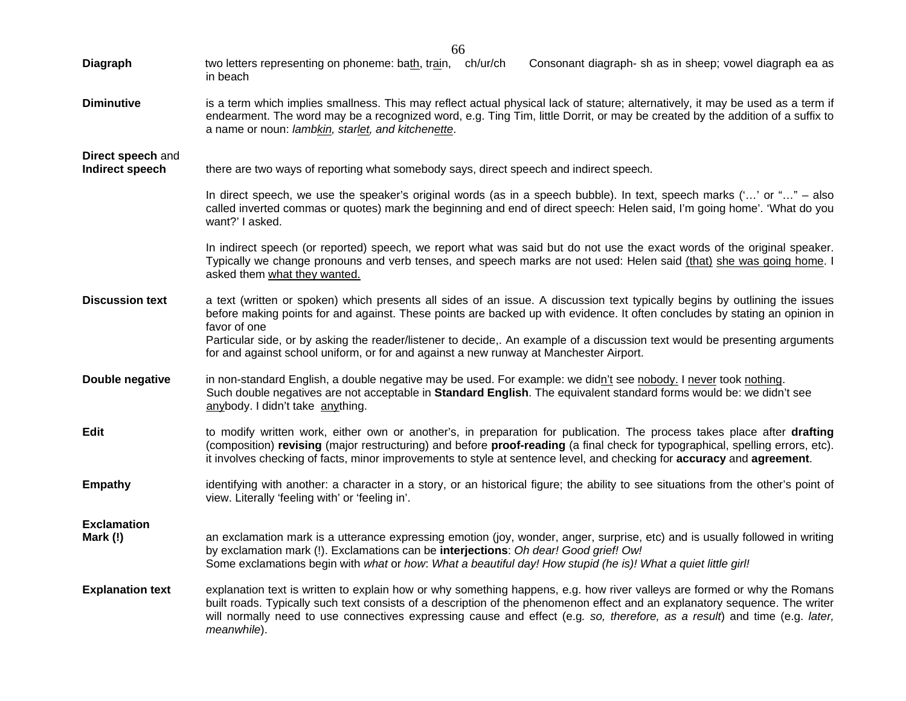**Diagraph** two letters representing on phoneme: ba<u>th</u>, tr<u>ai</u>n, ch/ur/ch Consonant diagraph- sh as in sheep; vowel diagraph ea as in beach

**Diminutive** is a term which implies smallness. This may reflect actual physical lack of stature; alternatively, it may be used as a term if endearment. The word may be a recognized word, e.g. Ting Tim, little Dorrit, or may be created by the addition of a suffix to a name or noun: *lamb<u>kin</u>, star<u>let</u>, and kitchen<u>ette</u>*.

**Direct speech** and **Indirect speech** there are two ways of reporting what somebody says, direct speech and indirect speech.

In direct speech, we use the speaker's original words (as in a speech bubble). In text, speech marks ('…' or "…" – also called inverted commas or quotes) mark the beginning and end of direct speech: Helen said, I'm going home'. 'What do you want?' I asked.

In indirect speech (or reported) speech, we report what was said but do not use the exact words of the original speaker. Typically we change pronouns and verb tenses, and speech marks are not used: Helen said <u>(that)</u> <u>she was going home</u>. I asked them <u>what they wanted.</u>

**Discussion text** a text (written or spoken) which presents all sides of an issue. A discussion text typically begins by outlining the issues before making points for and against. These points are backed up with evidence. It often concludes by stating an opinion in favor of one
Particular side, or by asking the reader/listener to decide,. An example of a discussion text would be presenting arguments for and against school uniform, or for and against a new runway at Manchester Airport.

**Double negative** in non-standard English, a double negative may be used. For example: we did<u>n't</u> see <u>nobody.</u> I <u>never</u> took <u>nothing</u>.
Such double negatives are not acceptable in **Standard English**. The equivalent standard forms would be: we didn't see <u>any</u>body. I didn't take <u>any</u>thing.

**Edit** to modify written work, either own or another's, in preparation for publication. The process takes place after **drafting** (composition) **revising** (major restructuring) and before **proof-reading** (a final check for typographical, spelling errors, etc). it involves checking of facts, minor improvements to style at sentence level, and checking for **accuracy** and **agreement**.

**Empathy** identifying with another: a character in a story, or an historical figure; the ability to see situations from the other's point of view. Literally 'feeling with' or 'feeling in'.

**Exclamation Mark (!)** an exclamation mark is a utterance expressing emotion (joy, wonder, anger, surprise, etc) and is usually followed in writing by exclamation mark (!). Exclamations can be **interjections**: *Oh dear! Good grief! Ow!*
Some exclamations begin with *what* or *how*: *What a beautiful day! How stupid (he is)! What a quiet little girl!*

**Explanation text** explanation text is written to explain how or why something happens, e.g. how river valleys are formed or why the Romans built roads. Typically such text consists of a description of the phenomenon effect and an explanatory sequence. The writer will normally need to use connectives expressing cause and effect (e.g*. so, therefore, as a result*) and time (e.g. *later, meanwhile*).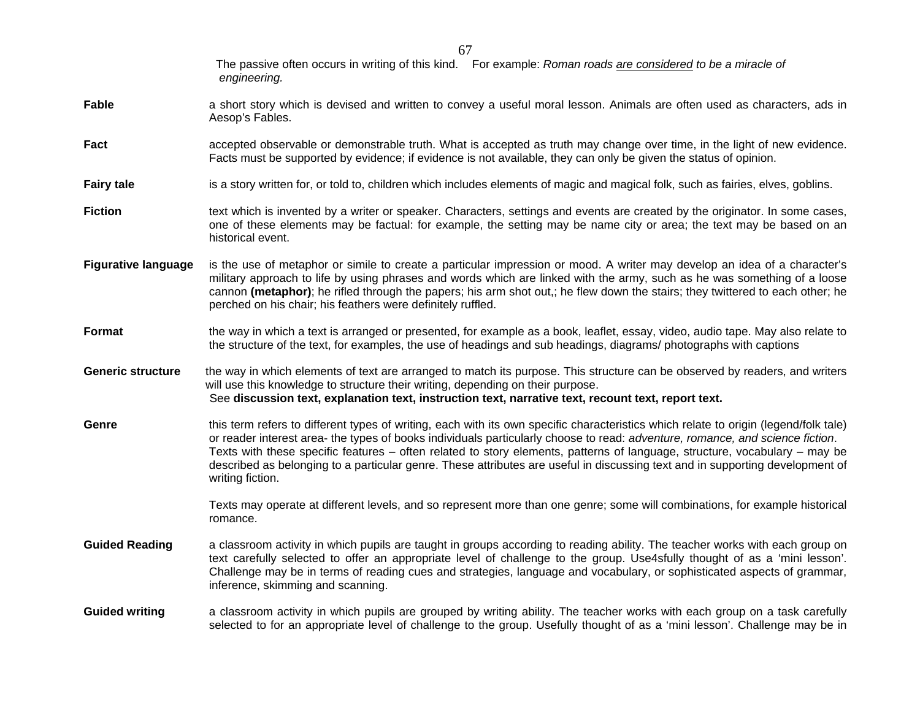The passive often occurs in writing of this kind. For example: *Roman roads <u>are considered</u> to be a miracle of engineering.*

**Fable** a short story which is devised and written to convey a useful moral lesson. Animals are often used as characters, ads in Aesop's Fables.

**Fact** accepted observable or demonstrable truth. What is accepted as truth may change over time, in the light of new evidence. Facts must be supported by evidence; if evidence is not available, they can only be given the status of opinion.

**Fairy tale** is a story written for, or told to, children which includes elements of magic and magical folk, such as fairies, elves, goblins.

**Fiction** text which is invented by a writer or speaker. Characters, settings and events are created by the originator. In some cases, one of these elements may be factual: for example, the setting may be name city or area; the text may be based on an historical event.

**Figurative language** is the use of metaphor or simile to create a particular impression or mood. A writer may develop an idea of a character's military approach to life by using phrases and words which are linked with the army, such as he was something of a loose cannon **(metaphor)**; he rifled through the papers; his arm shot out,; he flew down the stairs; they twittered to each other; he perched on his chair; his feathers were definitely ruffled.

**Format** the way in which a text is arranged or presented, for example as a book, leaflet, essay, video, audio tape. May also relate to the structure of the text, for examples, the use of headings and sub headings, diagrams/ photographs with captions

**Generic structure** the way in which elements of text are arranged to match its purpose. This structure can be observed by readers, and writers will use this knowledge to structure their writing, depending on their purpose.
See **discussion text, explanation text, instruction text, narrative text, recount text, report text.**

**Genre** this term refers to different types of writing, each with its own specific characteristics which relate to origin (legend/folk tale) or reader interest area- the types of books individuals particularly choose to read: *adventure, romance, and science fiction*. Texts with these specific features – often related to story elements, patterns of language, structure, vocabulary – may be described as belonging to a particular genre. These attributes are useful in discussing text and in supporting development of writing fiction.

Texts may operate at different levels, and so represent more than one genre; some will combinations, for example historical romance.

**Guided Reading** a classroom activity in which pupils are taught in groups according to reading ability. The teacher works with each group on text carefully selected to offer an appropriate level of challenge to the group. Use4sfully thought of as a 'mini lesson'. Challenge may be in terms of reading cues and strategies, language and vocabulary, or sophisticated aspects of grammar, inference, skimming and scanning.

**Guided writing** a classroom activity in which pupils are grouped by writing ability. The teacher works with each group on a task carefully selected to for an appropriate level of challenge to the group. Usefully thought of as a 'mini lesson'. Challenge may be in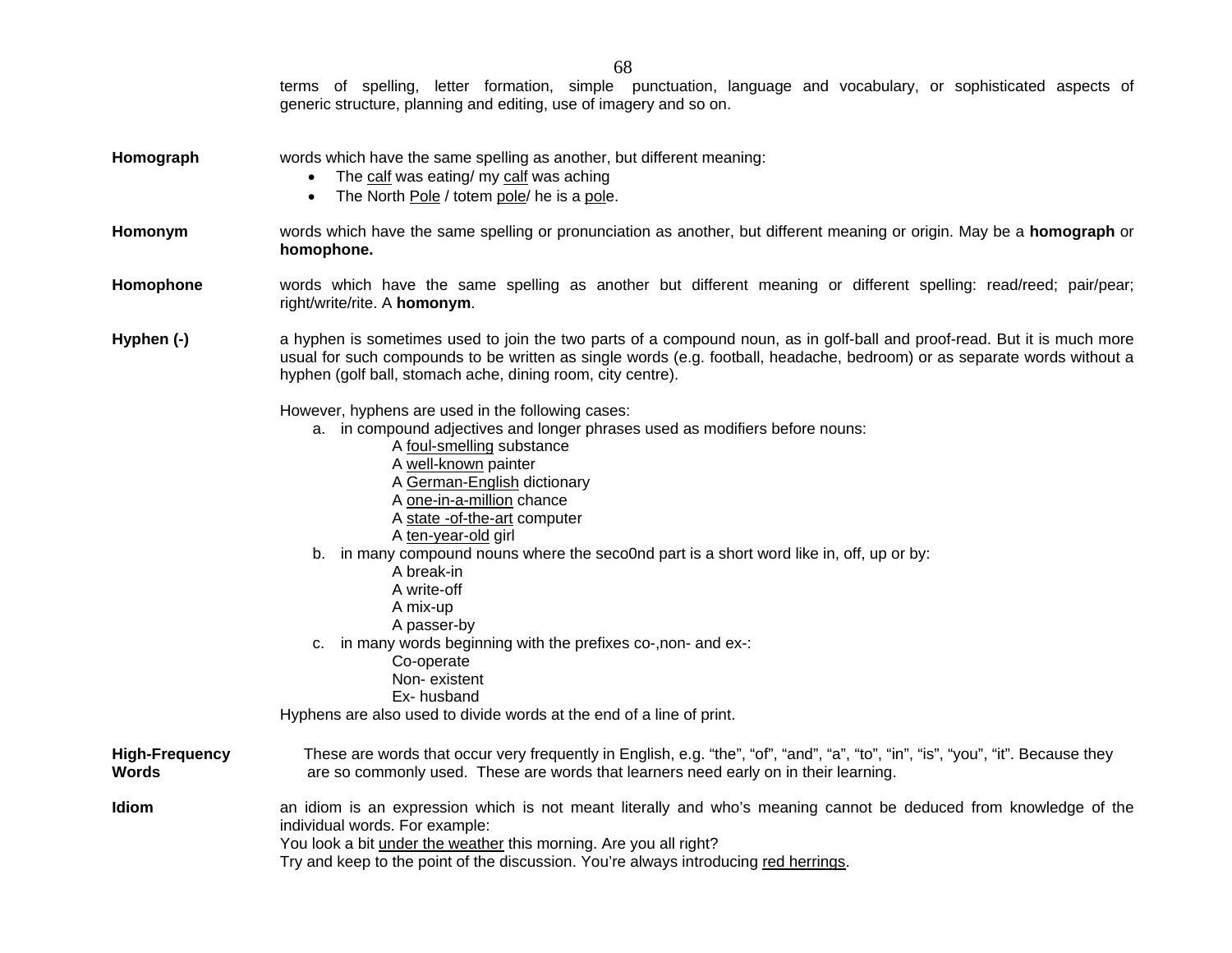terms of spelling, letter formation, simple punctuation, language and vocabulary, or sophisticated aspects of generic structure, planning and editing, use of imagery and so on.

**Homograph**

words which have the same spelling as another, but different meaning:

- The <u>calf</u> was eating/ my <u>calf</u> was aching
- The North <u>Pole</u> / totem <u>pole</u>/ he is a <u>pol</u>e.

**Homonym**

words which have the same spelling or pronunciation as another, but different meaning or origin. May be a **homograph** or **homophone.**

**Homophone**

words which have the same spelling as another but different meaning or different spelling: read/reed; pair/pear; right/write/rite. A **homonym**.

**Hyphen (-)**

a hyphen is sometimes used to join the two parts of a compound noun, as in golf-ball and proof-read. But it is much more usual for such compounds to be written as single words (e.g. football, headache, bedroom) or as separate words without a hyphen (golf ball, stomach ache, dining room, city centre).

However, hyphens are used in the following cases:

a. in compound adjectives and longer phrases used as modifiers before nouns:
   - A <u>foul-smelling</u> substance
   - A <u>well-known</u> painter
   - A <u>German-English</u> dictionary
   - A <u>one-in-a-million</u> chance
   - A <u>state -of-the-art</u> computer
   - A <u>ten-year-old</u> girl

b. in many compound nouns where the seco0nd part is a short word like in, off, up or by:
   - A break-in
   - A write-off
   - A mix-up
   - A passer-by

c. in many words beginning with the prefixes co-,non- and ex-:
   - Co-operate
   - Non- existent
   - Ex- husband

Hyphens are also used to divide words at the end of a line of print.

**High-Frequency Words**

These are words that occur very frequently in English, e.g. "the", "of", "and", "a", "to", "in", "is", "you", "it". Because they are so commonly used. These are words that learners need early on in their learning.

**Idiom**

an idiom is an expression which is not meant literally and who's meaning cannot be deduced from knowledge of the individual words. For example:

You look a bit <u>under the weather</u> this morning. Are you all right?

Try and keep to the point of the discussion. You're always introducing <u>red herrings</u>.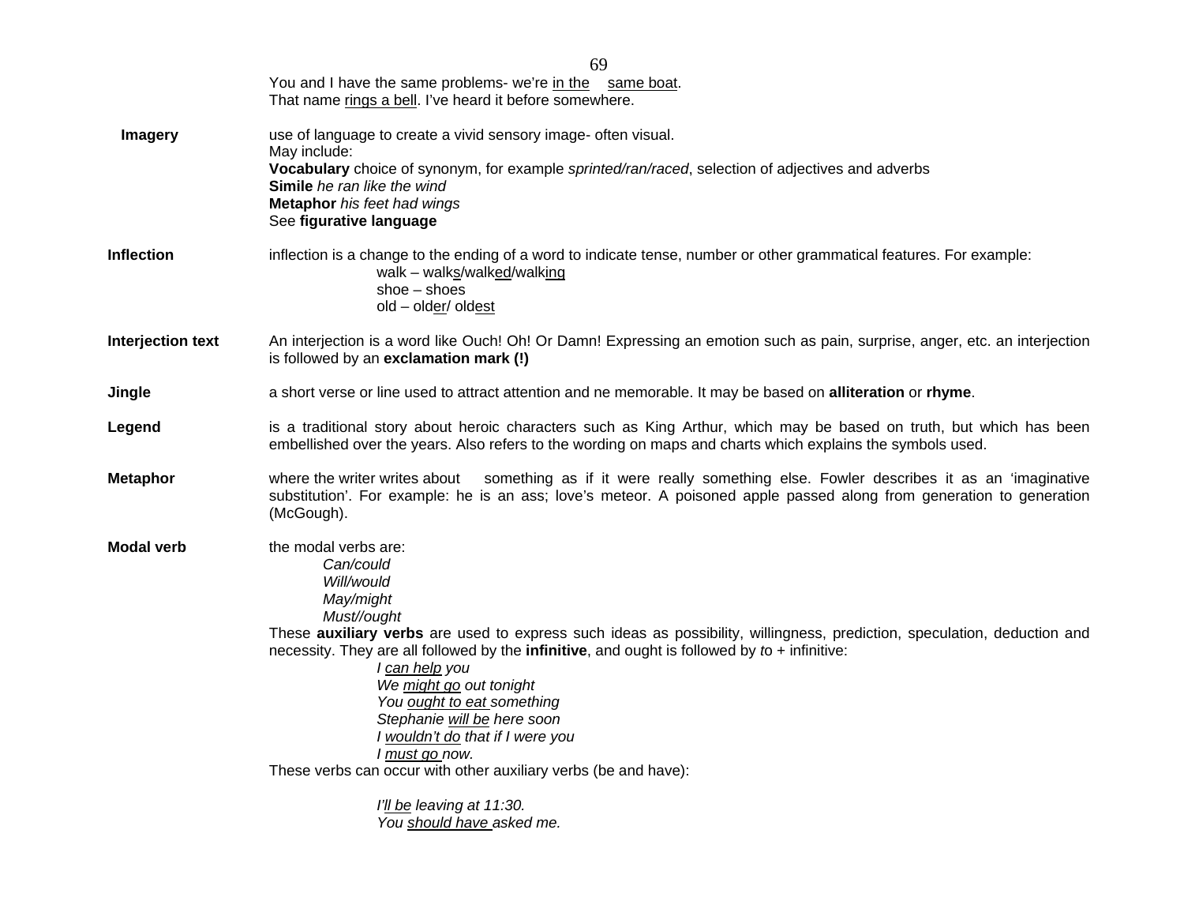You and I have the same problems- we're <u>in the</u> <u>same boat</u>.
That name <u>rings a bell</u>. I've heard it before somewhere.

**Imagery** use of language to create a vivid sensory image- often visual.
May include:
**Vocabulary** choice of synonym, for example *sprinted/ran/raced*, selection of adjectives and adverbs
**Simile** *he ran like the wind*
**Metaphor** *his feet had wings*
See **figurative language**

**Inflection** inflection is a change to the ending of a word to indicate tense, number or other grammatical features. For example:

walk – walk<u>s</u>/walk<u>ed</u>/walk<u>ing</u>
shoe – shoes
old – old<u>er</u>/ old<u>est</u>

**Interjection text** An interjection is a word like Ouch! Oh! Or Damn! Expressing an emotion such as pain, surprise, anger, etc. an interjection is followed by an **exclamation mark (!)**

**Jingle** a short verse or line used to attract attention and ne memorable. It may be based on **alliteration** or **rhyme**.

**Legend** is a traditional story about heroic characters such as King Arthur, which may be based on truth, but which has been embellished over the years. Also refers to the wording on maps and charts which explains the symbols used.

**Metaphor** where the writer writes about something as if it were really something else. Fowler describes it as an 'imaginative substitution'. For example: he is an ass; love's meteor. A poisoned apple passed along from generation to generation (McGough).

**Modal verb** the modal verbs are:

*Can/could*
*Will/would*
*May/might*
*Must//ought*

These **auxiliary verbs** are used to express such ideas as possibility, willingness, prediction, speculation, deduction and necessity. They are all followed by the **infinitive**, and ought is followed by *to* + infinitive:

*I <u>can help</u> you*
*We <u>might go</u> out tonight*
*You <u>ought to eat</u> something*
*Stephanie <u>will be</u> here soon*
*I <u>wouldn't do</u> that if I were you*
*I <u>must go</u> now.*

These verbs can occur with other auxiliary verbs (be and have):

*I'<u>ll be</u> leaving at 11:30.*
*You <u>should have</u> asked me.*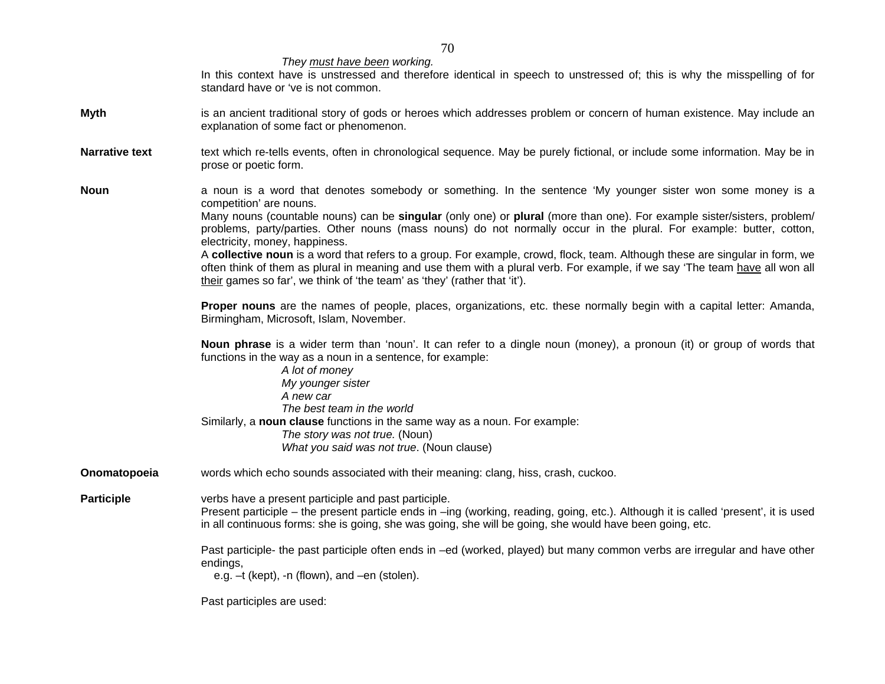*They <u>must have been</u> working.*

In this context have is unstressed and therefore identical in speech to unstressed of; this is why the misspelling of for standard have or 've is not common.

**Myth** is an ancient traditional story of gods or heroes which addresses problem or concern of human existence. May include an explanation of some fact or phenomenon.

**Narrative text** text which re-tells events, often in chronological sequence. May be purely fictional, or include some information. May be in prose or poetic form.

**Noun** a noun is a word that denotes somebody or something. In the sentence 'My younger sister won some money is a competition' are nouns.

Many nouns (countable nouns) can be **singular** (only one) or **plural** (more than one). For example sister/sisters, problem/ problems, party/parties. Other nouns (mass nouns) do not normally occur in the plural. For example: butter, cotton, electricity, money, happiness.

A **collective noun** is a word that refers to a group. For example, crowd, flock, team. Although these are singular in form, we often think of them as plural in meaning and use them with a plural verb. For example, if we say 'The team <u>have</u> all won all <u>their</u> games so far', we think of 'the team' as 'they' (rather that 'it').

**Proper nouns** are the names of people, places, organizations, etc. these normally begin with a capital letter: Amanda, Birmingham, Microsoft, Islam, November.

**Noun phrase** is a wider term than 'noun'. It can refer to a dingle noun (money), a pronoun (it) or group of words that functions in the way as a noun in a sentence, for example:

*A lot of money*
*My younger sister*
*A new car*
*The best team in the world*

Similarly, a **noun clause** functions in the same way as a noun. For example:

*The story was not true.* (Noun)
*What you said was not true*. (Noun clause)

**Onomatopoeia** words which echo sounds associated with their meaning: clang, hiss, crash, cuckoo.

**Participle** verbs have a present participle and past participle.

Present participle – the present particle ends in –ing (working, reading, going, etc.). Although it is called 'present', it is used in all continuous forms: she is going, she was going, she will be going, she would have been going, etc.

Past participle- the past participle often ends in –ed (worked, played) but many common verbs are irregular and have other endings,
e.g. –t (kept), -n (flown), and –en (stolen).

Past participles are used: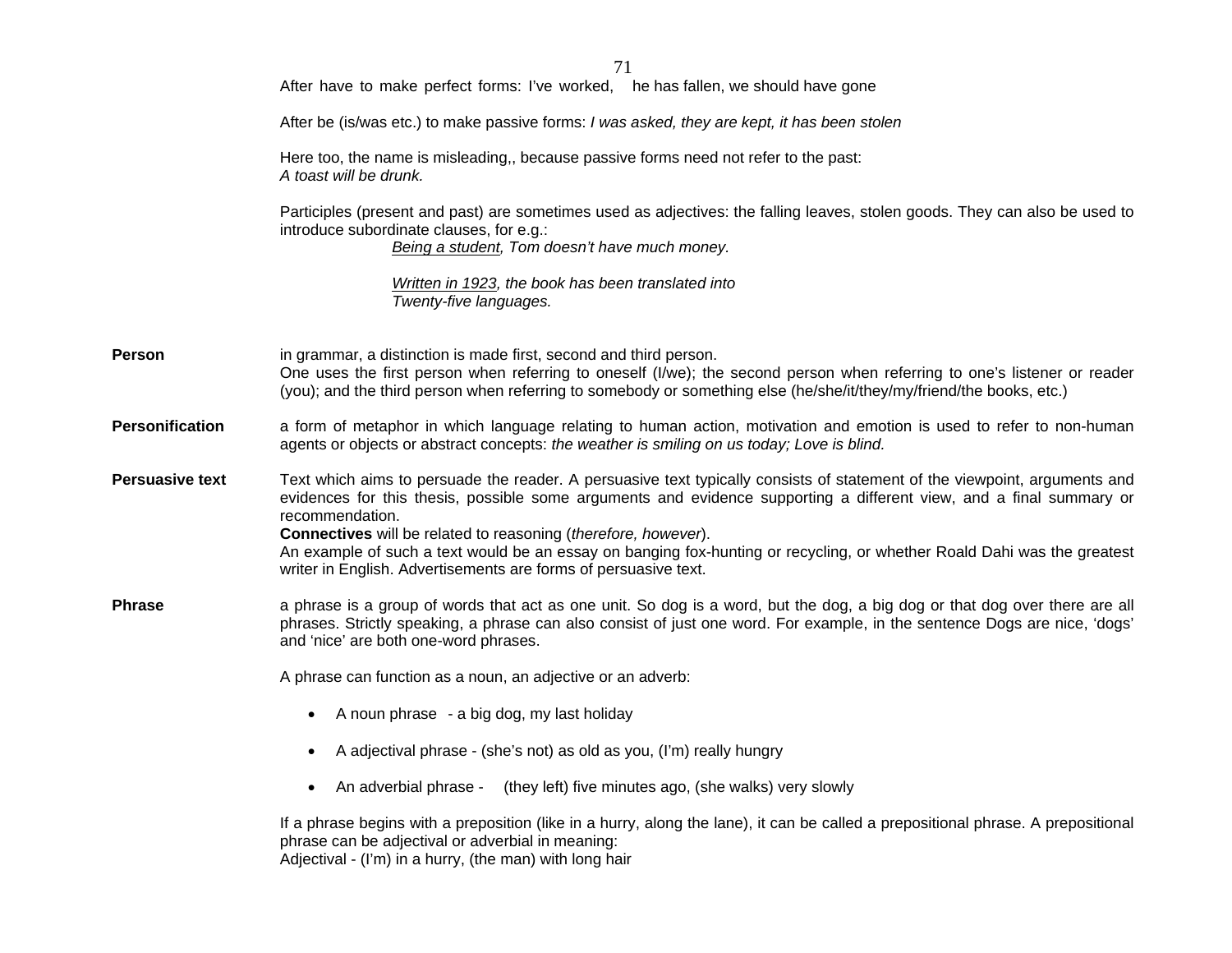After have to make perfect forms: I've worked, he has fallen, we should have gone

After be (is/was etc.) to make passive forms: *I was asked, they are kept, it has been stolen*

Here too, the name is misleading,, because passive forms need not refer to the past:
*A toast will be drunk.*

Participles (present and past) are sometimes used as adjectives: the falling leaves, stolen goods. They can also be used to introduce subordinate clauses, for e.g.:

> *Being a student, Tom doesn't have much money.*
>
> *Written in 1923, the book has been translated into Twenty-five languages.*

**Person** in grammar, a distinction is made first, second and third person.
One uses the first person when referring to oneself (I/we); the second person when referring to one's listener or reader (you); and the third person when referring to somebody or something else (he/she/it/they/my/friend/the books, etc.)

**Personification** a form of metaphor in which language relating to human action, motivation and emotion is used to refer to non-human agents or objects or abstract concepts: *the weather is smiling on us today; Love is blind.*

**Persuasive text** Text which aims to persuade the reader. A persuasive text typically consists of statement of the viewpoint, arguments and evidences for this thesis, possible some arguments and evidence supporting a different view, and a final summary or recommendation.
**Connectives** will be related to reasoning (*therefore, however*).
An example of such a text would be an essay on banging fox-hunting or recycling, or whether Roald Dahi was the greatest writer in English. Advertisements are forms of persuasive text.

**Phrase** a phrase is a group of words that act as one unit. So dog is a word, but the dog, a big dog or that dog over there are all phrases. Strictly speaking, a phrase can also consist of just one word. For example, in the sentence Dogs are nice, 'dogs' and 'nice' are both one-word phrases.

A phrase can function as a noun, an adjective or an adverb:

- A noun phrase - a big dog, my last holiday
- A adjectival phrase - (she's not) as old as you, (I'm) really hungry
- An adverbial phrase - (they left) five minutes ago, (she walks) very slowly

If a phrase begins with a preposition (like in a hurry, along the lane), it can be called a prepositional phrase. A prepositional phrase can be adjectival or adverbial in meaning:
Adjectival - (I'm) in a hurry, (the man) with long hair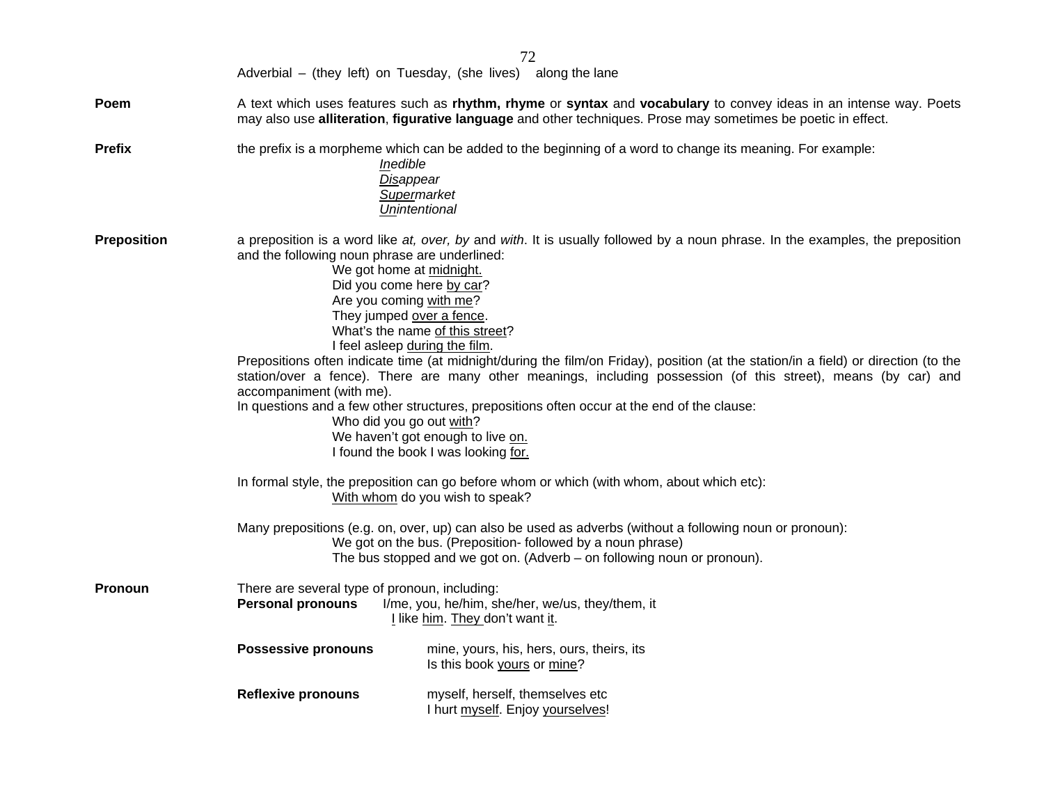Adverbial – (they left) on Tuesday, (she lives) along the lane

**Poem** A text which uses features such as **rhythm, rhyme** or **syntax** and **vocabulary** to convey ideas in an intense way. Poets may also use **alliteration**, **figurative language** and other techniques. Prose may sometimes be poetic in effect.

**Prefix** the prefix is a morpheme which can be added to the beginning of a word to change its meaning. For example:

*<u>In</u>edible*
*<u>Dis</u>appear*
*<u>Super</u>market*
*<u>Un</u>intentional*

**Preposition** a preposition is a word like *at, over, by* and *with*. It is usually followed by a noun phrase. In the examples, the preposition and the following noun phrase are underlined:

We got home at <u>midnight.</u>
Did you come here <u>by car</u>?
Are you coming <u>with me</u>?
They jumped <u>over a fence</u>.
What's the name <u>of this street</u>?
I feel asleep <u>during the film</u>.

Prepositions often indicate time (at midnight/during the film/on Friday), position (at the station/in a field) or direction (to the station/over a fence). There are many other meanings, including possession (of this street), means (by car) and accompaniment (with me).

In questions and a few other structures, prepositions often occur at the end of the clause:

Who did you go out <u>with</u>?
We haven't got enough to live <u>on.</u>
I found the book I was looking <u>for.</u>

In formal style, the preposition can go before whom or which (with whom, about which etc):

<u>With whom</u> do you wish to speak?

Many prepositions (e.g. on, over, up) can also be used as adverbs (without a following noun or pronoun):

We got on the bus. (Preposition- followed by a noun phrase)
The bus stopped and we got on. (Adverb – on following noun or pronoun).

**Pronoun** There are several type of pronoun, including:

**Personal pronouns** I/me, you, he/him, she/her, we/us, they/them, it
<u>I</u> like <u>him</u>. <u>They</u> don't want <u>it</u>.

**Possessive pronouns** mine, yours, his, hers, ours, theirs, its
Is this book <u>yours</u> or <u>mine</u>?

**Reflexive pronouns** myself, herself, themselves etc
I hurt <u>myself</u>. Enjoy <u>yourselves</u>!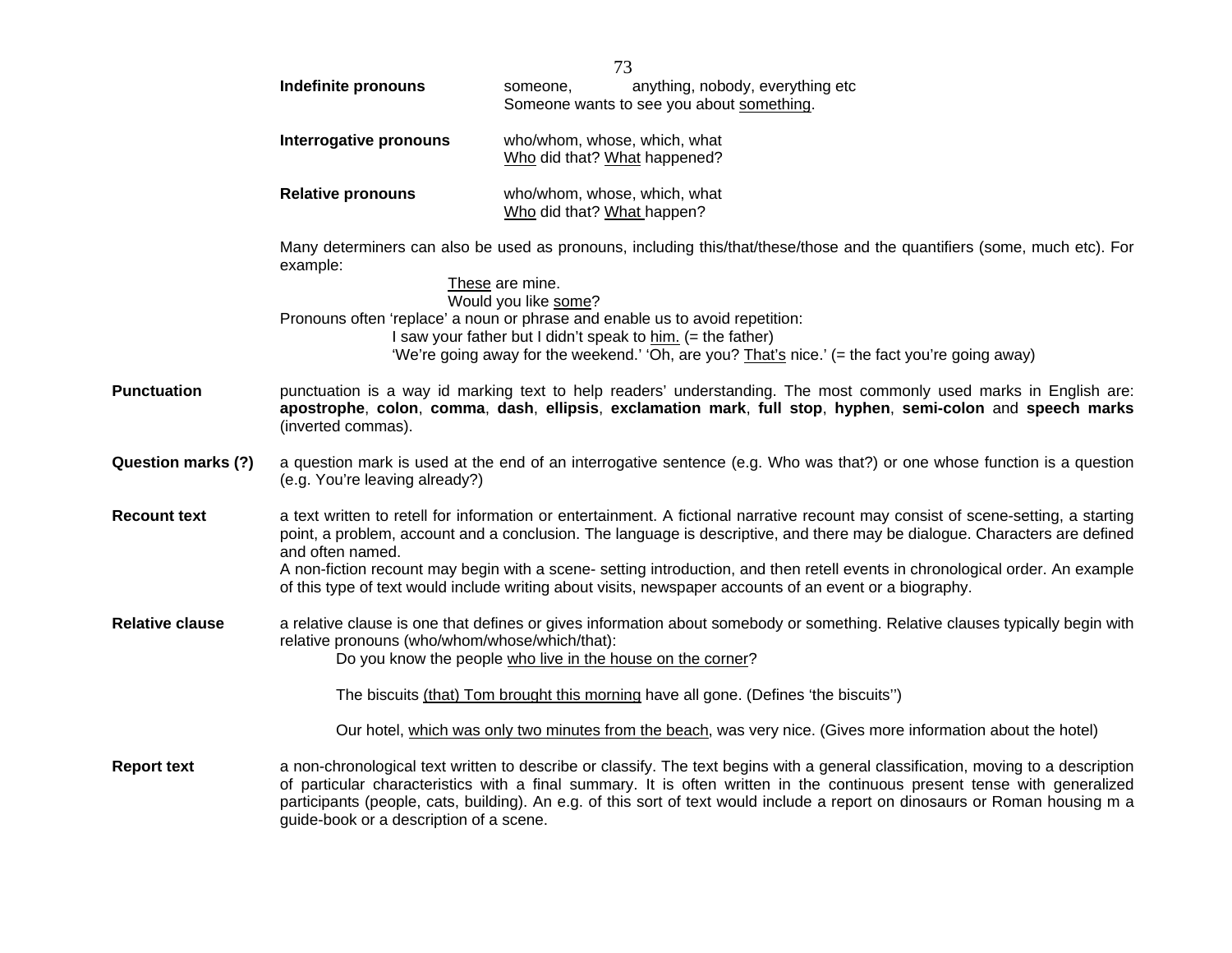**Indefinite pronouns** someone, anything, nobody, everything etc
Someone wants to see you about <u>something</u>.

**Interrogative pronouns** who/whom, whose, which, what
<u>Who</u> did that? <u>What</u> happened?

**Relative pronouns** who/whom, whose, which, what
<u>Who</u> did that? <u>What</u> happen?

Many determiners can also be used as pronouns, including this/that/these/those and the quantifiers (some, much etc). For example:

<u>These</u> are mine.
Would you like <u>some</u>?

Pronouns often 'replace' a noun or phrase and enable us to avoid repetition:

I saw your father but I didn't speak to <u>him.</u> (= the father)
'We're going away for the weekend.' 'Oh, are you? <u>That's</u> nice.' (= the fact you're going away)

**Punctuation** punctuation is a way id marking text to help readers' understanding. The most commonly used marks in English are: **apostrophe**, **colon**, **comma**, **dash**, **ellipsis**, **exclamation mark**, **full stop**, **hyphen**, **semi-colon** and **speech marks** (inverted commas).

**Question marks (?)** a question mark is used at the end of an interrogative sentence (e.g. Who was that?) or one whose function is a question (e.g. You're leaving already?)

**Recount text** a text written to retell for information or entertainment. A fictional narrative recount may consist of scene-setting, a starting point, a problem, account and a conclusion. The language is descriptive, and there may be dialogue. Characters are defined and often named.
A non-fiction recount may begin with a scene- setting introduction, and then retell events in chronological order. An example of this type of text would include writing about visits, newspaper accounts of an event or a biography.

**Relative clause** a relative clause is one that defines or gives information about somebody or something. Relative clauses typically begin with relative pronouns (who/whom/whose/which/that):

Do you know the people <u>who live in the house on the corner</u>?

The biscuits <u>(that) Tom brought this morning</u> have all gone. (Defines 'the biscuits'')

Our hotel, <u>which was only two minutes from the beach</u>, was very nice. (Gives more information about the hotel)

**Report text** a non-chronological text written to describe or classify. The text begins with a general classification, moving to a description of particular characteristics with a final summary. It is often written in the continuous present tense with generalized participants (people, cats, building). An e.g. of this sort of text would include a report on dinosaurs or Roman housing m a guide-book or a description of a scene.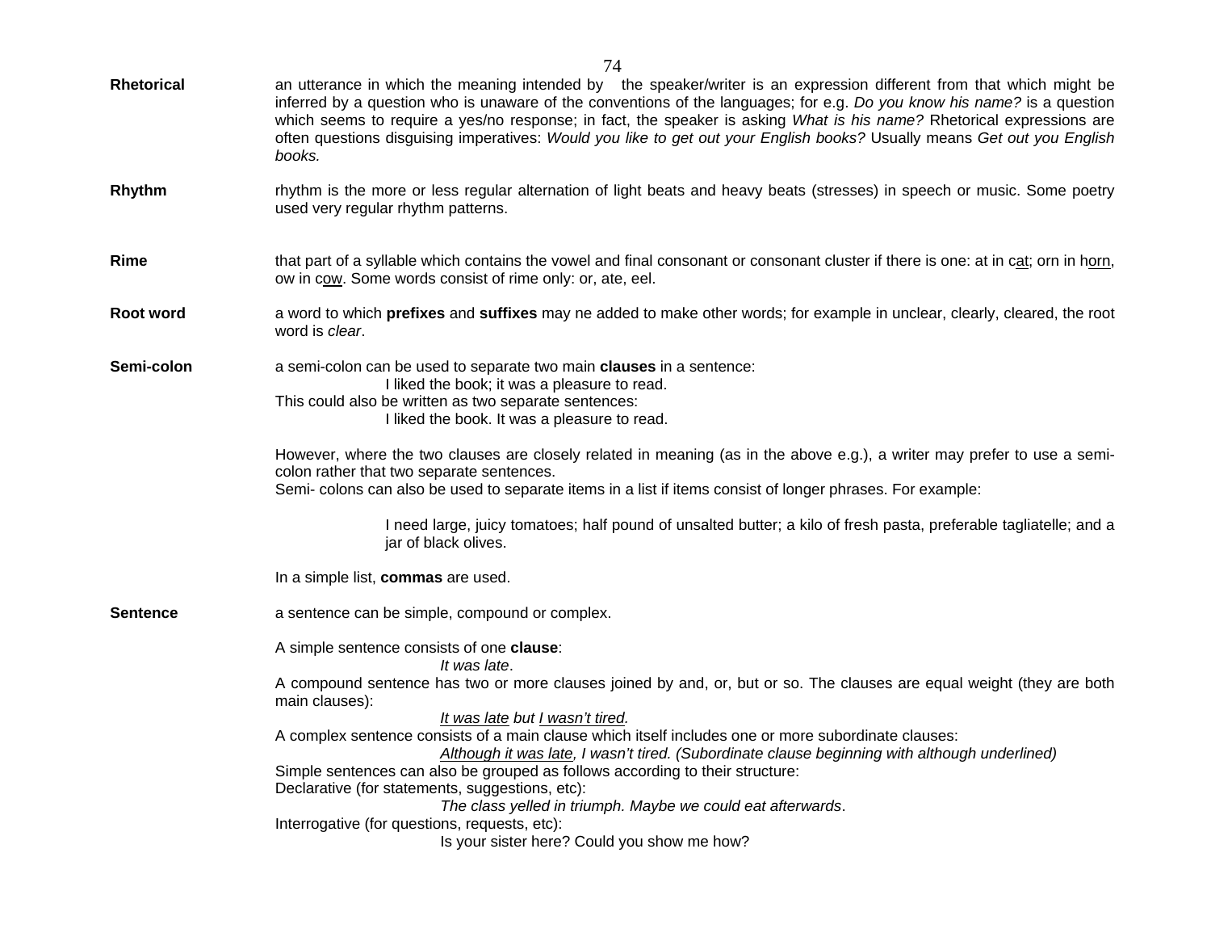**Rhetorical** an utterance in which the meaning intended by the speaker/writer is an expression different from that which might be inferred by a question who is unaware of the conventions of the languages; for e.g. *Do you know his name?* is a question which seems to require a yes/no response; in fact, the speaker is asking *What is his name?* Rhetorical expressions are often questions disguising imperatives: *Would you like to get out your English books?* Usually means *Get out you English books.*

**Rhythm** rhythm is the more or less regular alternation of light beats and heavy beats (stresses) in speech or music. Some poetry used very regular rhythm patterns.

**Rime** that part of a syllable which contains the vowel and final consonant or consonant cluster if there is one: at in c<u>at</u>; orn in h<u>orn</u>, ow in c<u>ow</u>. Some words consist of rime only: or, ate, eel.

**Root word** a word to which **prefixes** and **suffixes** may ne added to make other words; for example in unclear, clearly, cleared, the root word is *clear*.

**Semi-colon** a semi-colon can be used to separate two main **clauses** in a sentence:

> I liked the book; it was a pleasure to read.

This could also be written as two separate sentences:

> I liked the book. It was a pleasure to read.

However, where the two clauses are closely related in meaning (as in the above e.g.), a writer may prefer to use a semi-colon rather that two separate sentences.
Semi- colons can also be used to separate items in a list if items consist of longer phrases. For example:

> I need large, juicy tomatoes; half pound of unsalted butter; a kilo of fresh pasta, preferable tagliatelle; and a jar of black olives.

In a simple list, **commas** are used.

**Sentence** a sentence can be simple, compound or complex.

A simple sentence consists of one **clause**:

> *It was late*.

A compound sentence has two or more clauses joined by and, or, but or so. The clauses are equal weight (they are both main clauses):

> *<u>It was late</u> but <u>I wasn't tired</u>.*

A complex sentence consists of a main clause which itself includes one or more subordinate clauses:

> *<u>Although it was late</u>, I wasn't tired. (Subordinate clause beginning with although underlined)*

Simple sentences can also be grouped as follows according to their structure:
Declarative (for statements, suggestions, etc):

> *The class yelled in triumph. Maybe we could eat afterwards*.

Interrogative (for questions, requests, etc):

> Is your sister here? Could you show me how?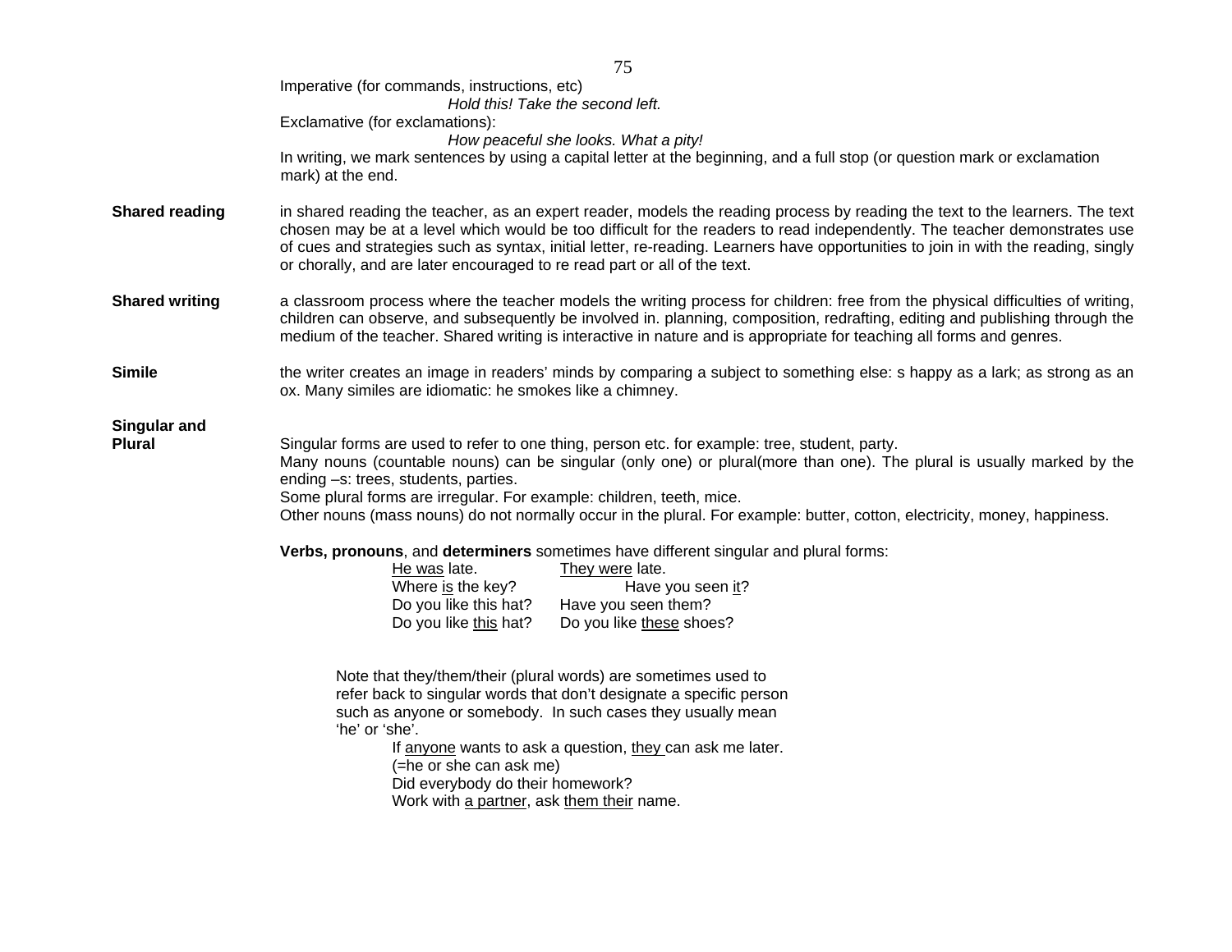Imperative (for commands, instructions, etc)

*Hold this! Take the second left.*

Exclamative (for exclamations):

*How peaceful she looks. What a pity!*

In writing, we mark sentences by using a capital letter at the beginning, and a full stop (or question mark or exclamation mark) at the end.

**Shared reading** in shared reading the teacher, as an expert reader, models the reading process by reading the text to the learners. The text chosen may be at a level which would be too difficult for the readers to read independently. The teacher demonstrates use of cues and strategies such as syntax, initial letter, re-reading. Learners have opportunities to join in with the reading, singly or chorally, and are later encouraged to re read part or all of the text.

**Shared writing** a classroom process where the teacher models the writing process for children: free from the physical difficulties of writing, children can observe, and subsequently be involved in. planning, composition, redrafting, editing and publishing through the medium of the teacher. Shared writing is interactive in nature and is appropriate for teaching all forms and genres.

**Simile** the writer creates an image in readers' minds by comparing a subject to something else: s happy as a lark; as strong as an ox. Many similes are idiomatic: he smokes like a chimney.

**Singular and Plural**

Singular forms are used to refer to one thing, person etc. for example: tree, student, party.

Many nouns (countable nouns) can be singular (only one) or plural(more than one). The plural is usually marked by the ending –s: trees, students, parties.

Some plural forms are irregular. For example: children, teeth, mice.

Other nouns (mass nouns) do not normally occur in the plural. For example: butter, cotton, electricity, money, happiness.

**Verbs, pronouns**, and **determiners** sometimes have different singular and plural forms:

| | |
|---|---|
| He was late. | They were late. |
| Where is the key? | Have you seen it? |
| Do you like this hat? | Have you seen them? |
| Do you like this hat? | Do you like these shoes? |

Note that they/them/their (plural words) are sometimes used to refer back to singular words that don't designate a specific person such as anyone or somebody. In such cases they usually mean 'he' or 'she'.

If anyone wants to ask a question, they can ask me later.
(=he or she can ask me)
Did everybody do their homework?
Work with a partner, ask them their name.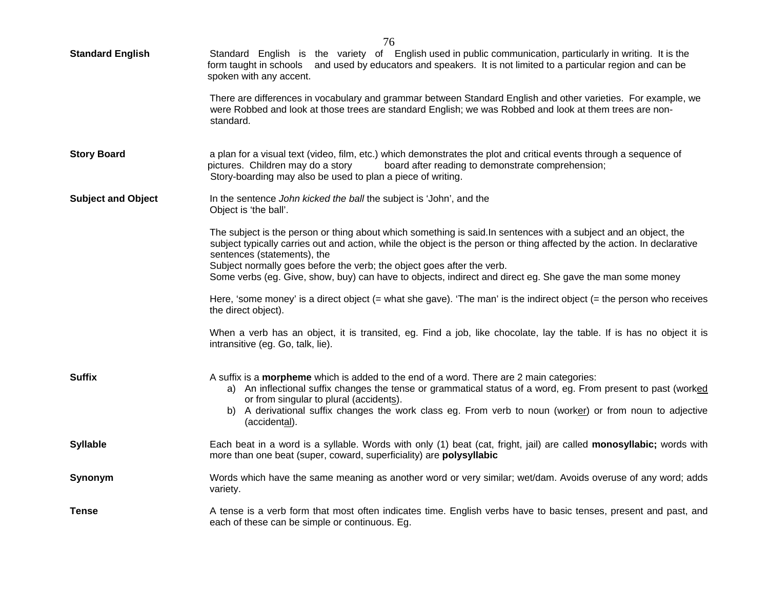**Standard English**

Standard English is the variety of English used in public communication, particularly in writing. It is the form taught in schools and used by educators and speakers. It is not limited to a particular region and can be spoken with any accent.

There are differences in vocabulary and grammar between Standard English and other varieties. For example, we were Robbed and look at those trees are standard English; we was Robbed and look at them trees are non-standard.

**Story Board**

a plan for a visual text (video, film, etc.) which demonstrates the plot and critical events through a sequence of pictures. Children may do a story board after reading to demonstrate comprehension; Story-boarding may also be used to plan a piece of writing.

**Subject and Object**

In the sentence *John kicked the ball* the subject is 'John', and the Object is 'the ball'.

The subject is the person or thing about which something is said.In sentences with a subject and an object, the subject typically carries out and action, while the object is the person or thing affected by the action. In declarative sentences (statements), the Subject normally goes before the verb; the object goes after the verb.
Some verbs (eg. Give, show, buy) can have to objects, indirect and direct eg. She gave the man some money

Here, 'some money' is a direct object (= what she gave). 'The man' is the indirect object (= the person who receives the direct object).

When a verb has an object, it is transited, eg. Find a job, like chocolate, lay the table. If is has no object it is intransitive (eg. Go, talk, lie).

**Suffix**

A suffix is a **morpheme** which is added to the end of a word. There are 2 main categories:

a) An inflectional suffix changes the tense or grammatical status of a word, eg. From present to past (work<u>ed</u> or from singular to plural (accident<u>s</u>).
b) A derivational suffix changes the work class eg. From verb to noun (work<u>er</u>) or from noun to adjective (accident<u>al</u>).

**Syllable**

Each beat in a word is a syllable. Words with only (1) beat (cat, fright, jail) are called **monosyllabic;** words with more than one beat (super, coward, superficiality) are **polysyllabic**

**Synonym**

Words which have the same meaning as another word or very similar; wet/dam. Avoids overuse of any word; adds variety.

**Tense**

A tense is a verb form that most often indicates time. English verbs have to basic tenses, present and past, and each of these can be simple or continuous. Eg.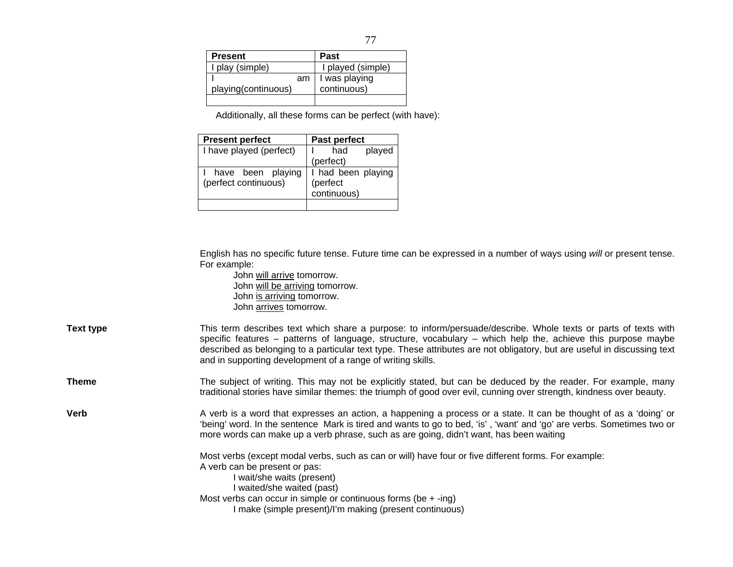| Present | Past |
| --- | --- |
| I play (simple) | I played (simple) |
| I am playing(continuous) | I was playing continuous) |
| | |

Additionally, all these forms can be perfect (with have):

| Present perfect | Past perfect |
| --- | --- |
| I have played (perfect) | I had played (perfect) |
| I have been playing (perfect continuous) | I had been playing (perfect continuous) |
| | |

English has no specific future tense. Future time can be expressed in a number of ways using *will* or present tense. For example:

John will arrive tomorrow.
John will be arriving tomorrow.
John is arriving tomorrow.
John arrives tomorrow.

**Text type**

This term describes text which share a purpose: to inform/persuade/describe. Whole texts or parts of texts with specific features – patterns of language, structure, vocabulary – which help the, achieve this purpose maybe described as belonging to a particular text type. These attributes are not obligatory, but are useful in discussing text and in supporting development of a range of writing skills.

**Theme**

The subject of writing. This may not be explicitly stated, but can be deduced by the reader. For example, many traditional stories have similar themes: the triumph of good over evil, cunning over strength, kindness over beauty.

**Verb**

A verb is a word that expresses an action, a happening a process or a state. It can be thought of as a 'doing' or 'being' word. In the sentence Mark is tired and wants to go to bed, 'is' , 'want' and 'go' are verbs. Sometimes two or more words can make up a verb phrase, such as are going, didn't want, has been waiting

Most verbs (except modal verbs, such as can or will) have four or five different forms. For example:
A verb can be present or pas:

I wait/she waits (present)
I waited/she waited (past)

Most verbs can occur in simple or continuous forms (be + -ing)

I make (simple present)/I'm making (present continuous)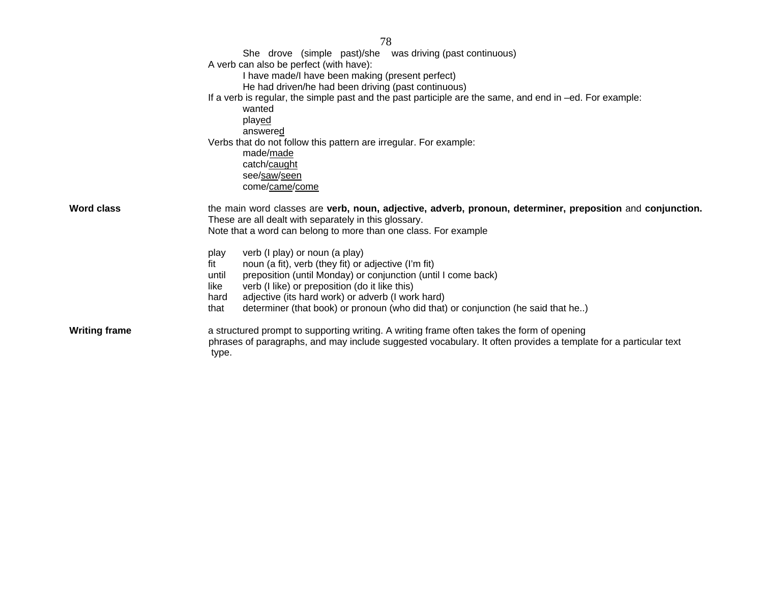She drove (simple past)/she was driving (past continuous)

A verb can also be perfect (with have):

I have made/I have been making (present perfect)

He had driven/he had been driving (past continuous)

If a verb is regular, the simple past and the past participle are the same, and end in –ed. For example:

wanted

play<u>ed</u>

answere<u>d</u>

Verbs that do not follow this pattern are irregular. For example:

made/<u>made</u>

catch/<u>caught</u>

see/<u>saw</u>/<u>seen</u>

come/<u>came</u>/<u>come</u>

**Word class**

the main word classes are **verb, noun, adjective, adverb, pronoun, determiner, preposition** and **conjunction.** These are all dealt with separately in this glossary.

Note that a word can belong to more than one class. For example

| | |
|---|---|
| play | verb (I play) or noun (a play) |
| fit | noun (a fit), verb (they fit) or adjective (I'm fit) |
| until | preposition (until Monday) or conjunction (until I come back) |
| like | verb (I like) or preposition (do it like this) |
| hard | adjective (its hard work) or adverb (I work hard) |
| that | determiner (that book) or pronoun (who did that) or conjunction (he said that he..) |

**Writing frame**

a structured prompt to supporting writing. A writing frame often takes the form of opening phrases of paragraphs, and may include suggested vocabulary. It often provides a template for a particular text type.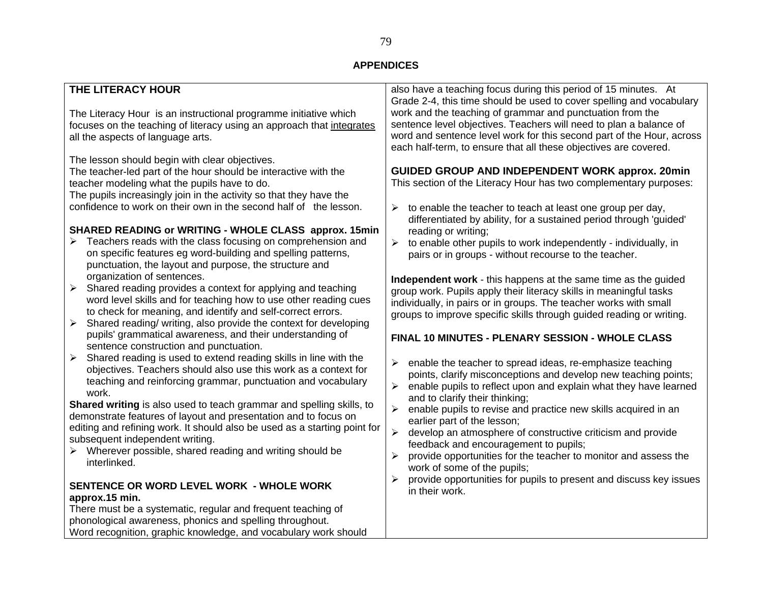## APPENDICES

### THE LITERACY HOUR

The Literacy Hour is an instructional programme initiative which focuses on the teaching of literacy using an approach that <u>integrates</u> all the aspects of language arts.

The lesson should begin with clear objectives.
The teacher-led part of the hour should be interactive with the teacher modeling what the pupils have to do.
The pupils increasingly join in the activity so that they have the confidence to work on their own in the second half of the lesson.

**SHARED READING or WRITING - WHOLE CLASS approx. 15min**

- Teachers reads with the class focusing on comprehension and on specific features eg word-building and spelling patterns, punctuation, the layout and purpose, the structure and organization of sentences.
- Shared reading provides a context for applying and teaching word level skills and for teaching how to use other reading cues to check for meaning, and identify and self-correct errors.
- Shared reading/ writing, also provide the context for developing pupils' grammatical awareness, and their understanding of sentence construction and punctuation.
- Shared reading is used to extend reading skills in line with the objectives. Teachers should also use this work as a context for teaching and reinforcing grammar, punctuation and vocabulary work.

**Shared writing** is also used to teach grammar and spelling skills, to demonstrate features of layout and presentation and to focus on editing and refining work. It should also be used as a starting point for subsequent independent writing.

- Wherever possible, shared reading and writing should be interlinked.

**SENTENCE OR WORD LEVEL WORK - WHOLE WORK approx.15 min.**

There must be a systematic, regular and frequent teaching of phonological awareness, phonics and spelling throughout.
Word recognition, graphic knowledge, and vocabulary work should also have a teaching focus during this period of 15 minutes. At Grade 2-4, this time should be used to cover spelling and vocabulary work and the teaching of grammar and punctuation from the sentence level objectives. Teachers will need to plan a balance of word and sentence level work for this second part of the Hour, across each half-term, to ensure that all these objectives are covered.

**GUIDED GROUP AND INDEPENDENT WORK approx. 20min**

This section of the Literacy Hour has two complementary purposes:

- to enable the teacher to teach at least one group per day, differentiated by ability, for a sustained period through 'guided' reading or writing;
- to enable other pupils to work independently - individually, in pairs or in groups - without recourse to the teacher.

**Independent work** - this happens at the same time as the guided group work. Pupils apply their literacy skills in meaningful tasks individually, in pairs or in groups. The teacher works with small groups to improve specific skills through guided reading or writing.

**FINAL 10 MINUTES - PLENARY SESSION - WHOLE CLASS**

- enable the teacher to spread ideas, re-emphasize teaching points, clarify misconceptions and develop new teaching points;
- enable pupils to reflect upon and explain what they have learned and to clarify their thinking;
- enable pupils to revise and practice new skills acquired in an earlier part of the lesson;
- develop an atmosphere of constructive criticism and provide feedback and encouragement to pupils;
- provide opportunities for the teacher to monitor and assess the work of some of the pupils;
- provide opportunities for pupils to present and discuss key issues in their work.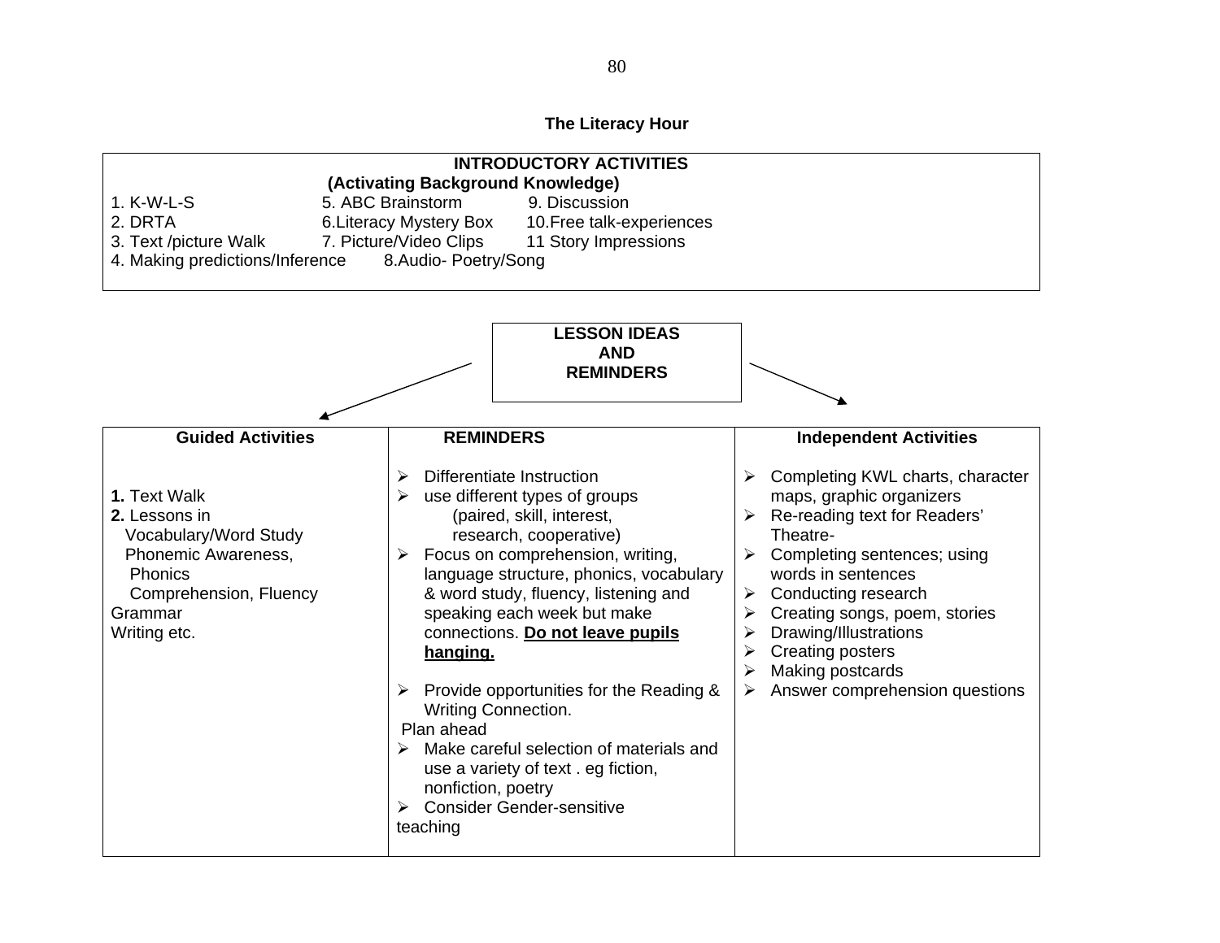## The Literacy Hour

| INTRODUCTORY ACTIVITIES (Activating Background Knowledge) | | |
|---|---|---|
| 1. K-W-L-S | 5. ABC Brainstorm | 9. Discussion |
| 2. DRTA | 6.Literacy Mystery Box | 10.Free talk-experiences |
| 3. Text /picture Walk | 7. Picture/Video Clips | 11 Story Impressions |
| 4. Making predictions/Inference | 8.Audio- Poetry/Song | |

**LESSON IDEAS AND REMINDERS**

| Guided Activities | REMINDERS | Independent Activities |
|---|---|---|
| **1.** Text Walk<br>**2.** Lessons in<br>Vocabulary/Word Study<br>Phonemic Awareness,<br>Phonics<br>Comprehension, Fluency<br>Grammar<br>Writing etc. | ➢ Differentiate Instruction<br>➢ use different types of groups (paired, skill, interest, research, cooperative)<br>➢ Focus on comprehension, writing, language structure, phonics, vocabulary & word study, fluency, listening and speaking each week but make connections. **<u>Do not leave pupils hanging.</u>**<br>➢ Provide opportunities for the Reading & Writing Connection.<br>Plan ahead<br>➢ Make careful selection of materials and use a variety of text . eg fiction, nonfiction, poetry<br>➢ Consider Gender-sensitive teaching | ➢ Completing KWL charts, character maps, graphic organizers<br>➢ Re-reading text for Readers' Theatre-<br>➢ Completing sentences; using words in sentences<br>➢ Conducting research<br>➢ Creating songs, poem, stories<br>➢ Drawing/Illustrations<br>➢ Creating posters<br>➢ Making postcards<br>➢ Answer comprehension questions |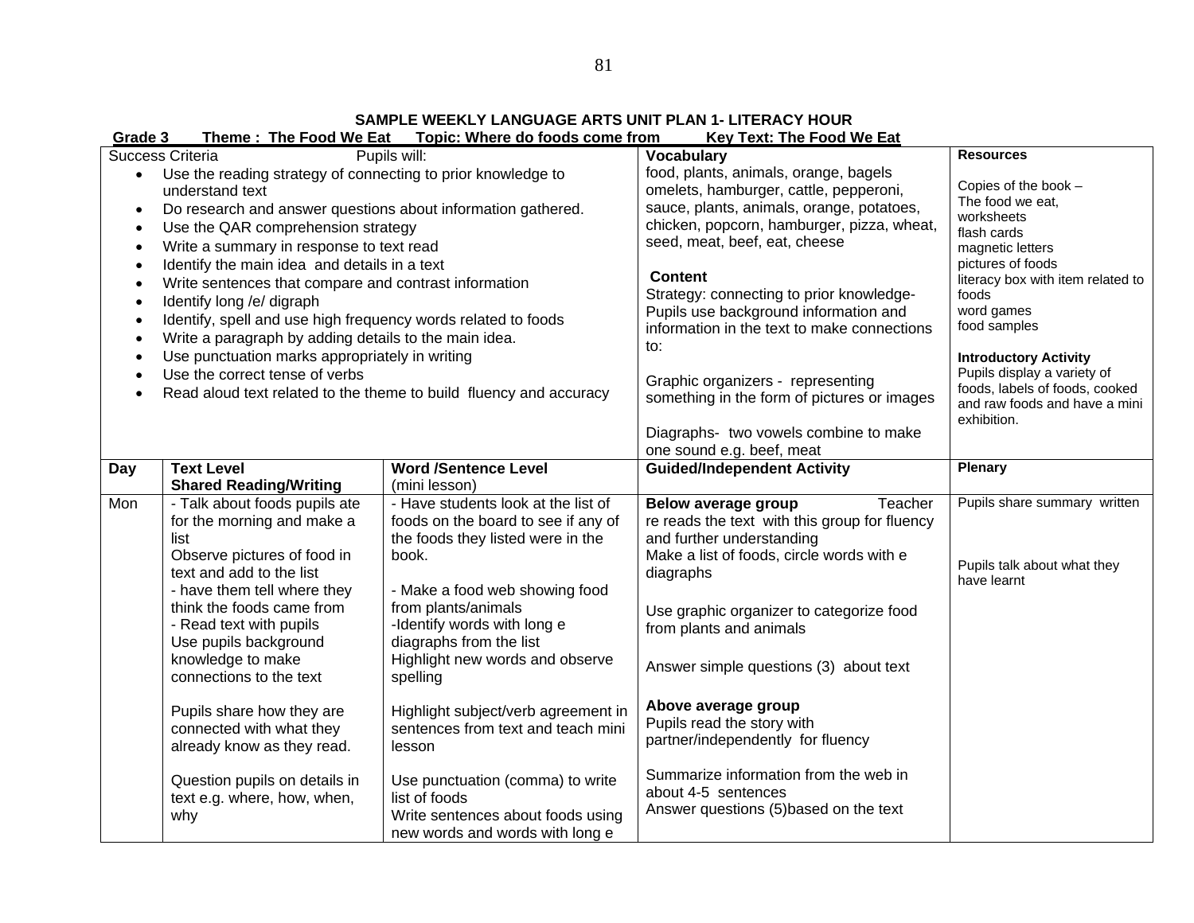## SAMPLE WEEKLY LANGUAGE ARTS UNIT PLAN 1- LITERACY HOUR

**Grade 3 Theme : The Food We Eat Topic: Where do foods come from Key Text: The Food We Eat**

| Success Criteria — Pupils will: | | | Vocabulary / Content | Resources |
|---|---|---|---|---|
| • Use the reading strategy of connecting to prior knowledge to understand text<br>• Do research and answer questions about information gathered.<br>• Use the QAR comprehension strategy<br>• Write a summary in response to text read<br>• Identify the main idea and details in a text<br>• Write sentences that compare and contrast information<br>• Identify long /e/ digraph<br>• Identify, spell and use high frequency words related to foods<br>• Write a paragraph by adding details to the main idea.<br>• Use punctuation marks appropriately in writing<br>• Use the correct tense of verbs<br>• Read aloud text related to the theme to build fluency and accuracy | | | **Vocabulary**<br>food, plants, animals, orange, bagels omelets, hamburger, cattle, pepperoni, sauce, plants, animals, orange, potatoes, chicken, popcorn, hamburger, pizza, wheat, seed, meat, beef, eat, cheese<br><br>**Content**<br>Strategy: connecting to prior knowledge- Pupils use background information and information in the text to make connections to:<br><br>Graphic organizers - representing something in the form of pictures or images<br><br>Diagraphs- two vowels combine to make one sound e.g. beef, meat | **Resources**<br><br>Copies of the book – The food we eat, worksheets flash cards magnetic letters pictures of foods literacy box with item related to foods word games food samples<br><br>**Introductory Activity**<br>Pupils display a variety of foods, labels of foods, cooked and raw foods and have a mini exhibition. |
| **Day** | **Text Level Shared Reading/Writing** | **Word /Sentence Level** (mini lesson) | **Guided/Independent Activity** | **Plenary** |
| Mon | - Talk about foods pupils ate for the morning and make a list<br>Observe pictures of food in text and add to the list<br>- have them tell where they think the foods came from<br>- Read text with pupils<br>Use pupils background knowledge to make connections to the text<br><br>Pupils share how they are connected with what they already know as they read.<br><br>Question pupils on details in text e.g. where, how, when, why | - Have students look at the list of foods on the board to see if any of the foods they listed were in the book.<br><br>- Make a food web showing food from plants/animals<br>-Identify words with long e diagraphs from the list<br>Highlight new words and observe spelling<br><br>Highlight subject/verb agreement in sentences from text and teach mini lesson<br><br>Use punctuation (comma) to write list of foods<br>Write sentences about foods using new words and words with long e | **Below average group** Teacher re reads the text with this group for fluency and further understanding<br>Make a list of foods, circle words with e diagraphs<br><br>Use graphic organizer to categorize food from plants and animals<br><br>Answer simple questions (3) about text<br><br>**Above average group**<br>Pupils read the story with partner/independently for fluency<br><br>Summarize information from the web in about 4-5 sentences<br>Answer questions (5)based on the text | Pupils share summary written<br><br>Pupils talk about what they have learnt |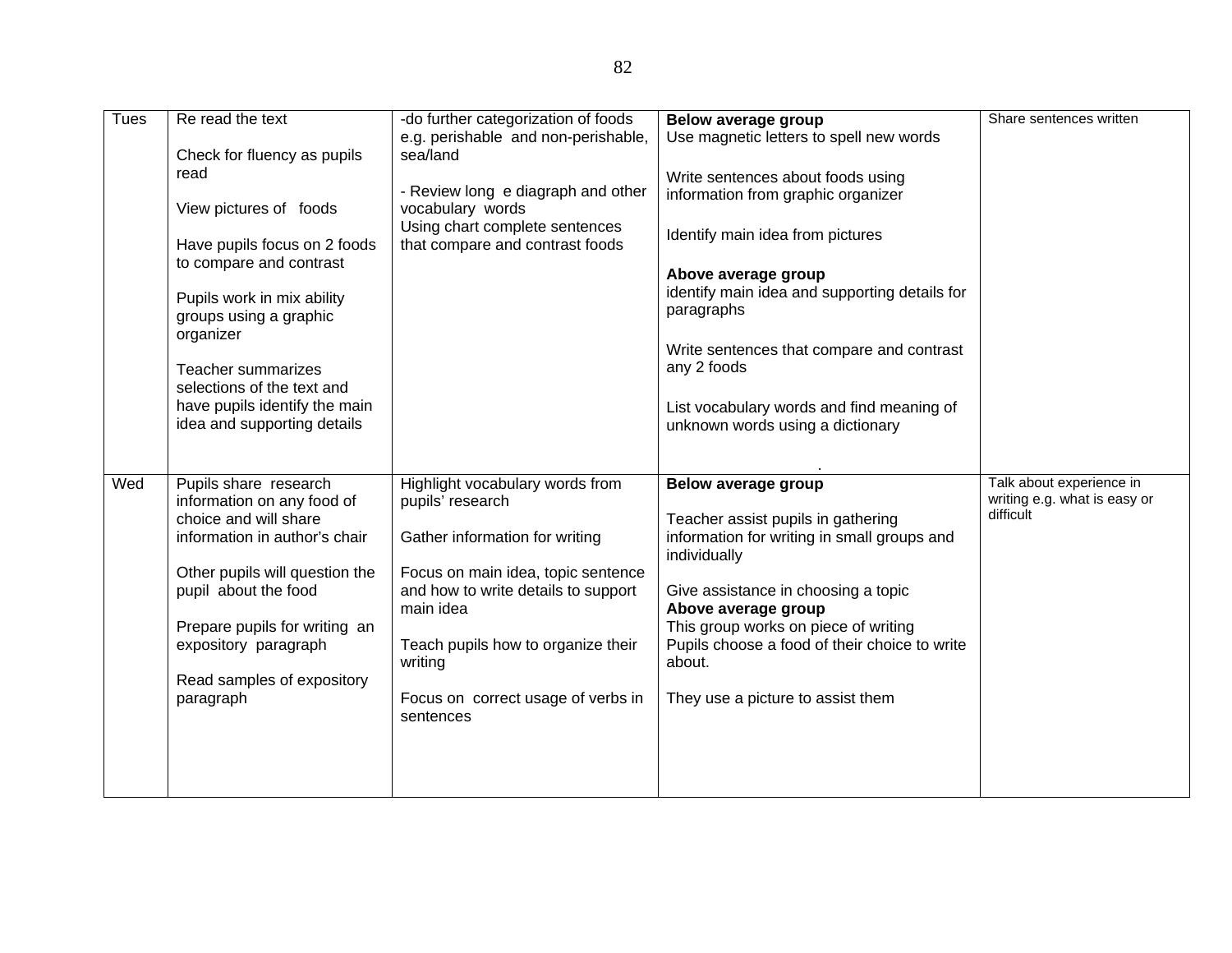| Tues | Re read the text<br><br>Check for fluency as pupils read<br><br>View pictures of foods<br><br>Have pupils focus on 2 foods to compare and contrast<br><br>Pupils work in mix ability groups using a graphic organizer<br><br>Teacher summarizes selections of the text and have pupils identify the main idea and supporting details | -do further categorization of foods e.g. perishable and non-perishable, sea/land<br><br>- Review long e diagraph and other vocabulary words<br>Using chart complete sentences that compare and contrast foods | **Below average group**<br>Use magnetic letters to spell new words<br><br>Write sentences about foods using information from graphic organizer<br><br>Identify main idea from pictures<br><br>**Above average group**<br>identify main idea and supporting details for paragraphs<br><br>Write sentences that compare and contrast any 2 foods<br><br>List vocabulary words and find meaning of unknown words using a dictionary<br><br>. | Share sentences written |
|---|---|---|---|---|
| Wed | Pupils share research information on any food of choice and will share information in author's chair<br><br>Other pupils will question the pupil about the food<br><br>Prepare pupils for writing an expository paragraph<br><br>Read samples of expository paragraph | Highlight vocabulary words from pupils' research<br><br>Gather information for writing<br><br>Focus on main idea, topic sentence and how to write details to support main idea<br><br>Teach pupils how to organize their writing<br><br>Focus on correct usage of verbs in sentences | **Below average group**<br><br>Teacher assist pupils in gathering information for writing in small groups and individually<br><br>Give assistance in choosing a topic<br>**Above average group**<br>This group works on piece of writing<br>Pupils choose a food of their choice to write about.<br><br>They use a picture to assist them | Talk about experience in writing e.g. what is easy or difficult |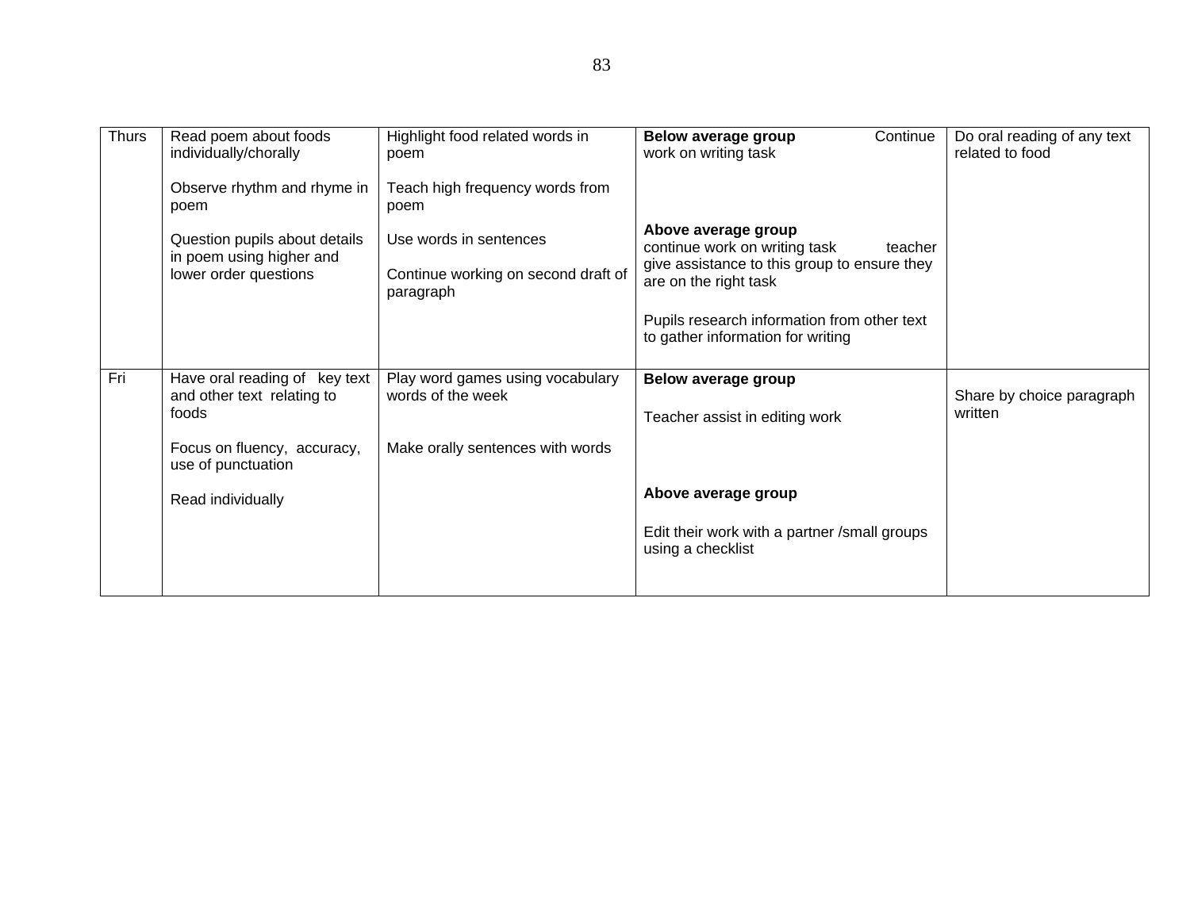| Thurs | Read poem about foods individually/chorally<br><br>Observe rhythm and rhyme in poem<br><br>Question pupils about details in poem using higher and lower order questions | Highlight food related words in poem<br><br>Teach high frequency words from poem<br><br>Use words in sentences<br><br>Continue working on second draft of paragraph | **Below average group** Continue work on writing task<br><br>**Above average group** continue work on writing task teacher give assistance to this group to ensure they are on the right task<br><br>Pupils research information from other text to gather information for writing | Do oral reading of any text related to food |
|---|---|---|---|---|
| Fri | Have oral reading of key text and other text relating to foods<br><br>Focus on fluency, accuracy, use of punctuation<br><br>Read individually | Play word games using vocabulary words of the week<br><br>Make orally sentences with words | **Below average group**<br><br>Teacher assist in editing work<br><br>**Above average group**<br><br>Edit their work with a partner /small groups using a checklist | Share by choice paragraph written |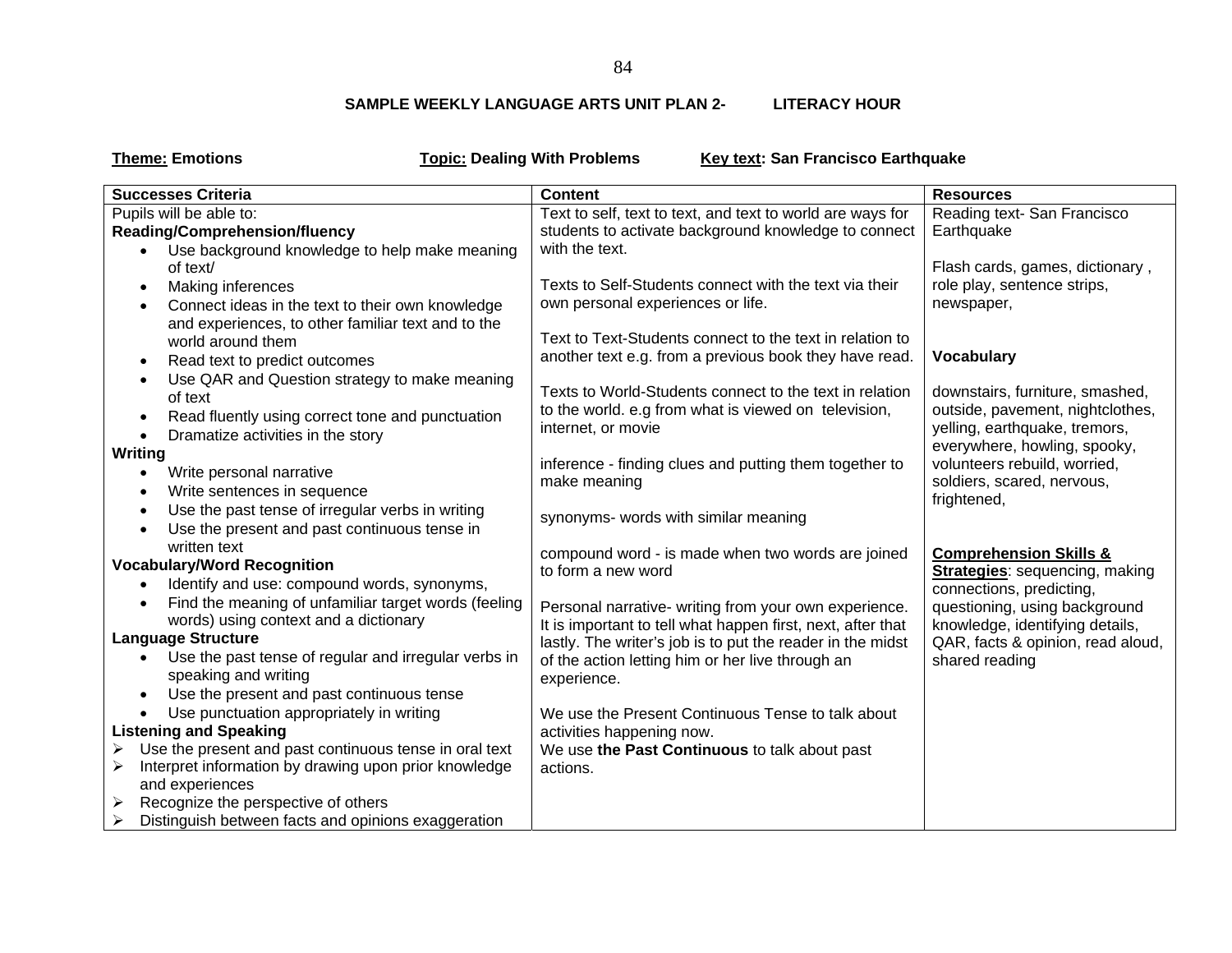## SAMPLE WEEKLY LANGUAGE ARTS UNIT PLAN 2- LITERACY HOUR

**Theme: Emotions** **Topic: Dealing With Problems** **Key text: San Francisco Earthquake**

| Successes Criteria | Content | Resources |
|---|---|---|
| Pupils will be able to:<br>**Reading/Comprehension/fluency**<br>• Use background knowledge to help make meaning of text/<br>• Making inferences<br>• Connect ideas in the text to their own knowledge and experiences, to other familiar text and to the world around them<br>• Read text to predict outcomes<br>• Use QAR and Question strategy to make meaning of text<br>• Read fluently using correct tone and punctuation<br>• Dramatize activities in the story<br>**Writing**<br>• Write personal narrative<br>• Write sentences in sequence<br>• Use the past tense of irregular verbs in writing<br>• Use the present and past continuous tense in written text<br>**Vocabulary/Word Recognition**<br>• Identify and use: compound words, synonyms,<br>• Find the meaning of unfamiliar target words (feeling words) using context and a dictionary<br>**Language Structure**<br>• Use the past tense of regular and irregular verbs in speaking and writing<br>• Use the present and past continuous tense<br>• Use punctuation appropriately in writing<br>**Listening and Speaking**<br>➢ Use the present and past continuous tense in oral text<br>➢ Interpret information by drawing upon prior knowledge and experiences<br>➢ Recognize the perspective of others<br>➢ Distinguish between facts and opinions exaggeration | Text to self, text to text, and text to world are ways for students to activate background knowledge to connect with the text.<br><br>Texts to Self-Students connect with the text via their own personal experiences or life.<br><br>Text to Text-Students connect to the text in relation to another text e.g. from a previous book they have read.<br><br>Texts to World-Students connect to the text in relation to the world. e.g from what is viewed on television, internet, or movie<br><br>inference - finding clues and putting them together to make meaning<br><br>synonyms- words with similar meaning<br><br>compound word - is made when two words are joined to form a new word<br><br>Personal narrative- writing from your own experience. It is important to tell what happen first, next, after that lastly. The writer's job is to put the reader in the midst of the action letting him or her live through an experience.<br><br>We use the Present Continuous Tense to talk about activities happening now.<br>We use **the Past Continuous** to talk about past actions. | Reading text- San Francisco Earthquake<br><br>Flash cards, games, dictionary , role play, sentence strips, newspaper,<br><br>**Vocabulary**<br><br>downstairs, furniture, smashed, outside, pavement, nightclothes, yelling, earthquake, tremors, everywhere, howling, spooky, volunteers rebuild, worried, soldiers, scared, nervous, frightened,<br><br>**Comprehension Skills & Strategies**: sequencing, making connections, predicting, questioning, using background knowledge, identifying details, QAR, facts & opinion, read aloud, shared reading |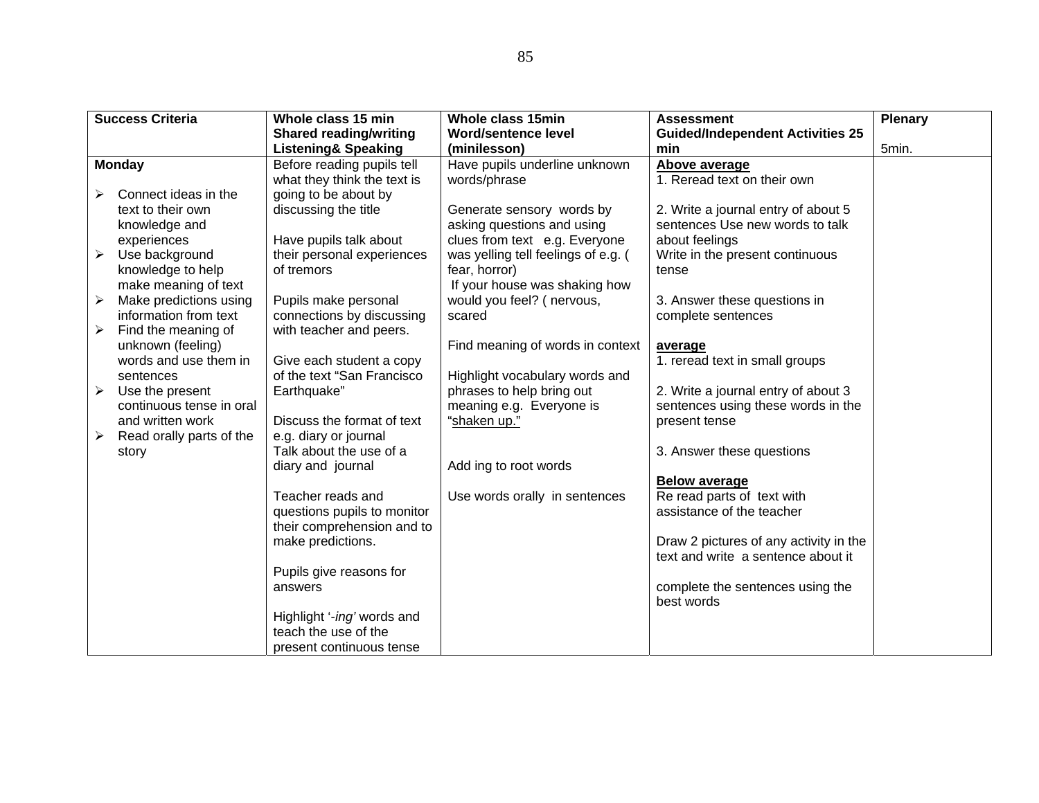| Success Criteria | Whole class 15 min<br>Shared reading/writing<br>Listening& Speaking | Whole class 15min<br>Word/sentence level<br>(minilesson) | Assessment<br>Guided/Independent Activities 25 min | Plenary<br><br>5min. |
|---|---|---|---|---|
| **Monday**<br><br>➢ Connect ideas in the text to their own knowledge and experiences<br>➢ Use background knowledge to help make meaning of text<br>➢ Make predictions using information from text<br>➢ Find the meaning of unknown (feeling) words and use them in sentences<br>➢ Use the present continuous tense in oral and written work<br>➢ Read orally parts of the story | Before reading pupils tell what they think the text is going to be about by discussing the title<br><br>Have pupils talk about their personal experiences of tremors<br><br>Pupils make personal connections by discussing with teacher and peers.<br><br>Give each student a copy of the text "San Francisco Earthquake"<br><br>Discuss the format of text e.g. diary or journal<br>Talk about the use of a diary and journal<br><br>Teacher reads and questions pupils to monitor their comprehension and to make predictions.<br><br>Pupils give reasons for answers<br><br>Highlight '*-ing'* words and teach the use of the present continuous tense | Have pupils underline unknown words/phrase<br><br>Generate sensory words by asking questions and using clues from text e.g. Everyone was yelling tell feelings of e.g. ( fear, horror)<br>If your house was shaking how would you feel? ( nervous, scared<br><br>Find meaning of words in context<br><br>Highlight vocabulary words and phrases to help bring out meaning e.g. Everyone is "<u>shaken up."</u><br><br>Add ing to root words<br><br>Use words orally in sentences | **<u>Above average</u>**<br>1. Reread text on their own<br><br>2. Write a journal entry of about 5 sentences Use new words to talk about feelings<br>Write in the present continuous tense<br><br>3. Answer these questions in complete sentences<br><br>**<u>average</u>**<br>1. reread text in small groups<br><br>2. Write a journal entry of about 3 sentences using these words in the present tense<br><br>3. Answer these questions<br><br>**<u>Below average</u>**<br>Re read parts of text with assistance of the teacher<br><br>Draw 2 pictures of any activity in the text and write a sentence about it<br><br>complete the sentences using the best words | |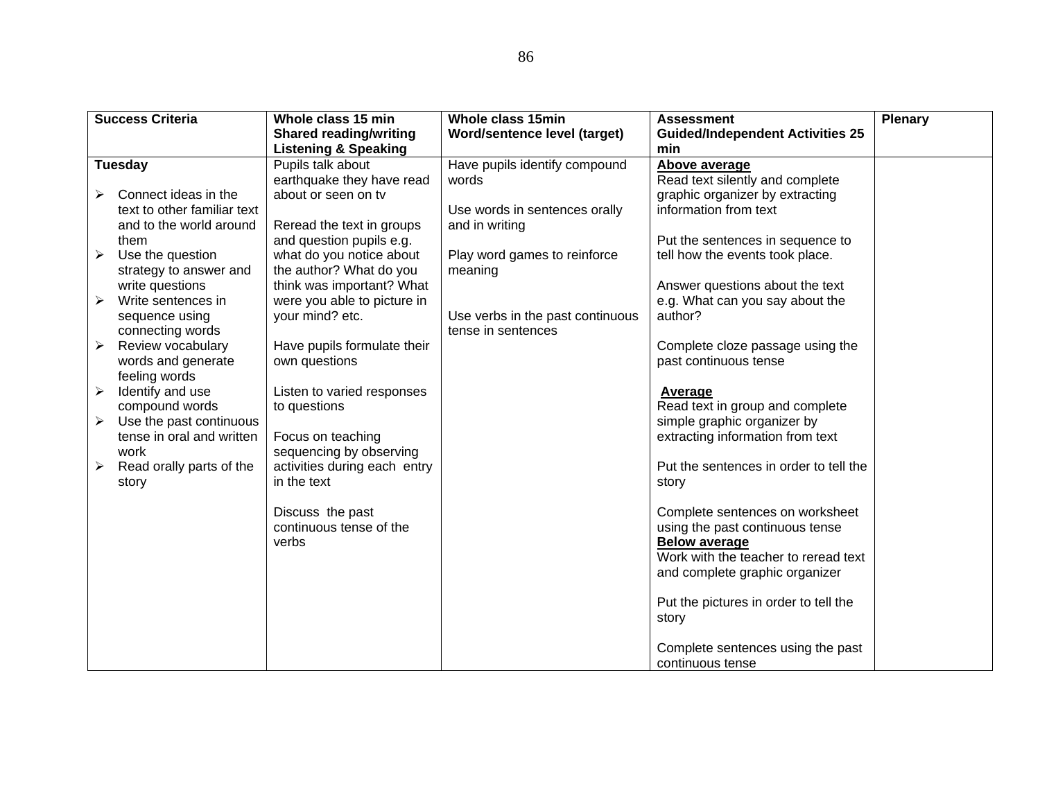| Success Criteria | Whole class 15 min Shared reading/writing Listening & Speaking | Whole class 15min Word/sentence level (target) | Assessment Guided/Independent Activities 25 min | Plenary |
|---|---|---|---|---|
| **Tuesday**<br><br>➢ Connect ideas in the text to other familiar text and to the world around them<br>➢ Use the question strategy to answer and write questions<br>➢ Write sentences in sequence using connecting words<br>➢ Review vocabulary words and generate feeling words<br>➢ Identify and use compound words<br>➢ Use the past continuous tense in oral and written work<br>➢ Read orally parts of the story | Pupils talk about earthquake they have read about or seen on tv<br><br>Reread the text in groups and question pupils e.g. what do you notice about the author? What do you think was important? What were you able to picture in your mind? etc.<br><br>Have pupils formulate their own questions<br><br>Listen to varied responses to questions<br><br>Focus on teaching sequencing by observing activities during each entry in the text<br><br>Discuss the past continuous tense of the verbs | Have pupils identify compound words<br><br>Use words in sentences orally and in writing<br><br>Play word games to reinforce meaning<br><br>Use verbs in the past continuous tense in sentences | **Above average**<br>Read text silently and complete graphic organizer by extracting information from text<br><br>Put the sentences in sequence to tell how the events took place.<br><br>Answer questions about the text e.g. What can you say about the author?<br><br>Complete cloze passage using the past continuous tense<br><br>**Average**<br>Read text in group and complete simple graphic organizer by extracting information from text<br><br>Put the sentences in order to tell the story<br><br>Complete sentences on worksheet using the past continuous tense<br>**Below average**<br>Work with the teacher to reread text and complete graphic organizer<br><br>Put the pictures in order to tell the story<br><br>Complete sentences using the past continuous tense | |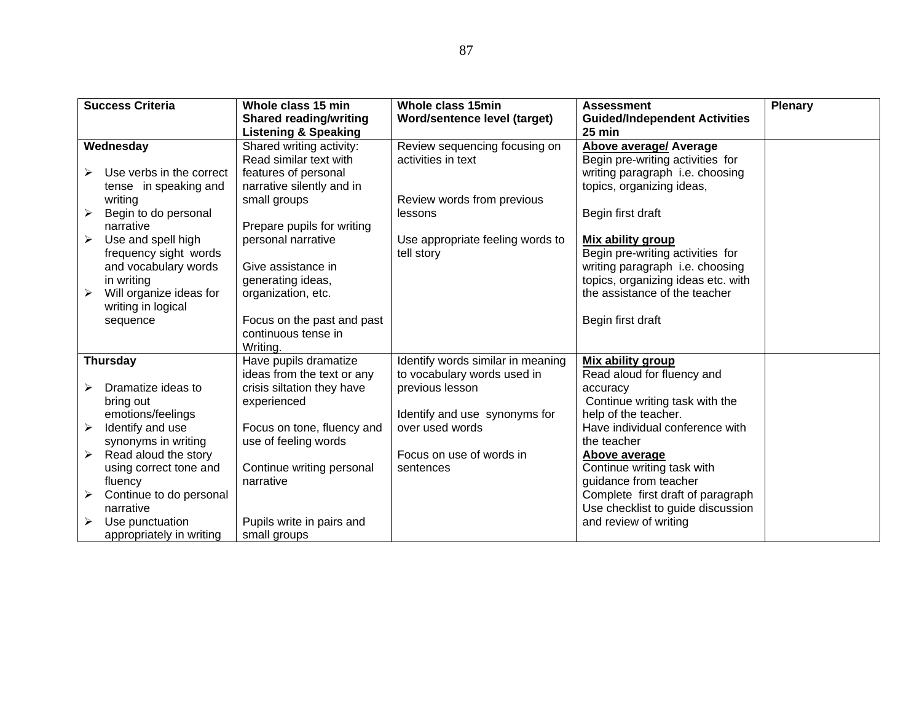| Success Criteria | Whole class 15 min Shared reading/writing Listening & Speaking | Whole class 15min Word/sentence level (target) | Assessment Guided/Independent Activities 25 min | Plenary |
|---|---|---|---|---|
| **Wednesday**<br><br>➢ Use verbs in the correct tense in speaking and writing<br>➢ Begin to do personal narrative<br>➢ Use and spell high frequency sight words and vocabulary words in writing<br>➢ Will organize ideas for writing in logical sequence | Shared writing activity: Read similar text with features of personal narrative silently and in small groups<br><br>Prepare pupils for writing personal narrative<br><br>Give assistance in generating ideas, organization, etc.<br><br>Focus on the past and past continuous tense in Writing. | Review sequencing focusing on activities in text<br><br>Review words from previous lessons<br><br>Use appropriate feeling words to tell story | **Above average/ Average**<br>Begin pre-writing activities for writing paragraph i.e. choosing topics, organizing ideas,<br><br>Begin first draft<br><br>**Mix ability group**<br>Begin pre-writing activities for writing paragraph i.e. choosing topics, organizing ideas etc. with the assistance of the teacher<br><br>Begin first draft | |
| **Thursday**<br><br>➢ Dramatize ideas to bring out emotions/feelings<br>➢ Identify and use synonyms in writing<br>➢ Read aloud the story using correct tone and fluency<br>➢ Continue to do personal narrative<br>➢ Use punctuation appropriately in writing | Have pupils dramatize ideas from the text or any crisis siltation they have experienced<br><br>Focus on tone, fluency and use of feeling words<br><br>Continue writing personal narrative<br><br>Pupils write in pairs and small groups | Identify words similar in meaning to vocabulary words used in previous lesson<br><br>Identify and use synonyms for over used words<br><br>Focus on use of words in sentences | **Mix ability group**<br>Read aloud for fluency and accuracy<br>Continue writing task with the help of the teacher.<br>Have individual conference with the teacher<br>**Above average**<br>Continue writing task with guidance from teacher<br>Complete first draft of paragraph<br>Use checklist to guide discussion and review of writing | |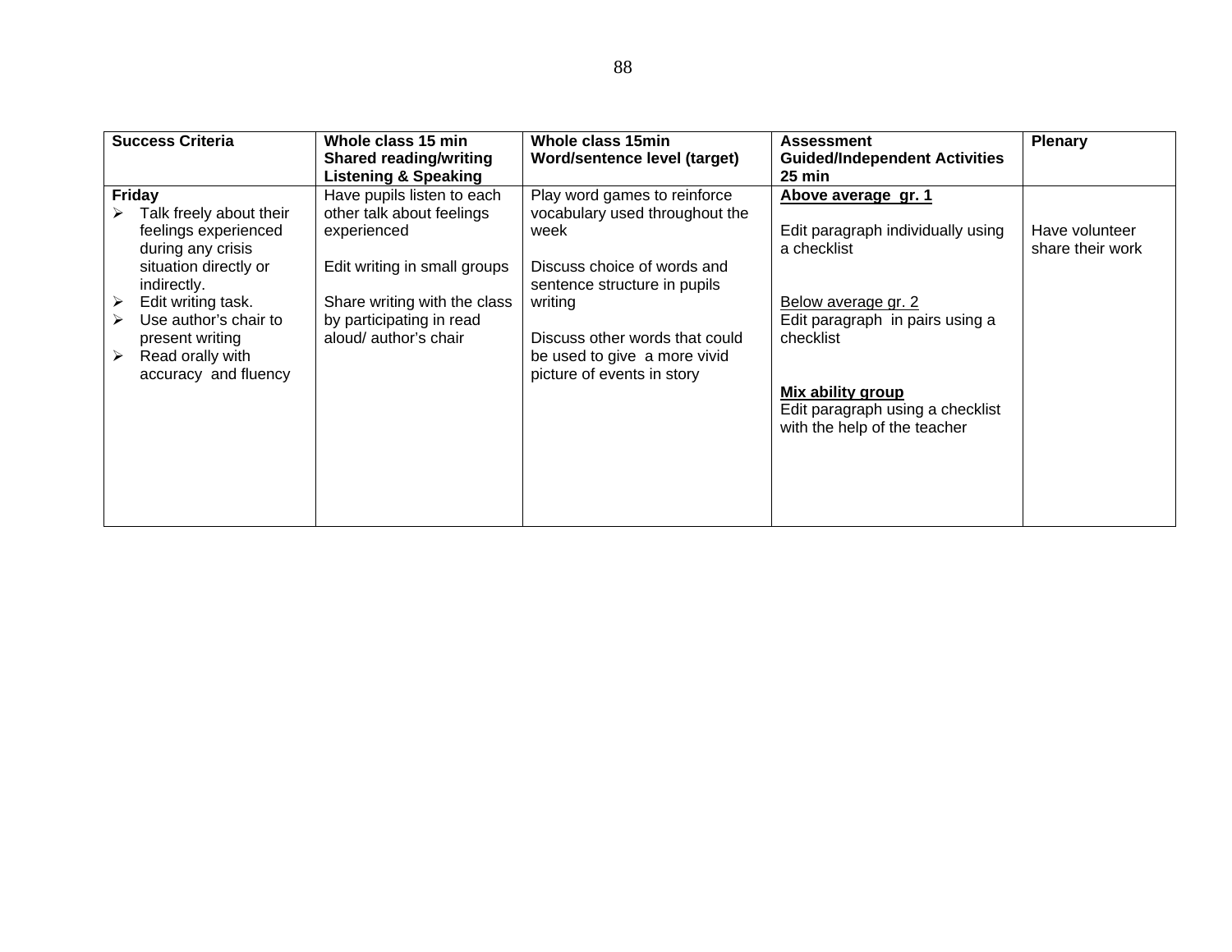| Success Criteria | Whole class 15 min<br>Shared reading/writing<br>Listening & Speaking | Whole class 15min<br>Word/sentence level (target) | Assessment<br>Guided/Independent Activities<br>25 min | Plenary |
|---|---|---|---|---|
| **Friday**<br>➢ Talk freely about their feelings experienced during any crisis situation directly or indirectly.<br>➢ Edit writing task.<br>➢ Use author's chair to present writing<br>➢ Read orally with accuracy and fluency | Have pupils listen to each other talk about feelings experienced<br><br>Edit writing in small groups<br><br>Share writing with the class by participating in read aloud/ author's chair | Play word games to reinforce vocabulary used throughout the week<br><br>Discuss choice of words and sentence structure in pupils writing<br><br>Discuss other words that could be used to give a more vivid picture of events in story | **<u>Above average gr. 1</u>**<br><br>Edit paragraph individually using a checklist<br><br><u>Below average gr. 2</u><br>Edit paragraph in pairs using a checklist<br><br>**<u>Mix ability group</u>**<br>Edit paragraph using a checklist with the help of the teacher | Have volunteer share their work |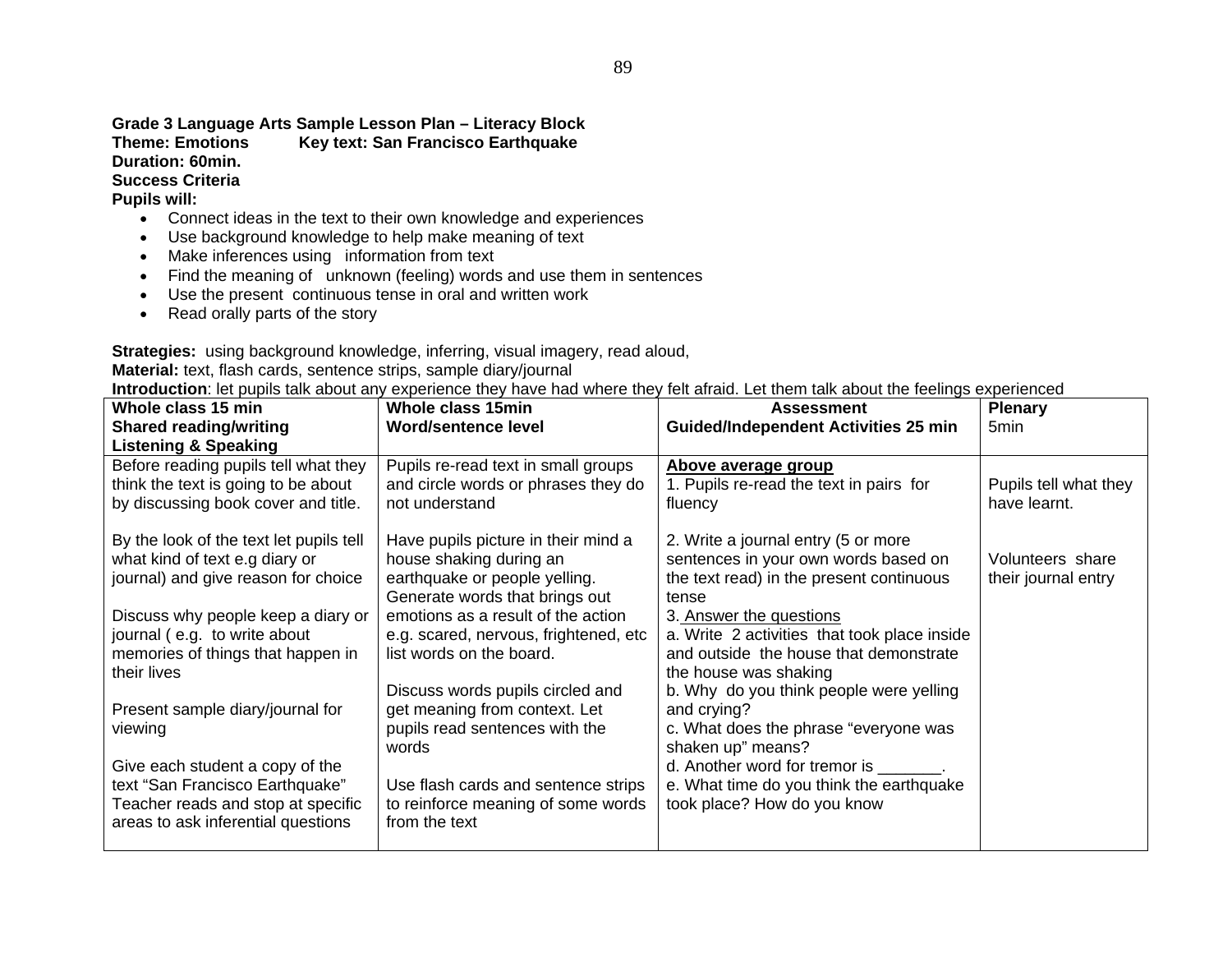**Grade 3 Language Arts Sample Lesson Plan – Literacy Block**
**Theme: Emotions          Key text: San Francisco Earthquake**
**Duration: 60min.**
**Success Criteria**
**Pupils will:**

- Connect ideas in the text to their own knowledge and experiences
- Use background knowledge to help make meaning of text
- Make inferences using information from text
- Find the meaning of unknown (feeling) words and use them in sentences
- Use the present continuous tense in oral and written work
- Read orally parts of the story

**Strategies:** using background knowledge, inferring, visual imagery, read aloud,
**Material:** text, flash cards, sentence strips, sample diary/journal
**Introduction**: let pupils talk about any experience they have had where they felt afraid. Let them talk about the feelings experienced

| **Whole class 15 min<br>Shared reading/writing<br>Listening & Speaking** | **Whole class 15min<br>Word/sentence level** | **Assessment<br>Guided/Independent Activities 25 min** | **Plenary**<br>5min |
|---|---|---|---|
| Before reading pupils tell what they think the text is going to be about by discussing book cover and title.<br><br>By the look of the text let pupils tell what kind of text e.g diary or journal) and give reason for choice<br><br>Discuss why people keep a diary or journal ( e.g. to write about memories of things that happen in their lives<br><br>Present sample diary/journal for viewing<br><br>Give each student a copy of the text "San Francisco Earthquake" Teacher reads and stop at specific areas to ask inferential questions | Pupils re-read text in small groups and circle words or phrases they do not understand<br><br>Have pupils picture in their mind a house shaking during an earthquake or people yelling. Generate words that brings out emotions as a result of the action e.g. scared, nervous, frightened, etc list words on the board.<br><br>Discuss words pupils circled and get meaning from context. Let pupils read sentences with the words<br><br>Use flash cards and sentence strips to reinforce meaning of some words from the text | **Above average group**<br>1. Pupils re-read the text in pairs for fluency<br><br>2. Write a journal entry (5 or more sentences in your own words based on the text read) in the present continuous tense<br>3. Answer the questions<br>a. Write 2 activities that took place inside and outside the house that demonstrate the house was shaking<br>b. Why do you think people were yelling and crying?<br>c. What does the phrase "everyone was shaken up" means?<br>d. Another word for tremor is _______.<br>e. What time do you think the earthquake took place? How do you know | Pupils tell what they have learnt.<br><br>Volunteers share their journal entry |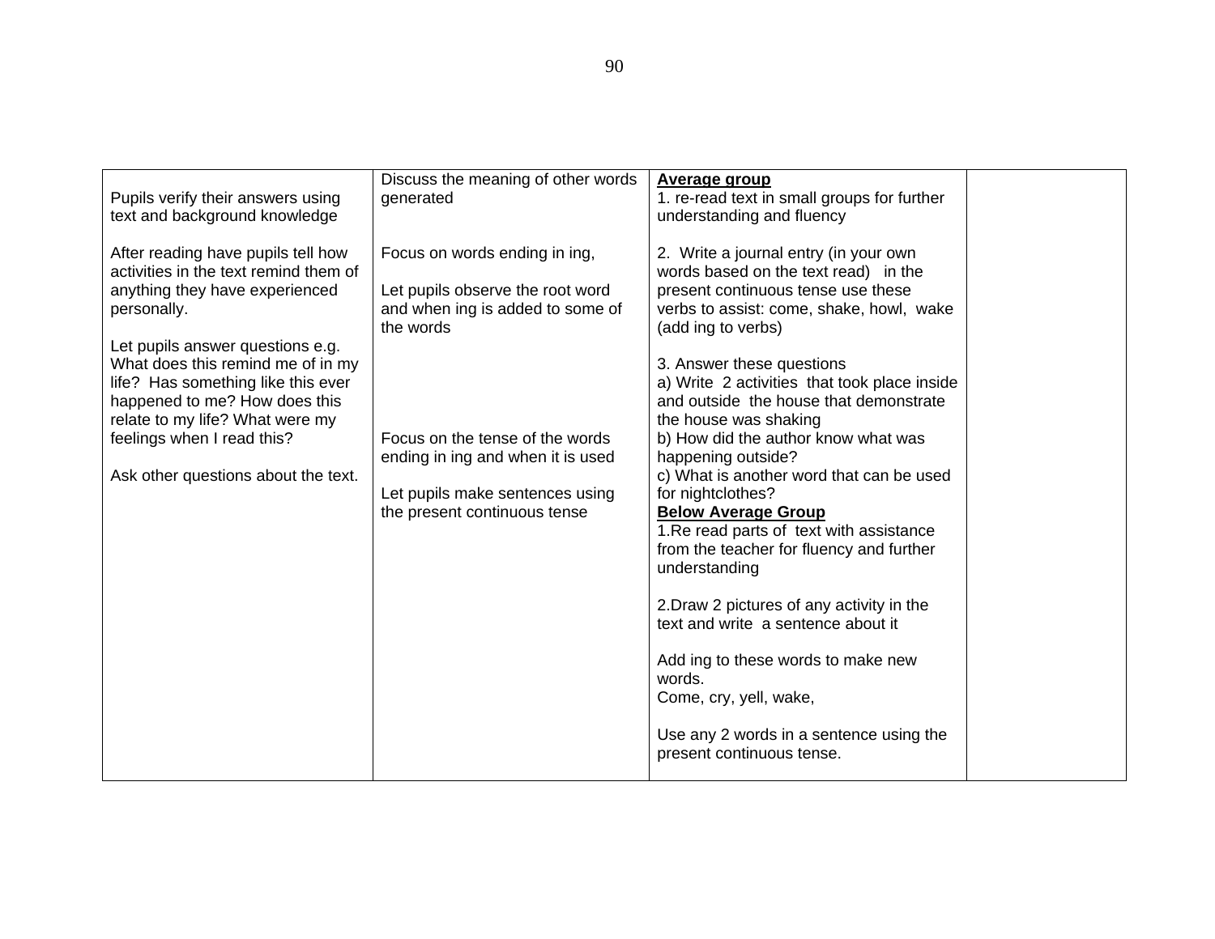| | | | |
|---|---|---|---|
| Pupils verify their answers using text and background knowledge<br><br>After reading have pupils tell how activities in the text remind them of anything they have experienced personally.<br><br>Let pupils answer questions e.g. What does this remind me of in my life? Has something like this ever happened to me? How does this relate to my life? What were my feelings when I read this?<br><br>Ask other questions about the text. | Discuss the meaning of other words generated<br><br>Focus on words ending in ing,<br><br>Let pupils observe the root word and when ing is added to some of the words<br><br>Focus on the tense of the words ending in ing and when it is used<br><br>Let pupils make sentences using the present continuous tense | **Average group**<br>1. re-read text in small groups for further understanding and fluency<br><br>2. Write a journal entry (in your own words based on the text read) in the present continuous tense use these verbs to assist: come, shake, howl, wake (add ing to verbs)<br><br>3. Answer these questions<br>a) Write 2 activities that took place inside and outside the house that demonstrate the house was shaking<br>b) How did the author know what was happening outside?<br>c) What is another word that can be used for nightclothes?<br>**Below Average Group**<br>1.Re read parts of text with assistance from the teacher for fluency and further understanding<br><br>2.Draw 2 pictures of any activity in the text and write a sentence about it<br><br>Add ing to these words to make new words.<br>Come, cry, yell, wake,<br><br>Use any 2 words in a sentence using the present continuous tense. | |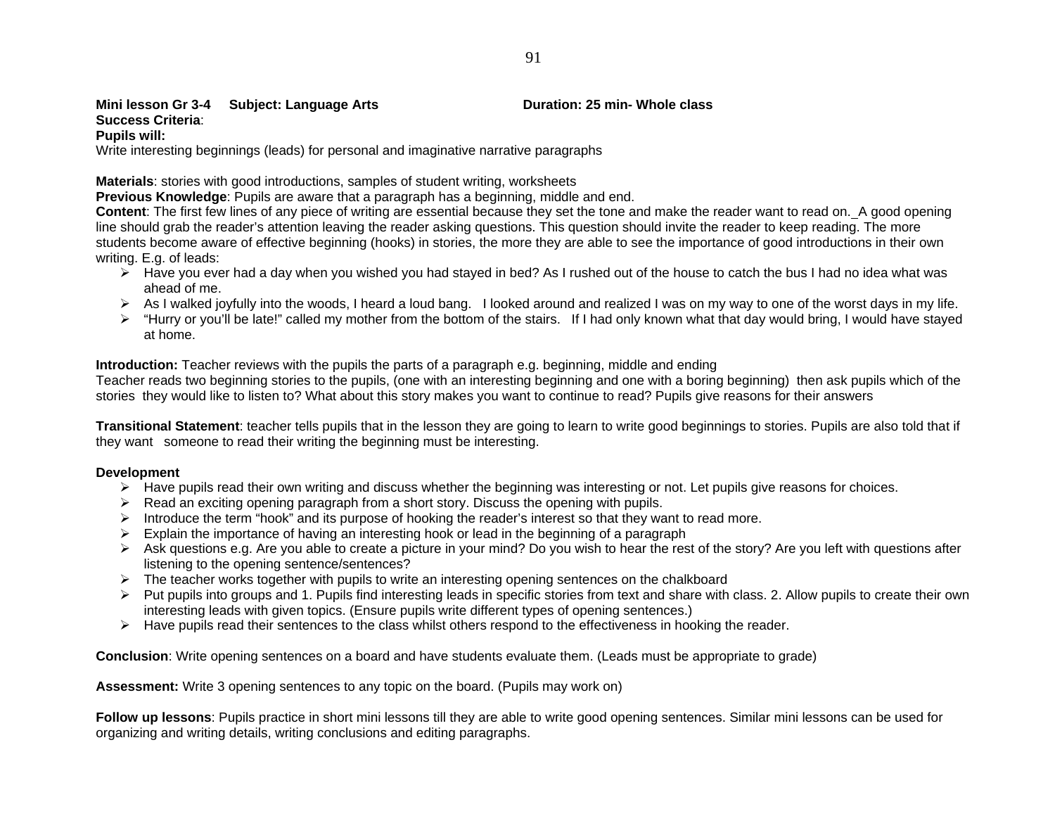**Mini lesson Gr 3-4 Subject: Language Arts Duration: 25 min- Whole class**

**Success Criteria**:

**Pupils will:**

Write interesting beginnings (leads) for personal and imaginative narrative paragraphs

**Materials**: stories with good introductions, samples of student writing, worksheets

**Previous Knowledge**: Pupils are aware that a paragraph has a beginning, middle and end.

**Content**: The first few lines of any piece of writing are essential because they set the tone and make the reader want to read on._A good opening line should grab the reader's attention leaving the reader asking questions. This question should invite the reader to keep reading. The more students become aware of effective beginning (hooks) in stories, the more they are able to see the importance of good introductions in their own writing. E.g. of leads:

- Have you ever had a day when you wished you had stayed in bed? As I rushed out of the house to catch the bus I had no idea what was ahead of me.
- As I walked joyfully into the woods, I heard a loud bang. I looked around and realized I was on my way to one of the worst days in my life.
- "Hurry or you'll be late!" called my mother from the bottom of the stairs. If I had only known what that day would bring, I would have stayed at home.

**Introduction:** Teacher reviews with the pupils the parts of a paragraph e.g. beginning, middle and ending

Teacher reads two beginning stories to the pupils, (one with an interesting beginning and one with a boring beginning) then ask pupils which of the stories they would like to listen to? What about this story makes you want to continue to read? Pupils give reasons for their answers

**Transitional Statement**: teacher tells pupils that in the lesson they are going to learn to write good beginnings to stories. Pupils are also told that if they want someone to read their writing the beginning must be interesting.

**Development**

- Have pupils read their own writing and discuss whether the beginning was interesting or not. Let pupils give reasons for choices.
- Read an exciting opening paragraph from a short story. Discuss the opening with pupils.
- Introduce the term "hook" and its purpose of hooking the reader's interest so that they want to read more.
- Explain the importance of having an interesting hook or lead in the beginning of a paragraph
- Ask questions e.g. Are you able to create a picture in your mind? Do you wish to hear the rest of the story? Are you left with questions after listening to the opening sentence/sentences?
- The teacher works together with pupils to write an interesting opening sentences on the chalkboard
- Put pupils into groups and 1. Pupils find interesting leads in specific stories from text and share with class. 2. Allow pupils to create their own interesting leads with given topics. (Ensure pupils write different types of opening sentences.)
- Have pupils read their sentences to the class whilst others respond to the effectiveness in hooking the reader.

**Conclusion**: Write opening sentences on a board and have students evaluate them. (Leads must be appropriate to grade)

**Assessment:** Write 3 opening sentences to any topic on the board. (Pupils may work on)

**Follow up lessons**: Pupils practice in short mini lessons till they are able to write good opening sentences. Similar mini lessons can be used for organizing and writing details, writing conclusions and editing paragraphs.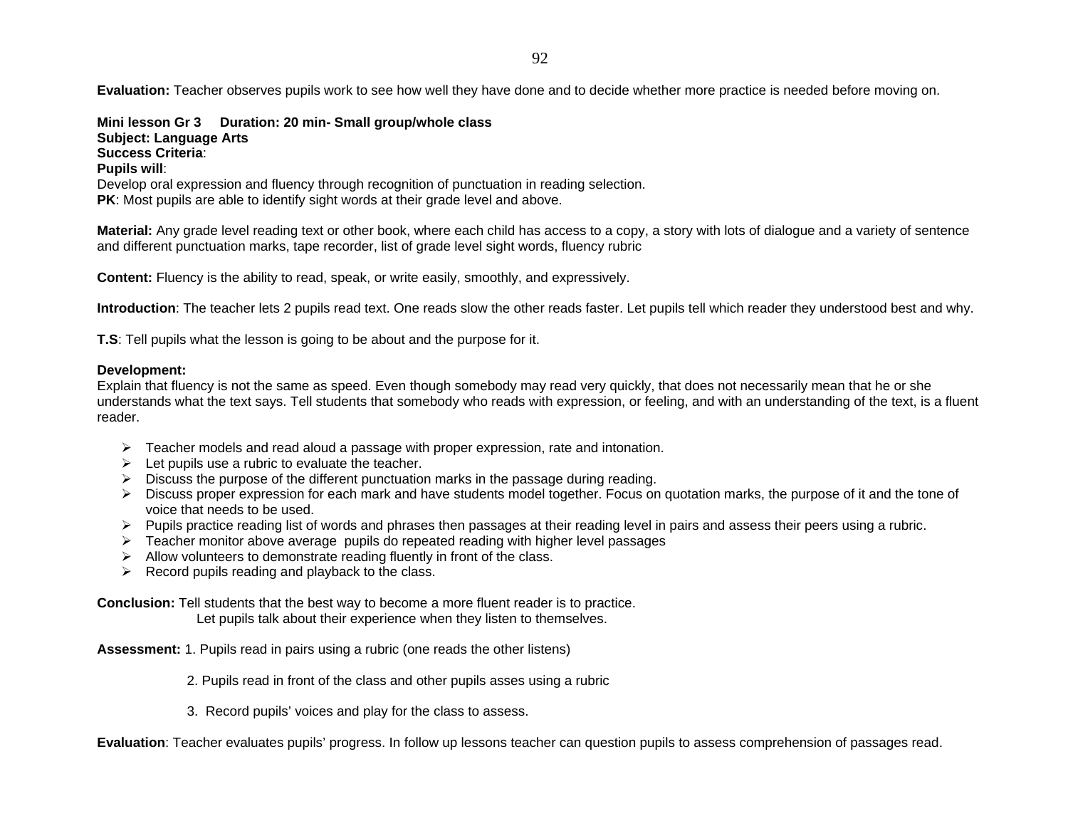**Evaluation:** Teacher observes pupils work to see how well they have done and to decide whether more practice is needed before moving on.

**Mini lesson Gr 3 Duration: 20 min- Small group/whole class**
**Subject: Language Arts**
**Success Criteria**:
**Pupils will**:
Develop oral expression and fluency through recognition of punctuation in reading selection.
**PK**: Most pupils are able to identify sight words at their grade level and above.

**Material:** Any grade level reading text or other book, where each child has access to a copy, a story with lots of dialogue and a variety of sentence and different punctuation marks, tape recorder, list of grade level sight words, fluency rubric

**Content:** Fluency is the ability to read, speak, or write easily, smoothly, and expressively.

**Introduction**: The teacher lets 2 pupils read text. One reads slow the other reads faster. Let pupils tell which reader they understood best and why.

**T.S**: Tell pupils what the lesson is going to be about and the purpose for it.

**Development:**
Explain that fluency is not the same as speed. Even though somebody may read very quickly, that does not necessarily mean that he or she understands what the text says. Tell students that somebody who reads with expression, or feeling, and with an understanding of the text, is a fluent reader.

- Teacher models and read aloud a passage with proper expression, rate and intonation.
- Let pupils use a rubric to evaluate the teacher.
- Discuss the purpose of the different punctuation marks in the passage during reading.
- Discuss proper expression for each mark and have students model together. Focus on quotation marks, the purpose of it and the tone of voice that needs to be used.
- Pupils practice reading list of words and phrases then passages at their reading level in pairs and assess their peers using a rubric.
- Teacher monitor above average pupils do repeated reading with higher level passages
- Allow volunteers to demonstrate reading fluently in front of the class.
- Record pupils reading and playback to the class.

**Conclusion:** Tell students that the best way to become a more fluent reader is to practice.
Let pupils talk about their experience when they listen to themselves.

**Assessment:** 1. Pupils read in pairs using a rubric (one reads the other listens)

2. Pupils read in front of the class and other pupils asses using a rubric

3. Record pupils' voices and play for the class to assess.

**Evaluation**: Teacher evaluates pupils' progress. In follow up lessons teacher can question pupils to assess comprehension of passages read.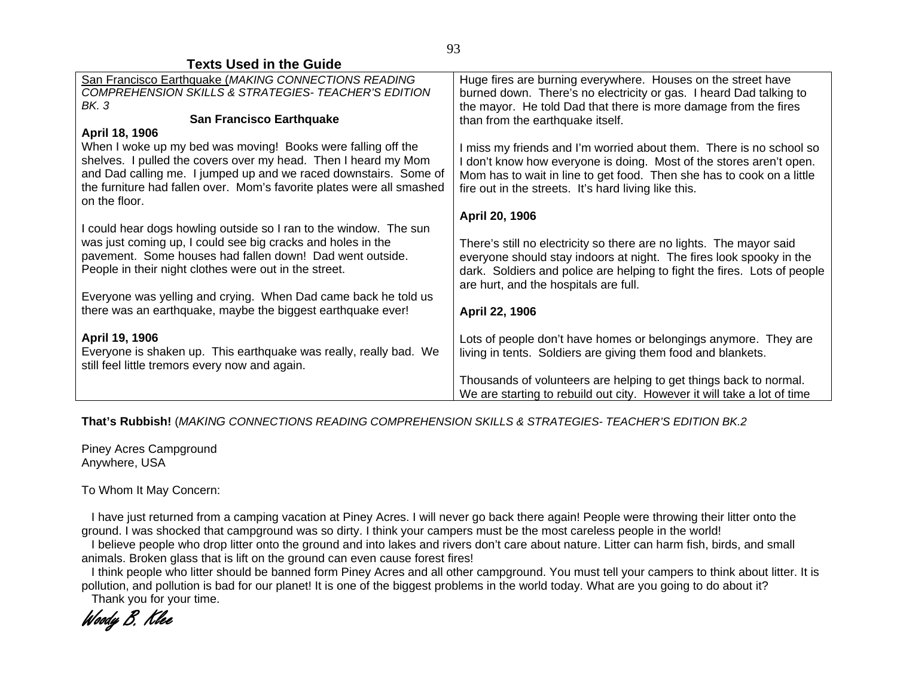## Texts Used in the Guide

San Francisco Earthquake (*MAKING CONNECTIONS READING COMPREHENSION SKILLS & STRATEGIES- TEACHER'S EDITION BK. 3*

**San Francisco Earthquake**

**April 18, 1906**

When I woke up my bed was moving! Books were falling off the shelves. I pulled the covers over my head. Then I heard my Mom and Dad calling me. I jumped up and we raced downstairs. Some of the furniture had fallen over. Mom's favorite plates were all smashed on the floor.

I could hear dogs howling outside so I ran to the window. The sun was just coming up, I could see big cracks and holes in the pavement. Some houses had fallen down! Dad went outside. People in their night clothes were out in the street.

Everyone was yelling and crying. When Dad came back he told us there was an earthquake, maybe the biggest earthquake ever!

**April 19, 1906**

Everyone is shaken up. This earthquake was really, really bad. We still feel little tremors every now and again.

Huge fires are burning everywhere. Houses on the street have burned down. There's no electricity or gas. I heard Dad talking to the mayor. He told Dad that there is more damage from the fires than from the earthquake itself.

I miss my friends and I'm worried about them. There is no school so I don't know how everyone is doing. Most of the stores aren't open. Mom has to wait in line to get food. Then she has to cook on a little fire out in the streets. It's hard living like this.

**April 20, 1906**

There's still no electricity so there are no lights. The mayor said everyone should stay indoors at night. The fires look spooky in the dark. Soldiers and police are helping to fight the fires. Lots of people are hurt, and the hospitals are full.

**April 22, 1906**

Lots of people don't have homes or belongings anymore. They are living in tents. Soldiers are giving them food and blankets.

Thousands of volunteers are helping to get things back to normal. We are starting to rebuild out city. However it will take a lot of time

**That's Rubbish!** (*MAKING CONNECTIONS READING COMPREHENSION SKILLS & STRATEGIES- TEACHER'S EDITION BK.2*

Piney Acres Campground
Anywhere, USA

To Whom It May Concern:

I have just returned from a camping vacation at Piney Acres. I will never go back there again! People were throwing their litter onto the ground. I was shocked that campground was so dirty. I think your campers must be the most careless people in the world!

I believe people who drop litter onto the ground and into lakes and rivers don't care about nature. Litter can harm fish, birds, and small animals. Broken glass that is lift on the ground can even cause forest fires!

I think people who litter should be banned form Piney Acres and all other campground. You must tell your campers to think about litter. It is pollution, and pollution is bad for our planet! It is one of the biggest problems in the world today. What are you going to do about it?

Thank you for your time.

*Woody B. Klee*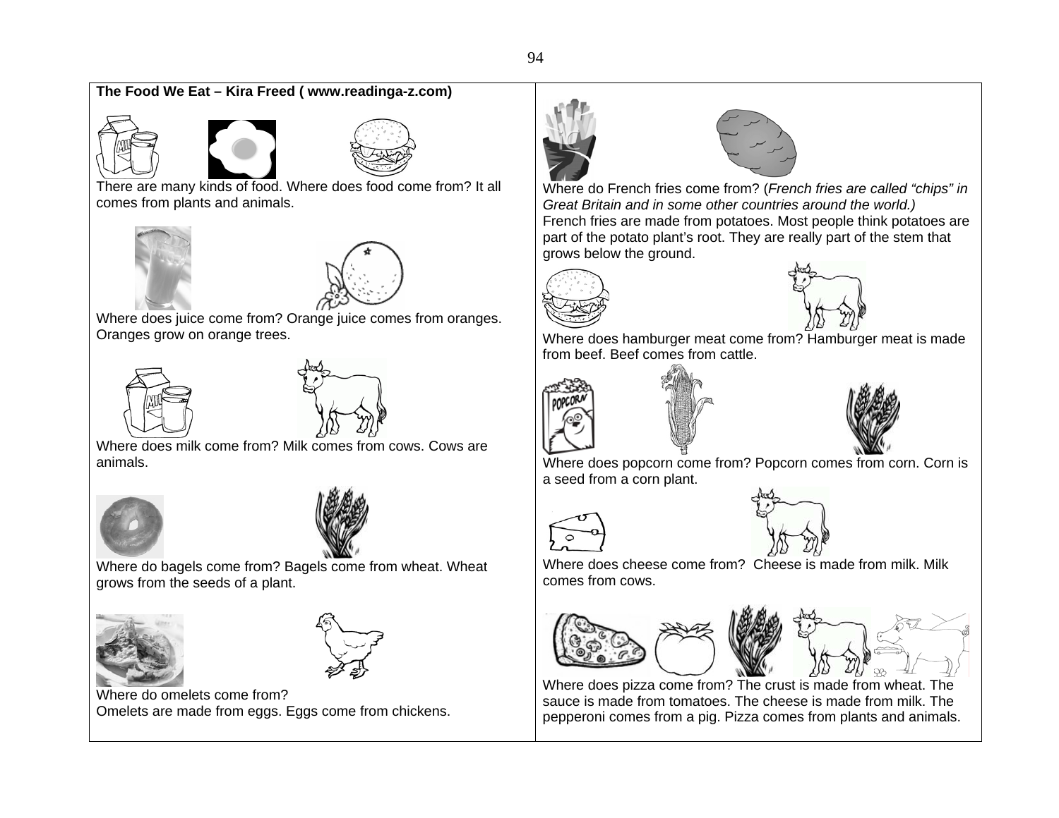**The Food We Eat – Kira Freed ( www.readinga-z.com)**

There are many kinds of food. Where does food come from? It all comes from plants and animals.

Where does juice come from? Orange juice comes from oranges. Oranges grow on orange trees.

Where does milk come from? Milk comes from cows. Cows are animals.

Where do bagels come from? Bagels come from wheat. Wheat grows from the seeds of a plant.

Where do omelets come from?
Omelets are made from eggs. Eggs come from chickens.

Where do French fries come from? (*French fries are called "chips" in Great Britain and in some other countries around the world.)*
French fries are made from potatoes. Most people think potatoes are part of the potato plant's root. They are really part of the stem that grows below the ground.

Where does hamburger meat come from? Hamburger meat is made from beef. Beef comes from cattle.

Where does popcorn come from? Popcorn comes from corn. Corn is a seed from a corn plant.

Where does cheese come from? Cheese is made from milk. Milk comes from cows.

Where does pizza come from? The crust is made from wheat. The sauce is made from tomatoes. The cheese is made from milk. The pepperoni comes from a pig. Pizza comes from plants and animals.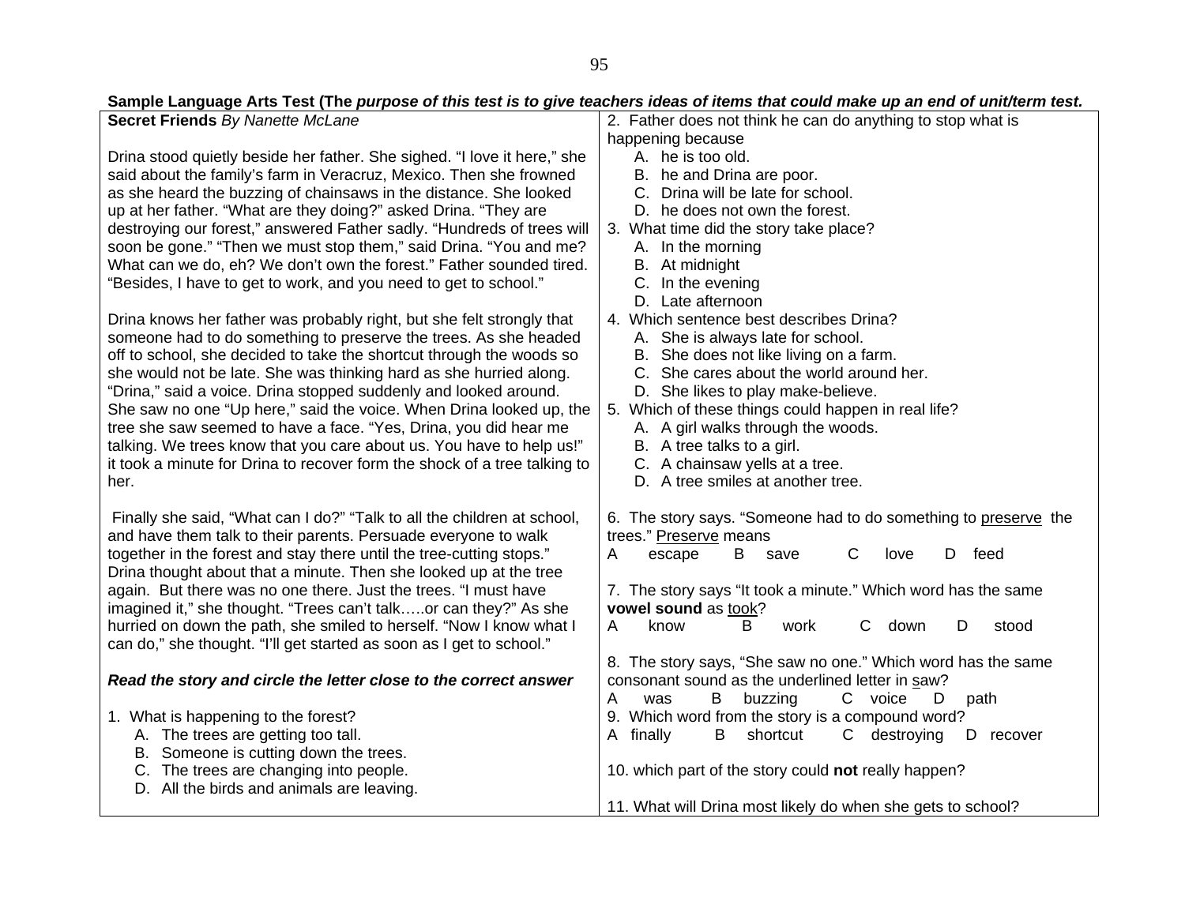**Sample Language Arts Test (The** ***purpose of this test is to give teachers ideas of items that could make up an end of unit/term test.***

**Secret Friends** *By Nanette McLane*

Drina stood quietly beside her father. She sighed. "I love it here," she said about the family's farm in Veracruz, Mexico. Then she frowned as she heard the buzzing of chainsaws in the distance. She looked up at her father. "What are they doing?" asked Drina. "They are destroying our forest," answered Father sadly. "Hundreds of trees will soon be gone." "Then we must stop them," said Drina. "You and me? What can we do, eh? We don't own the forest." Father sounded tired. "Besides, I have to get to work, and you need to get to school."

Drina knows her father was probably right, but she felt strongly that someone had to do something to preserve the trees. As she headed off to school, she decided to take the shortcut through the woods so she would not be late. She was thinking hard as she hurried along. "Drina," said a voice. Drina stopped suddenly and looked around. She saw no one "Up here," said the voice. When Drina looked up, the tree she saw seemed to have a face. "Yes, Drina, you did hear me talking. We trees know that you care about us. You have to help us!" it took a minute for Drina to recover form the shock of a tree talking to her.

Finally she said, "What can I do?" "Talk to all the children at school, and have them talk to their parents. Persuade everyone to walk together in the forest and stay there until the tree-cutting stops." Drina thought about that a minute. Then she looked up at the tree again. But there was no one there. Just the trees. "I must have imagined it," she thought. "Trees can't talk…..or can they?" As she hurried on down the path, she smiled to herself. "Now I know what I can do," she thought. "I'll get started as soon as I get to school."

***Read the story and circle the letter close to the correct answer***

1. What is happening to the forest?
   A. The trees are getting too tall.
   B. Someone is cutting down the trees.
   C. The trees are changing into people.
   D. All the birds and animals are leaving.

2. Father does not think he can do anything to stop what is happening because
   A. he is too old.
   B. he and Drina are poor.
   C. Drina will be late for school.
   D. he does not own the forest.

3. What time did the story take place?
   A. In the morning
   B. At midnight
   C. In the evening
   D. Late afternoon

4. Which sentence best describes Drina?
   A. She is always late for school.
   B. She does not like living on a farm.
   C. She cares about the world around her.
   D. She likes to play make-believe.

5. Which of these things could happen in real life?
   A. A girl walks through the woods.
   B. A tree talks to a girl.
   C. A chainsaw yells at a tree.
   D. A tree smiles at another tree.

6. The story says. "Someone had to do something to <u>preserve</u> the trees." <u>Preserve</u> means
A escape B save C love D feed

7. The story says "It took a minute." Which word has the same **vowel sound** as <u>took</u>?
A know B work C down D stood

8. The story says, "She saw no one." Which word has the same consonant sound as the underlined letter in <u>s</u>aw?
A was B buzzing C voice D path

9. Which word from the story is a compound word?
A finally B shortcut C destroying D recover

10. which part of the story could **not** really happen?

11. What will Drina most likely do when she gets to school?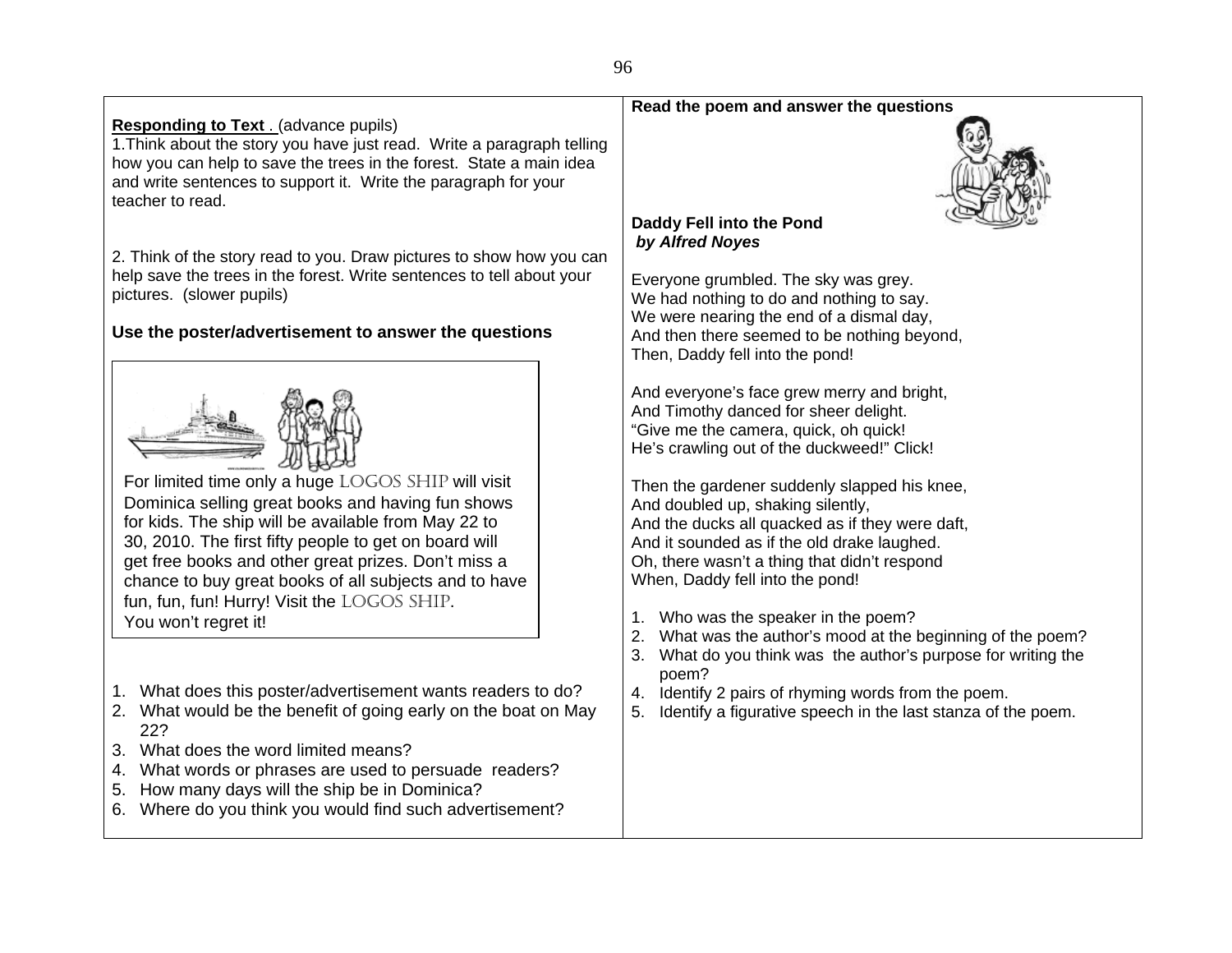**Responding to Text .** (advance pupils)

1.Think about the story you have just read. Write a paragraph telling how you can help to save the trees in the forest. State a main idea and write sentences to support it. Write the paragraph for your teacher to read.

2. Think of the story read to you. Draw pictures to show how you can help save the trees in the forest. Write sentences to tell about your pictures. (slower pupils)

**Use the poster/advertisement to answer the questions**

> For limited time only a huge LOGOS SHIP will visit Dominica selling great books and having fun shows for kids. The ship will be available from May 22 to 30, 2010. The first fifty people to get on board will get free books and other great prizes. Don't miss a chance to buy great books of all subjects and to have fun, fun, fun! Hurry! Visit the LOGOS SHIP.
> You won't regret it!

1. What does this poster/advertisement wants readers to do?
2. What would be the benefit of going early on the boat on May 22?
3. What does the word limited means?
4. What words or phrases are used to persuade readers?
5. How many days will the ship be in Dominica?
6. Where do you think you would find such advertisement?

**Read the poem and answer the questions**

**Daddy Fell into the Pond**
***by Alfred Noyes***

Everyone grumbled. The sky was grey.
We had nothing to do and nothing to say.
We were nearing the end of a dismal day,
And then there seemed to be nothing beyond,
Then, Daddy fell into the pond!

And everyone's face grew merry and bright,
And Timothy danced for sheer delight.
"Give me the camera, quick, oh quick!
He's crawling out of the duckweed!" Click!

Then the gardener suddenly slapped his knee,
And doubled up, shaking silently,
And the ducks all quacked as if they were daft,
And it sounded as if the old drake laughed.
Oh, there wasn't a thing that didn't respond
When, Daddy fell into the pond!

1. Who was the speaker in the poem?
2. What was the author's mood at the beginning of the poem?
3. What do you think was the author's purpose for writing the poem?
4. Identify 2 pairs of rhyming words from the poem.
5. Identify a figurative speech in the last stanza of the poem.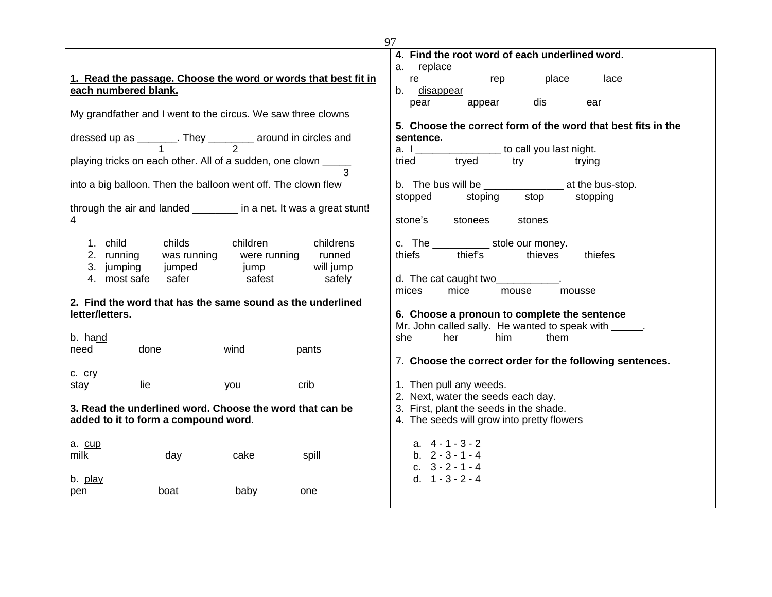**1. Read the passage. Choose the word or words that best fit in each numbered blank.**

My grandfather and I went to the circus. We saw three clowns dressed up as _______ (1). They ________ (2) around in circles and playing tricks on each other. All of a sudden, one clown _____ (3) into a big balloon. Then the balloon went off. The clown flew through the air and landed ________ (4) in a net. It was a great stunt!

1. child childs children childrens
2. running was running were running runned
3. jumping jumped jump will jump
4. most safe safer safest safely

**2. Find the word that has the same sound as the underlined letter/letters.**

b. ha<u>nd</u>
need done wind pants

c. cr<u>y</u>
stay lie you crib

**3. Read the underlined word. Choose the word that can be added to it to form a compound word.**

a. <u>cup</u>
milk day cake spill

b. <u>play</u>
pen boat baby one

**4. Find the root word of each underlined word.**

a. <u>replace</u>
re rep place lace

b. <u>disappear</u>
pear appear dis ear

**5. Choose the correct form of the word that best fits in the sentence.**

a. I _______________ to call you last night.
tried tryed try trying

b. The bus will be ______________ at the bus-stop.
stopped stoping stop stopping

stone's stonees stones

c. The __________ stole our money.
thiefs thief's thieves thiefes

d. The cat caught two___________.
mices mice mouse mousse

**6. Choose a pronoun to complete the sentence**

Mr. John called sally. He wanted to speak with _____.
she her him them

7. **Choose the correct order for the following sentences.**

1. Then pull any weeds.
2. Next, water the seeds each day.
3. First, plant the seeds in the shade.
4. The seeds will grow into pretty flowers

a. 4 - 1 - 3 - 2
b. 2 - 3 - 1 - 4
c. 3 - 2 - 1 - 4
d. 1 - 3 - 2 - 4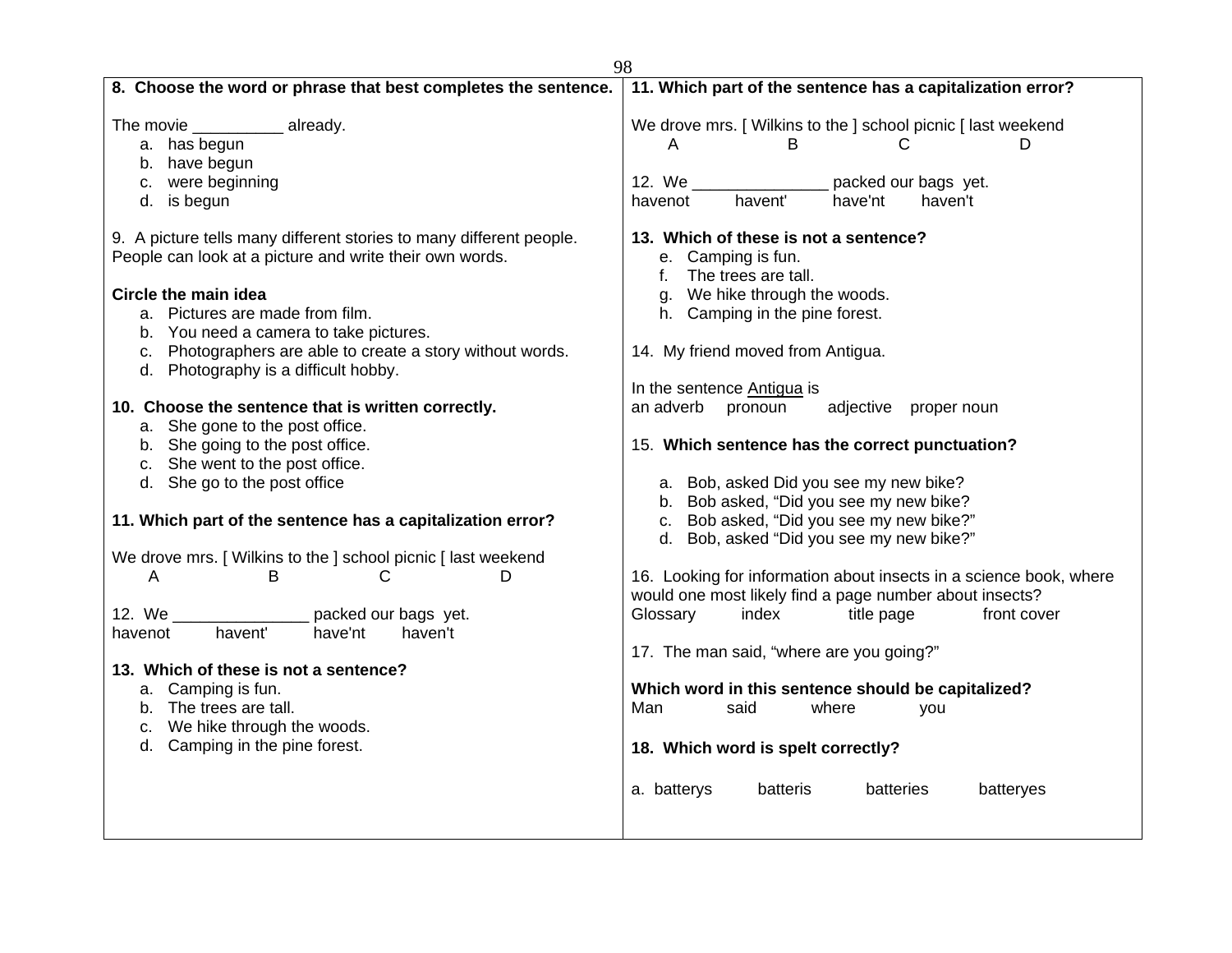**8. Choose the word or phrase that best completes the sentence.**

The movie __________ already.

a. has begun
b. have begun
c. were beginning
d. is begun

9. A picture tells many different stories to many different people. People can look at a picture and write their own words.

**Circle the main idea**

a. Pictures are made from film.
b. You need a camera to take pictures.
c. Photographers are able to create a story without words.
d. Photography is a difficult hobby.

**10. Choose the sentence that is written correctly.**

a. She gone to the post office.
b. She going to the post office.
c. She went to the post office.
d. She go to the post office

**11. Which part of the sentence has a capitalization error?**

We drove mrs. [ Wilkins to the ] school picnic [ last weekend
A B C D

12. We _______________ packed our bags yet.
havenot havent' have'nt haven't

**13. Which of these is not a sentence?**

a. Camping is fun.
b. The trees are tall.
c. We hike through the woods.
d. Camping in the pine forest.

**11. Which part of the sentence has a capitalization error?**

We drove mrs. [ Wilkins to the ] school picnic [ last weekend
A B C D

12. We _______________ packed our bags yet.
havenot havent' have'nt haven't

**13. Which of these is not a sentence?**

e. Camping is fun.
f. The trees are tall.
g. We hike through the woods.
h. Camping in the pine forest.

14. My friend moved from Antigua.

In the sentence <u>Antigua</u> is
an adverb pronoun adjective proper noun

15. **Which sentence has the correct punctuation?**

a. Bob, asked Did you see my new bike?
b. Bob asked, "Did you see my new bike?
c. Bob asked, "Did you see my new bike?"
d. Bob, asked "Did you see my new bike?"

16. Looking for information about insects in a science book, where would one most likely find a page number about insects?
Glossary index title page front cover

17. The man said, "where are you going?"

**Which word in this sentence should be capitalized?**
Man said where you

**18. Which word is spelt correctly?**

a. batterys batteris batteries batteryes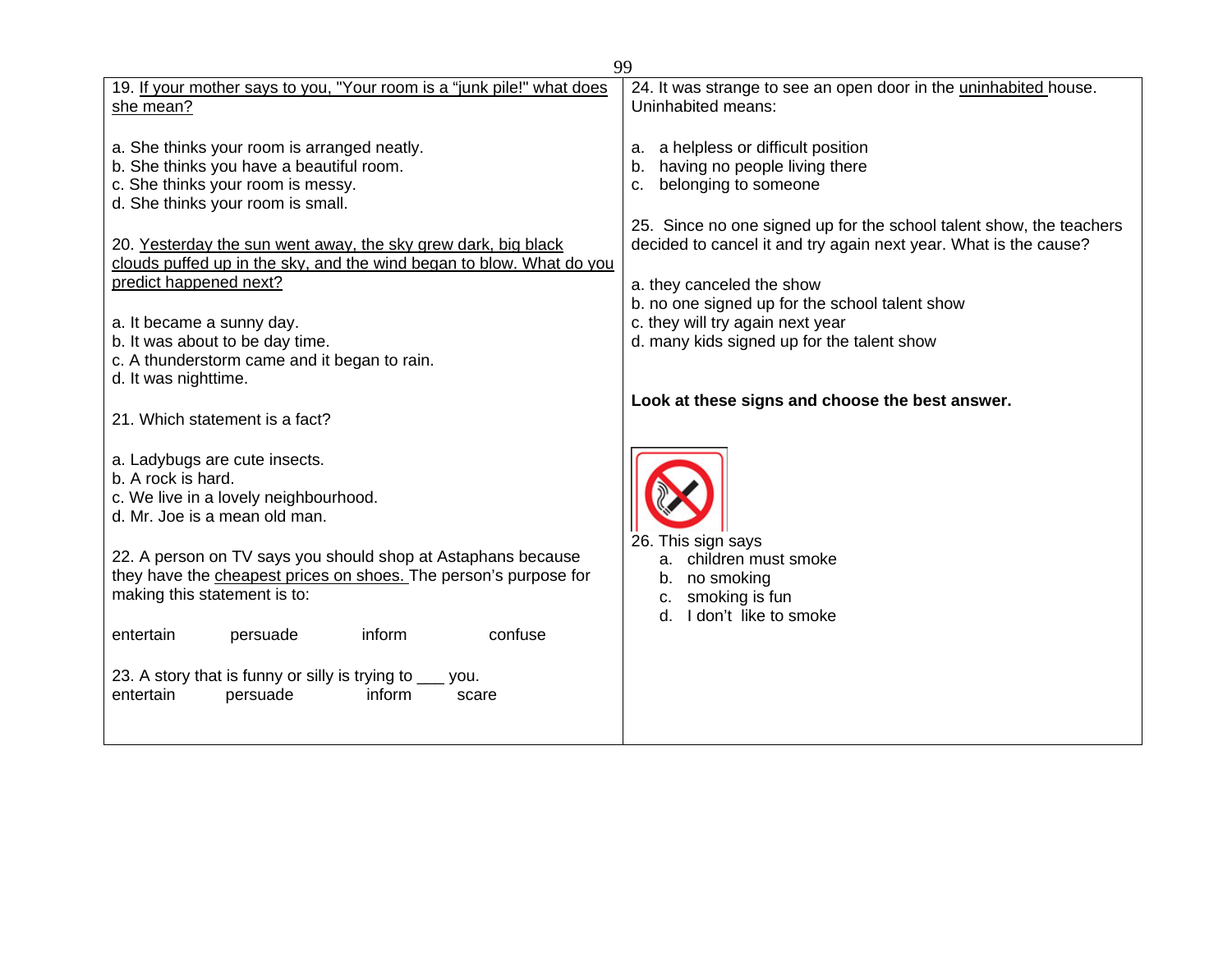19. <u>If your mother says to you, "Your room is a "junk pile!" what does she mean?</u>

a. She thinks your room is arranged neatly.
b. She thinks you have a beautiful room.
c. She thinks your room is messy.
d. She thinks your room is small.

20. <u>Yesterday the sun went away, the sky grew dark, big black clouds puffed up in the sky, and the wind began to blow. What do you predict happened next?</u>

a. It became a sunny day.
b. It was about to be day time.
c. A thunderstorm came and it began to rain.
d. It was nighttime.

21. Which statement is a fact?

a. Ladybugs are cute insects.
b. A rock is hard.
c. We live in a lovely neighbourhood.
d. Mr. Joe is a mean old man.

22. A person on TV says you should shop at Astaphans because they have the <u>cheapest prices on shoes.</u> The person's purpose for making this statement is to:

entertain persuade inform confuse

23. A story that is funny or silly is trying to ___ you.
entertain persuade inform scare

24. It was strange to see an open door in the <u>uninhabited</u> house. Uninhabited means:

a. a helpless or difficult position
b. having no people living there
c. belonging to someone

25. Since no one signed up for the school talent show, the teachers decided to cancel it and try again next year. What is the cause?

a. they canceled the show
b. no one signed up for the school talent show
c. they will try again next year
d. many kids signed up for the talent show

**Look at these signs and choose the best answer.**

26. This sign says
a. children must smoke
b. no smoking
c. smoking is fun
d. I don't like to smoke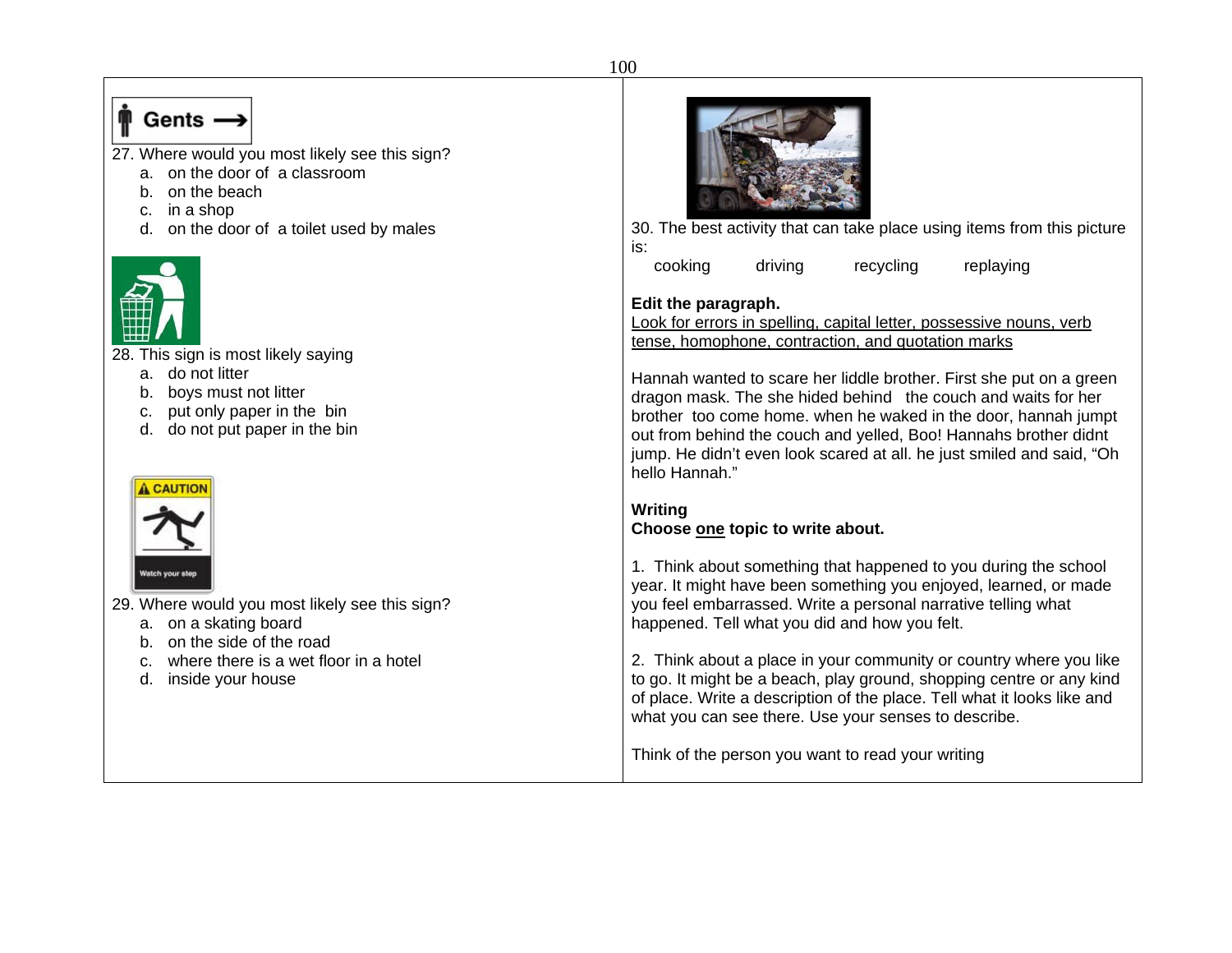Gents →

27. Where would you most likely see this sign?
   a. on the door of a classroom
   b. on the beach
   c. in a shop
   d. on the door of a toilet used by males

28. This sign is most likely saying
   a. do not litter
   b. boys must not litter
   c. put only paper in the bin
   d. do not put paper in the bin

CAUTION

Watch your step

29. Where would you most likely see this sign?
   a. on a skating board
   b. on the side of the road
   c. where there is a wet floor in a hotel
   d. inside your house

30. The best activity that can take place using items from this picture is:

cooking      driving      recycling      replaying

**Edit the paragraph.**

<u>Look for errors in spelling, capital letter, possessive nouns, verb tense, homophone, contraction, and quotation marks</u>

Hannah wanted to scare her liddle brother. First she put on a green dragon mask. The she hided behind the couch and waits for her brother too come home. when he waked in the door, hannah jumpt out from behind the couch and yelled, Boo! Hannahs brother didnt jump. He didn't even look scared at all. he just smiled and said, "Oh hello Hannah."

**Writing**

**Choose <u>one</u> topic to write about.**

1. Think about something that happened to you during the school year. It might have been something you enjoyed, learned, or made you feel embarrassed. Write a personal narrative telling what happened. Tell what you did and how you felt.

2. Think about a place in your community or country where you like to go. It might be a beach, play ground, shopping centre or any kind of place. Write a description of the place. Tell what it looks like and what you can see there. Use your senses to describe.

Think of the person you want to read your writing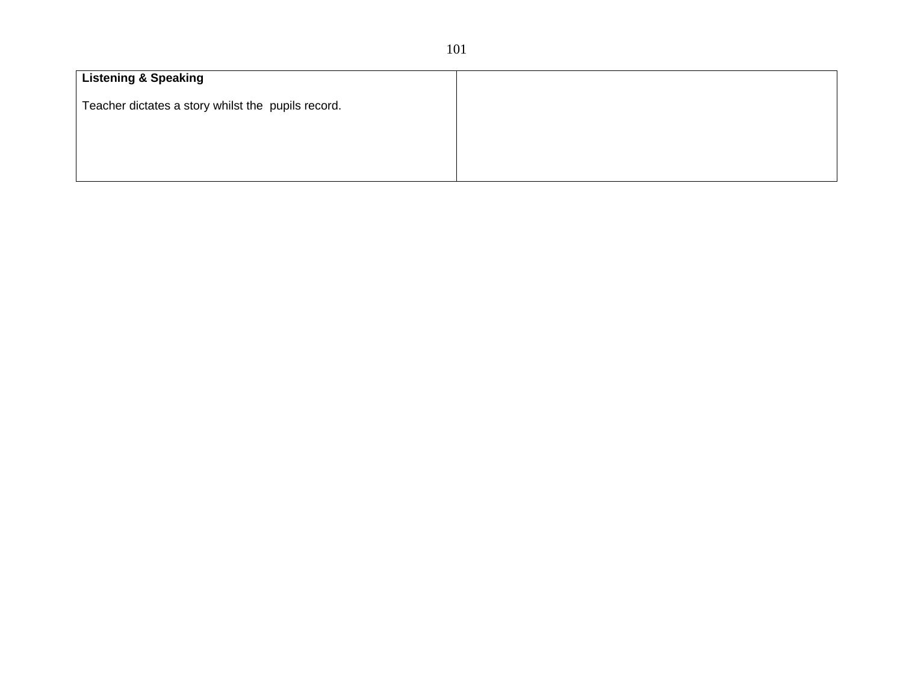| **Listening & Speaking**<br><br>Teacher dictates a story whilst the  pupils record. | |
|---|---|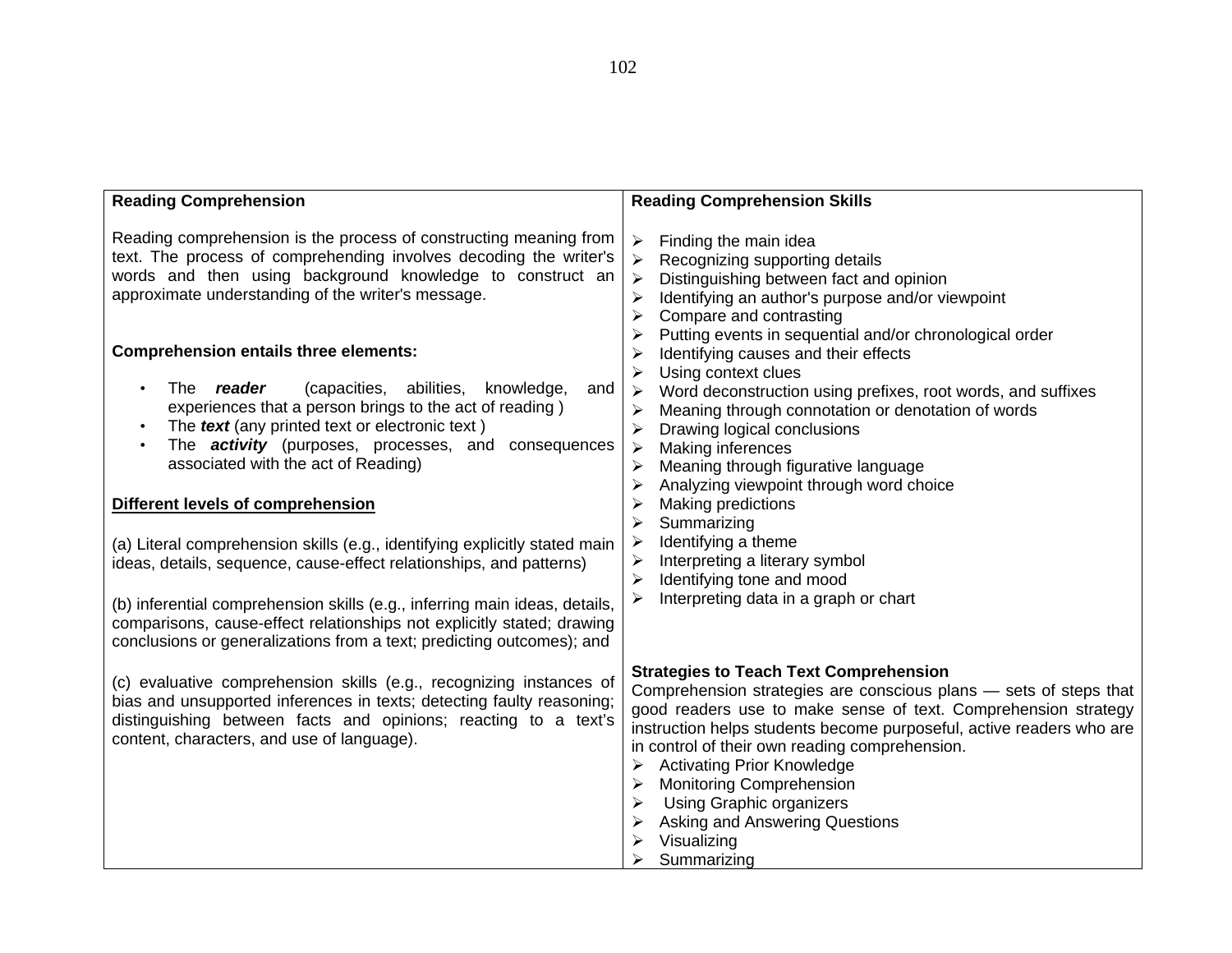## Reading Comprehension

Reading comprehension is the process of constructing meaning from text. The process of comprehending involves decoding the writer's words and then using background knowledge to construct an approximate understanding of the writer's message.

**Comprehension entails three elements:**

- The ***reader*** (capacities, abilities, knowledge, and experiences that a person brings to the act of reading )
- The ***text*** (any printed text or electronic text )
- The ***activity*** (purposes, processes, and consequences associated with the act of Reading)

**<u>Different levels of comprehension</u>**

(a) Literal comprehension skills (e.g., identifying explicitly stated main ideas, details, sequence, cause-effect relationships, and patterns)

(b) inferential comprehension skills (e.g., inferring main ideas, details, comparisons, cause-effect relationships not explicitly stated; drawing conclusions or generalizations from a text; predicting outcomes); and

(c) evaluative comprehension skills (e.g., recognizing instances of bias and unsupported inferences in texts; detecting faulty reasoning; distinguishing between facts and opinions; reacting to a text's content, characters, and use of language).

## Reading Comprehension Skills

- Finding the main idea
- Recognizing supporting details
- Distinguishing between fact and opinion
- Identifying an author's purpose and/or viewpoint
- Compare and contrasting
- Putting events in sequential and/or chronological order
- Identifying causes and their effects
- Using context clues
- Word deconstruction using prefixes, root words, and suffixes
- Meaning through connotation or denotation of words
- Drawing logical conclusions
- Making inferences
- Meaning through figurative language
- Analyzing viewpoint through word choice
- Making predictions
- Summarizing
- Identifying a theme
- Interpreting a literary symbol
- Identifying tone and mood
- Interpreting data in a graph or chart

### Strategies to Teach Text Comprehension

Comprehension strategies are conscious plans — sets of steps that good readers use to make sense of text. Comprehension strategy instruction helps students become purposeful, active readers who are in control of their own reading comprehension.

- Activating Prior Knowledge
- Monitoring Comprehension
- Using Graphic organizers
- Asking and Answering Questions
- Visualizing
- Summarizing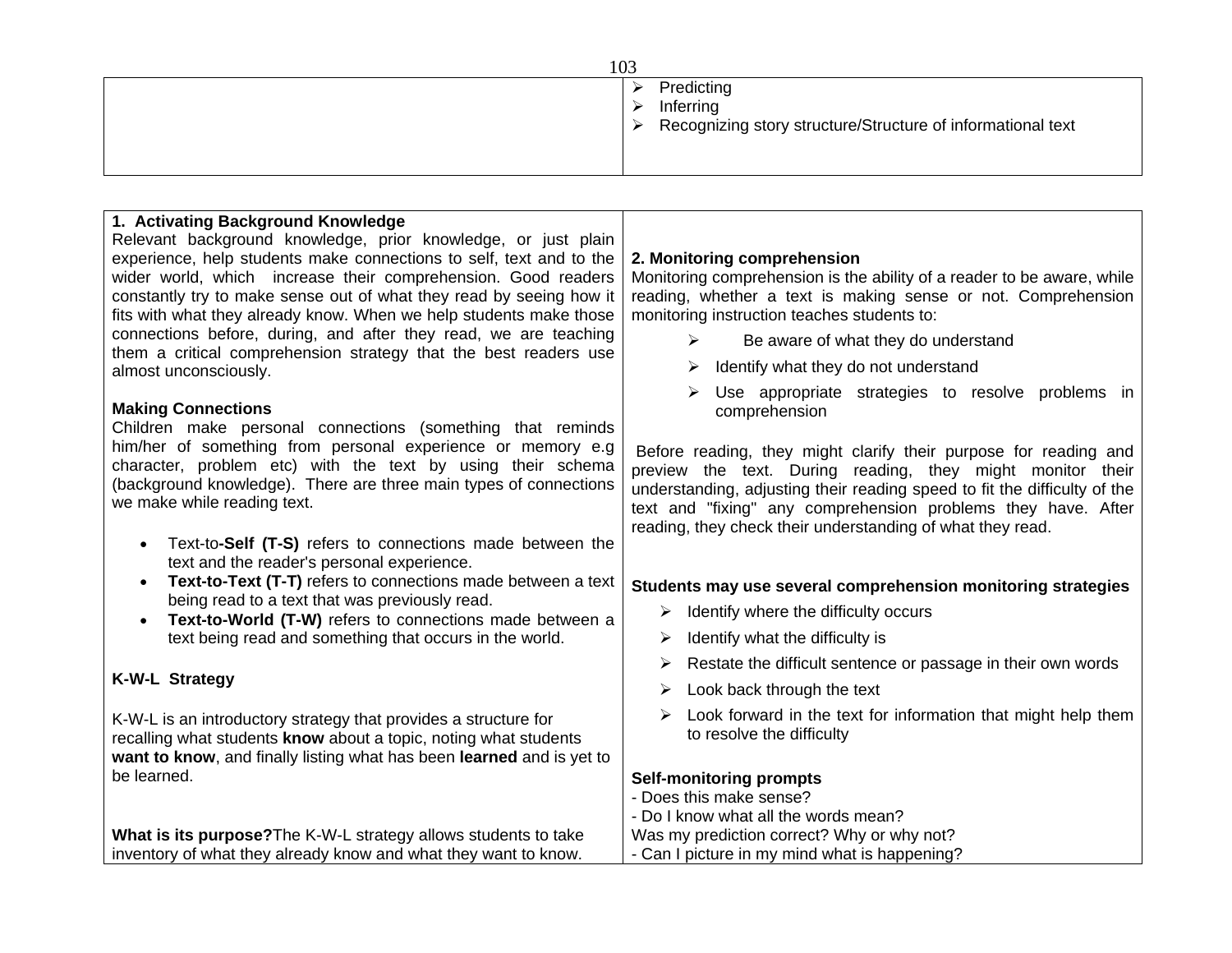- Predicting
- Inferring
- Recognizing story structure/Structure of informational text

**1. Activating Background Knowledge**

Relevant background knowledge, prior knowledge, or just plain experience, help students make connections to self, text and to the wider world, which increase their comprehension. Good readers constantly try to make sense out of what they read by seeing how it fits with what they already know. When we help students make those connections before, during, and after they read, we are teaching them a critical comprehension strategy that the best readers use almost unconsciously.

**Making Connections**

Children make personal connections (something that reminds him/her of something from personal experience or memory e.g character, problem etc) with the text by using their schema (background knowledge). There are three main types of connections we make while reading text.

- Text-to**-Self (T-S)** refers to connections made between the text and the reader's personal experience.
- **Text-to-Text (T-T)** refers to connections made between a text being read to a text that was previously read.
- **Text-to-World (T-W)** refers to connections made between a text being read and something that occurs in the world.

**K-W-L Strategy**

K-W-L is an introductory strategy that provides a structure for recalling what students **know** about a topic, noting what students **want to know**, and finally listing what has been **learned** and is yet to be learned.

**What is its purpose?**The K-W-L strategy allows students to take inventory of what they already know and what they want to know.

**2. Monitoring comprehension**

Monitoring comprehension is the ability of a reader to be aware, while reading, whether a text is making sense or not. Comprehension monitoring instruction teaches students to:

- Be aware of what they do understand
- Identify what they do not understand
- Use appropriate strategies to resolve problems in comprehension

Before reading, they might clarify their purpose for reading and preview the text. During reading, they might monitor their understanding, adjusting their reading speed to fit the difficulty of the text and "fixing" any comprehension problems they have. After reading, they check their understanding of what they read.

**Students may use several comprehension monitoring strategies**

- Identify where the difficulty occurs
- Identify what the difficulty is
- Restate the difficult sentence or passage in their own words
- Look back through the text
- Look forward in the text for information that might help them to resolve the difficulty

**Self-monitoring prompts**

- Does this make sense?
- Do I know what all the words mean?

Was my prediction correct? Why or why not?

- Can I picture in my mind what is happening?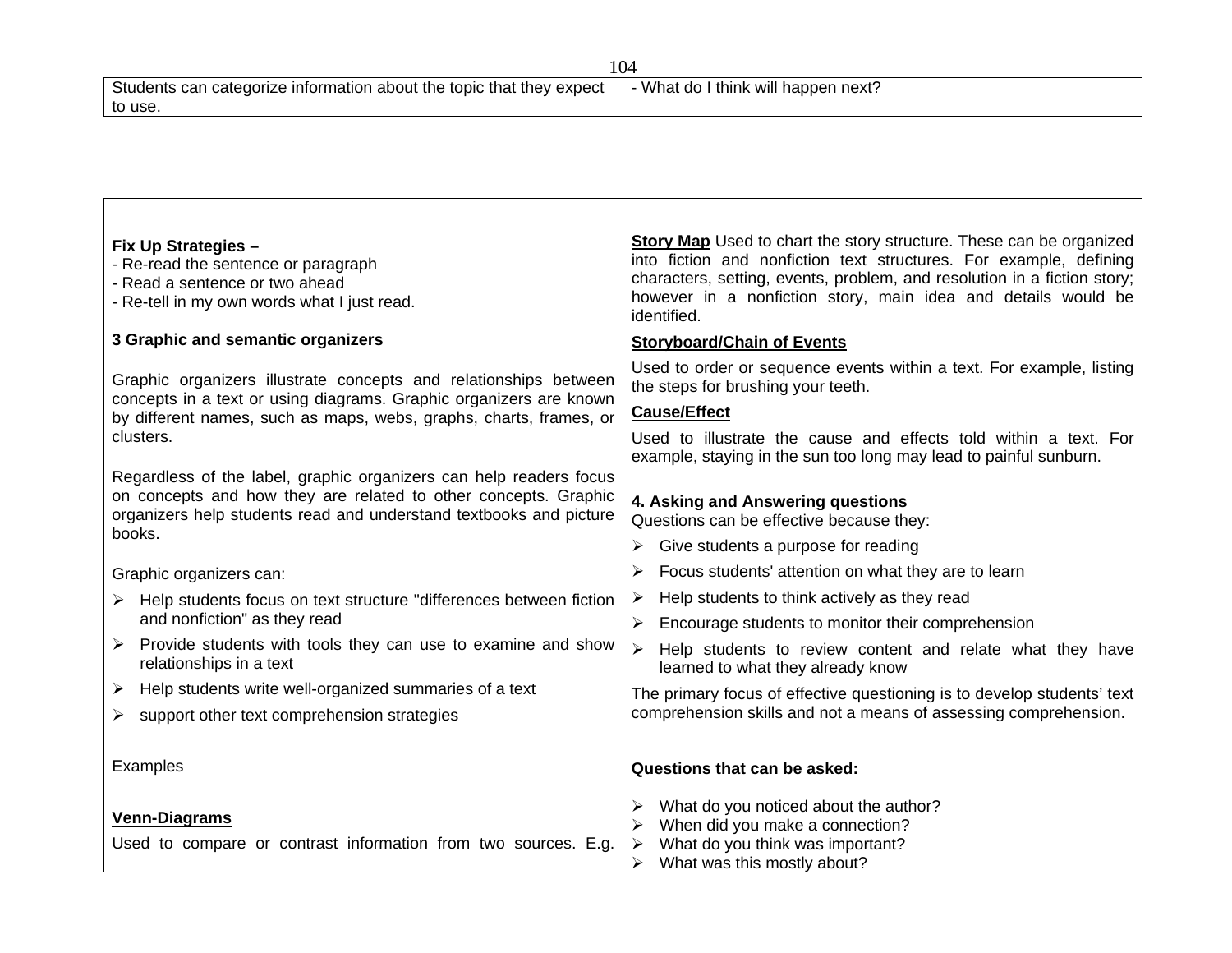| | |
|---|---|
| Students can categorize information about the topic that they expect to use. | - What do I think will happen next? |

**Fix Up Strategies –**
- Re-read the sentence or paragraph
- Read a sentence or two ahead
- Re-tell in my own words what I just read.

**3 Graphic and semantic organizers**

Graphic organizers illustrate concepts and relationships between concepts in a text or using diagrams. Graphic organizers are known by different names, such as maps, webs, graphs, charts, frames, or clusters.

Regardless of the label, graphic organizers can help readers focus on concepts and how they are related to other concepts. Graphic organizers help students read and understand textbooks and picture books.

Graphic organizers can:

- Help students focus on text structure "differences between fiction and nonfiction" as they read
- Provide students with tools they can use to examine and show relationships in a text
- Help students write well-organized summaries of a text
- support other text comprehension strategies

Examples

**Venn-Diagrams**

Used to compare or contrast information from two sources. E.g.

**Story Map** Used to chart the story structure. These can be organized into fiction and nonfiction text structures. For example, defining characters, setting, events, problem, and resolution in a fiction story; however in a nonfiction story, main idea and details would be identified.

**Storyboard/Chain of Events**

Used to order or sequence events within a text. For example, listing the steps for brushing your teeth.

**Cause/Effect**

Used to illustrate the cause and effects told within a text. For example, staying in the sun too long may lead to painful sunburn.

**4. Asking and Answering questions**

Questions can be effective because they:

- Give students a purpose for reading
- Focus students' attention on what they are to learn
- Help students to think actively as they read
- Encourage students to monitor their comprehension
- Help students to review content and relate what they have learned to what they already know

The primary focus of effective questioning is to develop students' text comprehension skills and not a means of assessing comprehension.

**Questions that can be asked:**

- What do you noticed about the author?
- When did you make a connection?
- What do you think was important?
- What was this mostly about?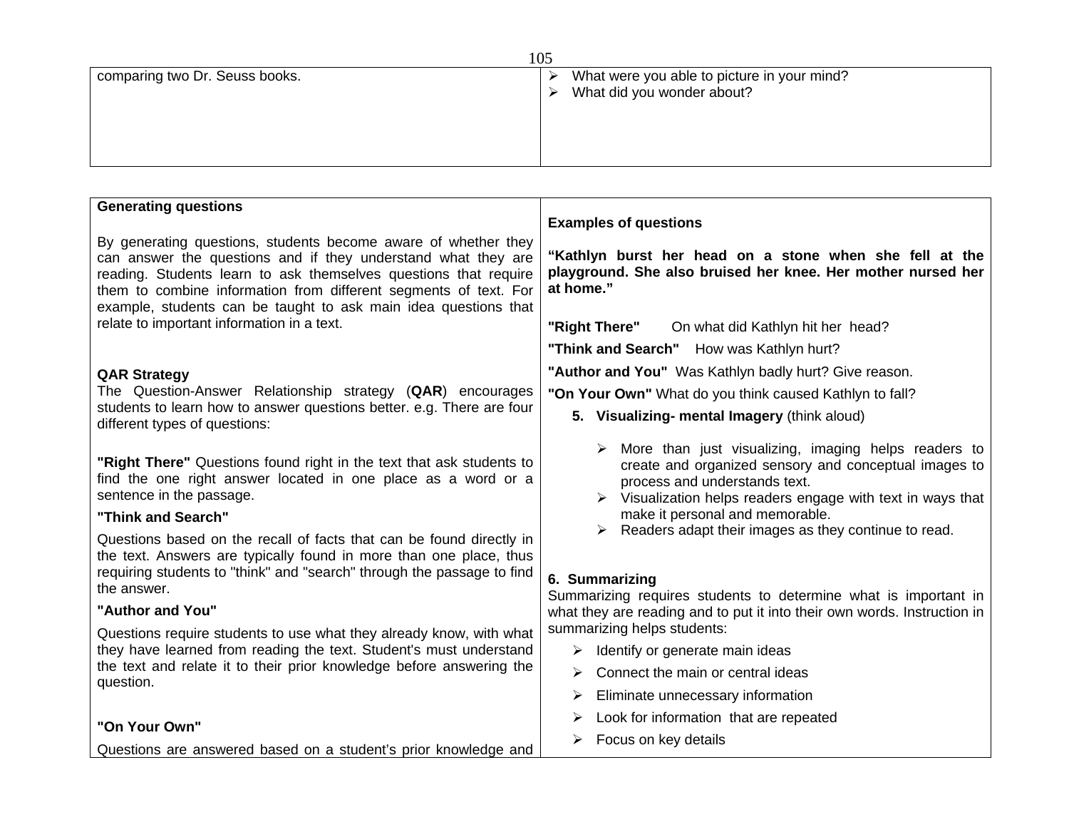| comparing two Dr. Seuss books. | ➢ What were you able to picture in your mind?<br>➢ What did you wonder about? |
|---|---|

| **Generating questions**<br><br>By generating questions, students become aware of whether they can answer the questions and if they understand what they are reading. Students learn to ask themselves questions that require them to combine information from different segments of text. For example, students can be taught to ask main idea questions that relate to important information in a text.<br><br>**QAR Strategy**<br>The Question-Answer Relationship strategy (**QAR**) encourages students to learn how to answer questions better. e.g. There are four different types of questions:<br><br>**"Right There"** Questions found right in the text that ask students to find the one right answer located in one place as a word or a sentence in the passage.<br><br>**"Think and Search"**<br><br>Questions based on the recall of facts that can be found directly in the text. Answers are typically found in more than one place, thus requiring students to "think" and "search" through the passage to find the answer.<br><br>**"Author and You"**<br><br>Questions require students to use what they already know, with what they have learned from reading the text. Student's must understand the text and relate it to their prior knowledge before answering the question.<br><br>**"On Your Own"**<br><br>Questions are answered based on a student's prior knowledge and | **Examples of questions**<br><br>**"Kathlyn burst her head on a stone when she fell at the playground. She also bruised her knee. Her mother nursed her at home."**<br><br>**"Right There"** On what did Kathlyn hit her head?<br>**"Think and Search"** How was Kathlyn hurt?<br>**"Author and You"** Was Kathlyn badly hurt? Give reason.<br>**"On Your Own"** What do you think caused Kathlyn to fall?<br><br>**5. Visualizing- mental Imagery** (think aloud)<br><br>➢ More than just visualizing, imaging helps readers to create and organized sensory and conceptual images to process and understands text.<br>➢ Visualization helps readers engage with text in ways that make it personal and memorable.<br>➢ Readers adapt their images as they continue to read.<br><br>**6. Summarizing**<br>Summarizing requires students to determine what is important in what they are reading and to put it into their own words. Instruction in summarizing helps students:<br><br>➢ Identify or generate main ideas<br>➢ Connect the main or central ideas<br>➢ Eliminate unnecessary information<br>➢ Look for information that are repeated<br>➢ Focus on key details |
|---|---|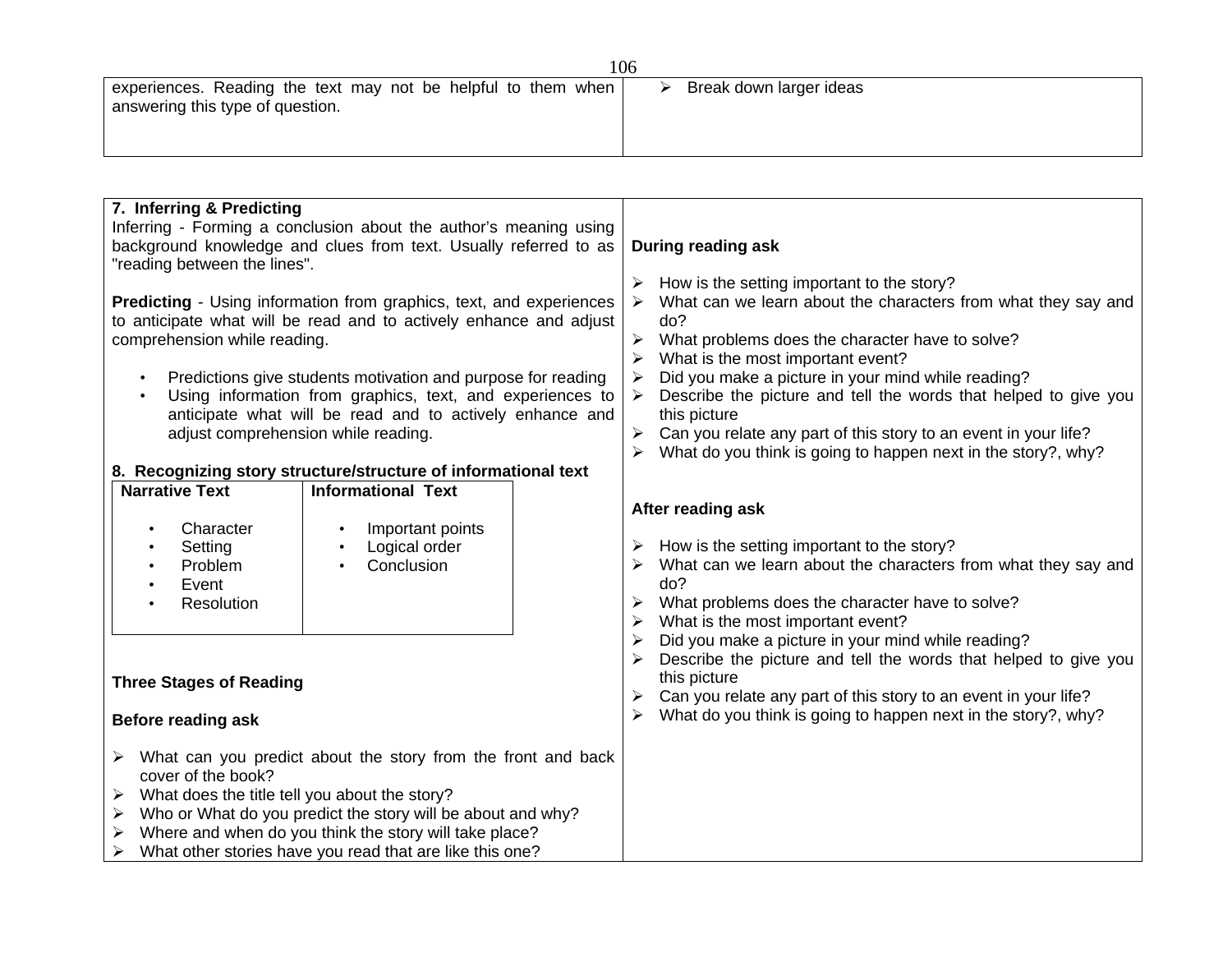experiences. Reading the text may not be helpful to them when answering this type of question.

- Break down larger ideas

**7. Inferring & Predicting**

Inferring - Forming a conclusion about the author's meaning using background knowledge and clues from text. Usually referred to as "reading between the lines".

**Predicting** - Using information from graphics, text, and experiences to anticipate what will be read and to actively enhance and adjust comprehension while reading.

- Predictions give students motivation and purpose for reading
- Using information from graphics, text, and experiences to anticipate what will be read and to actively enhance and adjust comprehension while reading.

**8. Recognizing story structure/structure of informational text**

| Narrative Text | Informational Text |
|---|---|
| • Character<br>• Setting<br>• Problem<br>• Event<br>• Resolution | • Important points<br>• Logical order<br>• Conclusion |

**Three Stages of Reading**

**Before reading ask**

- What can you predict about the story from the front and back cover of the book?
- What does the title tell you about the story?
- Who or What do you predict the story will be about and why?
- Where and when do you think the story will take place?
- What other stories have you read that are like this one?

**During reading ask**

- How is the setting important to the story?
- What can we learn about the characters from what they say and do?
- What problems does the character have to solve?
- What is the most important event?
- Did you make a picture in your mind while reading?
- Describe the picture and tell the words that helped to give you this picture
- Can you relate any part of this story to an event in your life?
- What do you think is going to happen next in the story?, why?

**After reading ask**

- How is the setting important to the story?
- What can we learn about the characters from what they say and do?
- What problems does the character have to solve?
- What is the most important event?
- Did you make a picture in your mind while reading?
- Describe the picture and tell the words that helped to give you this picture
- Can you relate any part of this story to an event in your life?
- What do you think is going to happen next in the story?, why?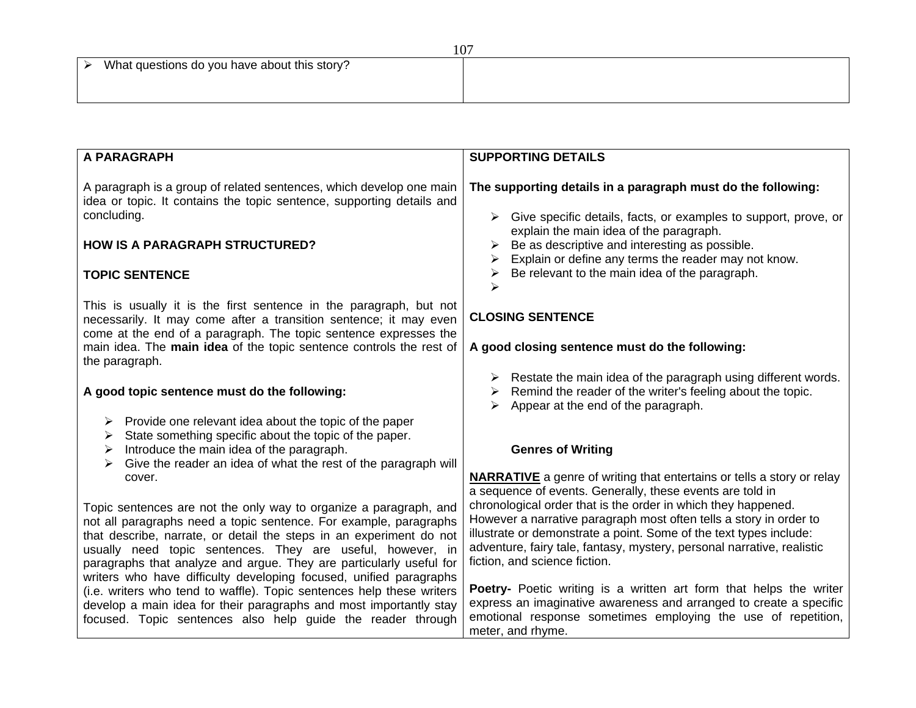| What questions do you have about this story? | |
|---|---|

**A PARAGRAPH**

A paragraph is a group of related sentences, which develop one main idea or topic. It contains the topic sentence, supporting details and concluding.

**HOW IS A PARAGRAPH STRUCTURED?**

**TOPIC SENTENCE**

This is usually it is the first sentence in the paragraph, but not necessarily. It may come after a transition sentence; it may even come at the end of a paragraph. The topic sentence expresses the main idea. The **main idea** of the topic sentence controls the rest of the paragraph.

**A good topic sentence must do the following:**

- Provide one relevant idea about the topic of the paper
- State something specific about the topic of the paper.
- Introduce the main idea of the paragraph.
- Give the reader an idea of what the rest of the paragraph will cover.

Topic sentences are not the only way to organize a paragraph, and not all paragraphs need a topic sentence. For example, paragraphs that describe, narrate, or detail the steps in an experiment do not usually need topic sentences. They are useful, however, in paragraphs that analyze and argue. They are particularly useful for writers who have difficulty developing focused, unified paragraphs (i.e. writers who tend to waffle). Topic sentences help these writers develop a main idea for their paragraphs and most importantly stay focused. Topic sentences also help guide the reader through

**SUPPORTING DETAILS**

**The supporting details in a paragraph must do the following:**

- Give specific details, facts, or examples to support, prove, or explain the main idea of the paragraph.
- Be as descriptive and interesting as possible.
- Explain or define any terms the reader may not know.
- Be relevant to the main idea of the paragraph.
- 

**CLOSING SENTENCE**

**A good closing sentence must do the following:**

- Restate the main idea of the paragraph using different words.
- Remind the reader of the writer's feeling about the topic.
- Appear at the end of the paragraph.

**Genres of Writing**

**NARRATIVE** a genre of writing that entertains or tells a story or relay a sequence of events. Generally, these events are told in chronological order that is the order in which they happened. However a narrative paragraph most often tells a story in order to illustrate or demonstrate a point. Some of the text types include: adventure, fairy tale, fantasy, mystery, personal narrative, realistic fiction, and science fiction.

**Poetry-** Poetic writing is a written art form that helps the writer express an imaginative awareness and arranged to create a specific emotional response sometimes employing the use of repetition, meter, and rhyme.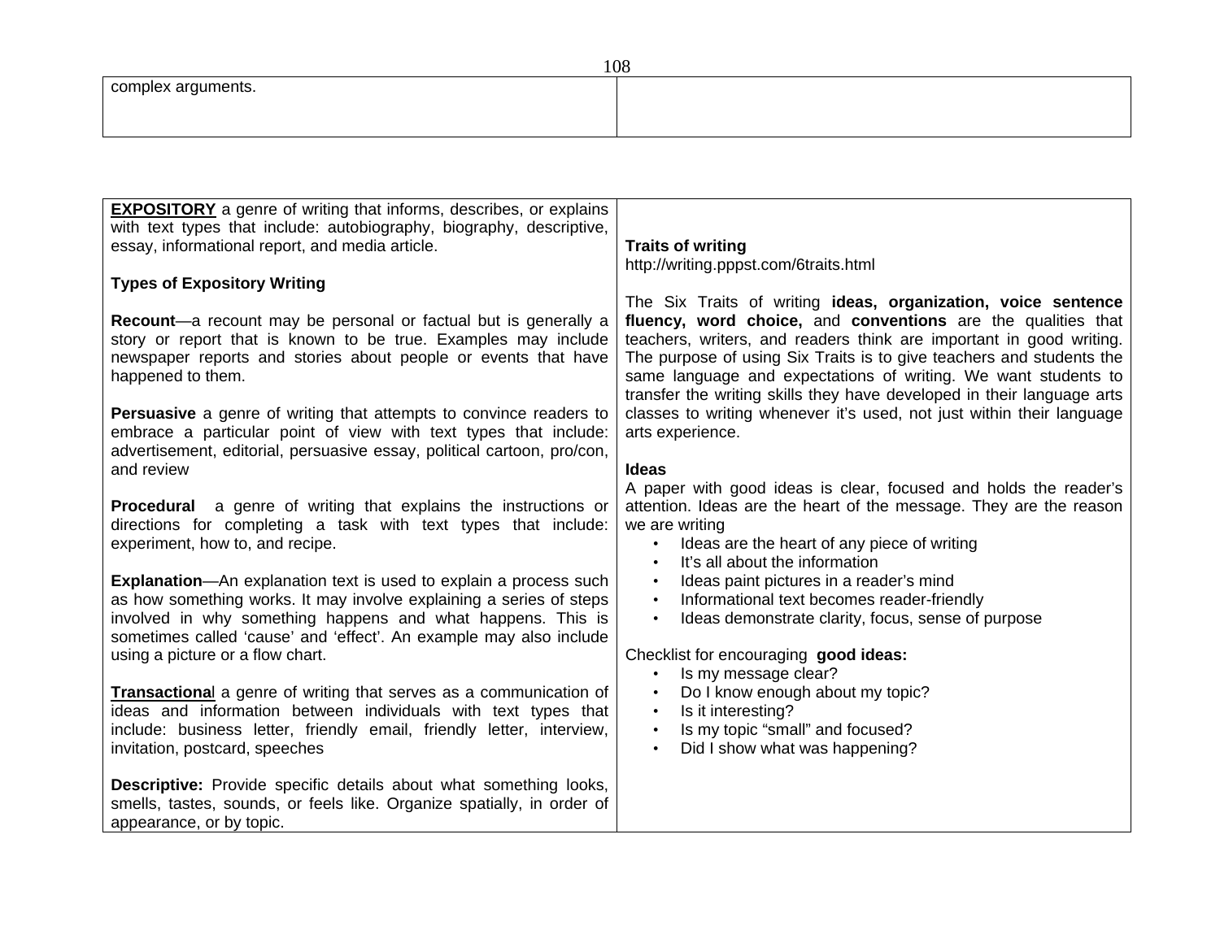| complex arguments. | |
|---|---|

**<u>EXPOSITORY</u>** a genre of writing that informs, describes, or explains with text types that include: autobiography, biography, descriptive, essay, informational report, and media article.

**Types of Expository Writing**

**Recount**—a recount may be personal or factual but is generally a story or report that is known to be true. Examples may include newspaper reports and stories about people or events that have happened to them.

**Persuasive** a genre of writing that attempts to convince readers to embrace a particular point of view with text types that include: advertisement, editorial, persuasive essay, political cartoon, pro/con, and review

**Procedural** a genre of writing that explains the instructions or directions for completing a task with text types that include: experiment, how to, and recipe.

**Explanation**—An explanation text is used to explain a process such as how something works. It may involve explaining a series of steps involved in why something happens and what happens. This is sometimes called 'cause' and 'effect'. An example may also include using a picture or a flow chart.

**<u>Transactiona</u>**l a genre of writing that serves as a communication of ideas and information between individuals with text types that include: business letter, friendly email, friendly letter, interview, invitation, postcard, speeches

**Descriptive:** Provide specific details about what something looks, smells, tastes, sounds, or feels like. Organize spatially, in order of appearance, or by topic.

**Traits of writing**
http://writing.pppst.com/6traits.html

The Six Traits of writing **ideas, organization, voice sentence fluency, word choice,** and **conventions** are the qualities that teachers, writers, and readers think are important in good writing. The purpose of using Six Traits is to give teachers and students the same language and expectations of writing. We want students to transfer the writing skills they have developed in their language arts classes to writing whenever it's used, not just within their language arts experience.

**Ideas**
A paper with good ideas is clear, focused and holds the reader's attention. Ideas are the heart of the message. They are the reason we are writing

- Ideas are the heart of any piece of writing
- It's all about the information
- Ideas paint pictures in a reader's mind
- Informational text becomes reader-friendly
- Ideas demonstrate clarity, focus, sense of purpose

Checklist for encouraging **good ideas:**

- Is my message clear?
- Do I know enough about my topic?
- Is it interesting?
- Is my topic "small" and focused?
- Did I show what was happening?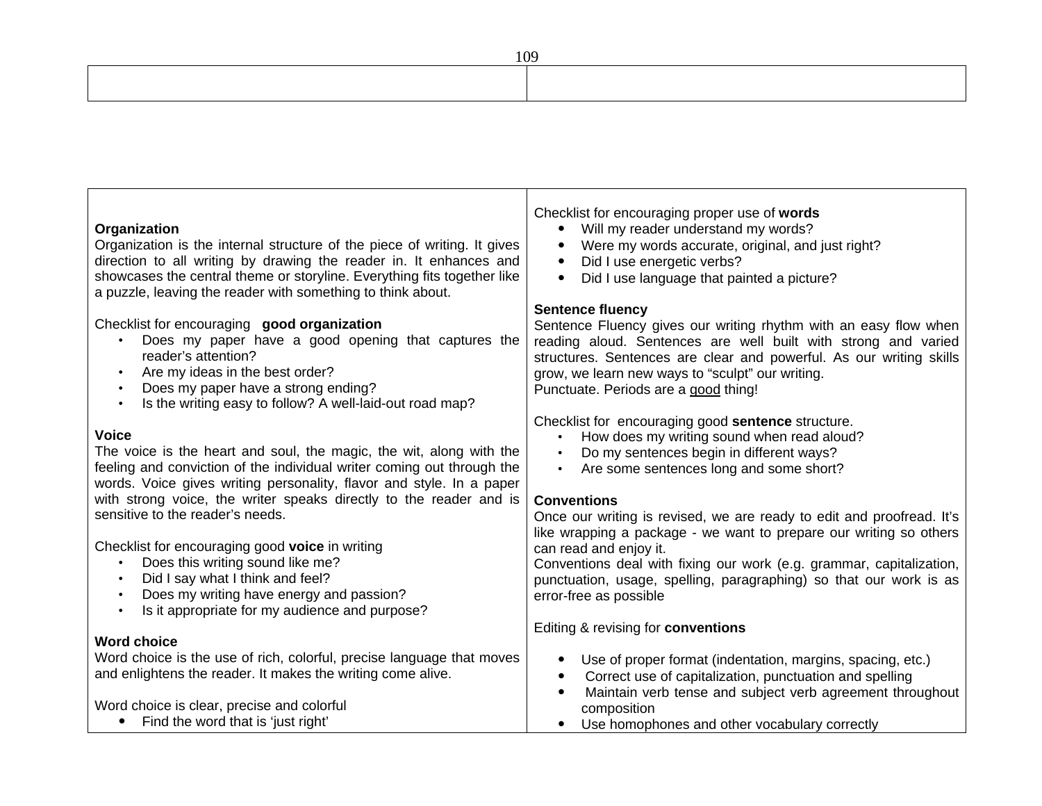**Organization**
Organization is the internal structure of the piece of writing. It gives direction to all writing by drawing the reader in. It enhances and showcases the central theme or storyline. Everything fits together like a puzzle, leaving the reader with something to think about.

Checklist for encouraging **good organization**

- Does my paper have a good opening that captures the reader's attention?
- Are my ideas in the best order?
- Does my paper have a strong ending?
- Is the writing easy to follow? A well-laid-out road map?

**Voice**
The voice is the heart and soul, the magic, the wit, along with the feeling and conviction of the individual writer coming out through the words. Voice gives writing personality, flavor and style. In a paper with strong voice, the writer speaks directly to the reader and is sensitive to the reader's needs.

Checklist for encouraging good **voice** in writing

- Does this writing sound like me?
- Did I say what I think and feel?
- Does my writing have energy and passion?
- Is it appropriate for my audience and purpose?

**Word choice**
Word choice is the use of rich, colorful, precise language that moves and enlightens the reader. It makes the writing come alive.

Word choice is clear, precise and colorful

- Find the word that is 'just right'

Checklist for encouraging proper use of **words**

- Will my reader understand my words?
- Were my words accurate, original, and just right?
- Did I use energetic verbs?
- Did I use language that painted a picture?

**Sentence fluency**
Sentence Fluency gives our writing rhythm with an easy flow when reading aloud. Sentences are well built with strong and varied structures. Sentences are clear and powerful. As our writing skills grow, we learn new ways to "sculpt" our writing.
Punctuate. Periods are a good thing!

Checklist for encouraging good **sentence** structure.

- How does my writing sound when read aloud?
- Do my sentences begin in different ways?
- Are some sentences long and some short?

**Conventions**
Once our writing is revised, we are ready to edit and proofread. It's like wrapping a package - we want to prepare our writing so others can read and enjoy it.
Conventions deal with fixing our work (e.g. grammar, capitalization, punctuation, usage, spelling, paragraphing) so that our work is as error-free as possible

Editing & revising for **conventions**

- Use of proper format (indentation, margins, spacing, etc.)
- Correct use of capitalization, punctuation and spelling
- Maintain verb tense and subject verb agreement throughout composition
- Use homophones and other vocabulary correctly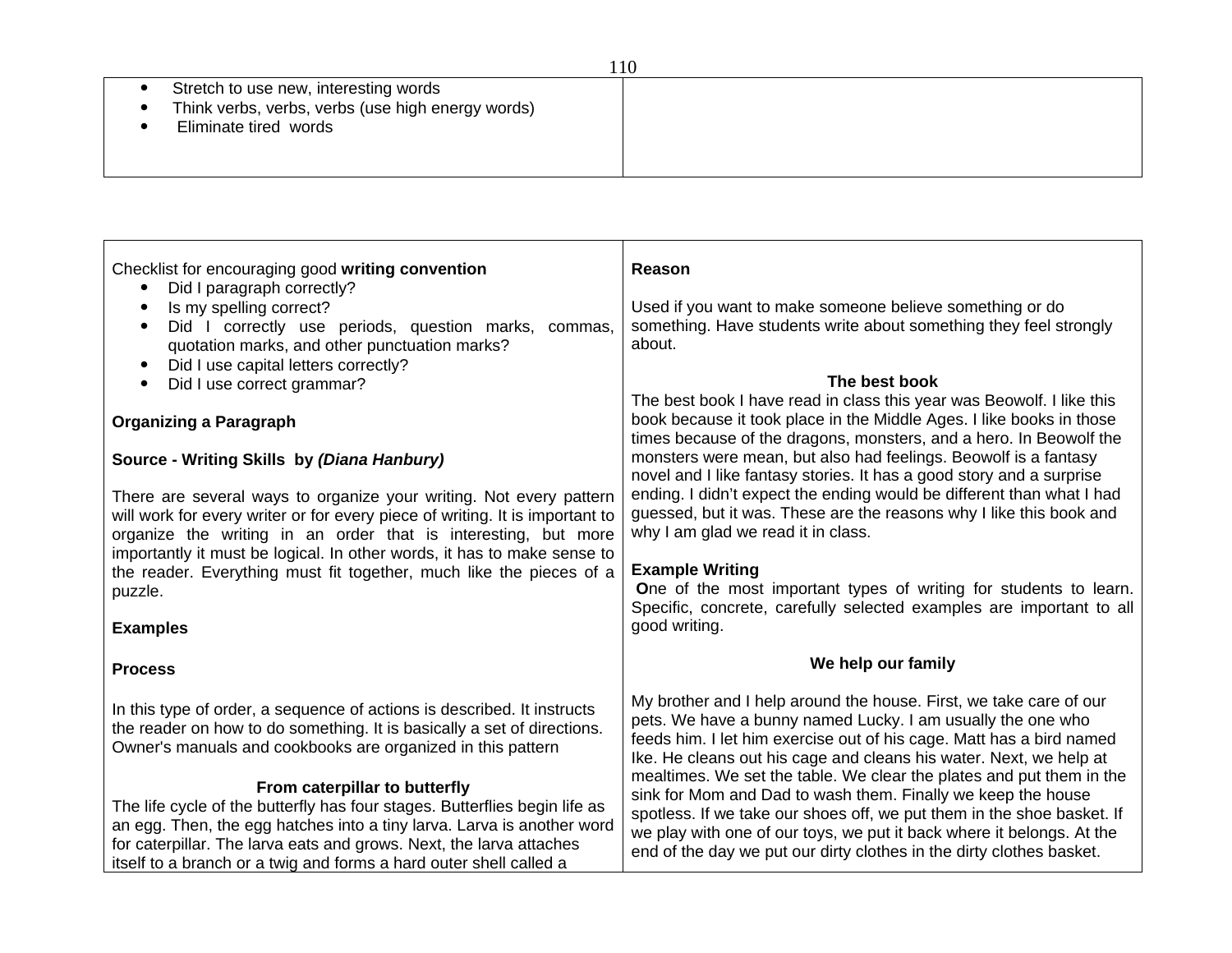- Stretch to use new, interesting words
- Think verbs, verbs, verbs (use high energy words)
- Eliminate tired words

Checklist for encouraging good **writing convention**

- Did I paragraph correctly?
- Is my spelling correct?
- Did I correctly use periods, question marks, commas, quotation marks, and other punctuation marks?
- Did I use capital letters correctly?
- Did I use correct grammar?

**Organizing a Paragraph**

**Source - Writing Skills by *(Diana Hanbury)***

There are several ways to organize your writing. Not every pattern will work for every writer or for every piece of writing. It is important to organize the writing in an order that is interesting, but more importantly it must be logical. In other words, it has to make sense to the reader. Everything must fit together, much like the pieces of a puzzle.

**Examples**

**Process**

In this type of order, a sequence of actions is described. It instructs the reader on how to do something. It is basically a set of directions. Owner's manuals and cookbooks are organized in this pattern

**From caterpillar to butterfly**

The life cycle of the butterfly has four stages. Butterflies begin life as an egg. Then, the egg hatches into a tiny larva. Larva is another word for caterpillar. The larva eats and grows. Next, the larva attaches itself to a branch or a twig and forms a hard outer shell called a

**Reason**

Used if you want to make someone believe something or do something. Have students write about something they feel strongly about.

**The best book**

The best book I have read in class this year was Beowolf. I like this book because it took place in the Middle Ages. I like books in those times because of the dragons, monsters, and a hero. In Beowolf the monsters were mean, but also had feelings. Beowolf is a fantasy novel and I like fantasy stories. It has a good story and a surprise ending. I didn't expect the ending would be different than what I had guessed, but it was. These are the reasons why I like this book and why I am glad we read it in class.

**Example Writing**

**O**ne of the most important types of writing for students to learn. Specific, concrete, carefully selected examples are important to all good writing.

**We help our family**

My brother and I help around the house. First, we take care of our pets. We have a bunny named Lucky. I am usually the one who feeds him. I let him exercise out of his cage. Matt has a bird named Ike. He cleans out his cage and cleans his water. Next, we help at mealtimes. We set the table. We clear the plates and put them in the sink for Mom and Dad to wash them. Finally we keep the house spotless. If we take our shoes off, we put them in the shoe basket. If we play with one of our toys, we put it back where it belongs. At the end of the day we put our dirty clothes in the dirty clothes basket.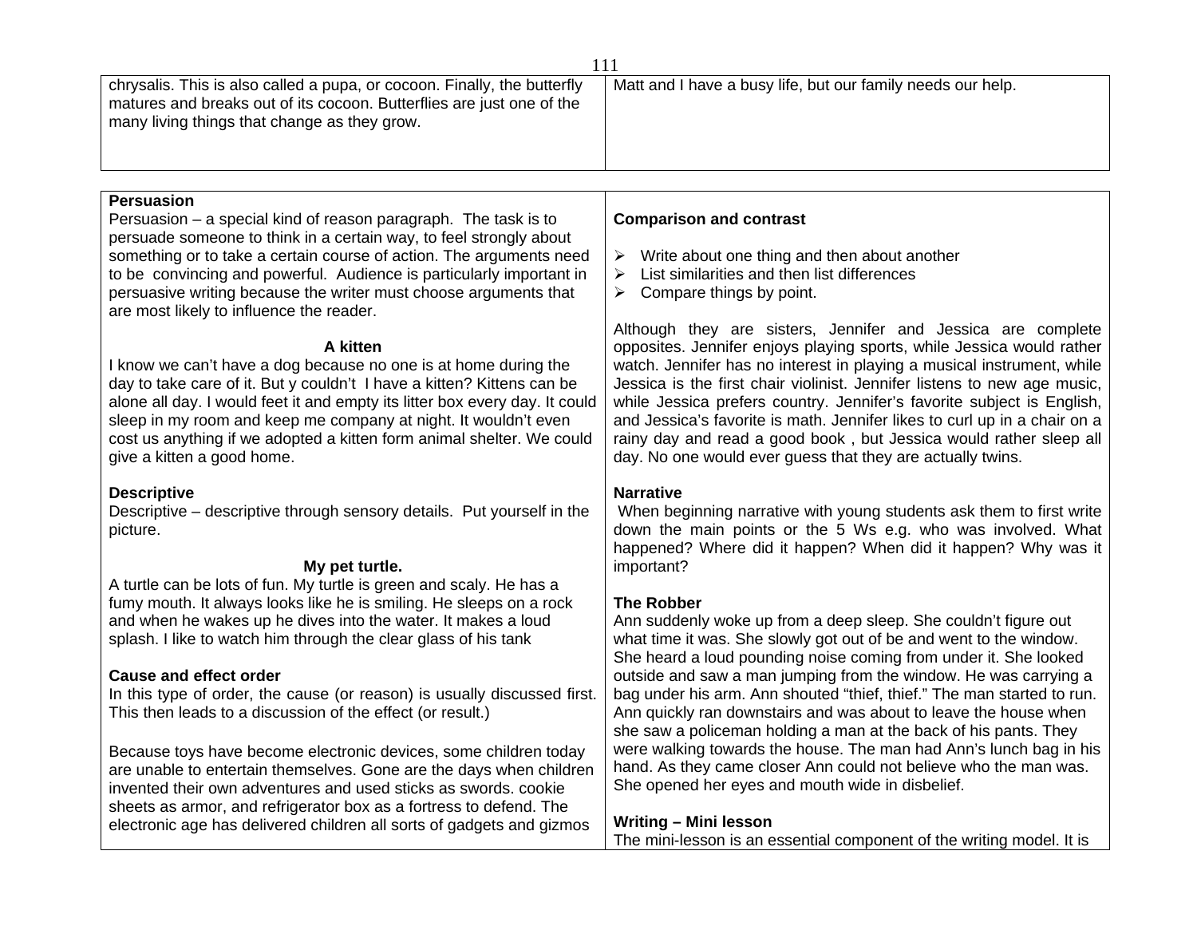chrysalis. This is also called a pupa, or cocoon. Finally, the butterfly matures and breaks out of its cocoon. Butterflies are just one of the many living things that change as they grow.

Matt and I have a busy life, but our family needs our help.

**Persuasion**

Persuasion – a special kind of reason paragraph. The task is to persuade someone to think in a certain way, to feel strongly about something or to take a certain course of action. The arguments need to be convincing and powerful. Audience is particularly important in persuasive writing because the writer must choose arguments that are most likely to influence the reader.

**A kitten**

I know we can't have a dog because no one is at home during the day to take care of it. But y couldn't I have a kitten? Kittens can be alone all day. I would feet it and empty its litter box every day. It could sleep in my room and keep me company at night. It wouldn't even cost us anything if we adopted a kitten form animal shelter. We could give a kitten a good home.

**Descriptive**

Descriptive – descriptive through sensory details. Put yourself in the picture.

**My pet turtle.**

A turtle can be lots of fun. My turtle is green and scaly. He has a fumy mouth. It always looks like he is smiling. He sleeps on a rock and when he wakes up he dives into the water. It makes a loud splash. I like to watch him through the clear glass of his tank

**Cause and effect order**

In this type of order, the cause (or reason) is usually discussed first. This then leads to a discussion of the effect (or result.)

Because toys have become electronic devices, some children today are unable to entertain themselves. Gone are the days when children invented their own adventures and used sticks as swords. cookie sheets as armor, and refrigerator box as a fortress to defend. The electronic age has delivered children all sorts of gadgets and gizmos

**Comparison and contrast**

- Write about one thing and then about another
- List similarities and then list differences
- Compare things by point.

Although they are sisters, Jennifer and Jessica are complete opposites. Jennifer enjoys playing sports, while Jessica would rather watch. Jennifer has no interest in playing a musical instrument, while Jessica is the first chair violinist. Jennifer listens to new age music, while Jessica prefers country. Jennifer's favorite subject is English, and Jessica's favorite is math. Jennifer likes to curl up in a chair on a rainy day and read a good book , but Jessica would rather sleep all day. No one would ever guess that they are actually twins.

**Narrative**

When beginning narrative with young students ask them to first write down the main points or the 5 Ws e.g. who was involved. What happened? Where did it happen? When did it happen? Why was it important?

**The Robber**

Ann suddenly woke up from a deep sleep. She couldn't figure out what time it was. She slowly got out of be and went to the window. She heard a loud pounding noise coming from under it. She looked outside and saw a man jumping from the window. He was carrying a bag under his arm. Ann shouted "thief, thief." The man started to run. Ann quickly ran downstairs and was about to leave the house when she saw a policeman holding a man at the back of his pants. They were walking towards the house. The man had Ann's lunch bag in his hand. As they came closer Ann could not believe who the man was. She opened her eyes and mouth wide in disbelief.

**Writing – Mini lesson**

The mini-lesson is an essential component of the writing model. It is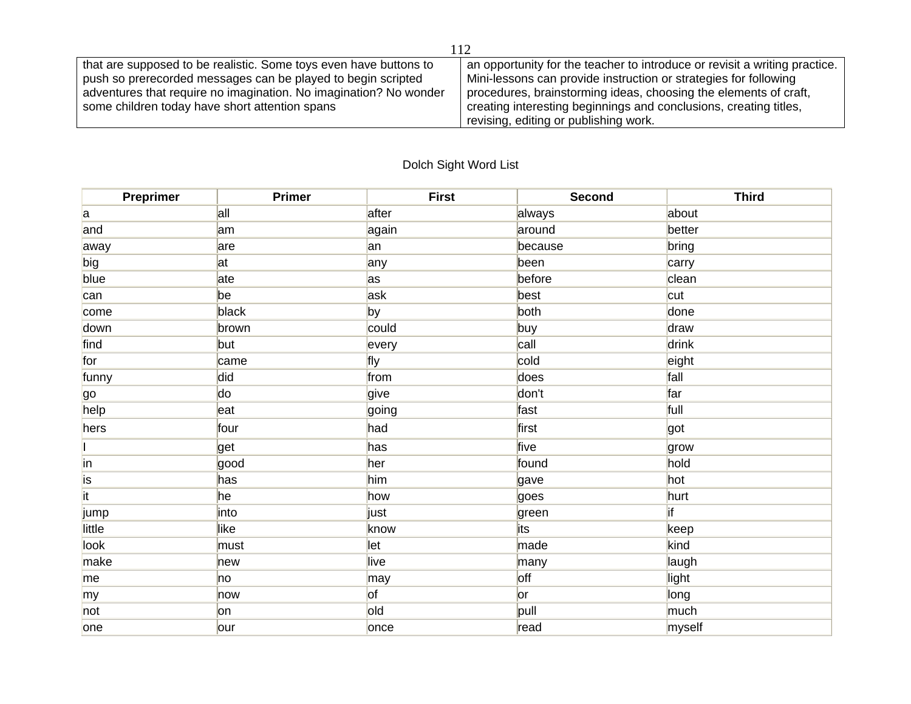| that are supposed to be realistic. Some toys even have buttons to push so prerecorded messages can be played to begin scripted adventures that require no imagination. No imagination? No wonder some children today have short attention spans | an opportunity for the teacher to introduce or revisit a writing practice. Mini-lessons can provide instruction or strategies for following procedures, brainstorming ideas, choosing the elements of craft, creating interesting beginnings and conclusions, creating titles, revising, editing or publishing work. |
|---|---|

Dolch Sight Word List

| Preprimer | Primer | First | Second | Third |
|---|---|---|---|---|
| a | all | after | always | about |
| and | am | again | around | better |
| away | are | an | because | bring |
| big | at | any | been | carry |
| blue | ate | as | before | clean |
| can | be | ask | best | cut |
| come | black | by | both | done |
| down | brown | could | buy | draw |
| find | but | every | call | drink |
| for | came | fly | cold | eight |
| funny | did | from | does | fall |
| go | do | give | don't | far |
| help | eat | going | fast | full |
| hers | four | had | first | got |
| I | get | has | five | grow |
| in | good | her | found | hold |
| is | has | him | gave | hot |
| it | he | how | goes | hurt |
| jump | into | just | green | if |
| little | like | know | its | keep |
| look | must | let | made | kind |
| make | new | live | many | laugh |
| me | no | may | off | light |
| my | now | of | or | long |
| not | on | old | pull | much |
| one | our | once | read | myself |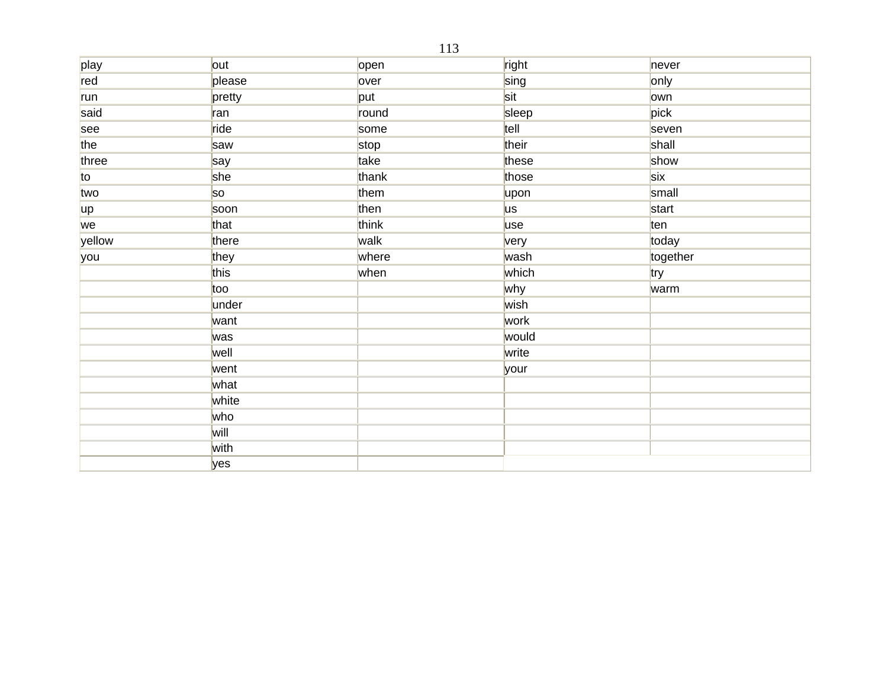| | | | | |
|---|---|---|---|---|
| play | out | open | right | never |
| red | please | over | sing | only |
| run | pretty | put | sit | own |
| said | ran | round | sleep | pick |
| see | ride | some | tell | seven |
| the | saw | stop | their | shall |
| three | say | take | these | show |
| to | she | thank | those | six |
| two | so | them | upon | small |
| up | soon | then | us | start |
| we | that | think | use | ten |
| yellow | there | walk | very | today |
| you | they | where | wash | together |
| | this | when | which | try |
| | too | | why | warm |
| | under | | wish | |
| | want | | work | |
| | was | | would | |
| | well | | write | |
| | went | | your | |
| | what | | | |
| | white | | | |
| | who | | | |
| | will | | | |
| | with | | | |
| | yes | | | |